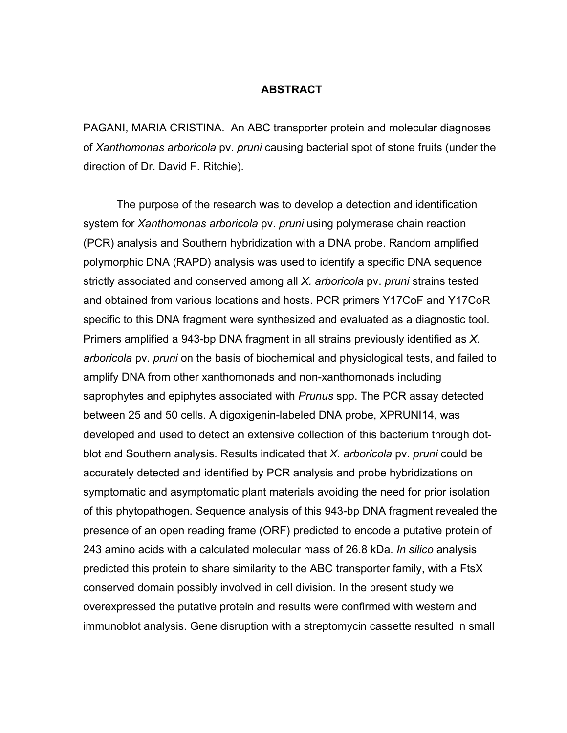## ABSTRACT

PAGANI, MARIA CRISTINA. An ABC transporter protein and molecular diagnoses of *Xanthomonas arboricola* pv. *pruni* causing bacterial spot of stone fruits (under the direction of Dr. David F. Ritchie).

The purpose of the research was to develop a detection and identification system for *Xanthomonas arboricola* pv. *pruni* using polymerase chain reaction (PCR) analysis and Southern hybridization with a DNA probe. Random amplified polymorphic DNA (RAPD) analysis was used to identify a specific DNA sequence strictly associated and conserved among all *X. arboricola* pv. *pruni* strains tested and obtained from various locations and hosts. PCR primers Y17CoF and Y17CoR specific to this DNA fragment were synthesized and evaluated as a diagnostic tool. Primers amplified a 943-bp DNA fragment in all strains previously identified as *X. arboricola* pv. *pruni* on the basis of biochemical and physiological tests, and failed to amplify DNA from other xanthomonads and non-xanthomonads including saprophytes and epiphytes associated with *Prunus* spp. The PCR assay detected between 25 and 50 cells. A digoxigenin-labeled DNA probe, XPRUNI14, was developed and used to detect an extensive collection of this bacterium through dot-blot and Southern analysis. Results indicated that *X. arboricola* pv. *pruni* could be accurately detected and identified by PCR analysis and probe hybridizations on symptomatic and asymptomatic plant materials avoiding the need for prior isolation of this phytopathogen. Sequence analysis of this 943-bp DNA fragment revealed the presence of an open reading frame (ORF) predicted to encode a putative protein of 243 amino acids with a calculated molecular mass of 26.8 kDa. *In silico* analysis predicted this protein to share similarity to the ABC transporter family, with a FtsX conserved domain possibly involved in cell division. In the present study we overexpressed the putative protein and results were confirmed with western and immunoblot analysis. Gene disruption with a streptomycin cassette resulted in small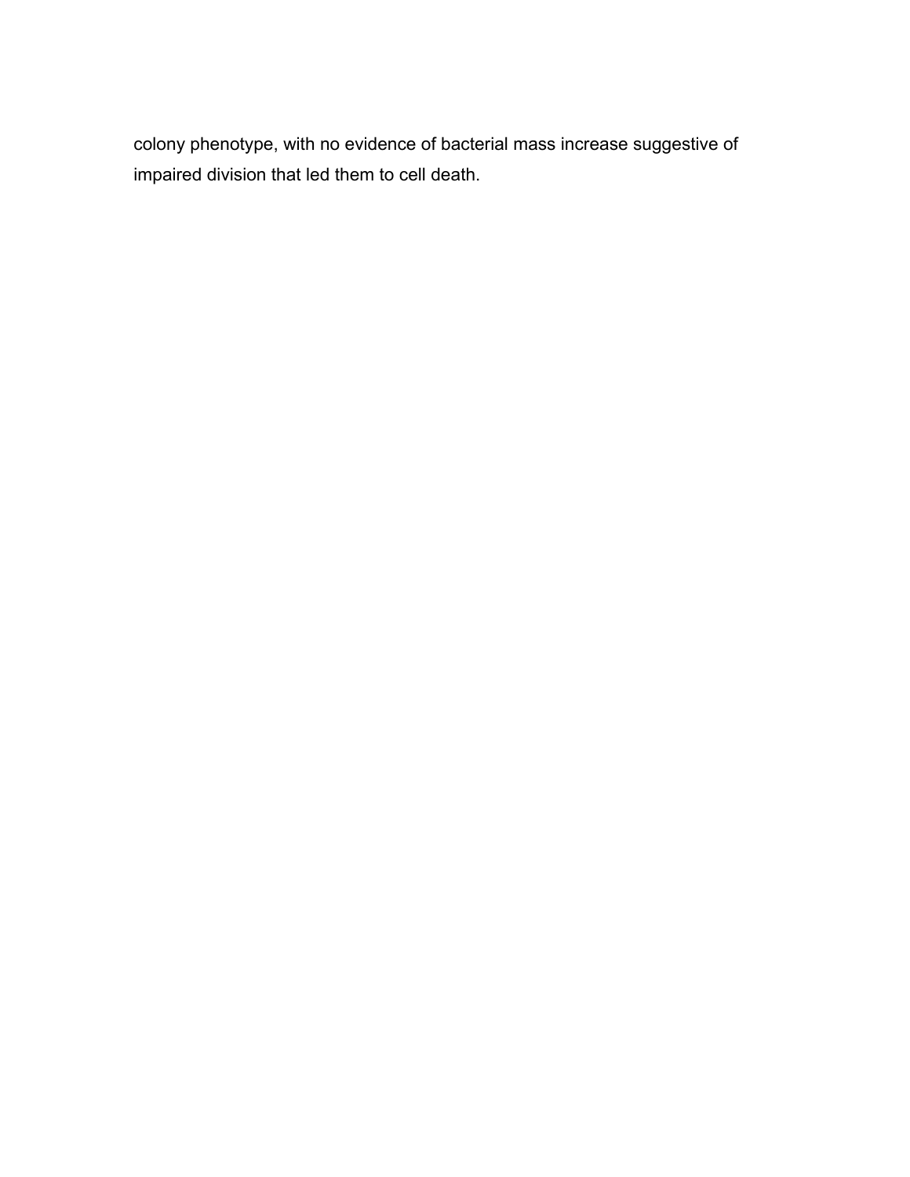colony phenotype, with no evidence of bacterial mass increase suggestive of impaired division that led them to cell death.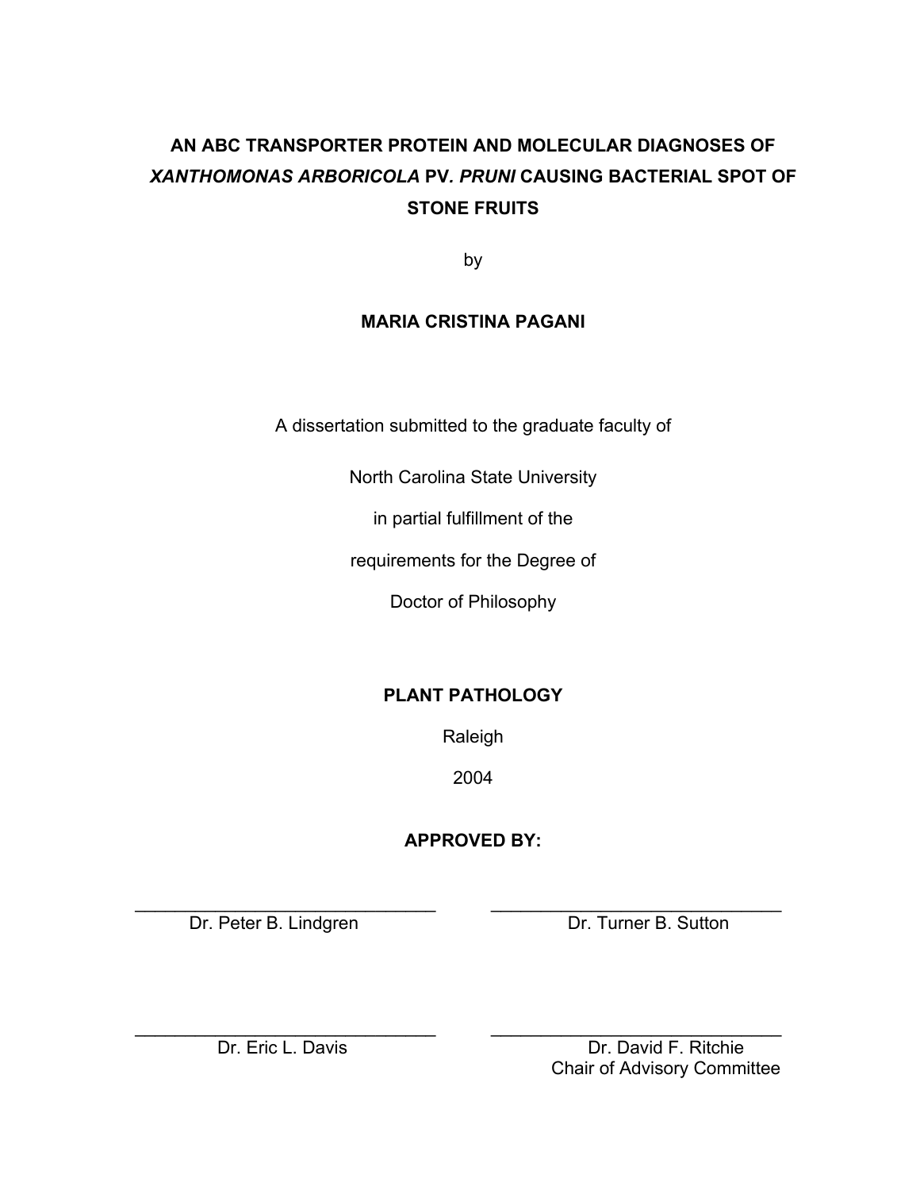# AN ABC TRANSPORTER PROTEIN AND MOLECULAR DIAGNOSES OF *XANTHOMONAS ARBORICOLA* PV. *PRUNI* CAUSING BACTERIAL SPOT OF STONE FRUITS

by

**MARIA CRISTINA PAGANI**

A dissertation submitted to the graduate faculty of

North Carolina State University

in partial fulfillment of the

requirements for the Degree of

Doctor of Philosophy

**PLANT PATHOLOGY**

Raleigh

2004

**APPROVED BY:**

| | |
|---|---|
| \_\_\_\_\_\_\_\_\_\_\_\_\_\_\_\_\_\_\_\_\_\_\_\_\_\_\_\_\_\_ Dr. Peter B. Lindgren | \_\_\_\_\_\_\_\_\_\_\_\_\_\_\_\_\_\_\_\_\_\_\_\_\_\_\_\_\_\_ Dr. Turner B. Sutton |
| \_\_\_\_\_\_\_\_\_\_\_\_\_\_\_\_\_\_\_\_\_\_\_\_\_\_\_\_\_\_ Dr. Eric L. Davis | \_\_\_\_\_\_\_\_\_\_\_\_\_\_\_\_\_\_\_\_\_\_\_\_\_\_\_\_\_\_ Dr. David F. Ritchie Chair of Advisory Committee |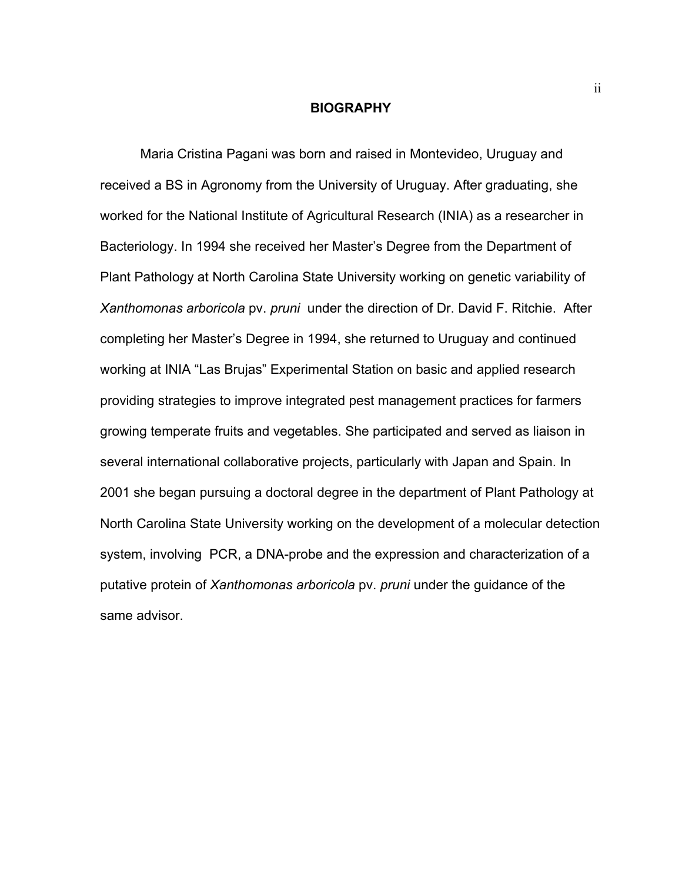# BIOGRAPHY

Maria Cristina Pagani was born and raised in Montevideo, Uruguay and received a BS in Agronomy from the University of Uruguay. After graduating, she worked for the National Institute of Agricultural Research (INIA) as a researcher in Bacteriology. In 1994 she received her Master's Degree from the Department of Plant Pathology at North Carolina State University working on genetic variability of *Xanthomonas arboricola* pv. *pruni* under the direction of Dr. David F. Ritchie. After completing her Master's Degree in 1994, she returned to Uruguay and continued working at INIA "Las Brujas" Experimental Station on basic and applied research providing strategies to improve integrated pest management practices for farmers growing temperate fruits and vegetables. She participated and served as liaison in several international collaborative projects, particularly with Japan and Spain. In 2001 she began pursuing a doctoral degree in the department of Plant Pathology at North Carolina State University working on the development of a molecular detection system, involving PCR, a DNA-probe and the expression and characterization of a putative protein of *Xanthomonas arboricola* pv. *pruni* under the guidance of the same advisor.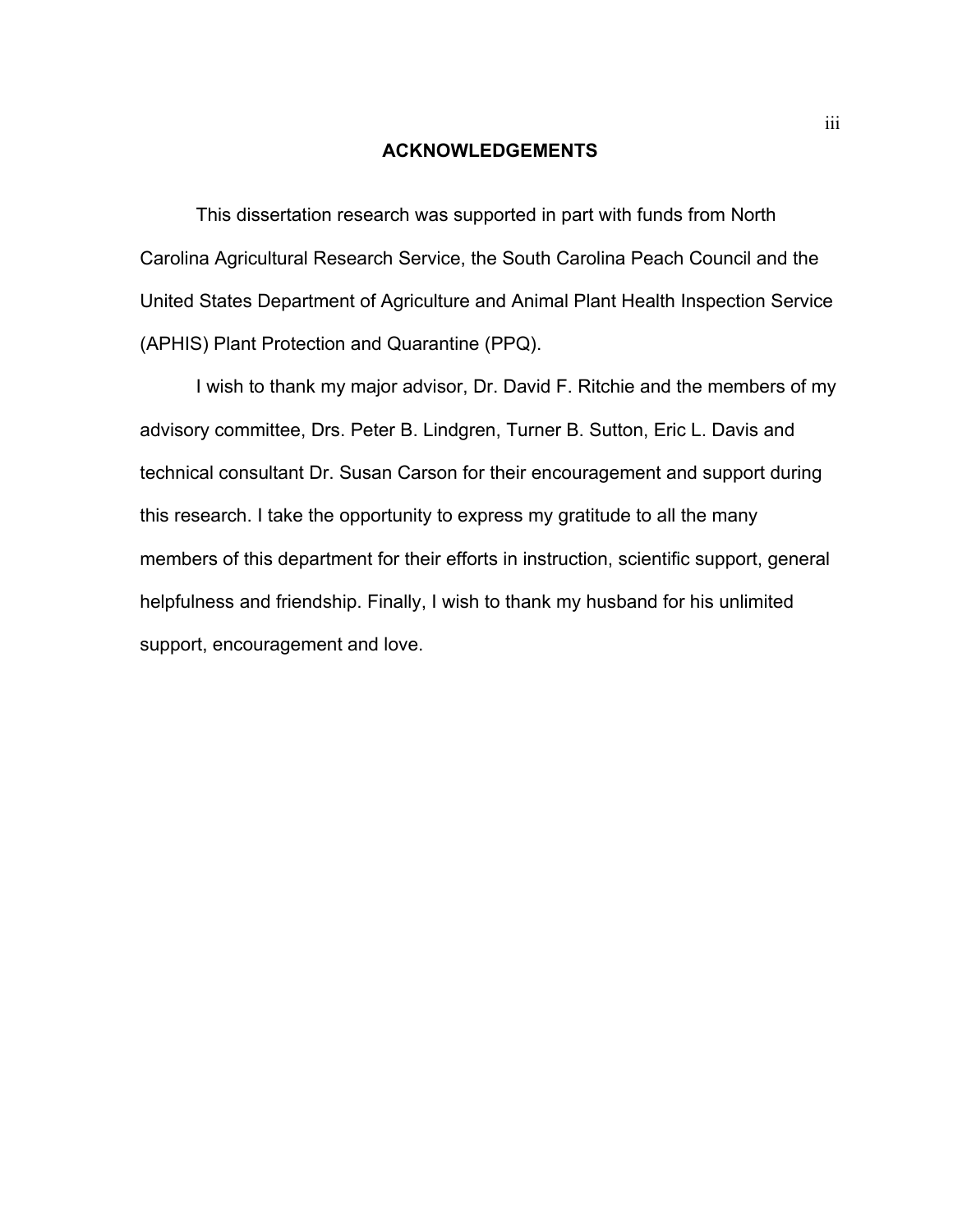# ACKNOWLEDGEMENTS

This dissertation research was supported in part with funds from North Carolina Agricultural Research Service, the South Carolina Peach Council and the United States Department of Agriculture and Animal Plant Health Inspection Service (APHIS) Plant Protection and Quarantine (PPQ).

I wish to thank my major advisor, Dr. David F. Ritchie and the members of my advisory committee, Drs. Peter B. Lindgren, Turner B. Sutton, Eric L. Davis and technical consultant Dr. Susan Carson for their encouragement and support during this research. I take the opportunity to express my gratitude to all the many members of this department for their efforts in instruction, scientific support, general helpfulness and friendship. Finally, I wish to thank my husband for his unlimited support, encouragement and love.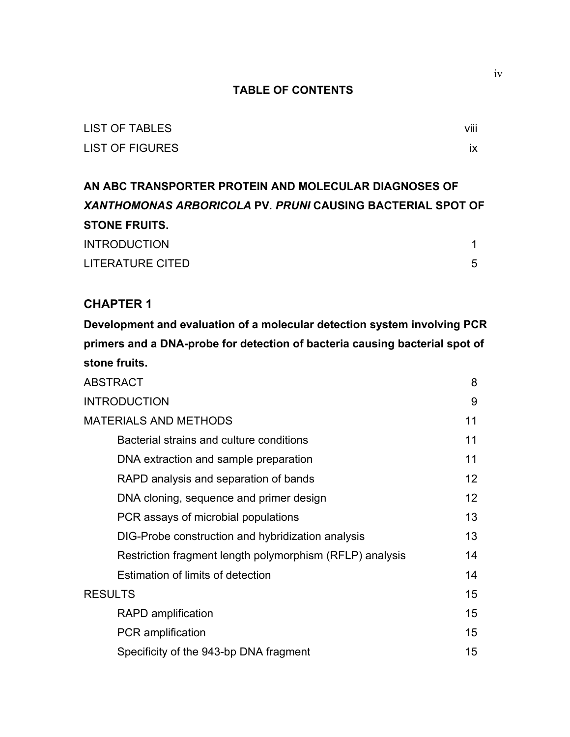## TABLE OF CONTENTS

| | |
|---|---|
| LIST OF TABLES | viii |
| LIST OF FIGURES | ix |

**AN ABC TRANSPORTER PROTEIN AND MOLECULAR DIAGNOSES OF *XANTHOMONAS ARBORICOLA* PV. *PRUNI* CAUSING BACTERIAL SPOT OF STONE FRUITS.**

| | |
|---|---|
| INTRODUCTION | 1 |
| LITERATURE CITED | 5 |

### CHAPTER 1

**Development and evaluation of a molecular detection system involving PCR primers and a DNA-probe for detection of bacteria causing bacterial spot of stone fruits.**

| | |
|---|---|
| ABSTRACT | 8 |
| INTRODUCTION | 9 |
| MATERIALS AND METHODS | 11 |
| Bacterial strains and culture conditions | 11 |
| DNA extraction and sample preparation | 11 |
| RAPD analysis and separation of bands | 12 |
| DNA cloning, sequence and primer design | 12 |
| PCR assays of microbial populations | 13 |
| DIG-Probe construction and hybridization analysis | 13 |
| Restriction fragment length polymorphism (RFLP) analysis | 14 |
| Estimation of limits of detection | 14 |
| RESULTS | 15 |
| RAPD amplification | 15 |
| PCR amplification | 15 |
| Specificity of the 943-bp DNA fragment | 15 |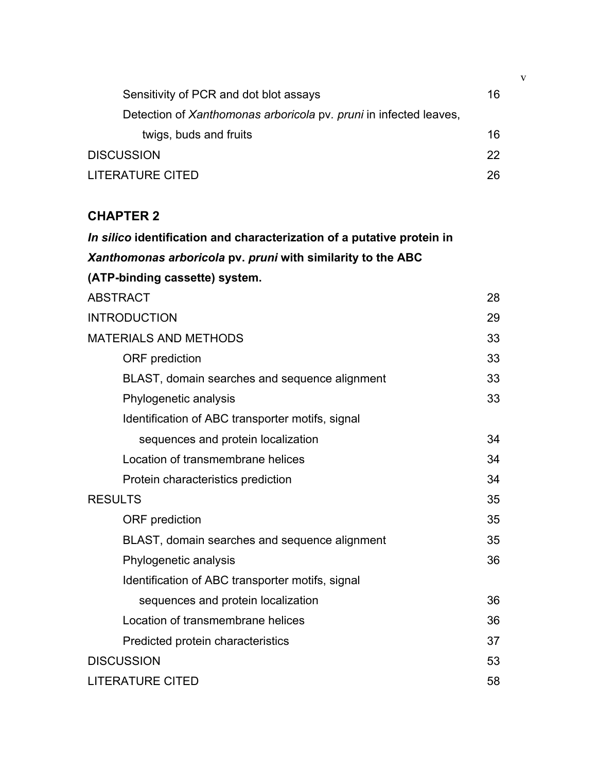Sensitivity of PCR and dot blot assays 16

Detection of *Xanthomonas arboricola* pv. *pruni* in infected leaves, twigs, buds and fruits 16

DISCUSSION 22

LITERATURE CITED 26

**CHAPTER 2**

***In silico* identification and characterization of a putative protein in *Xanthomonas arboricola* pv. *pruni* with similarity to the ABC (ATP-binding cassette) system.**

ABSTRACT 28

INTRODUCTION 29

MATERIALS AND METHODS 33

ORF prediction 33

BLAST, domain searches and sequence alignment 33

Phylogenetic analysis 33

Identification of ABC transporter motifs, signal sequences and protein localization 34

Location of transmembrane helices 34

Protein characteristics prediction 34

RESULTS 35

ORF prediction 35

BLAST, domain searches and sequence alignment 35

Phylogenetic analysis 36

Identification of ABC transporter motifs, signal sequences and protein localization 36

Location of transmembrane helices 36

Predicted protein characteristics 37

DISCUSSION 53

LITERATURE CITED 58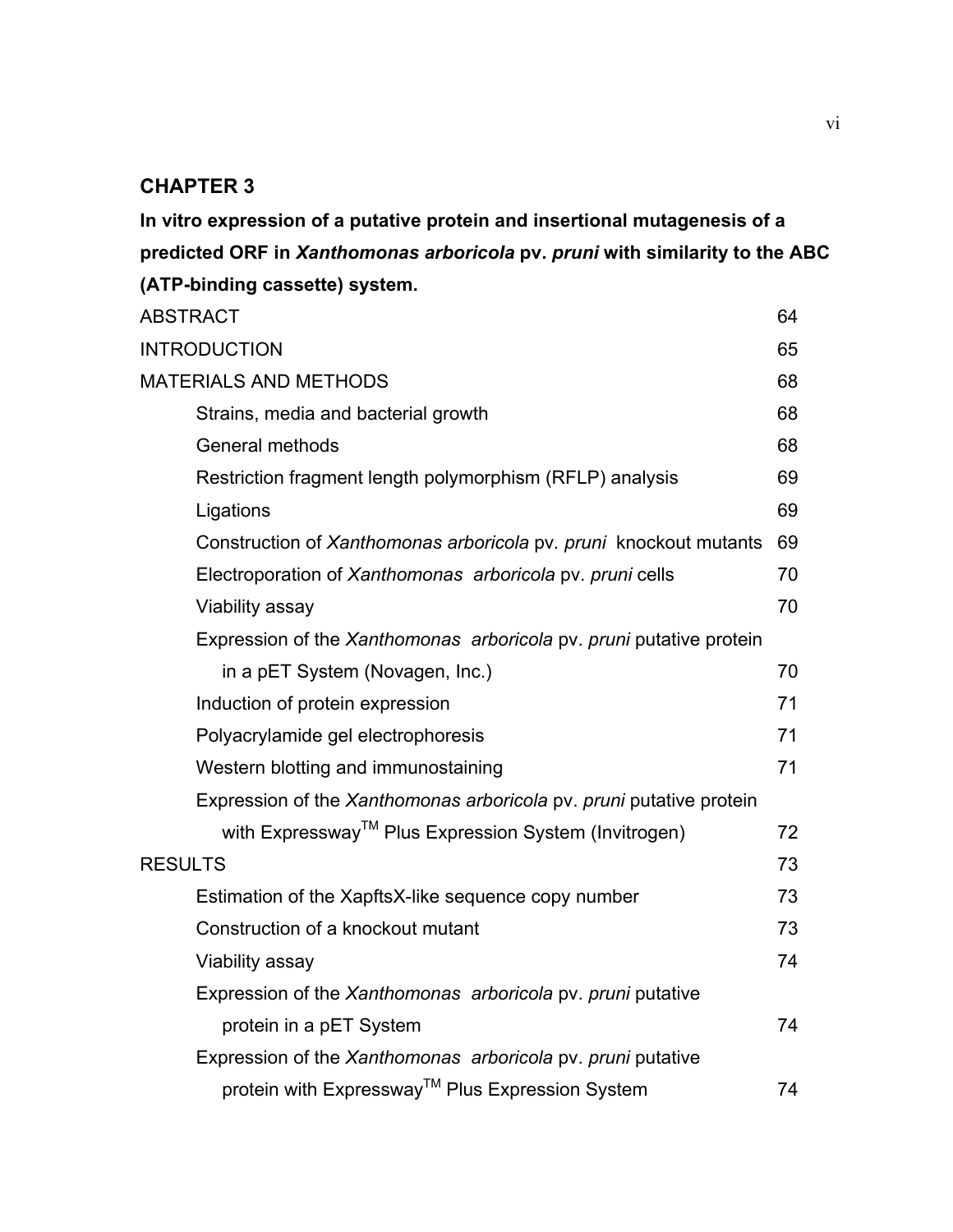## CHAPTER 3

**In vitro expression of a putative protein and insertional mutagenesis of a predicted ORF in *Xanthomonas arboricola* pv. *pruni* with similarity to the ABC (ATP-binding cassette) system.**

| | |
|---|---|
| ABSTRACT | 64 |
| INTRODUCTION | 65 |
| MATERIALS AND METHODS | 68 |
| Strains, media and bacterial growth | 68 |
| General methods | 68 |
| Restriction fragment length polymorphism (RFLP) analysis | 69 |
| Ligations | 69 |
| Construction of *Xanthomonas arboricola* pv. *pruni* knockout mutants | 69 |
| Electroporation of *Xanthomonas arboricola* pv. *pruni* cells | 70 |
| Viability assay | 70 |
| Expression of the *Xanthomonas arboricola* pv. *pruni* putative protein in a pET System (Novagen, Inc.) | 70 |
| Induction of protein expression | 71 |
| Polyacrylamide gel electrophoresis | 71 |
| Western blotting and immunostaining | 71 |
| Expression of the *Xanthomonas arboricola* pv. *pruni* putative protein with Expressway$^{TM}$ Plus Expression System (Invitrogen) | 72 |
| RESULTS | 73 |
| Estimation of the XapftsX-like sequence copy number | 73 |
| Construction of a knockout mutant | 73 |
| Viability assay | 74 |
| Expression of the *Xanthomonas arboricola* pv. *pruni* putative protein in a pET System | 74 |
| Expression of the *Xanthomonas arboricola* pv. *pruni* putative protein with Expressway$^{TM}$ Plus Expression System | 74 |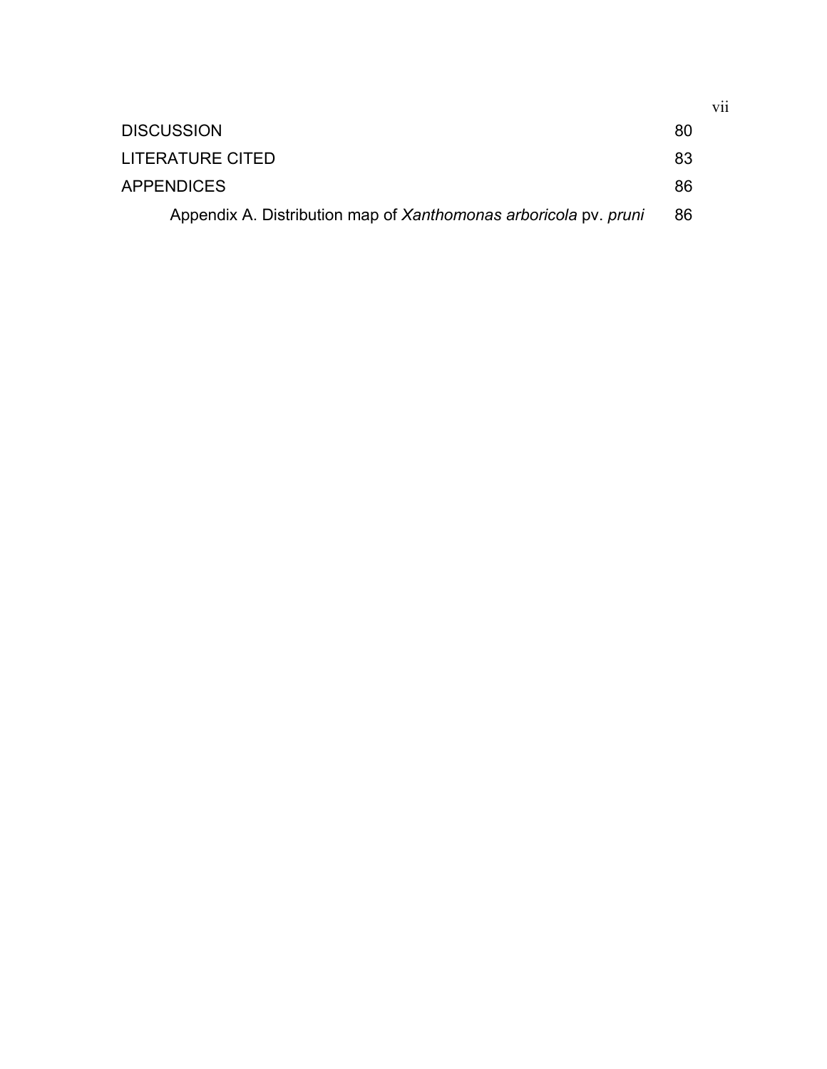| | |
|---|---|
| DISCUSSION | 80 |
| LITERATURE CITED | 83 |
| APPENDICES | 86 |
| Appendix A. Distribution map of *Xanthomonas arboricola* pv. *pruni* | 86 |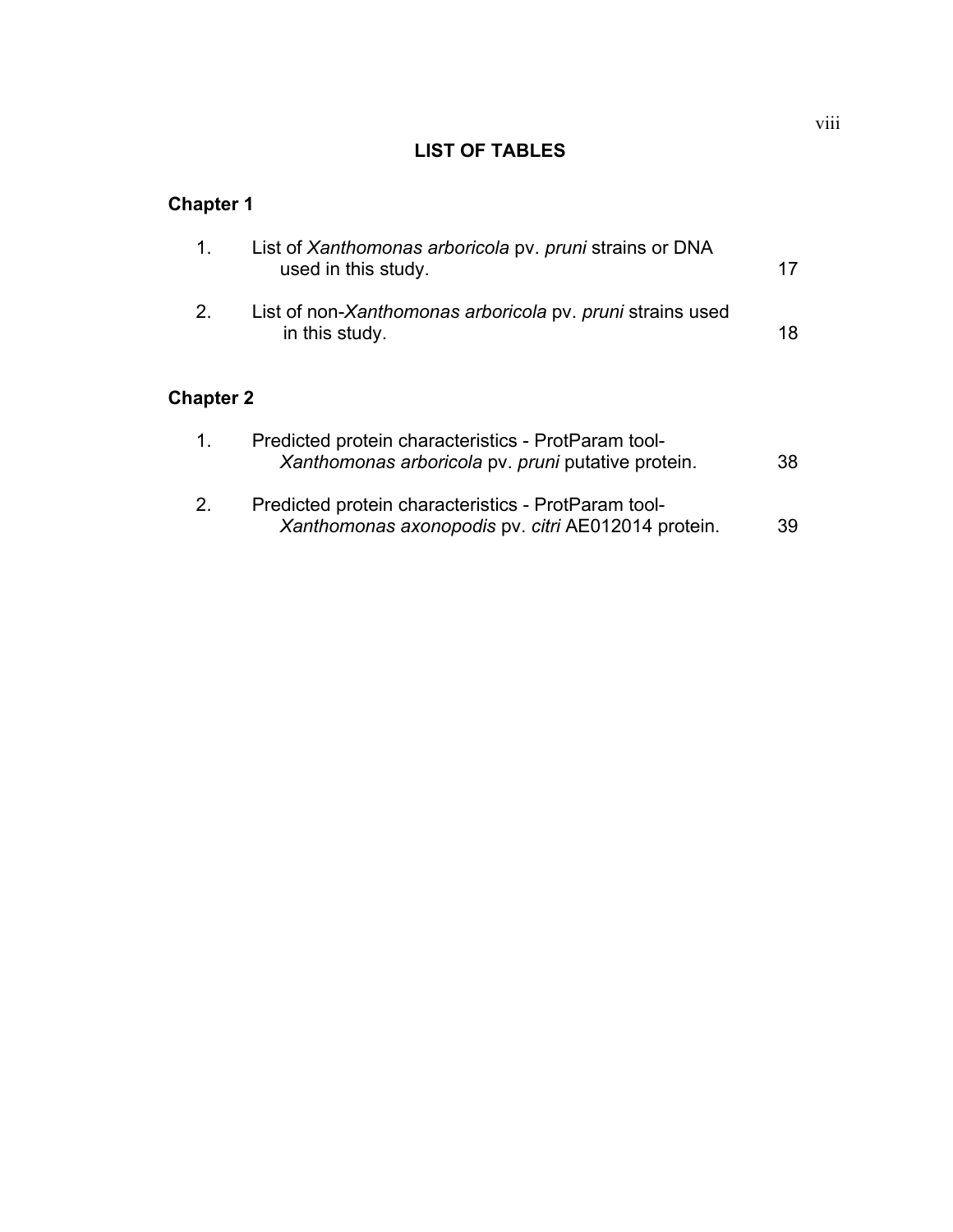# LIST OF TABLES

## Chapter 1

1. List of *Xanthomonas arboricola* pv. *pruni* strains or DNA used in this study. 17

2. List of non-*Xanthomonas arboricola* pv. *pruni* strains used in this study. 18

## Chapter 2

1. Predicted protein characteristics - ProtParam tool- *Xanthomonas arboricola* pv. *pruni* putative protein. 38

2. Predicted protein characteristics - ProtParam tool- *Xanthomonas axonopodis* pv. *citri* AE012014 protein. 39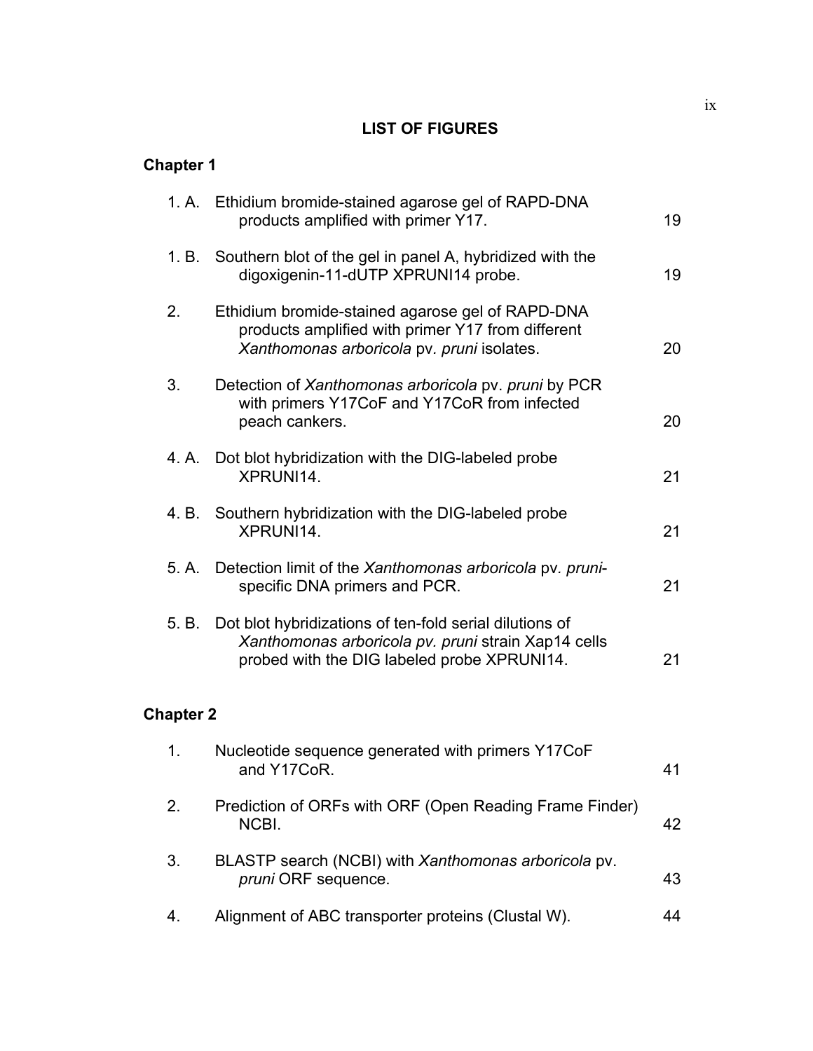## LIST OF FIGURES

### Chapter 1

| | | |
|---|---|---|
| 1. A. | Ethidium bromide-stained agarose gel of RAPD-DNA products amplified with primer Y17. | 19 |
| 1. B. | Southern blot of the gel in panel A, hybridized with the digoxigenin-11-dUTP XPRUNI14 probe. | 19 |
| 2. | Ethidium bromide-stained agarose gel of RAPD-DNA products amplified with primer Y17 from different *Xanthomonas arboricola* pv. *pruni* isolates. | 20 |
| 3. | Detection of *Xanthomonas arboricola* pv. *pruni* by PCR with primers Y17CoF and Y17CoR from infected peach cankers. | 20 |
| 4. A. | Dot blot hybridization with the DIG-labeled probe XPRUNI14. | 21 |
| 4. B. | Southern hybridization with the DIG-labeled probe XPRUNI14. | 21 |
| 5. A. | Detection limit of the *Xanthomonas arboricola* pv. *pruni*-specific DNA primers and PCR. | 21 |
| 5. B. | Dot blot hybridizations of ten-fold serial dilutions of *Xanthomonas arboricola pv. pruni* strain Xap14 cells probed with the DIG labeled probe XPRUNI14. | 21 |

### Chapter 2

| | | |
|---|---|---|
| 1. | Nucleotide sequence generated with primers Y17CoF and Y17CoR. | 41 |
| 2. | Prediction of ORFs with ORF (Open Reading Frame Finder) NCBI. | 42 |
| 3. | BLASTP search (NCBI) with *Xanthomonas arboricola* pv. *pruni* ORF sequence. | 43 |
| 4. | Alignment of ABC transporter proteins (Clustal W). | 44 |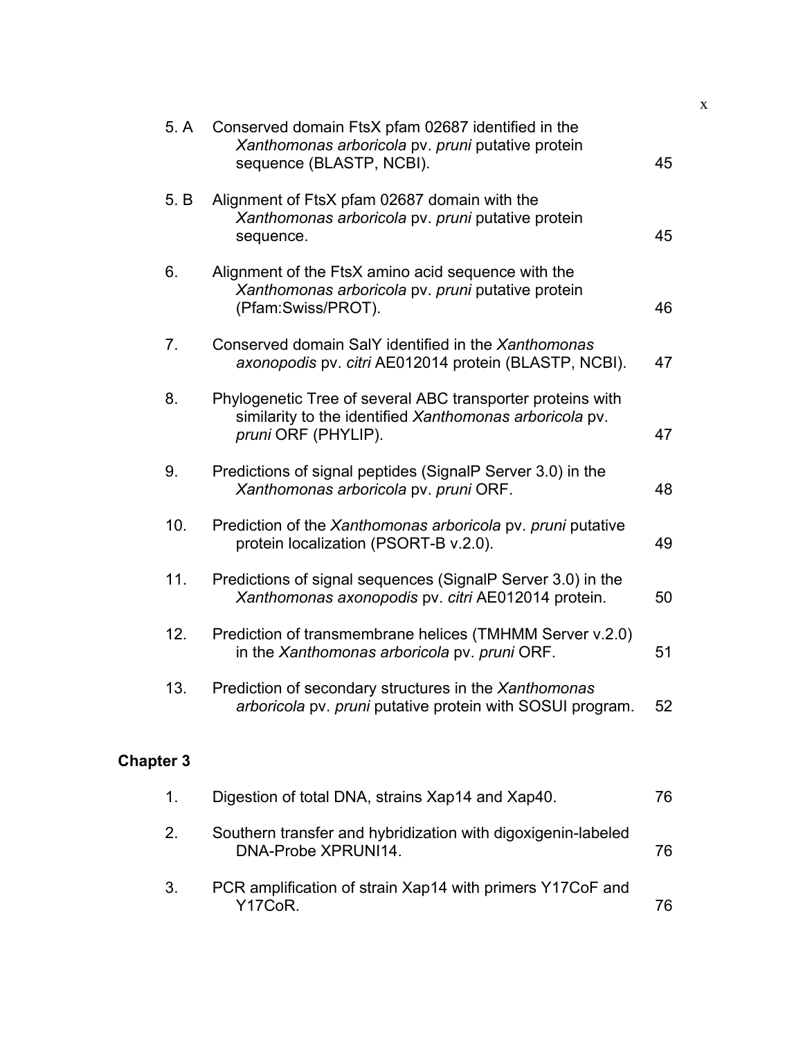| | | |
|---|---|---|
| 5. A | Conserved domain FtsX pfam 02687 identified in the *Xanthomonas arboricola* pv. *pruni* putative protein sequence (BLASTP, NCBI). | 45 |
| 5. B | Alignment of FtsX pfam 02687 domain with the *Xanthomonas arboricola* pv. *pruni* putative protein sequence. | 45 |
| 6. | Alignment of the FtsX amino acid sequence with the *Xanthomonas arboricola* pv. *pruni* putative protein (Pfam:Swiss/PROT). | 46 |
| 7. | Conserved domain SalY identified in the *Xanthomonas axonopodis* pv. *citri* AE012014 protein (BLASTP, NCBI). | 47 |
| 8. | Phylogenetic Tree of several ABC transporter proteins with similarity to the identified *Xanthomonas arboricola* pv. *pruni* ORF (PHYLIP). | 47 |
| 9. | Predictions of signal peptides (SignalP Server 3.0) in the *Xanthomonas arboricola* pv. *pruni* ORF. | 48 |
| 10. | Prediction of the *Xanthomonas arboricola* pv. *pruni* putative protein localization (PSORT-B v.2.0). | 49 |
| 11. | Predictions of signal sequences (SignalP Server 3.0) in the *Xanthomonas axonopodis* pv. *citri* AE012014 protein. | 50 |
| 12. | Prediction of transmembrane helices (TMHMM Server v.2.0) in the *Xanthomonas arboricola* pv. *pruni* ORF. | 51 |
| 13. | Prediction of secondary structures in the *Xanthomonas arboricola* pv. *pruni* putative protein with SOSUI program. | 52 |

**Chapter 3**

| | | |
|---|---|---|
| 1. | Digestion of total DNA, strains Xap14 and Xap40. | 76 |
| 2. | Southern transfer and hybridization with digoxigenin-labeled DNA-Probe XPRUNI14. | 76 |
| 3. | PCR amplification of strain Xap14 with primers Y17CoF and Y17CoR. | 76 |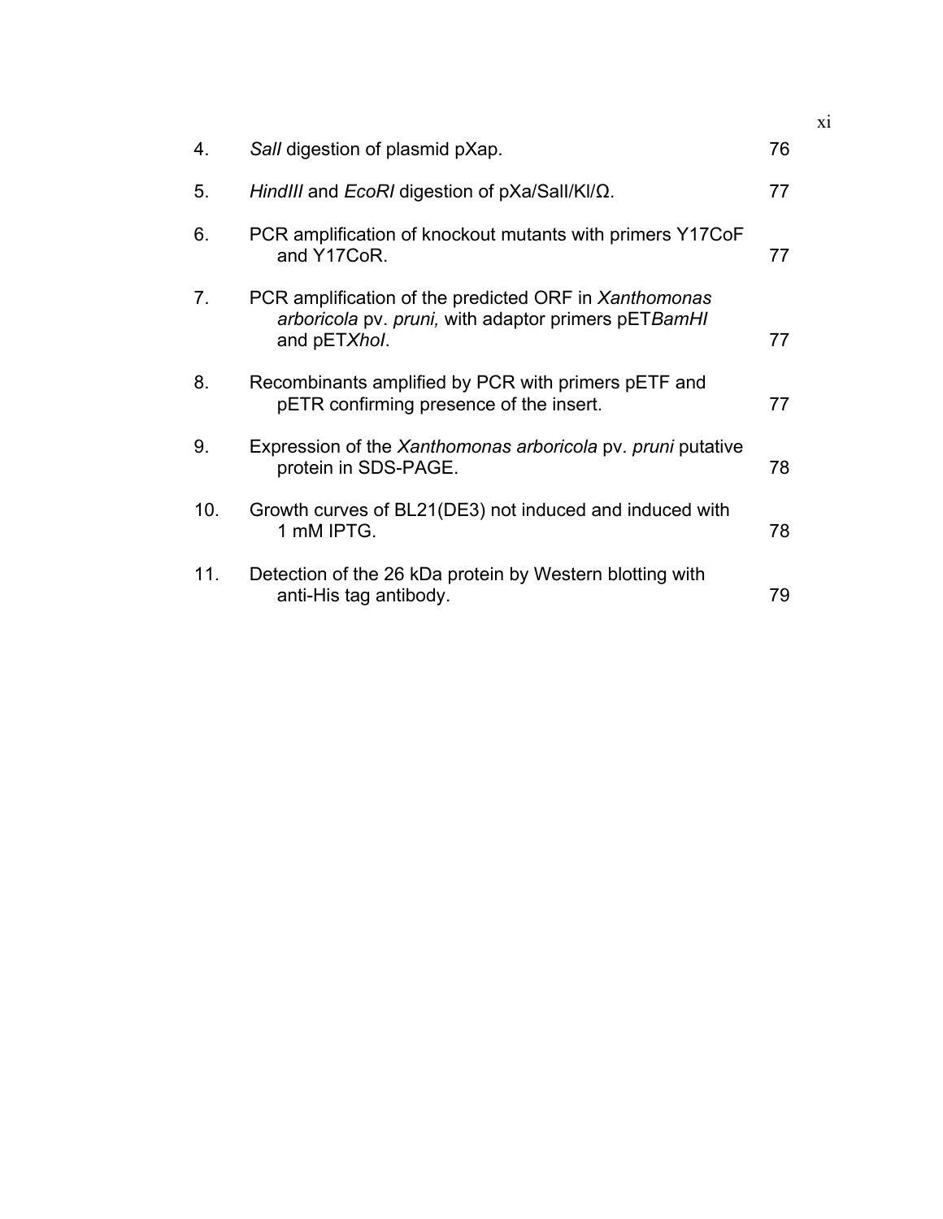| | | |
|---|---|---|
| 4. | *SalI* digestion of plasmid pXap. | 76 |
| 5. | *HindIII* and *EcoRI* digestion of pXa/SalI/Kl/Ω. | 77 |
| 6. | PCR amplification of knockout mutants with primers Y17CoF and Y17CoR. | 77 |
| 7. | PCR amplification of the predicted ORF in *Xanthomonas arboricola* pv. *pruni,* with adaptor primers pET*BamHI* and pET*XhoI*. | 77 |
| 8. | Recombinants amplified by PCR with primers pETF and pETR confirming presence of the insert. | 77 |
| 9. | Expression of the *Xanthomonas arboricola* pv. *pruni* putative protein in SDS-PAGE. | 78 |
| 10. | Growth curves of BL21(DE3) not induced and induced with 1 mM IPTG. | 78 |
| 11. | Detection of the 26 kDa protein by Western blotting with anti-His tag antibody. | 79 |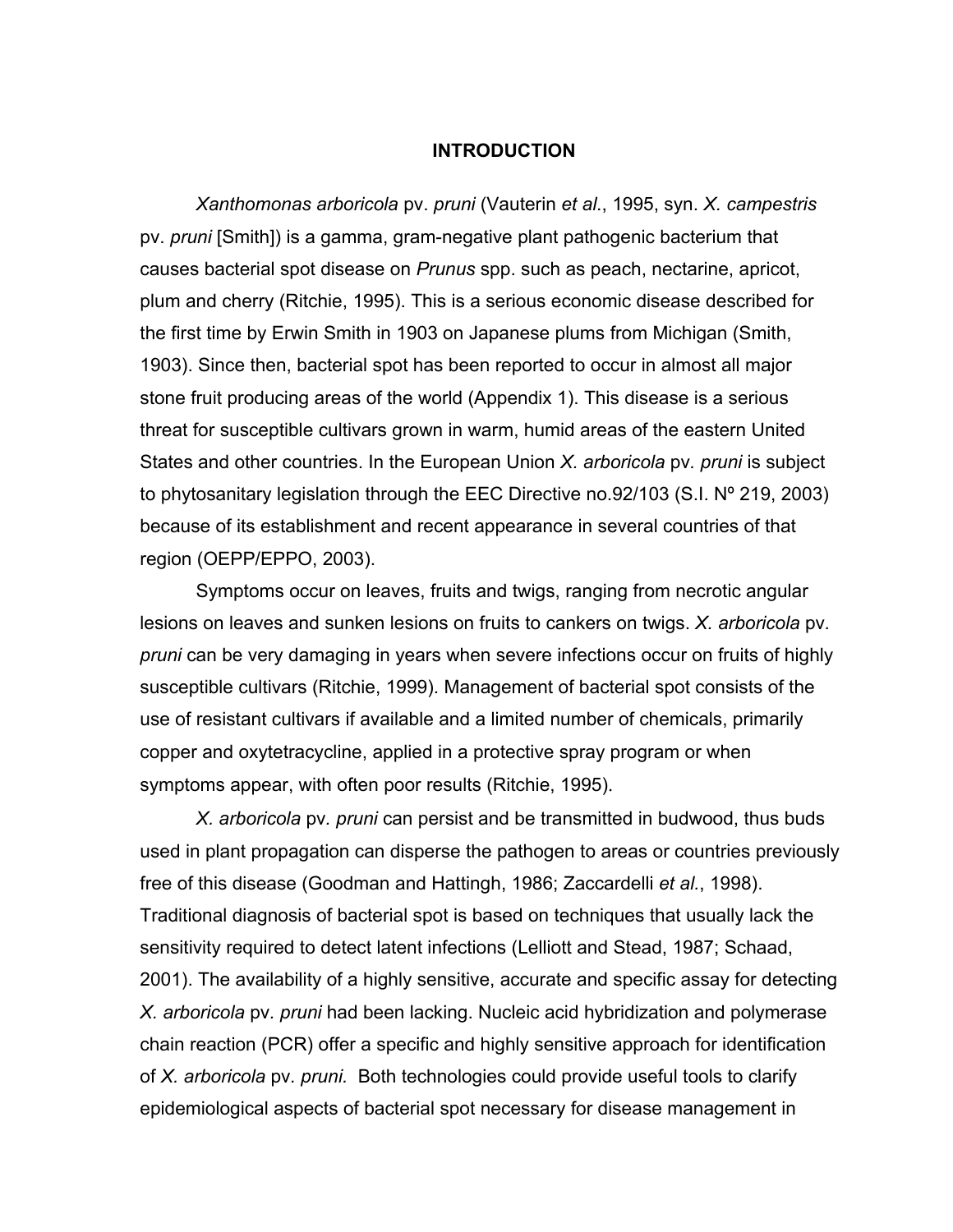# INTRODUCTION

*Xanthomonas arboricola* pv. *pruni* (Vauterin *et al*., 1995, syn. *X. campestris* pv. *pruni* [Smith]) is a gamma, gram-negative plant pathogenic bacterium that causes bacterial spot disease on *Prunus* spp. such as peach, nectarine, apricot, plum and cherry (Ritchie, 1995). This is a serious economic disease described for the first time by Erwin Smith in 1903 on Japanese plums from Michigan (Smith, 1903). Since then, bacterial spot has been reported to occur in almost all major stone fruit producing areas of the world (Appendix 1). This disease is a serious threat for susceptible cultivars grown in warm, humid areas of the eastern United States and other countries. In the European Union *X. arboricola* pv. *pruni* is subject to phytosanitary legislation through the EEC Directive no.92/103 (S.I. Nº 219, 2003) because of its establishment and recent appearance in several countries of that region (OEPP/EPPO, 2003).

Symptoms occur on leaves, fruits and twigs, ranging from necrotic angular lesions on leaves and sunken lesions on fruits to cankers on twigs. *X. arboricola* pv. *pruni* can be very damaging in years when severe infections occur on fruits of highly susceptible cultivars (Ritchie, 1999). Management of bacterial spot consists of the use of resistant cultivars if available and a limited number of chemicals, primarily copper and oxytetracycline, applied in a protective spray program or when symptoms appear, with often poor results (Ritchie, 1995).

*X. arboricola* pv. *pruni* can persist and be transmitted in budwood, thus buds used in plant propagation can disperse the pathogen to areas or countries previously free of this disease (Goodman and Hattingh, 1986; Zaccardelli *et al.*, 1998). Traditional diagnosis of bacterial spot is based on techniques that usually lack the sensitivity required to detect latent infections (Lelliott and Stead, 1987; Schaad, 2001). The availability of a highly sensitive, accurate and specific assay for detecting *X. arboricola* pv. *pruni* had been lacking. Nucleic acid hybridization and polymerase chain reaction (PCR) offer a specific and highly sensitive approach for identification of *X. arboricola* pv. *pruni.* Both technologies could provide useful tools to clarify epidemiological aspects of bacterial spot necessary for disease management in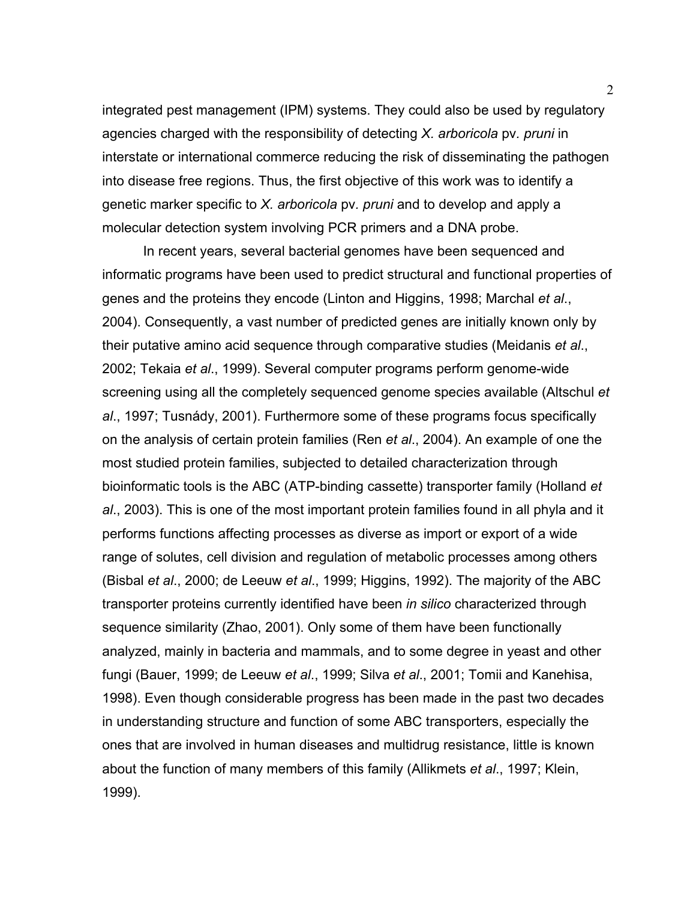integrated pest management (IPM) systems. They could also be used by regulatory agencies charged with the responsibility of detecting *X. arboricola* pv. *pruni* in interstate or international commerce reducing the risk of disseminating the pathogen into disease free regions. Thus, the first objective of this work was to identify a genetic marker specific to *X. arboricola* pv. *pruni* and to develop and apply a molecular detection system involving PCR primers and a DNA probe.

In recent years, several bacterial genomes have been sequenced and informatic programs have been used to predict structural and functional properties of genes and the proteins they encode (Linton and Higgins, 1998; Marchal *et al*., 2004). Consequently, a vast number of predicted genes are initially known only by their putative amino acid sequence through comparative studies (Meidanis *et al*., 2002; Tekaia *et al*., 1999). Several computer programs perform genome-wide screening using all the completely sequenced genome species available (Altschul *et al*., 1997; Tusnády, 2001). Furthermore some of these programs focus specifically on the analysis of certain protein families (Ren *et al*., 2004). An example of one the most studied protein families, subjected to detailed characterization through bioinformatic tools is the ABC (ATP-binding cassette) transporter family (Holland *et al*., 2003). This is one of the most important protein families found in all phyla and it performs functions affecting processes as diverse as import or export of a wide range of solutes, cell division and regulation of metabolic processes among others (Bisbal *et al*., 2000; de Leeuw *et al*., 1999; Higgins, 1992). The majority of the ABC transporter proteins currently identified have been *in silico* characterized through sequence similarity (Zhao, 2001). Only some of them have been functionally analyzed, mainly in bacteria and mammals, and to some degree in yeast and other fungi (Bauer, 1999; de Leeuw *et al*., 1999; Silva *et al*., 2001; Tomii and Kanehisa, 1998). Even though considerable progress has been made in the past two decades in understanding structure and function of some ABC transporters, especially the ones that are involved in human diseases and multidrug resistance, little is known about the function of many members of this family (Allikmets *et al*., 1997; Klein, 1999).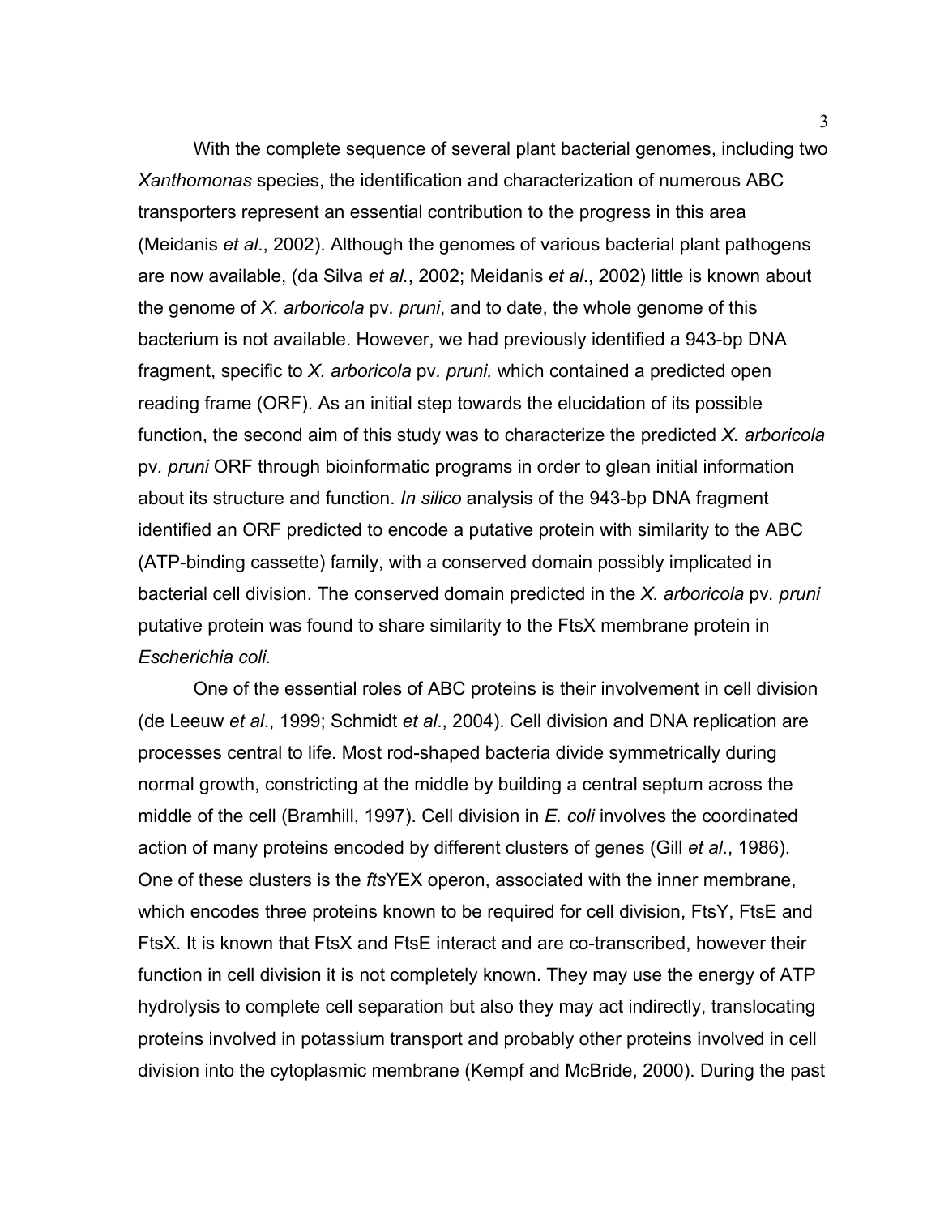With the complete sequence of several plant bacterial genomes, including two *Xanthomonas* species, the identification and characterization of numerous ABC transporters represent an essential contribution to the progress in this area (Meidanis *et al*., 2002). Although the genomes of various bacterial plant pathogens are now available, (da Silva *et al.*, 2002; Meidanis *et al*., 2002) little is known about the genome of *X. arboricola* pv. *pruni*, and to date, the whole genome of this bacterium is not available. However, we had previously identified a 943-bp DNA fragment, specific to *X. arboricola* pv. *pruni,* which contained a predicted open reading frame (ORF). As an initial step towards the elucidation of its possible function, the second aim of this study was to characterize the predicted *X. arboricola* pv. *pruni* ORF through bioinformatic programs in order to glean initial information about its structure and function. *In silico* analysis of the 943-bp DNA fragment identified an ORF predicted to encode a putative protein with similarity to the ABC (ATP-binding cassette) family, with a conserved domain possibly implicated in bacterial cell division. The conserved domain predicted in the *X. arboricola* pv. *pruni* putative protein was found to share similarity to the FtsX membrane protein in *Escherichia coli.*

One of the essential roles of ABC proteins is their involvement in cell division (de Leeuw *et al*., 1999; Schmidt *et al*., 2004). Cell division and DNA replication are processes central to life. Most rod-shaped bacteria divide symmetrically during normal growth, constricting at the middle by building a central septum across the middle of the cell (Bramhill, 1997). Cell division in *E. coli* involves the coordinated action of many proteins encoded by different clusters of genes (Gill *et al*., 1986). One of these clusters is the *fts*YEX operon, associated with the inner membrane, which encodes three proteins known to be required for cell division, FtsY, FtsE and FtsX. It is known that FtsX and FtsE interact and are co-transcribed, however their function in cell division it is not completely known. They may use the energy of ATP hydrolysis to complete cell separation but also they may act indirectly, translocating proteins involved in potassium transport and probably other proteins involved in cell division into the cytoplasmic membrane (Kempf and McBride, 2000). During the past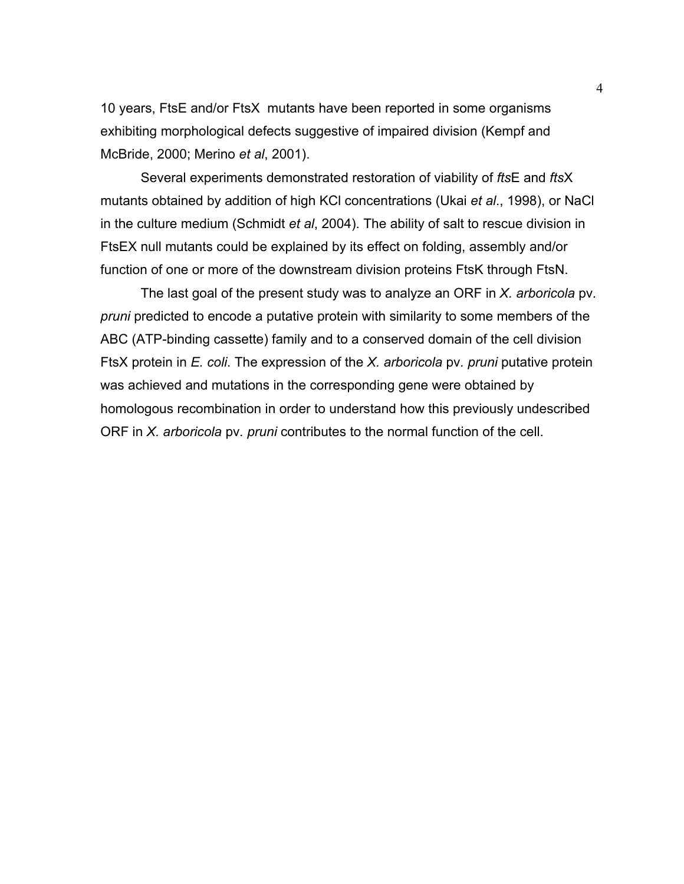10 years, FtsE and/or FtsX mutants have been reported in some organisms exhibiting morphological defects suggestive of impaired division (Kempf and McBride, 2000; Merino *et al*, 2001).

Several experiments demonstrated restoration of viability of *fts*E and *fts*X mutants obtained by addition of high KCl concentrations (Ukai *et al*., 1998), or NaCl in the culture medium (Schmidt *et al*, 2004). The ability of salt to rescue division in FtsEX null mutants could be explained by its effect on folding, assembly and/or function of one or more of the downstream division proteins FtsK through FtsN.

The last goal of the present study was to analyze an ORF in *X. arboricola* pv. *pruni* predicted to encode a putative protein with similarity to some members of the ABC (ATP-binding cassette) family and to a conserved domain of the cell division FtsX protein in *E. coli*. The expression of the *X. arboricola* pv. *pruni* putative protein was achieved and mutations in the corresponding gene were obtained by homologous recombination in order to understand how this previously undescribed ORF in *X. arboricola* pv. *pruni* contributes to the normal function of the cell.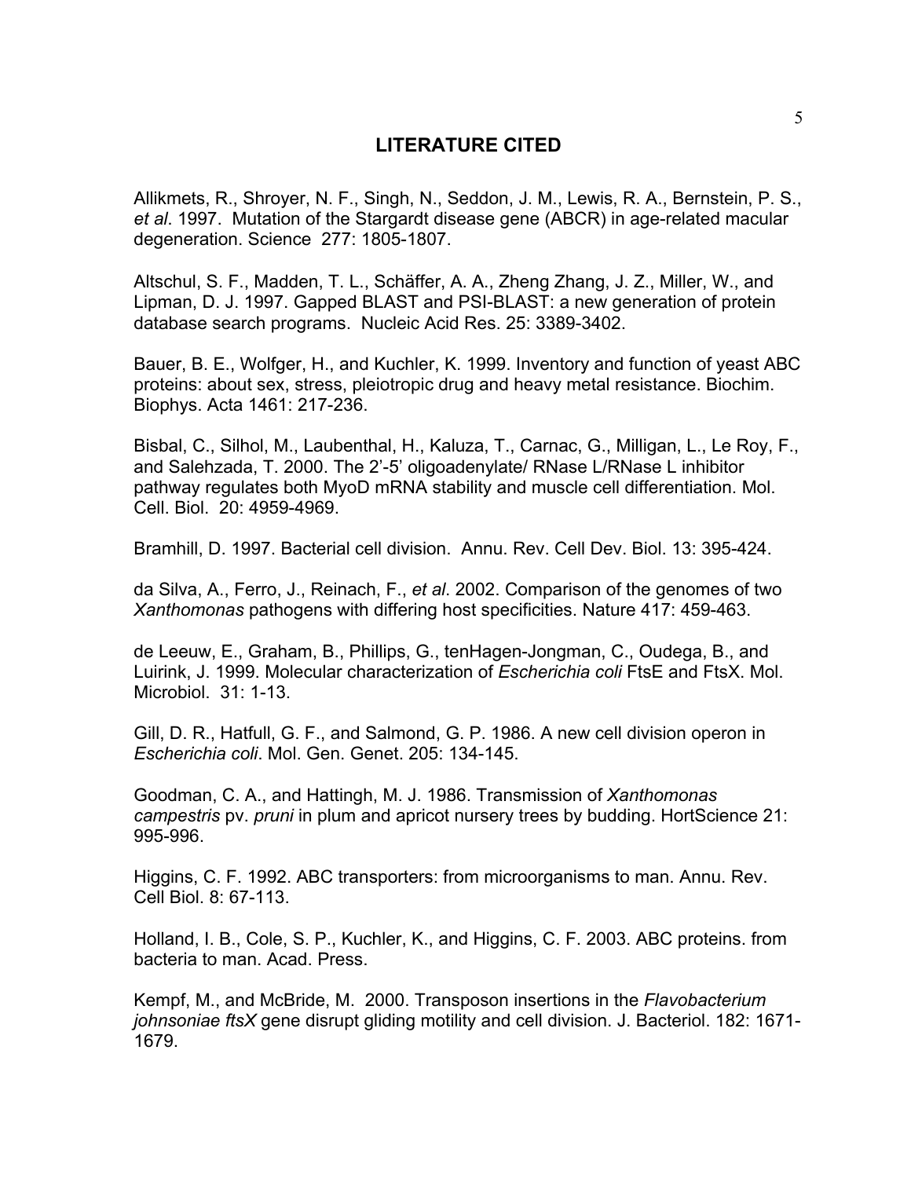# LITERATURE CITED

Allikmets, R., Shroyer, N. F., Singh, N., Seddon, J. M., Lewis, R. A., Bernstein, P. S., *et al*. 1997. Mutation of the Stargardt disease gene (ABCR) in age-related macular degeneration. Science 277: 1805-1807.

Altschul, S. F., Madden, T. L., Schäffer, A. A., Zheng Zhang, J. Z., Miller, W., and Lipman, D. J. 1997. Gapped BLAST and PSI-BLAST: a new generation of protein database search programs. Nucleic Acid Res. 25: 3389-3402.

Bauer, B. E., Wolfger, H., and Kuchler, K. 1999. Inventory and function of yeast ABC proteins: about sex, stress, pleiotropic drug and heavy metal resistance. Biochim. Biophys. Acta 1461: 217-236.

Bisbal, C., Silhol, M., Laubenthal, H., Kaluza, T., Carnac, G., Milligan, L., Le Roy, F., and Salehzada, T. 2000. The 2'-5' oligoadenylate/ RNase L/RNase L inhibitor pathway regulates both MyoD mRNA stability and muscle cell differentiation. Mol. Cell. Biol. 20: 4959-4969.

Bramhill, D. 1997. Bacterial cell division. Annu. Rev. Cell Dev. Biol. 13: 395-424.

da Silva, A., Ferro, J., Reinach, F., *et al*. 2002. Comparison of the genomes of two *Xanthomonas* pathogens with differing host specificities. Nature 417: 459-463.

de Leeuw, E., Graham, B., Phillips, G., tenHagen-Jongman, C., Oudega, B., and Luirink, J. 1999. Molecular characterization of *Escherichia coli* FtsE and FtsX. Mol. Microbiol. 31: 1-13.

Gill, D. R., Hatfull, G. F., and Salmond, G. P. 1986. A new cell division operon in *Escherichia coli*. Mol. Gen. Genet. 205: 134-145.

Goodman, C. A., and Hattingh, M. J. 1986. Transmission of *Xanthomonas campestris* pv. *pruni* in plum and apricot nursery trees by budding. HortScience 21: 995-996.

Higgins, C. F. 1992. ABC transporters: from microorganisms to man. Annu. Rev. Cell Biol. 8: 67-113.

Holland, I. B., Cole, S. P., Kuchler, K., and Higgins, C. F. 2003. ABC proteins. from bacteria to man. Acad. Press.

Kempf, M., and McBride, M. 2000. Transposon insertions in the *Flavobacterium johnsoniae ftsX* gene disrupt gliding motility and cell division. J. Bacteriol. 182: 1671-1679.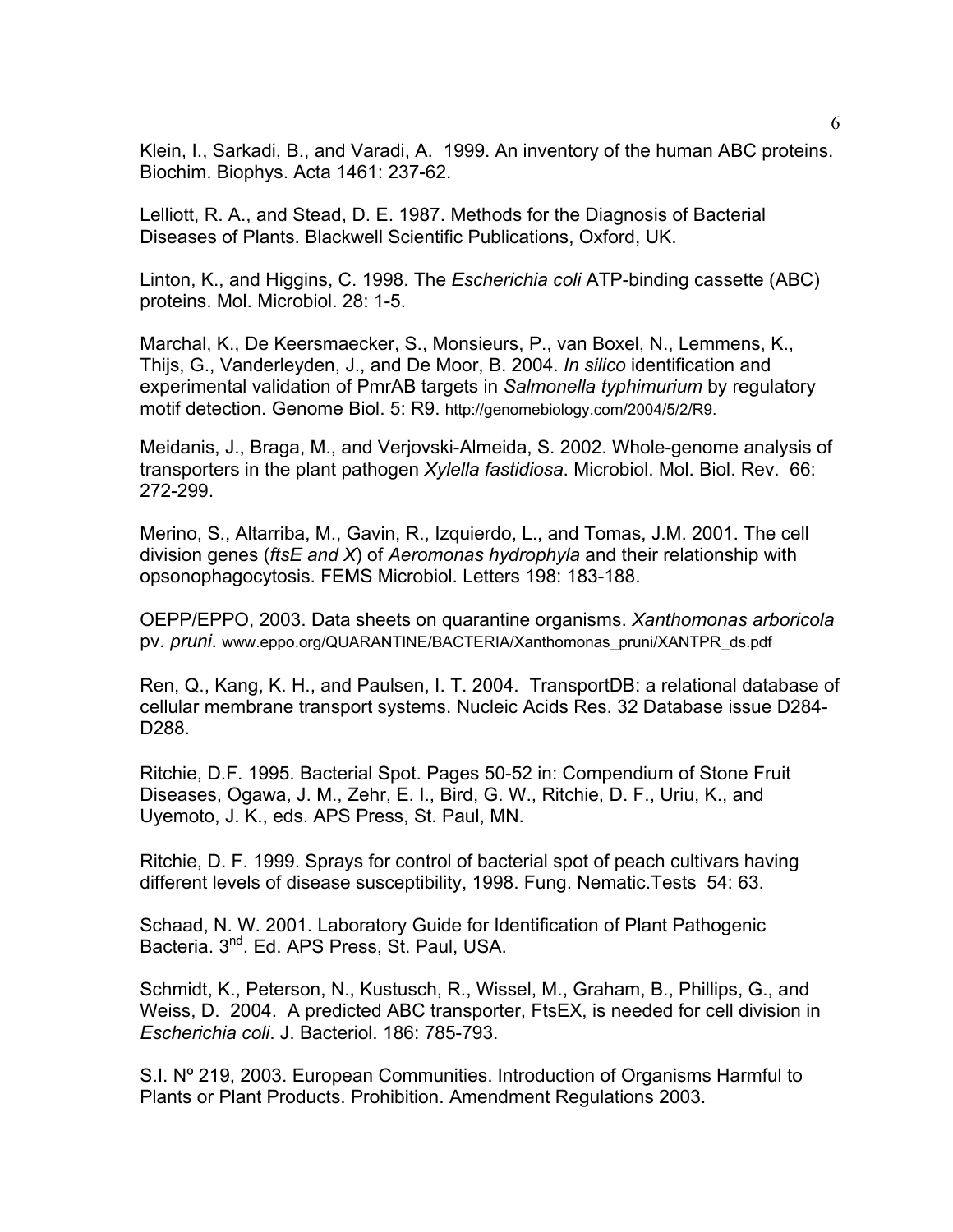Klein, I., Sarkadi, B., and Varadi, A. 1999. An inventory of the human ABC proteins. Biochim. Biophys. Acta 1461: 237-62.

Lelliott, R. A., and Stead, D. E. 1987. Methods for the Diagnosis of Bacterial Diseases of Plants. Blackwell Scientific Publications, Oxford, UK.

Linton, K., and Higgins, C. 1998. The *Escherichia coli* ATP-binding cassette (ABC) proteins. Mol. Microbiol. 28: 1-5.

Marchal, K., De Keersmaecker, S., Monsieurs, P., van Boxel, N., Lemmens, K., Thijs, G., Vanderleyden, J., and De Moor, B. 2004. *In silico* identification and experimental validation of PmrAB targets in *Salmonella typhimurium* by regulatory motif detection. Genome Biol. 5: R9. http://genomebiology.com/2004/5/2/R9.

Meidanis, J., Braga, M., and Verjovski-Almeida, S. 2002. Whole-genome analysis of transporters in the plant pathogen *Xylella fastidiosa*. Microbiol. Mol. Biol. Rev. 66: 272-299.

Merino, S., Altarriba, M., Gavin, R., Izquierdo, L., and Tomas, J.M. 2001. The cell division genes (*ftsE and X*) of *Aeromonas hydrophyla* and their relationship with opsonophagocytosis. FEMS Microbiol. Letters 198: 183-188.

OEPP/EPPO, 2003. Data sheets on quarantine organisms. *Xanthomonas arboricola* pv. *pruni*. www.eppo.org/QUARANTINE/BACTERIA/Xanthomonas_pruni/XANTPR_ds.pdf

Ren, Q., Kang, K. H., and Paulsen, I. T. 2004. TransportDB: a relational database of cellular membrane transport systems. Nucleic Acids Res. 32 Database issue D284-D288.

Ritchie, D.F. 1995. Bacterial Spot. Pages 50-52 in: Compendium of Stone Fruit Diseases, Ogawa, J. M., Zehr, E. I., Bird, G. W., Ritchie, D. F., Uriu, K., and Uyemoto, J. K., eds. APS Press, St. Paul, MN.

Ritchie, D. F. 1999. Sprays for control of bacterial spot of peach cultivars having different levels of disease susceptibility, 1998. Fung. Nematic.Tests 54: 63.

Schaad, N. W. 2001. Laboratory Guide for Identification of Plant Pathogenic Bacteria. 3nd. Ed. APS Press, St. Paul, USA.

Schmidt, K., Peterson, N., Kustusch, R., Wissel, M., Graham, B., Phillips, G., and Weiss, D. 2004. A predicted ABC transporter, FtsEX, is needed for cell division in *Escherichia coli*. J. Bacteriol. 186: 785-793.

S.I. Nº 219, 2003. European Communities. Introduction of Organisms Harmful to Plants or Plant Products. Prohibition. Amendment Regulations 2003.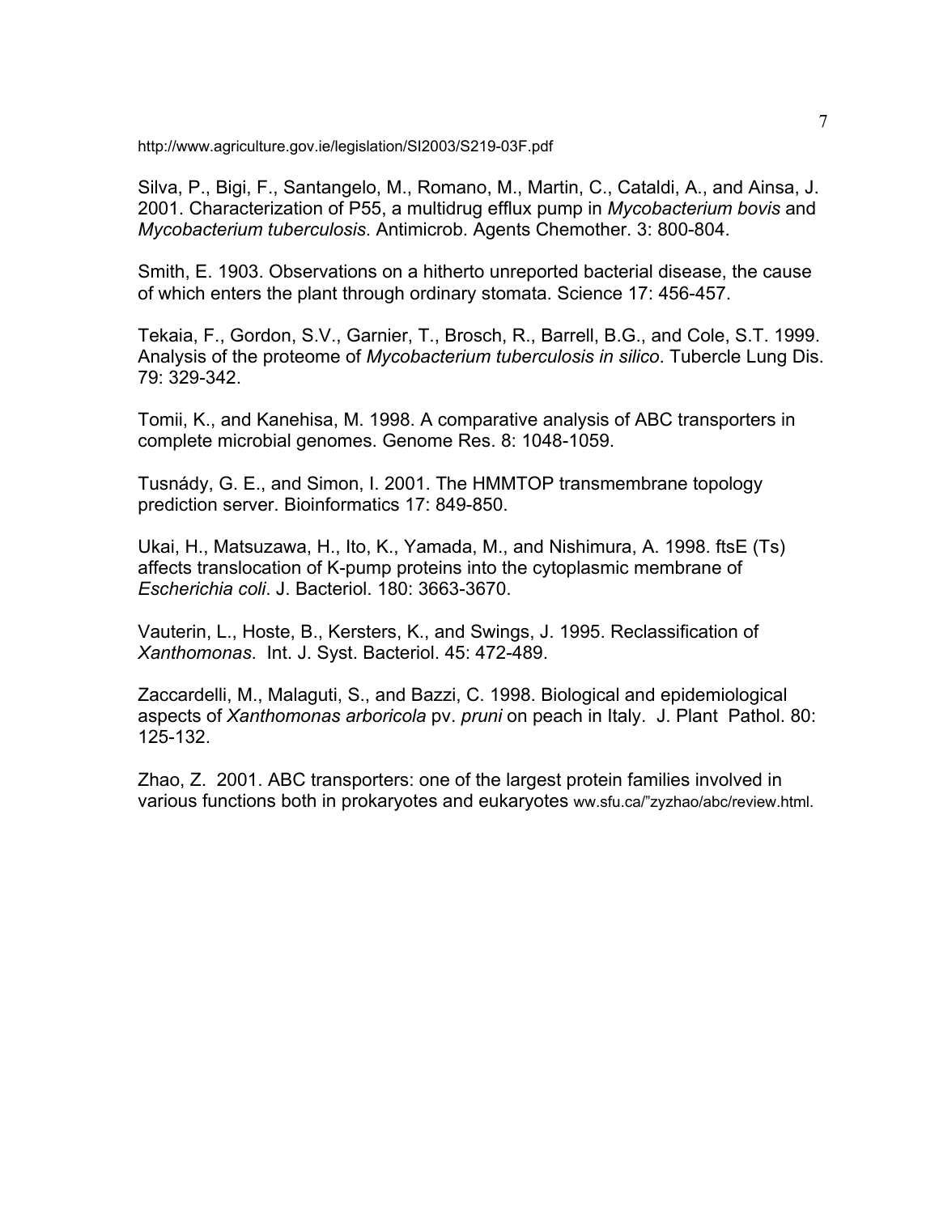http://www.agriculture.gov.ie/legislation/SI2003/S219-03F.pdf

Silva, P., Bigi, F., Santangelo, M., Romano, M., Martin, C., Cataldi, A., and Ainsa, J. 2001. Characterization of P55, a multidrug efflux pump in *Mycobacterium bovis* and *Mycobacterium tuberculosis*. Antimicrob. Agents Chemother. 3: 800-804.

Smith, E. 1903. Observations on a hitherto unreported bacterial disease, the cause of which enters the plant through ordinary stomata. Science 17: 456-457.

Tekaia, F., Gordon, S.V., Garnier, T., Brosch, R., Barrell, B.G., and Cole, S.T. 1999. Analysis of the proteome of *Mycobacterium tuberculosis in silico*. Tubercle Lung Dis. 79: 329-342.

Tomii, K., and Kanehisa, M. 1998. A comparative analysis of ABC transporters in complete microbial genomes. Genome Res. 8: 1048-1059.

Tusnády, G. E., and Simon, I. 2001. The HMMTOP transmembrane topology prediction server. Bioinformatics 17: 849-850.

Ukai, H., Matsuzawa, H., Ito, K., Yamada, M., and Nishimura, A. 1998. ftsE (Ts) affects translocation of K-pump proteins into the cytoplasmic membrane of *Escherichia coli*. J. Bacteriol. 180: 3663-3670.

Vauterin, L., Hoste, B., Kersters, K., and Swings, J. 1995. Reclassification of *Xanthomonas*. Int. J. Syst. Bacteriol. 45: 472-489.

Zaccardelli, M., Malaguti, S., and Bazzi, C. 1998. Biological and epidemiological aspects of *Xanthomonas arboricola* pv. *pruni* on peach in Italy. J. Plant Pathol. 80: 125-132.

Zhao, Z. 2001. ABC transporters: one of the largest protein families involved in various functions both in prokaryotes and eukaryotes ww.sfu.ca/"zyzhao/abc/review.html.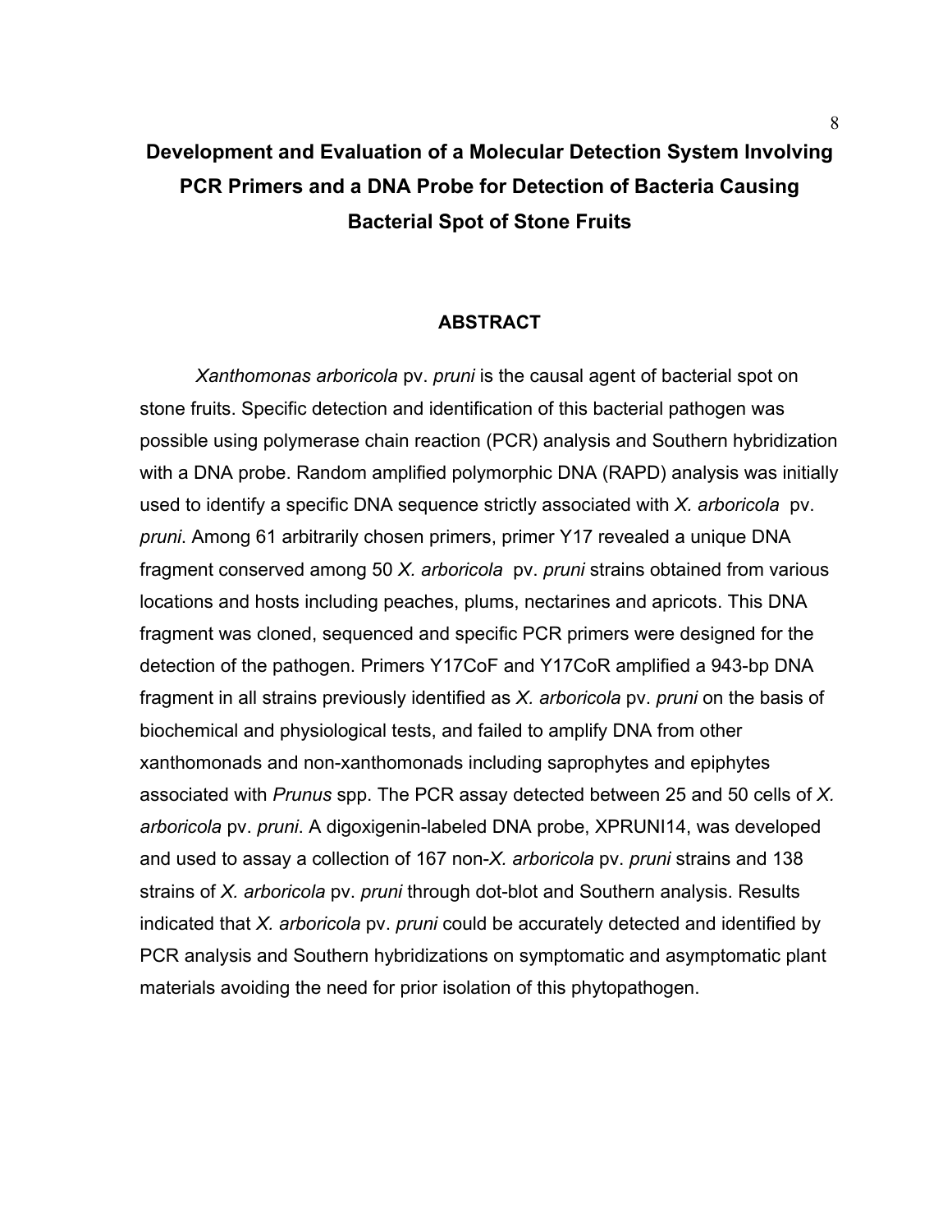# Development and Evaluation of a Molecular Detection System Involving PCR Primers and a DNA Probe for Detection of Bacteria Causing Bacterial Spot of Stone Fruits

## ABSTRACT

*Xanthomonas arboricola* pv. *pruni* is the causal agent of bacterial spot on stone fruits. Specific detection and identification of this bacterial pathogen was possible using polymerase chain reaction (PCR) analysis and Southern hybridization with a DNA probe. Random amplified polymorphic DNA (RAPD) analysis was initially used to identify a specific DNA sequence strictly associated with *X. arboricola* pv. *pruni*. Among 61 arbitrarily chosen primers, primer Y17 revealed a unique DNA fragment conserved among 50 *X. arboricola* pv. *pruni* strains obtained from various locations and hosts including peaches, plums, nectarines and apricots. This DNA fragment was cloned, sequenced and specific PCR primers were designed for the detection of the pathogen. Primers Y17CoF and Y17CoR amplified a 943-bp DNA fragment in all strains previously identified as *X. arboricola* pv. *pruni* on the basis of biochemical and physiological tests, and failed to amplify DNA from other xanthomonads and non-xanthomonads including saprophytes and epiphytes associated with *Prunus* spp. The PCR assay detected between 25 and 50 cells of *X. arboricola* pv. *pruni*. A digoxigenin-labeled DNA probe, XPRUNI14, was developed and used to assay a collection of 167 non-*X. arboricola* pv. *pruni* strains and 138 strains of *X. arboricola* pv. *pruni* through dot-blot and Southern analysis. Results indicated that *X. arboricola* pv. *pruni* could be accurately detected and identified by PCR analysis and Southern hybridizations on symptomatic and asymptomatic plant materials avoiding the need for prior isolation of this phytopathogen.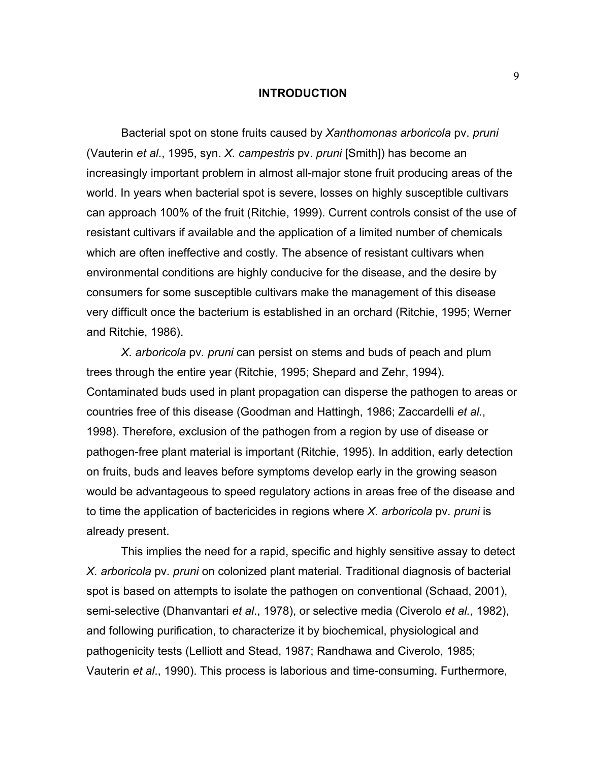# INTRODUCTION

Bacterial spot on stone fruits caused by *Xanthomonas arboricola* pv. *pruni* (Vauterin *et al*., 1995, syn. *X. campestris* pv. *pruni* [Smith]) has become an increasingly important problem in almost all-major stone fruit producing areas of the world. In years when bacterial spot is severe, losses on highly susceptible cultivars can approach 100% of the fruit (Ritchie, 1999). Current controls consist of the use of resistant cultivars if available and the application of a limited number of chemicals which are often ineffective and costly. The absence of resistant cultivars when environmental conditions are highly conducive for the disease, and the desire by consumers for some susceptible cultivars make the management of this disease very difficult once the bacterium is established in an orchard (Ritchie, 1995; Werner and Ritchie, 1986).

*X. arboricola* pv. *pruni* can persist on stems and buds of peach and plum trees through the entire year (Ritchie, 1995; Shepard and Zehr, 1994). Contaminated buds used in plant propagation can disperse the pathogen to areas or countries free of this disease (Goodman and Hattingh, 1986; Zaccardelli *et al.*, 1998). Therefore, exclusion of the pathogen from a region by use of disease or pathogen-free plant material is important (Ritchie, 1995). In addition, early detection on fruits, buds and leaves before symptoms develop early in the growing season would be advantageous to speed regulatory actions in areas free of the disease and to time the application of bactericides in regions where *X. arboricola* pv. *pruni* is already present.

This implies the need for a rapid, specific and highly sensitive assay to detect *X. arboricola* pv. *pruni* on colonized plant material. Traditional diagnosis of bacterial spot is based on attempts to isolate the pathogen on conventional (Schaad, 2001), semi-selective (Dhanvantari *et al*., 1978), or selective media (Civerolo *et al.,* 1982), and following purification, to characterize it by biochemical, physiological and pathogenicity tests (Lelliott and Stead, 1987; Randhawa and Civerolo, 1985; Vauterin *et al*., 1990). This process is laborious and time-consuming. Furthermore,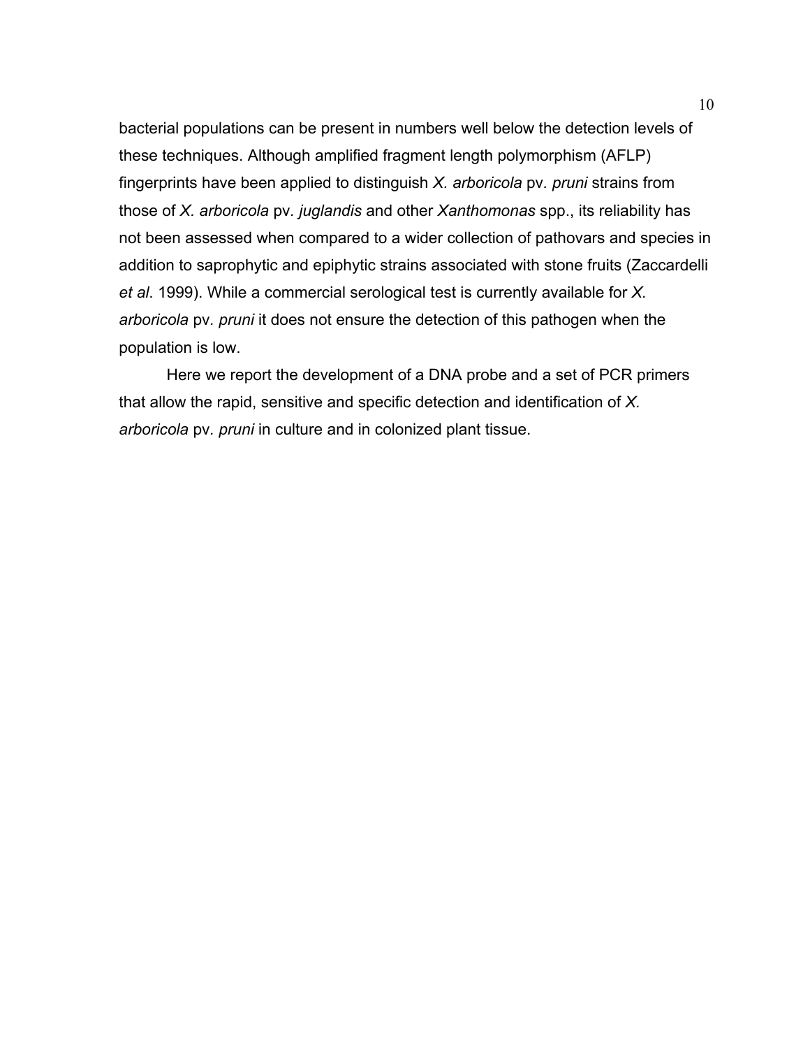bacterial populations can be present in numbers well below the detection levels of these techniques. Although amplified fragment length polymorphism (AFLP) fingerprints have been applied to distinguish *X. arboricola* pv. *pruni* strains from those of *X. arboricola* pv. *juglandis* and other *Xanthomonas* spp., its reliability has not been assessed when compared to a wider collection of pathovars and species in addition to saprophytic and epiphytic strains associated with stone fruits (Zaccardelli *et al*. 1999). While a commercial serological test is currently available for *X. arboricola* pv. *pruni* it does not ensure the detection of this pathogen when the population is low.

Here we report the development of a DNA probe and a set of PCR primers that allow the rapid, sensitive and specific detection and identification of *X. arboricola* pv. *pruni* in culture and in colonized plant tissue.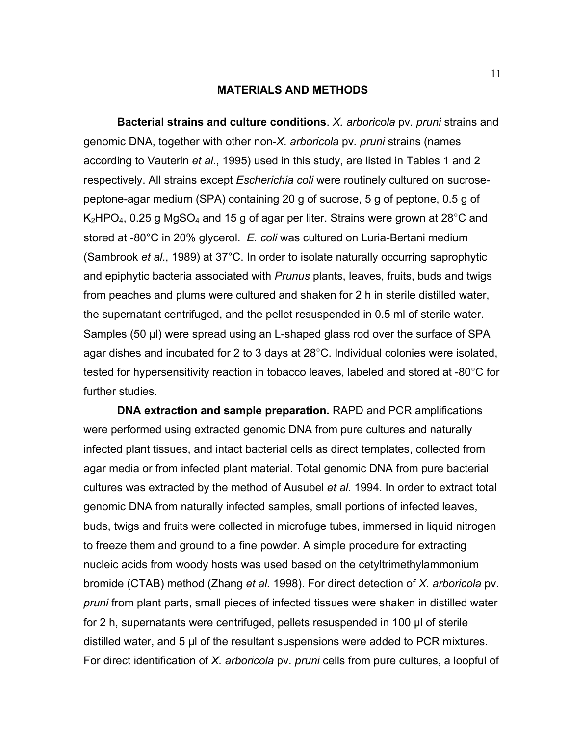## MATERIALS AND METHODS

**Bacterial strains and culture conditions**. *X. arboricola* pv. *pruni* strains and genomic DNA, together with other non-*X. arboricola* pv. *pruni* strains (names according to Vauterin *et al*., 1995) used in this study, are listed in Tables 1 and 2 respectively. All strains except *Escherichia coli* were routinely cultured on sucrose-peptone-agar medium (SPA) containing 20 g of sucrose, 5 g of peptone, 0.5 g of $K_2HPO_4$, 0.25 g $MgSO_4$ and 15 g of agar per liter. Strains were grown at 28°C and stored at -80°C in 20% glycerol. *E. coli* was cultured on Luria-Bertani medium (Sambrook *et al*., 1989) at 37°C. In order to isolate naturally occurring saprophytic and epiphytic bacteria associated with *Prunus* plants, leaves, fruits, buds and twigs from peaches and plums were cultured and shaken for 2 h in sterile distilled water, the supernatant centrifuged, and the pellet resuspended in 0.5 ml of sterile water. Samples (50 µl) were spread using an L-shaped glass rod over the surface of SPA agar dishes and incubated for 2 to 3 days at 28°C. Individual colonies were isolated, tested for hypersensitivity reaction in tobacco leaves, labeled and stored at -80°C for further studies.

**DNA extraction and sample preparation.** RAPD and PCR amplifications were performed using extracted genomic DNA from pure cultures and naturally infected plant tissues, and intact bacterial cells as direct templates, collected from agar media or from infected plant material. Total genomic DNA from pure bacterial cultures was extracted by the method of Ausubel *et al*. 1994. In order to extract total genomic DNA from naturally infected samples, small portions of infected leaves, buds, twigs and fruits were collected in microfuge tubes, immersed in liquid nitrogen to freeze them and ground to a fine powder. A simple procedure for extracting nucleic acids from woody hosts was used based on the cetyltrimethylammonium bromide (CTAB) method (Zhang *et al.* 1998). For direct detection of *X. arboricola* pv. *pruni* from plant parts, small pieces of infected tissues were shaken in distilled water for 2 h, supernatants were centrifuged, pellets resuspended in 100 µl of sterile distilled water, and 5 µl of the resultant suspensions were added to PCR mixtures. For direct identification of *X. arboricola* pv. *pruni* cells from pure cultures, a loopful of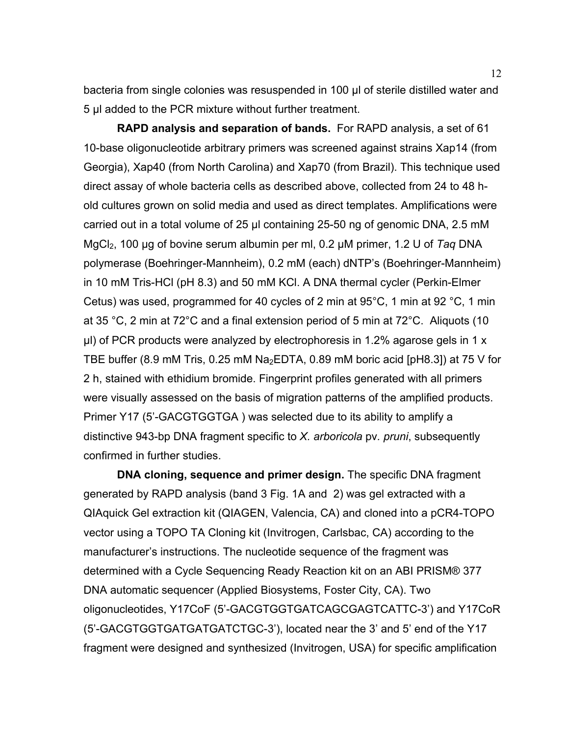bacteria from single colonies was resuspended in 100 µl of sterile distilled water and 5 µl added to the PCR mixture without further treatment.

**RAPD analysis and separation of bands.** For RAPD analysis, a set of 61 10-base oligonucleotide arbitrary primers was screened against strains Xap14 (from Georgia), Xap40 (from North Carolina) and Xap70 (from Brazil). This technique used direct assay of whole bacteria cells as described above, collected from 24 to 48 h-old cultures grown on solid media and used as direct templates. Amplifications were carried out in a total volume of 25 µl containing 25-50 ng of genomic DNA, 2.5 mM $MgCl_2$, 100 µg of bovine serum albumin per ml, 0.2 µM primer, 1.2 U of *Taq* DNA polymerase (Boehringer-Mannheim), 0.2 mM (each) dNTP's (Boehringer-Mannheim) in 10 mM Tris-HCl (pH 8.3) and 50 mM KCl. A DNA thermal cycler (Perkin-Elmer Cetus) was used, programmed for 40 cycles of 2 min at 95°C, 1 min at 92 °C, 1 min at 35 °C, 2 min at 72°C and a final extension period of 5 min at 72°C. Aliquots (10 µl) of PCR products were analyzed by electrophoresis in 1.2% agarose gels in 1 x TBE buffer (8.9 mM Tris, 0.25 mM $Na_2EDTA$, 0.89 mM boric acid [pH8.3]) at 75 V for 2 h, stained with ethidium bromide. Fingerprint profiles generated with all primers were visually assessed on the basis of migration patterns of the amplified products. Primer Y17 (5'-GACGTGGTGA ) was selected due to its ability to amplify a distinctive 943-bp DNA fragment specific to *X. arboricola* pv. *pruni*, subsequently confirmed in further studies.

**DNA cloning, sequence and primer design.** The specific DNA fragment generated by RAPD analysis (band 3 Fig. 1A and 2) was gel extracted with a QIAquick Gel extraction kit (QIAGEN, Valencia, CA) and cloned into a pCR4-TOPO vector using a TOPO TA Cloning kit (Invitrogen, Carlsbac, CA) according to the manufacturer's instructions. The nucleotide sequence of the fragment was determined with a Cycle Sequencing Ready Reaction kit on an ABI PRISM® 377 DNA automatic sequencer (Applied Biosystems, Foster City, CA). Two oligonucleotides, Y17CoF (5'-GACGTGGTGATCAGCGAGTCATTC-3') and Y17CoR (5'-GACGTGGTGATGATGATCTGC-3'), located near the 3' and 5' end of the Y17 fragment were designed and synthesized (Invitrogen, USA) for specific amplification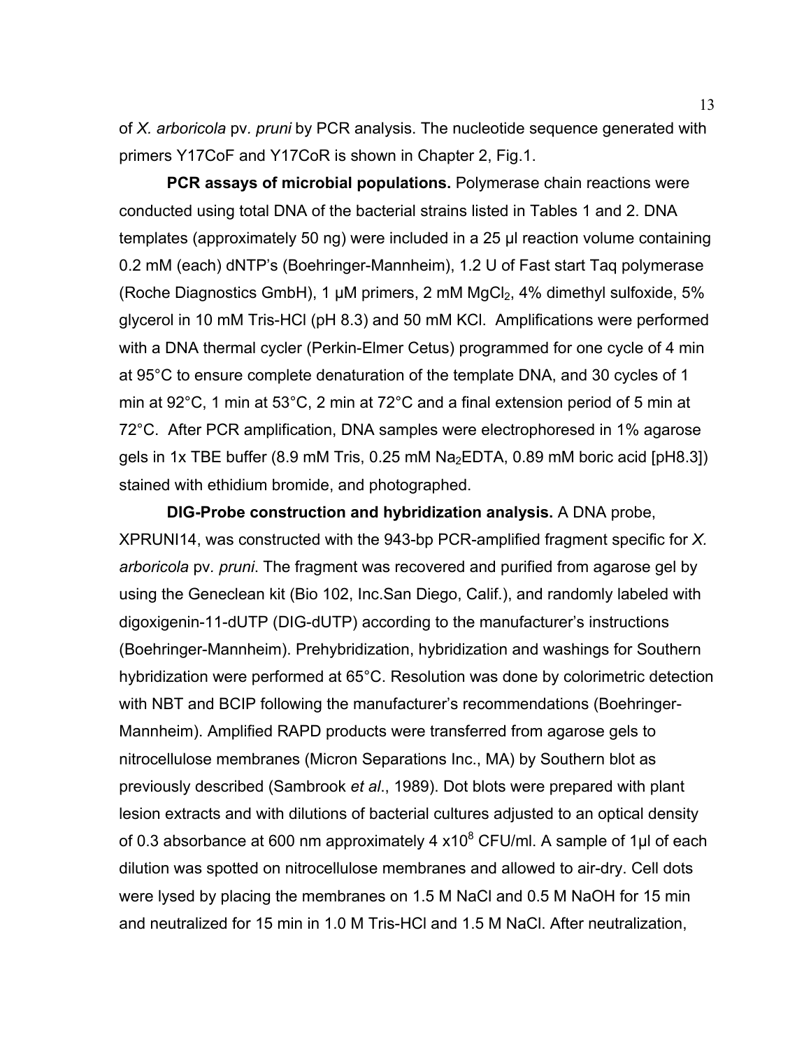of *X. arboricola* pv. *pruni* by PCR analysis. The nucleotide sequence generated with primers Y17CoF and Y17CoR is shown in Chapter 2, Fig.1.

**PCR assays of microbial populations.** Polymerase chain reactions were conducted using total DNA of the bacterial strains listed in Tables 1 and 2. DNA templates (approximately 50 ng) were included in a 25 µl reaction volume containing 0.2 mM (each) dNTP's (Boehringer-Mannheim), 1.2 U of Fast start Taq polymerase (Roche Diagnostics GmbH), 1 µM primers, 2 mM $MgCl_2$, 4% dimethyl sulfoxide, 5% glycerol in 10 mM Tris-HCl (pH 8.3) and 50 mM KCl. Amplifications were performed with a DNA thermal cycler (Perkin-Elmer Cetus) programmed for one cycle of 4 min at 95°C to ensure complete denaturation of the template DNA, and 30 cycles of 1 min at 92°C, 1 min at 53°C, 2 min at 72°C and a final extension period of 5 min at 72°C. After PCR amplification, DNA samples were electrophoresed in 1% agarose gels in 1x TBE buffer (8.9 mM Tris, 0.25 mM $Na_2EDTA$, 0.89 mM boric acid [pH8.3]) stained with ethidium bromide, and photographed.

**DIG-Probe construction and hybridization analysis.** A DNA probe, XPRUNI14, was constructed with the 943-bp PCR-amplified fragment specific for *X. arboricola* pv. *pruni*. The fragment was recovered and purified from agarose gel by using the Geneclean kit (Bio 102, Inc.San Diego, Calif.), and randomly labeled with digoxigenin-11-dUTP (DIG-dUTP) according to the manufacturer's instructions (Boehringer-Mannheim). Prehybridization, hybridization and washings for Southern hybridization were performed at 65°C. Resolution was done by colorimetric detection with NBT and BCIP following the manufacturer's recommendations (Boehringer-Mannheim). Amplified RAPD products were transferred from agarose gels to nitrocellulose membranes (Micron Separations Inc., MA) by Southern blot as previously described (Sambrook *et al*., 1989). Dot blots were prepared with plant lesion extracts and with dilutions of bacterial cultures adjusted to an optical density of 0.3 absorbance at 600 nm approximately 4 $\times 10^8$ CFU/ml. A sample of 1µl of each dilution was spotted on nitrocellulose membranes and allowed to air-dry. Cell dots were lysed by placing the membranes on 1.5 M NaCl and 0.5 M NaOH for 15 min and neutralized for 15 min in 1.0 M Tris-HCl and 1.5 M NaCl. After neutralization,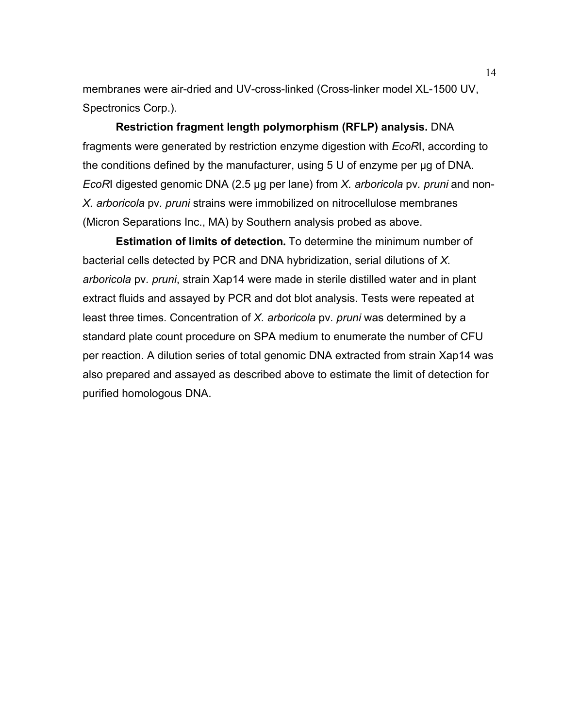membranes were air-dried and UV-cross-linked (Cross-linker model XL-1500 UV, Spectronics Corp.).

**Restriction fragment length polymorphism (RFLP) analysis.** DNA fragments were generated by restriction enzyme digestion with *EcoR*I, according to the conditions defined by the manufacturer, using 5 U of enzyme per µg of DNA. *EcoR*I digested genomic DNA (2.5 µg per lane) from *X. arboricola* pv. *pruni* and non-*X. arboricola* pv. *pruni* strains were immobilized on nitrocellulose membranes (Micron Separations Inc., MA) by Southern analysis probed as above.

**Estimation of limits of detection.** To determine the minimum number of bacterial cells detected by PCR and DNA hybridization, serial dilutions of *X. arboricola* pv. *pruni*, strain Xap14 were made in sterile distilled water and in plant extract fluids and assayed by PCR and dot blot analysis. Tests were repeated at least three times. Concentration of *X. arboricola* pv. *pruni* was determined by a standard plate count procedure on SPA medium to enumerate the number of CFU per reaction. A dilution series of total genomic DNA extracted from strain Xap14 was also prepared and assayed as described above to estimate the limit of detection for purified homologous DNA.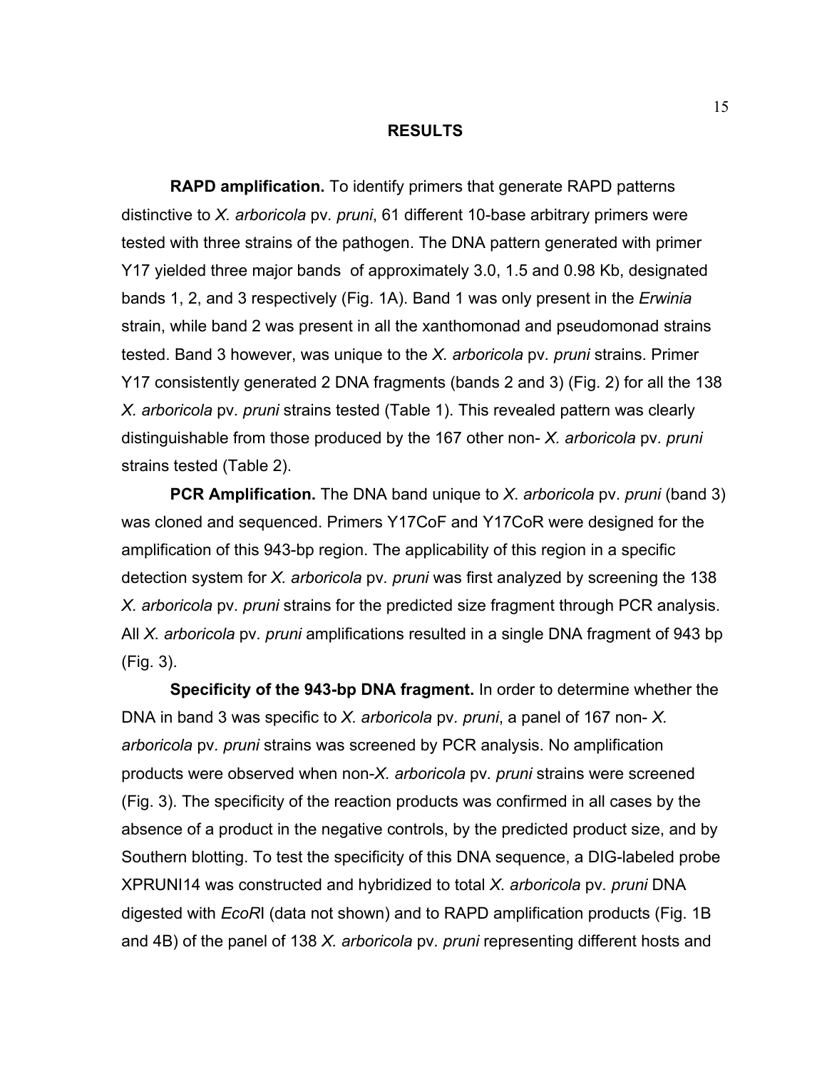## RESULTS

**RAPD amplification.** To identify primers that generate RAPD patterns distinctive to *X. arboricola* pv. *pruni*, 61 different 10-base arbitrary primers were tested with three strains of the pathogen. The DNA pattern generated with primer Y17 yielded three major bands of approximately 3.0, 1.5 and 0.98 Kb, designated bands 1, 2, and 3 respectively (Fig. 1A). Band 1 was only present in the *Erwinia* strain, while band 2 was present in all the xanthomonad and pseudomonad strains tested. Band 3 however, was unique to the *X. arboricola* pv. *pruni* strains. Primer Y17 consistently generated 2 DNA fragments (bands 2 and 3) (Fig. 2) for all the 138 *X. arboricola* pv. *pruni* strains tested (Table 1). This revealed pattern was clearly distinguishable from those produced by the 167 other non- *X. arboricola* pv. *pruni* strains tested (Table 2).

**PCR Amplification.** The DNA band unique to *X. arboricola* pv. *pruni* (band 3) was cloned and sequenced. Primers Y17CoF and Y17CoR were designed for the amplification of this 943-bp region. The applicability of this region in a specific detection system for *X. arboricola* pv. *pruni* was first analyzed by screening the 138 *X. arboricola* pv. *pruni* strains for the predicted size fragment through PCR analysis. All *X. arboricola* pv. *pruni* amplifications resulted in a single DNA fragment of 943 bp (Fig. 3).

**Specificity of the 943-bp DNA fragment.** In order to determine whether the DNA in band 3 was specific to *X. arboricola* pv. *pruni*, a panel of 167 non- *X. arboricola* pv. *pruni* strains was screened by PCR analysis. No amplification products were observed when non-*X. arboricola* pv. *pruni* strains were screened (Fig. 3). The specificity of the reaction products was confirmed in all cases by the absence of a product in the negative controls, by the predicted product size, and by Southern blotting. To test the specificity of this DNA sequence, a DIG-labeled probe XPRUNI14 was constructed and hybridized to total *X. arboricola* pv. *pruni* DNA digested with *EcoR*I (data not shown) and to RAPD amplification products (Fig. 1B and 4B) of the panel of 138 *X. arboricola* pv. *pruni* representing different hosts and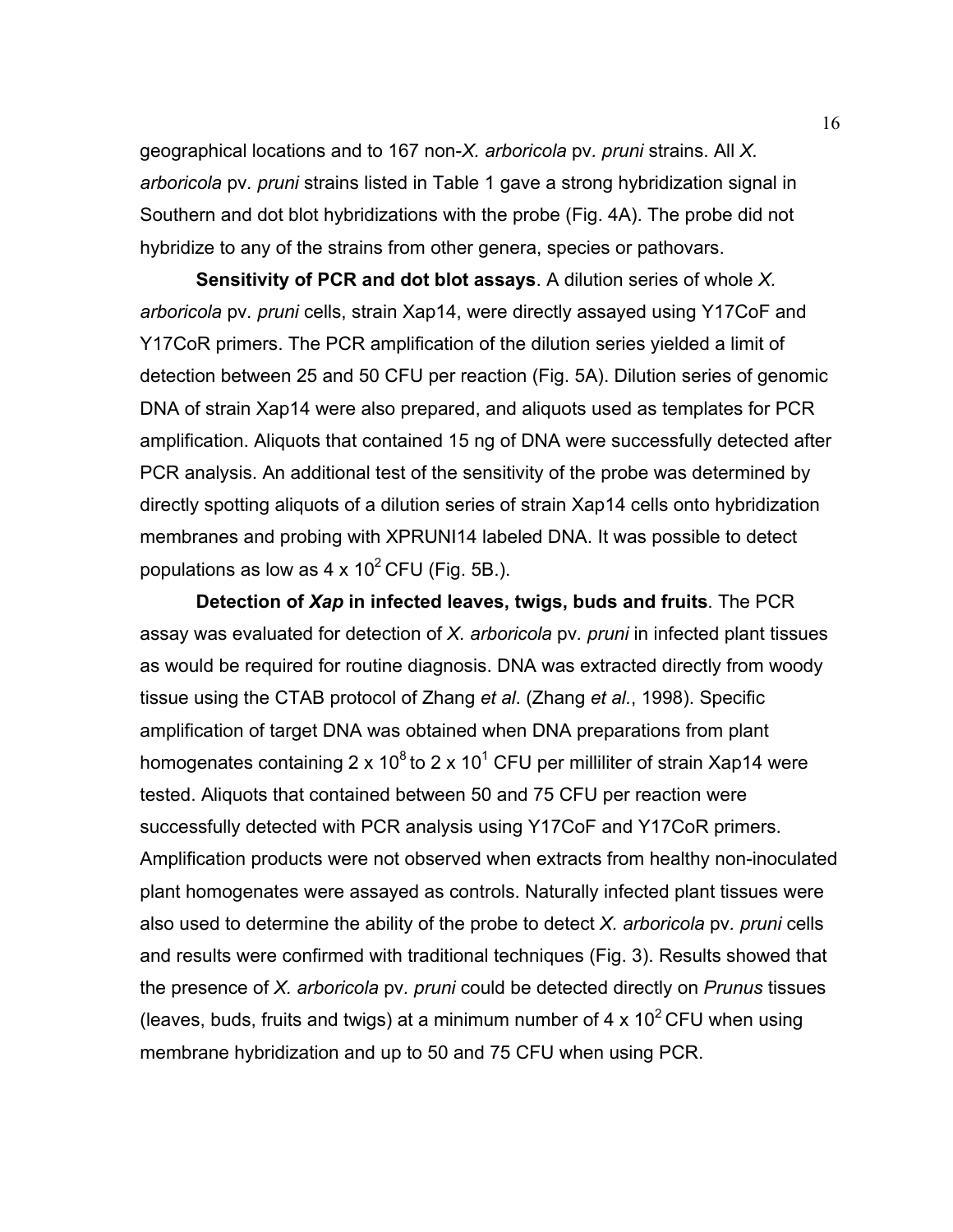geographical locations and to 167 non-*X. arboricola* pv. *pruni* strains. All *X. arboricola* pv. *pruni* strains listed in Table 1 gave a strong hybridization signal in Southern and dot blot hybridizations with the probe (Fig. 4A). The probe did not hybridize to any of the strains from other genera, species or pathovars.

**Sensitivity of PCR and dot blot assays**. A dilution series of whole *X. arboricola* pv. *pruni* cells, strain Xap14, were directly assayed using Y17CoF and Y17CoR primers. The PCR amplification of the dilution series yielded a limit of detection between 25 and 50 CFU per reaction (Fig. 5A). Dilution series of genomic DNA of strain Xap14 were also prepared, and aliquots used as templates for PCR amplification. Aliquots that contained 15 ng of DNA were successfully detected after PCR analysis. An additional test of the sensitivity of the probe was determined by directly spotting aliquots of a dilution series of strain Xap14 cells onto hybridization membranes and probing with XPRUNI14 labeled DNA. It was possible to detect populations as low as $4 \times 10^2$ CFU (Fig. 5B.).

**Detection of *Xap* in infected leaves, twigs, buds and fruits**. The PCR assay was evaluated for detection of *X. arboricola* pv. *pruni* in infected plant tissues as would be required for routine diagnosis. DNA was extracted directly from woody tissue using the CTAB protocol of Zhang *et al*. (Zhang *et al.*, 1998). Specific amplification of target DNA was obtained when DNA preparations from plant homogenates containing $2 \times 10^8$ to $2 \times 10^1$ CFU per milliliter of strain Xap14 were tested. Aliquots that contained between 50 and 75 CFU per reaction were successfully detected with PCR analysis using Y17CoF and Y17CoR primers. Amplification products were not observed when extracts from healthy non-inoculated plant homogenates were assayed as controls. Naturally infected plant tissues were also used to determine the ability of the probe to detect *X. arboricola* pv. *pruni* cells and results were confirmed with traditional techniques (Fig. 3). Results showed that the presence of *X. arboricola* pv. *pruni* could be detected directly on *Prunus* tissues (leaves, buds, fruits and twigs) at a minimum number of $4 \times 10^2$ CFU when using membrane hybridization and up to 50 and 75 CFU when using PCR.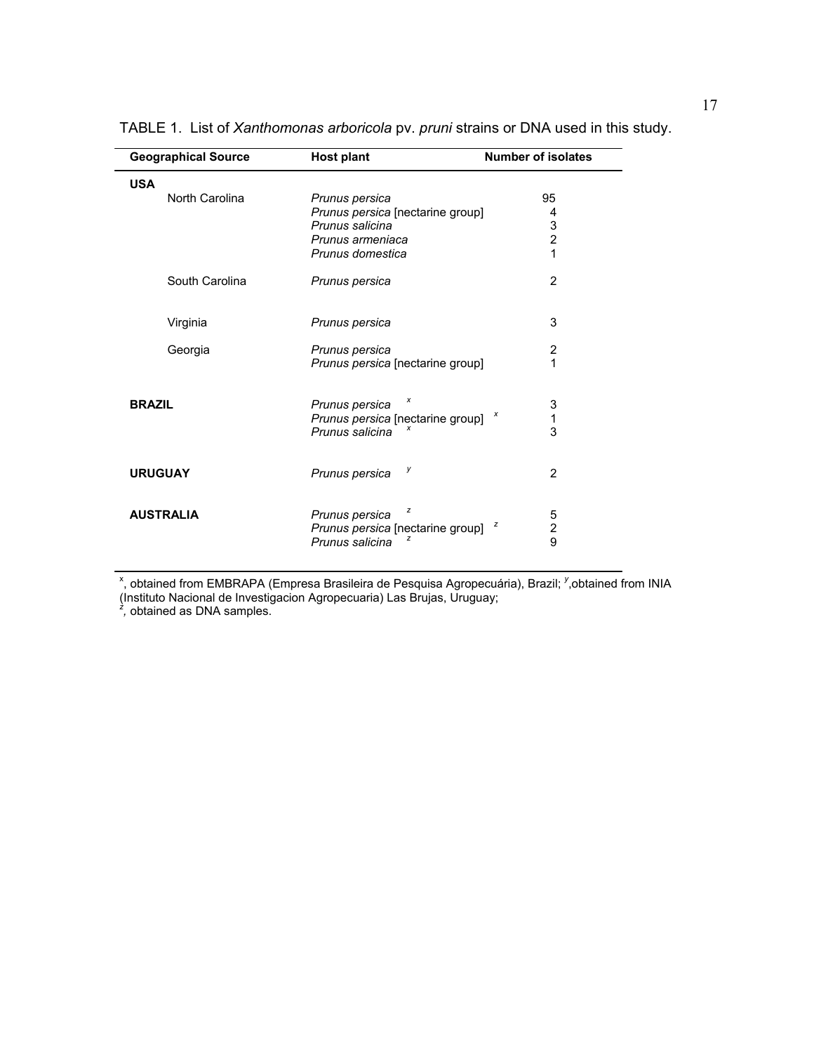TABLE 1. List of *Xanthomonas arboricola* pv. *pruni* strains or DNA used in this study.

| Geographical Source | Host plant | Number of isolates |
|---|---|---|
| **USA** | | |
| North Carolina | *Prunus persica* | 95 |
| | *Prunus persica* [nectarine group] | 4 |
| | *Prunus salicina* | 3 |
| | *Prunus armeniaca* | 2 |
| | *Prunus domestica* | 1 |
| South Carolina | *Prunus persica* | 2 |
| Virginia | *Prunus persica* | 3 |
| Georgia | *Prunus persica* | 2 |
| | *Prunus persica* [nectarine group] | 1 |
| **BRAZIL** | *Prunus persica* [x] | 3 |
| | *Prunus persica* [nectarine group] [x] | 1 |
| | *Prunus salicina* [x] | 3 |
| **URUGUAY** | *Prunus persica* [y] | 2 |
| **AUSTRALIA** | *Prunus persica* [z] | 5 |
| | *Prunus persica* [nectarine group] [z] | 2 |
| | *Prunus salicina* [z] | 9 |

[x], obtained from EMBRAPA (Empresa Brasileira de Pesquisa Agropecuária), Brazil; [y],obtained from INIA (Instituto Nacional de Investigacion Agropecuaria) Las Brujas, Uruguay;
[z], obtained as DNA samples.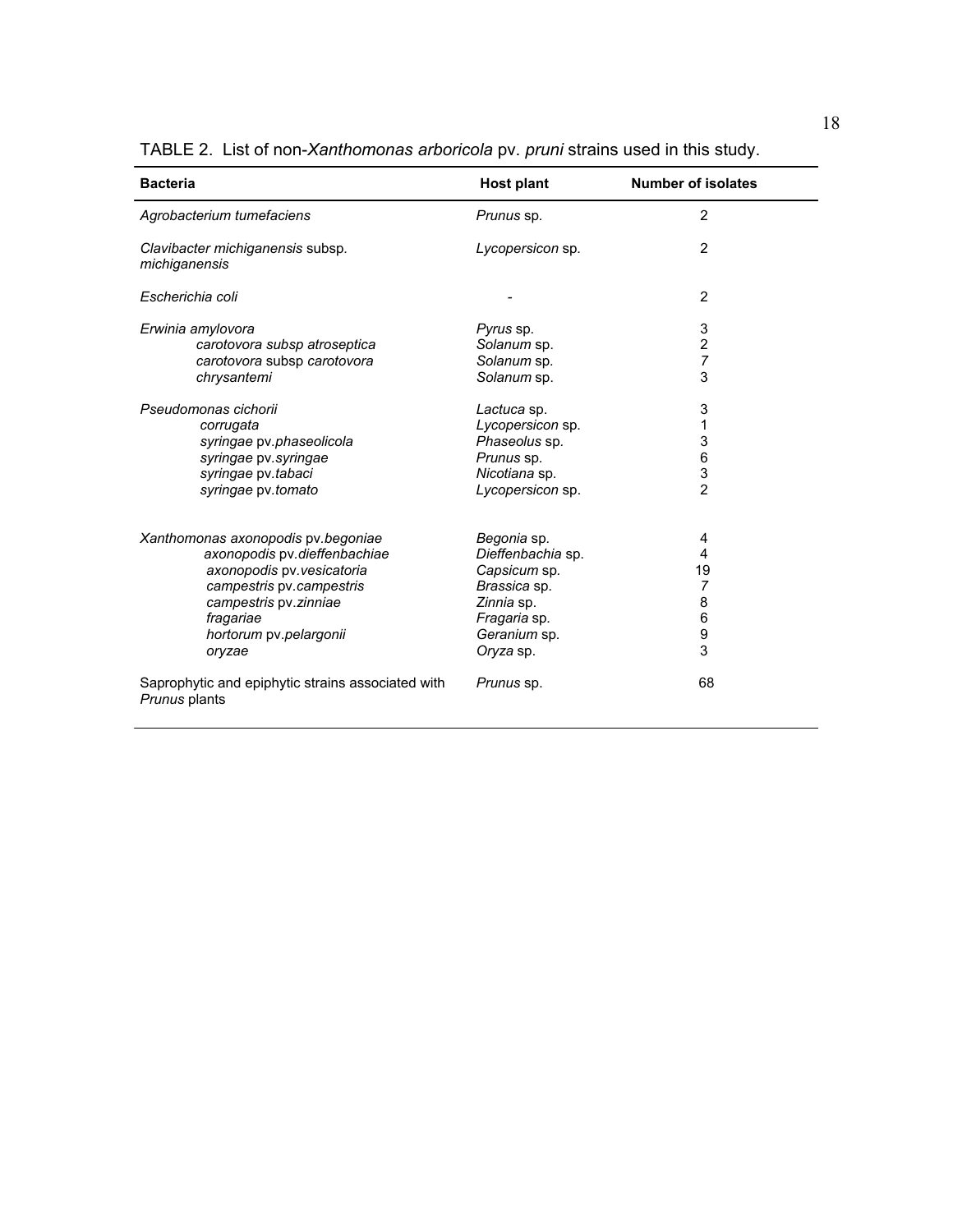TABLE 2. List of non-*Xanthomonas arboricola* pv. *pruni* strains used in this study.

| Bacteria | Host plant | Number of isolates |
|---|---|---|
| *Agrobacterium tumefaciens* | *Prunus* sp. | 2 |
| *Clavibacter michiganensis* subsp. *michiganensis* | *Lycopersicon* sp. | 2 |
| *Escherichia coli* | - | 2 |
| *Erwinia amylovora* | *Pyrus* sp. | 3 |
| *carotovora subsp atroseptica* | *Solanum* sp. | 2 |
| *carotovora* subsp *carotovora* | *Solanum* sp. | 7 |
| *chrysantemi* | *Solanum* sp. | 3 |
| *Pseudomonas cichorii* | *Lactuca* sp. | 3 |
| *corrugata* | *Lycopersicon* sp. | 1 |
| *syringae* pv.*phaseolicola* | *Phaseolus* sp. | 3 |
| *syringae* pv.*syringae* | *Prunus* sp. | 6 |
| *syringae* pv.*tabaci* | *Nicotiana* sp. | 3 |
| *syringae* pv.*tomato* | *Lycopersicon* sp. | 2 |
| *Xanthomonas axonopodis* pv.*begoniae* | *Begonia* sp. | 4 |
| *axonopodis* pv.*dieffenbachiae* | *Dieffenbachia* sp. | 4 |
| *axonopodis* pv.*vesicatoria* | *Capsicum* sp. | 19 |
| *campestris* pv.*campestris* | *Brassica* sp. | 7 |
| *campestris* pv.*zinniae* | *Zinnia* sp. | 8 |
| *fragariae* | *Fragaria* sp. | 6 |
| *hortorum* pv.*pelargonii* | *Geranium* sp. | 9 |
| *oryzae* | *Oryza* sp. | 3 |
| Saprophytic and epiphytic strains associated with *Prunus* plants | *Prunus* sp. | 68 |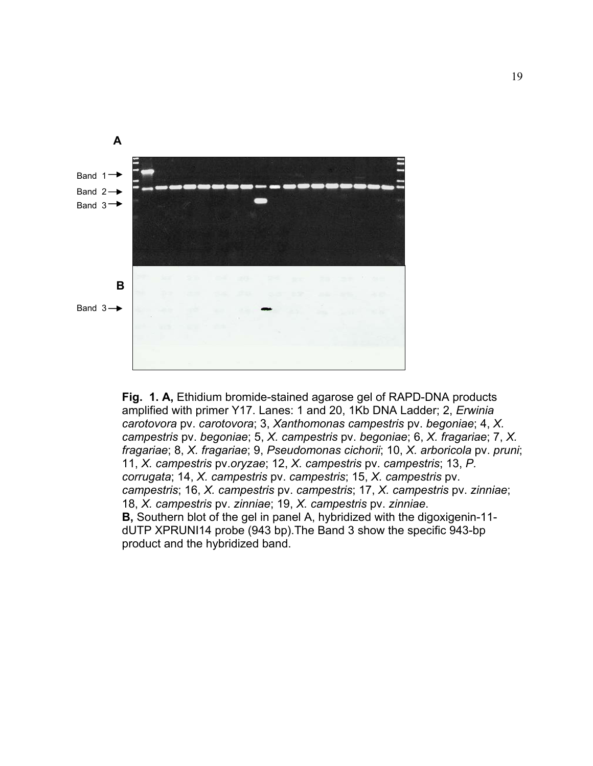**Fig. 1. A,** Ethidium bromide-stained agarose gel of RAPD-DNA products amplified with primer Y17. Lanes: 1 and 20, 1Kb DNA Ladder; 2, *Erwinia carotovora* pv. *carotovora*; 3, *Xanthomonas campestris* pv. *begoniae*; 4, *X. campestris* pv. *begoniae*; 5, *X. campestris* pv. *begoniae*; 6, *X. fragariae*; 7, *X. fragariae*; 8, *X. fragariae*; 9, *Pseudomonas cichorii*; 10, *X. arboricola* pv. *pruni*; 11, *X. campestris* pv.*oryzae*; 12, *X. campestris* pv. *campestris*; 13, *P. corrugata*; 14, *X. campestris* pv. *campestris*; 15, *X. campestris* pv. *campestris*; 16, *X. campestris* pv. *campestris*; 17, *X. campestris* pv. *zinniae*; 18, *X. campestris* pv. *zinniae*; 19, *X. campestris* pv. *zinniae*.

**B,** Southern blot of the gel in panel A, hybridized with the digoxigenin-11-dUTP XPRUNI14 probe (943 bp).The Band 3 show the specific 943-bp product and the hybridized band.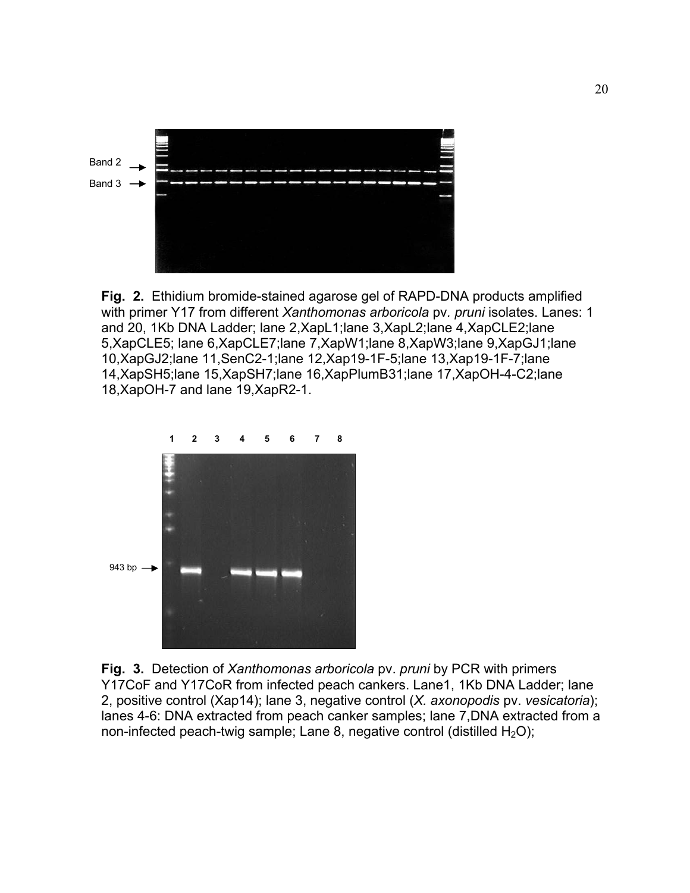**Fig. 2.** Ethidium bromide-stained agarose gel of RAPD-DNA products amplified with primer Y17 from different *Xanthomonas arboricola* pv. *pruni* isolates. Lanes: 1 and 20, 1Kb DNA Ladder; lane 2,XapL1;lane 3,XapL2;lane 4,XapCLE2;lane 5,XapCLE5; lane 6,XapCLE7;lane 7,XapW1;lane 8,XapW3;lane 9,XapGJ1;lane 10,XapGJ2;lane 11,SenC2-1;lane 12,Xap19-1F-5;lane 13,Xap19-1F-7;lane 14,XapSH5;lane 15,XapSH7;lane 16,XapPlumB31;lane 17,XapOH-4-C2;lane 18,XapOH-7 and lane 19,XapR2-1.

**Fig. 3.** Detection of *Xanthomonas arboricola* pv. *pruni* by PCR with primers Y17CoF and Y17CoR from infected peach cankers. Lane1, 1Kb DNA Ladder; lane 2, positive control (Xap14); lane 3, negative control (*X. axonopodis* pv. *vesicatoria*); lanes 4-6: DNA extracted from peach canker samples; lane 7,DNA extracted from a non-infected peach-twig sample; Lane 8, negative control (distilled $H_2O$);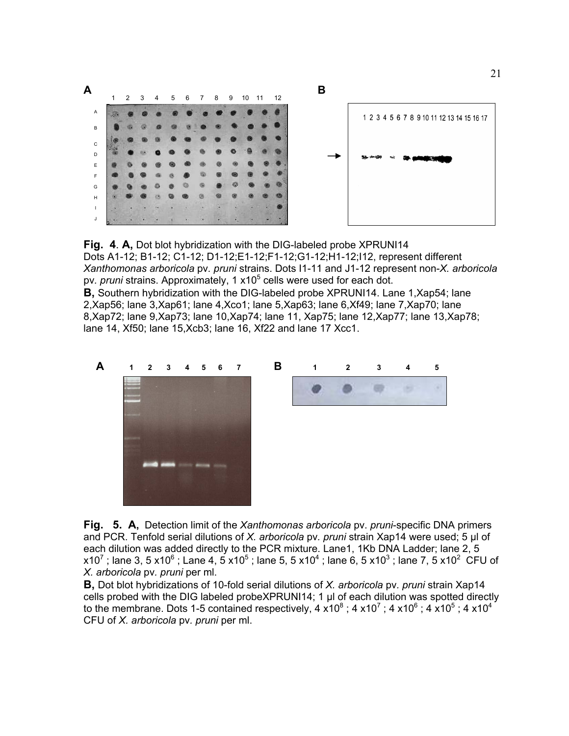**Fig. 4**. **A,** Dot blot hybridization with the DIG-labeled probe XPRUNI14
Dots A1-12; B1-12; C1-12; D1-12;E1-12;F1-12;G1-12;H1-12;I12, represent different *Xanthomonas arboricola* pv. *pruni* strains. Dots I1-11 and J1-12 represent non-*X. arboricola* pv. *pruni* strains. Approximately, 1 x$10^5$ cells were used for each dot.
**B,** Southern hybridization with the DIG-labeled probe XPRUNI14. Lane 1,Xap54; lane 2,Xap56; lane 3,Xap61; lane 4,Xco1; lane 5,Xap63; lane 6,Xf49; lane 7,Xap70; lane 8,Xap72; lane 9,Xap73; lane 10,Xap74; lane 11, Xap75; lane 12,Xap77; lane 13,Xap78; lane 14, Xf50; lane 15,Xcb3; lane 16, Xf22 and lane 17 Xcc1.

**Fig. 5. A,** Detection limit of the *Xanthomonas arboricola* pv. *pruni*-specific DNA primers and PCR. Tenfold serial dilutions of *X. arboricola* pv. *pruni* strain Xap14 were used; 5 µl of each dilution was added directly to the PCR mixture. Lane1, 1Kb DNA Ladder; lane 2, 5 x$10^7$ ; lane 3, 5 x$10^6$ ; Lane 4, 5 x$10^5$ ; lane 5, 5 x$10^4$ ; lane 6, 5 x$10^3$ ; lane 7, 5 x$10^2$ CFU of *X. arboricola* pv. *pruni* per ml.
**B,** Dot blot hybridizations of 10-fold serial dilutions of *X. arboricola* pv. *pruni* strain Xap14 cells probed with the DIG labeled probeXPRUNI14; 1 µl of each dilution was spotted directly to the membrane. Dots 1-5 contained respectively, 4 x$10^8$ ; 4 x$10^7$ ; 4 x$10^6$ ; 4 x$10^5$ ; 4 x$10^4$ CFU of *X. arboricola* pv. *pruni* per ml.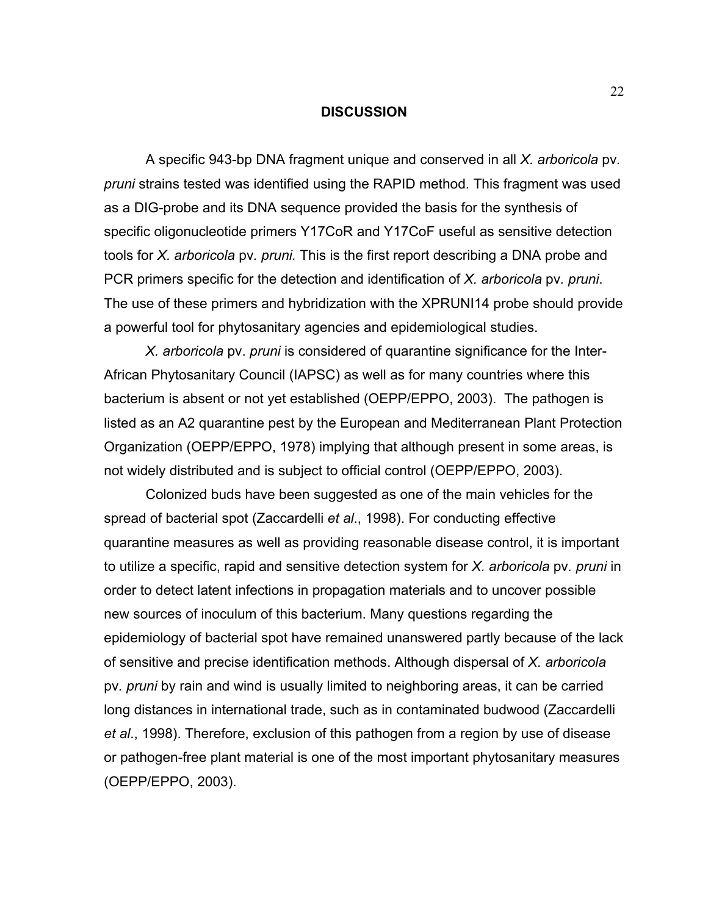## DISCUSSION

A specific 943-bp DNA fragment unique and conserved in all *X. arboricola* pv. *pruni* strains tested was identified using the RAPID method. This fragment was used as a DIG-probe and its DNA sequence provided the basis for the synthesis of specific oligonucleotide primers Y17CoR and Y17CoF useful as sensitive detection tools for *X. arboricola* pv. *pruni.* This is the first report describing a DNA probe and PCR primers specific for the detection and identification of *X. arboricola* pv. *pruni*. The use of these primers and hybridization with the XPRUNI14 probe should provide a powerful tool for phytosanitary agencies and epidemiological studies.

*X. arboricola* pv. *pruni* is considered of quarantine significance for the Inter-African Phytosanitary Council (IAPSC) as well as for many countries where this bacterium is absent or not yet established (OEPP/EPPO, 2003). The pathogen is listed as an A2 quarantine pest by the European and Mediterranean Plant Protection Organization (OEPP/EPPO, 1978) implying that although present in some areas, is not widely distributed and is subject to official control (OEPP/EPPO, 2003).

Colonized buds have been suggested as one of the main vehicles for the spread of bacterial spot (Zaccardelli *et al*., 1998). For conducting effective quarantine measures as well as providing reasonable disease control, it is important to utilize a specific, rapid and sensitive detection system for *X. arboricola* pv. *pruni* in order to detect latent infections in propagation materials and to uncover possible new sources of inoculum of this bacterium. Many questions regarding the epidemiology of bacterial spot have remained unanswered partly because of the lack of sensitive and precise identification methods. Although dispersal of *X. arboricola* pv. *pruni* by rain and wind is usually limited to neighboring areas, it can be carried long distances in international trade, such as in contaminated budwood (Zaccardelli *et al*., 1998). Therefore, exclusion of this pathogen from a region by use of disease or pathogen-free plant material is one of the most important phytosanitary measures (OEPP/EPPO, 2003).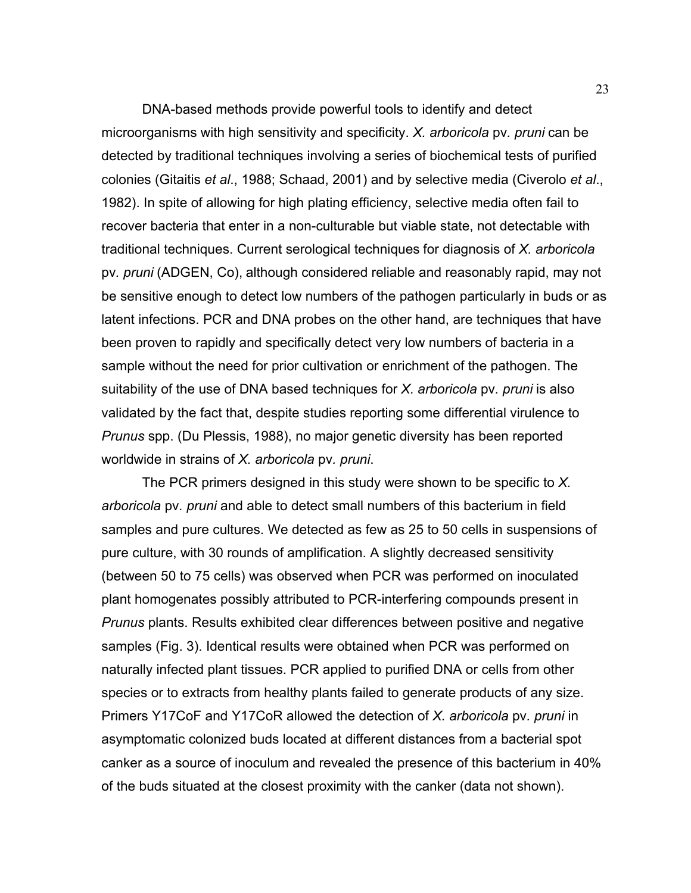DNA-based methods provide powerful tools to identify and detect microorganisms with high sensitivity and specificity. *X. arboricola* pv. *pruni* can be detected by traditional techniques involving a series of biochemical tests of purified colonies (Gitaitis *et al*., 1988; Schaad, 2001) and by selective media (Civerolo *et al*., 1982). In spite of allowing for high plating efficiency, selective media often fail to recover bacteria that enter in a non-culturable but viable state, not detectable with traditional techniques. Current serological techniques for diagnosis of *X. arboricola* pv. *pruni* (ADGEN, Co), although considered reliable and reasonably rapid, may not be sensitive enough to detect low numbers of the pathogen particularly in buds or as latent infections. PCR and DNA probes on the other hand, are techniques that have been proven to rapidly and specifically detect very low numbers of bacteria in a sample without the need for prior cultivation or enrichment of the pathogen. The suitability of the use of DNA based techniques for *X. arboricola* pv. *pruni* is also validated by the fact that, despite studies reporting some differential virulence to *Prunus* spp. (Du Plessis, 1988), no major genetic diversity has been reported worldwide in strains of *X. arboricola* pv. *pruni*.

The PCR primers designed in this study were shown to be specific to *X. arboricola* pv. *pruni* and able to detect small numbers of this bacterium in field samples and pure cultures. We detected as few as 25 to 50 cells in suspensions of pure culture, with 30 rounds of amplification. A slightly decreased sensitivity (between 50 to 75 cells) was observed when PCR was performed on inoculated plant homogenates possibly attributed to PCR-interfering compounds present in *Prunus* plants. Results exhibited clear differences between positive and negative samples (Fig. 3). Identical results were obtained when PCR was performed on naturally infected plant tissues. PCR applied to purified DNA or cells from other species or to extracts from healthy plants failed to generate products of any size. Primers Y17CoF and Y17CoR allowed the detection of *X. arboricola* pv. *pruni* in asymptomatic colonized buds located at different distances from a bacterial spot canker as a source of inoculum and revealed the presence of this bacterium in 40% of the buds situated at the closest proximity with the canker (data not shown).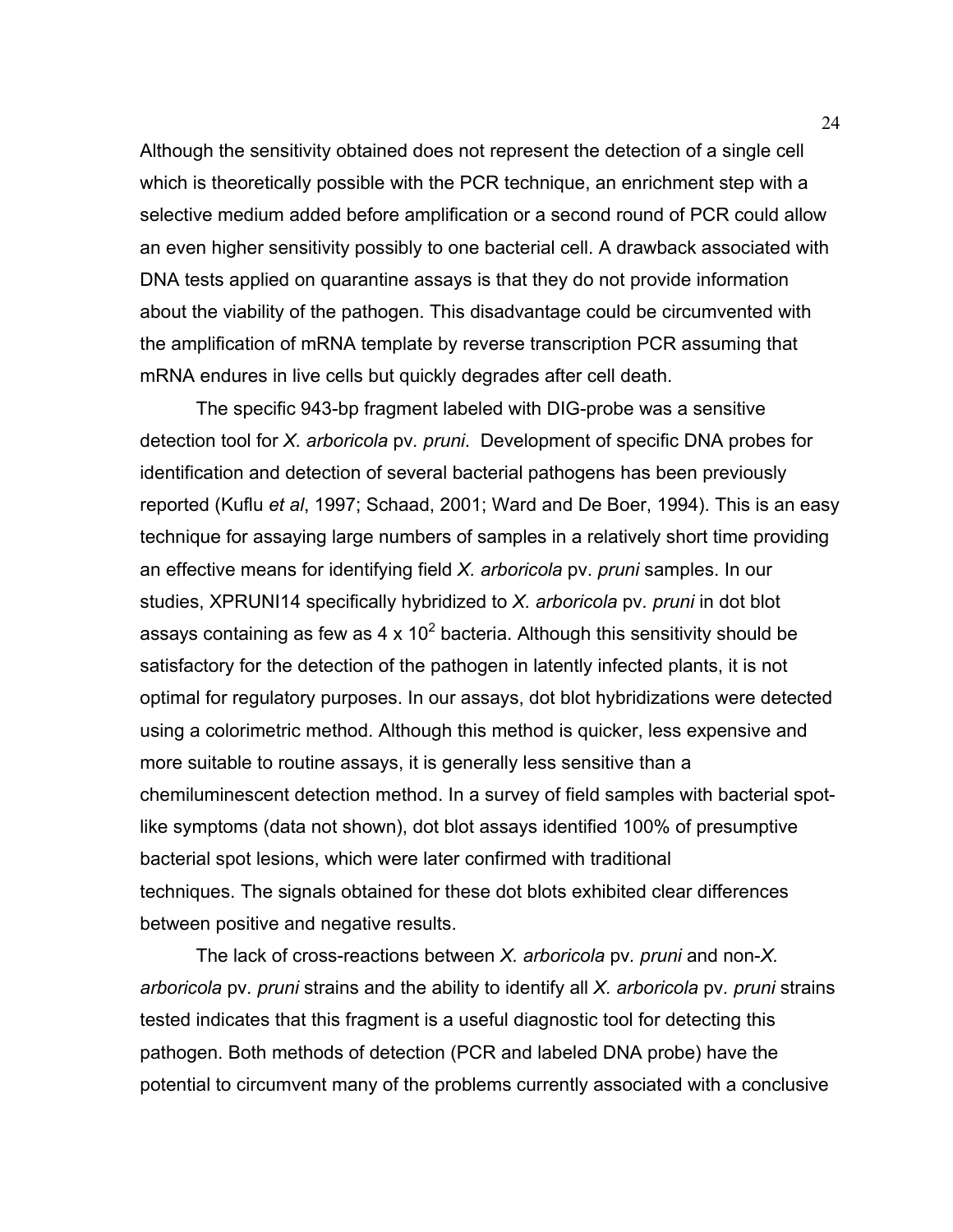Although the sensitivity obtained does not represent the detection of a single cell which is theoretically possible with the PCR technique, an enrichment step with a selective medium added before amplification or a second round of PCR could allow an even higher sensitivity possibly to one bacterial cell. A drawback associated with DNA tests applied on quarantine assays is that they do not provide information about the viability of the pathogen. This disadvantage could be circumvented with the amplification of mRNA template by reverse transcription PCR assuming that mRNA endures in live cells but quickly degrades after cell death.

The specific 943-bp fragment labeled with DIG-probe was a sensitive detection tool for *X. arboricola* pv. *pruni*. Development of specific DNA probes for identification and detection of several bacterial pathogens has been previously reported (Kuflu *et al*, 1997; Schaad, 2001; Ward and De Boer, 1994). This is an easy technique for assaying large numbers of samples in a relatively short time providing an effective means for identifying field *X. arboricola* pv. *pruni* samples. In our studies, XPRUNI14 specifically hybridized to *X. arboricola* pv. *pruni* in dot blot assays containing as few as $4 \times 10^2$ bacteria. Although this sensitivity should be satisfactory for the detection of the pathogen in latently infected plants, it is not optimal for regulatory purposes. In our assays, dot blot hybridizations were detected using a colorimetric method. Although this method is quicker, less expensive and more suitable to routine assays, it is generally less sensitive than a chemiluminescent detection method. In a survey of field samples with bacterial spot-like symptoms (data not shown), dot blot assays identified 100% of presumptive bacterial spot lesions, which were later confirmed with traditional techniques. The signals obtained for these dot blots exhibited clear differences between positive and negative results.

The lack of cross-reactions between *X. arboricola* pv. *pruni* and non-*X. arboricola* pv. *pruni* strains and the ability to identify all *X. arboricola* pv. *pruni* strains tested indicates that this fragment is a useful diagnostic tool for detecting this pathogen. Both methods of detection (PCR and labeled DNA probe) have the potential to circumvent many of the problems currently associated with a conclusive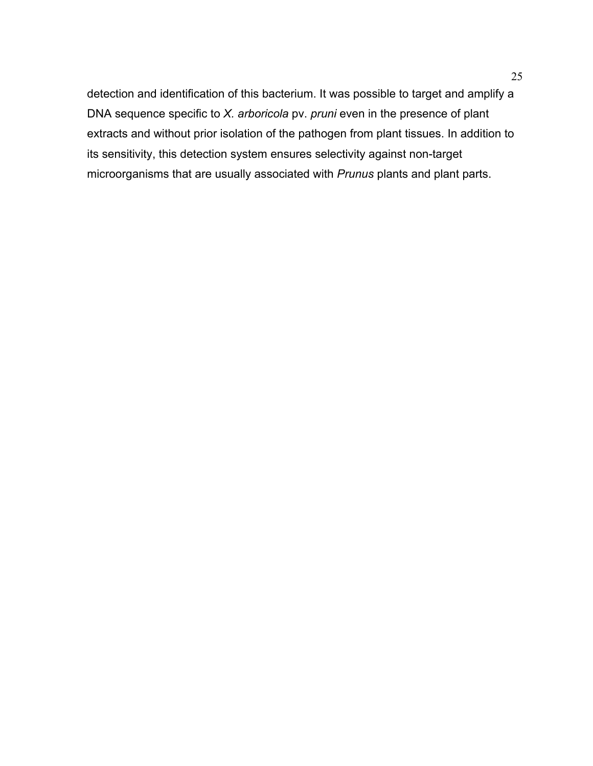detection and identification of this bacterium. It was possible to target and amplify a DNA sequence specific to *X. arboricola* pv. *pruni* even in the presence of plant extracts and without prior isolation of the pathogen from plant tissues. In addition to its sensitivity, this detection system ensures selectivity against non-target microorganisms that are usually associated with *Prunus* plants and plant parts.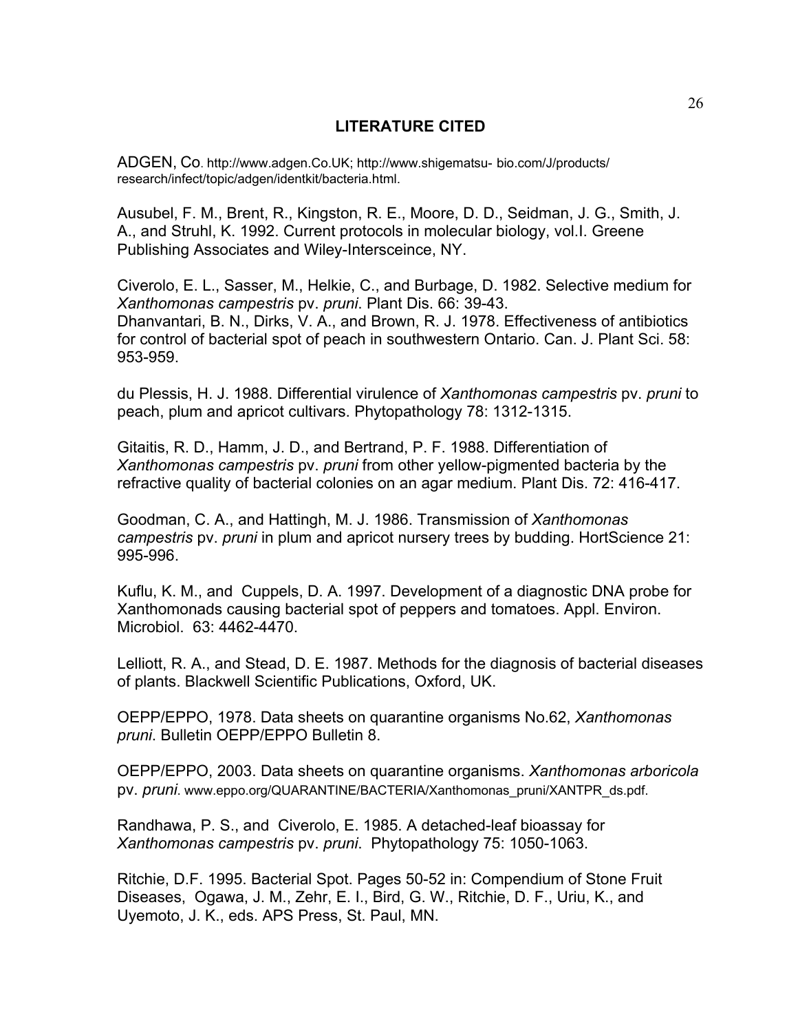## LITERATURE CITED

ADGEN, Co. http://www.adgen.Co.UK; http://www.shigematsu- bio.com/J/products/ research/infect/topic/adgen/identkit/bacteria.html.

Ausubel, F. M., Brent, R., Kingston, R. E., Moore, D. D., Seidman, J. G., Smith, J. A., and Struhl, K. 1992. Current protocols in molecular biology, vol.I. Greene Publishing Associates and Wiley-Intersceince, NY.

Civerolo, E. L., Sasser, M., Helkie, C., and Burbage, D. 1982. Selective medium for *Xanthomonas campestris* pv. *pruni*. Plant Dis. 66: 39-43.
Dhanvantari, B. N., Dirks, V. A., and Brown, R. J. 1978. Effectiveness of antibiotics for control of bacterial spot of peach in southwestern Ontario. Can. J. Plant Sci. 58: 953-959.

du Plessis, H. J. 1988. Differential virulence of *Xanthomonas campestris* pv. *pruni* to peach, plum and apricot cultivars. Phytopathology 78: 1312-1315.

Gitaitis, R. D., Hamm, J. D., and Bertrand, P. F. 1988. Differentiation of *Xanthomonas campestris* pv. *pruni* from other yellow-pigmented bacteria by the refractive quality of bacterial colonies on an agar medium. Plant Dis. 72: 416-417.

Goodman, C. A., and Hattingh, M. J. 1986. Transmission of *Xanthomonas campestris* pv. *pruni* in plum and apricot nursery trees by budding. HortScience 21: 995-996.

Kuflu, K. M., and Cuppels, D. A. 1997. Development of a diagnostic DNA probe for Xanthomonads causing bacterial spot of peppers and tomatoes. Appl. Environ. Microbiol. 63: 4462-4470.

Lelliott, R. A., and Stead, D. E. 1987. Methods for the diagnosis of bacterial diseases of plants. Blackwell Scientific Publications, Oxford, UK.

OEPP/EPPO, 1978. Data sheets on quarantine organisms No.62, *Xanthomonas pruni*. Bulletin OEPP/EPPO Bulletin 8.

OEPP/EPPO, 2003. Data sheets on quarantine organisms. *Xanthomonas arboricola* pv. *pruni*. www.eppo.org/QUARANTINE/BACTERIA/Xanthomonas_pruni/XANTPR_ds.pdf.

Randhawa, P. S., and Civerolo, E. 1985. A detached-leaf bioassay for *Xanthomonas campestris* pv. *pruni*. Phytopathology 75: 1050-1063.

Ritchie, D.F. 1995. Bacterial Spot. Pages 50-52 in: Compendium of Stone Fruit Diseases, Ogawa, J. M., Zehr, E. I., Bird, G. W., Ritchie, D. F., Uriu, K., and Uyemoto, J. K., eds. APS Press, St. Paul, MN.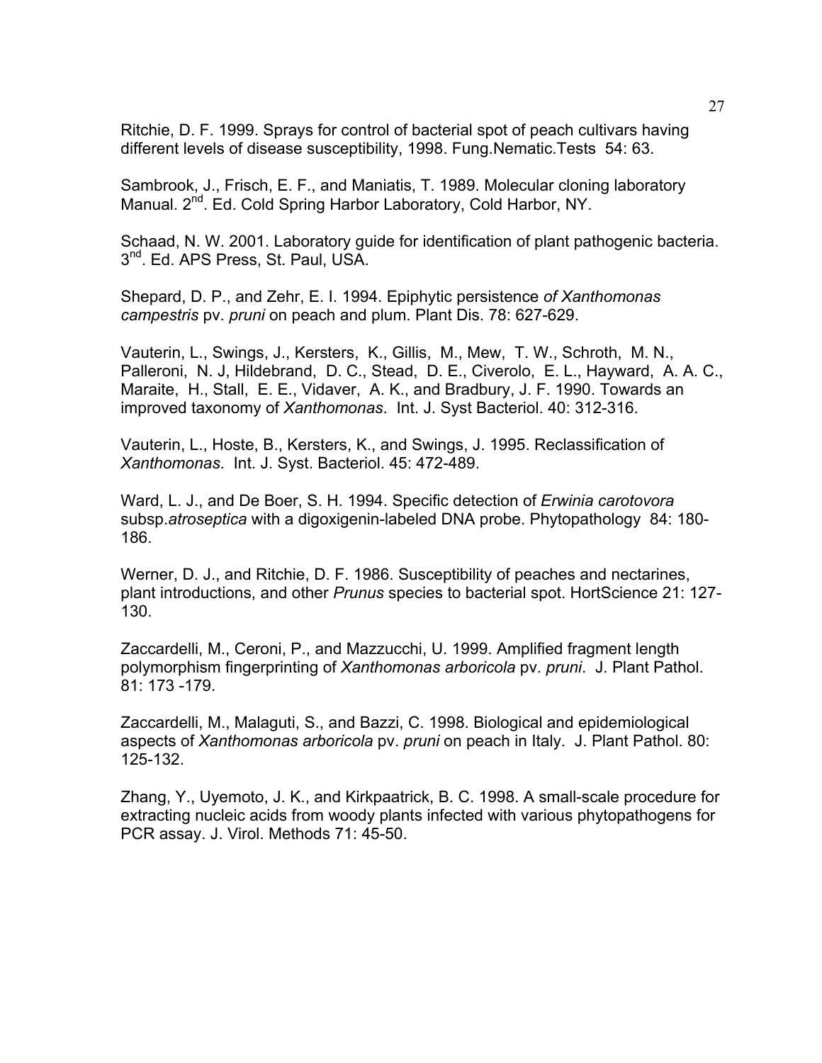Ritchie, D. F. 1999. Sprays for control of bacterial spot of peach cultivars having different levels of disease susceptibility, 1998. Fung.Nematic.Tests 54: 63.

Sambrook, J., Frisch, E. F., and Maniatis, T. 1989. Molecular cloning laboratory Manual. 2nd. Ed. Cold Spring Harbor Laboratory, Cold Harbor, NY.

Schaad, N. W. 2001. Laboratory guide for identification of plant pathogenic bacteria. 3nd. Ed. APS Press, St. Paul, USA.

Shepard, D. P., and Zehr, E. I. 1994. Epiphytic persistence *of Xanthomonas campestris* pv. *pruni* on peach and plum. Plant Dis. 78: 627-629.

Vauterin, L., Swings, J., Kersters, K., Gillis, M., Mew, T. W., Schroth, M. N., Palleroni, N. J, Hildebrand, D. C., Stead, D. E., Civerolo, E. L., Hayward, A. A. C., Maraite, H., Stall, E. E., Vidaver, A. K., and Bradbury, J. F. 1990. Towards an improved taxonomy of *Xanthomonas*. Int. J. Syst Bacteriol. 40: 312-316.

Vauterin, L., Hoste, B., Kersters, K., and Swings, J. 1995. Reclassification of *Xanthomonas*. Int. J. Syst. Bacteriol. 45: 472-489.

Ward, L. J., and De Boer, S. H. 1994. Specific detection of *Erwinia carotovora* subsp.*atroseptica* with a digoxigenin-labeled DNA probe. Phytopathology 84: 180-186.

Werner, D. J., and Ritchie, D. F. 1986. Susceptibility of peaches and nectarines, plant introductions, and other *Prunus* species to bacterial spot. HortScience 21: 127-130.

Zaccardelli, M., Ceroni, P., and Mazzucchi, U. 1999. Amplified fragment length polymorphism fingerprinting of *Xanthomonas arboricola* pv. *pruni*. J. Plant Pathol. 81: 173 -179.

Zaccardelli, M., Malaguti, S., and Bazzi, C. 1998. Biological and epidemiological aspects of *Xanthomonas arboricola* pv. *pruni* on peach in Italy. J. Plant Pathol. 80: 125-132.

Zhang, Y., Uyemoto, J. K., and Kirkpaatrick, B. C. 1998. A small-scale procedure for extracting nucleic acids from woody plants infected with various phytopathogens for PCR assay. J. Virol. Methods 71: 45-50.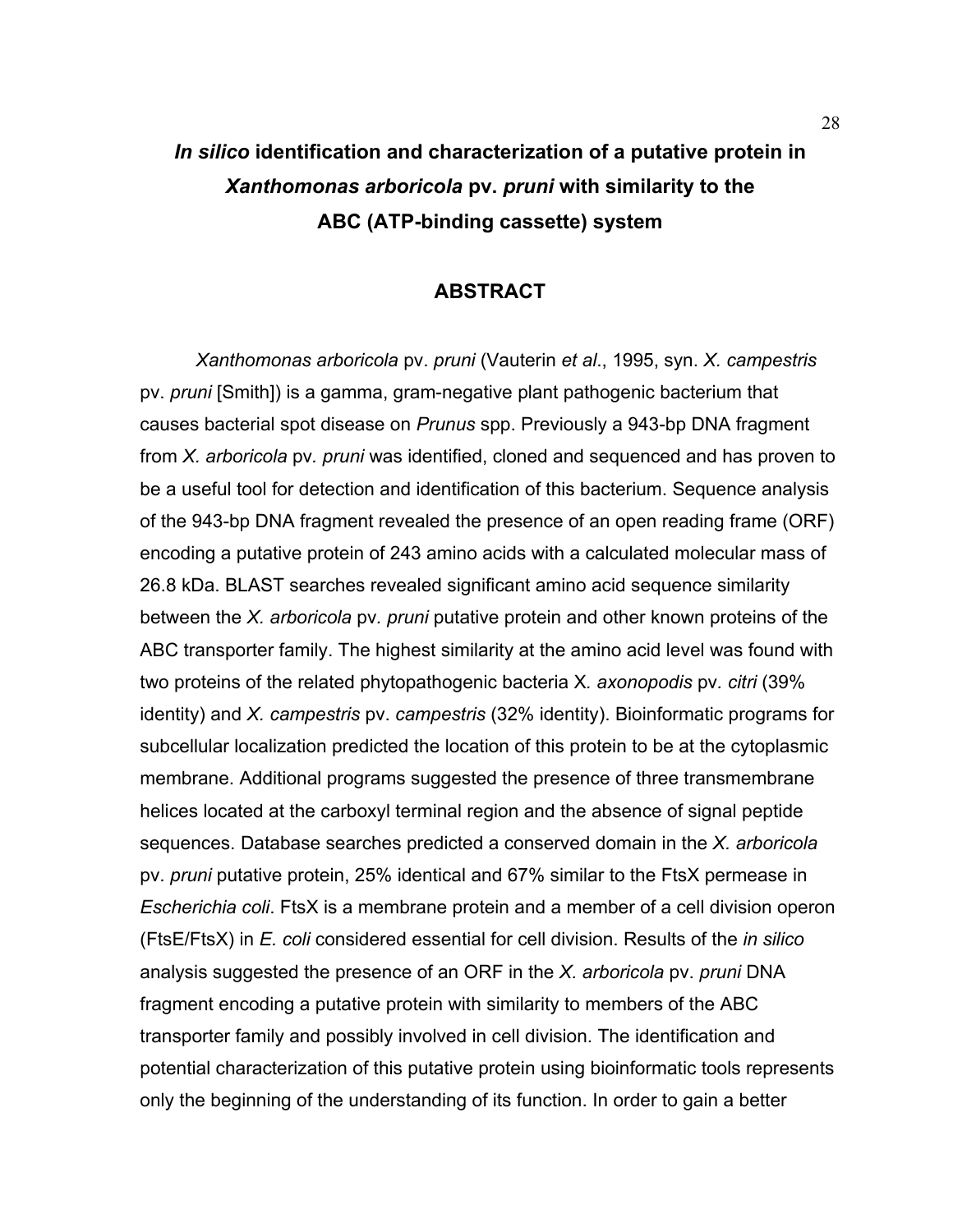# *In silico* identification and characterization of a putative protein in *Xanthomonas arboricola* pv. *pruni* with similarity to the ABC (ATP-binding cassette) system

## ABSTRACT

*Xanthomonas arboricola* pv. *pruni* (Vauterin *et al*., 1995, syn. *X. campestris* pv. *pruni* [Smith]) is a gamma, gram-negative plant pathogenic bacterium that causes bacterial spot disease on *Prunus* spp. Previously a 943-bp DNA fragment from *X. arboricola* pv. *pruni* was identified, cloned and sequenced and has proven to be a useful tool for detection and identification of this bacterium. Sequence analysis of the 943-bp DNA fragment revealed the presence of an open reading frame (ORF) encoding a putative protein of 243 amino acids with a calculated molecular mass of 26.8 kDa. BLAST searches revealed significant amino acid sequence similarity between the *X. arboricola* pv. *pruni* putative protein and other known proteins of the ABC transporter family. The highest similarity at the amino acid level was found with two proteins of the related phytopathogenic bacteria X*. axonopodis* pv*. citri* (39% identity) and *X. campestris* pv. *campestris* (32% identity). Bioinformatic programs for subcellular localization predicted the location of this protein to be at the cytoplasmic membrane. Additional programs suggested the presence of three transmembrane helices located at the carboxyl terminal region and the absence of signal peptide sequences. Database searches predicted a conserved domain in the *X. arboricola* pv. *pruni* putative protein, 25% identical and 67% similar to the FtsX permease in *Escherichia coli*. FtsX is a membrane protein and a member of a cell division operon (FtsE/FtsX) in *E. coli* considered essential for cell division. Results of the *in silico* analysis suggested the presence of an ORF in the *X. arboricola* pv. *pruni* DNA fragment encoding a putative protein with similarity to members of the ABC transporter family and possibly involved in cell division. The identification and potential characterization of this putative protein using bioinformatic tools represents only the beginning of the understanding of its function. In order to gain a better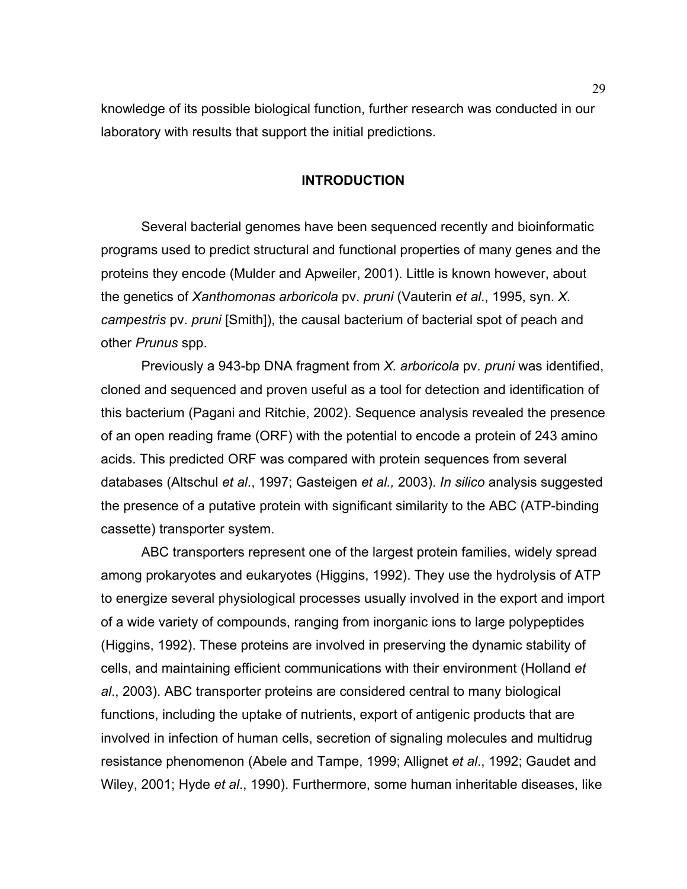knowledge of its possible biological function, further research was conducted in our laboratory with results that support the initial predictions.

## INTRODUCTION

Several bacterial genomes have been sequenced recently and bioinformatic programs used to predict structural and functional properties of many genes and the proteins they encode (Mulder and Apweiler, 2001). Little is known however, about the genetics of *Xanthomonas arboricola* pv. *pruni* (Vauterin *et al*., 1995, syn. *X. campestris* pv. *pruni* [Smith]), the causal bacterium of bacterial spot of peach and other *Prunus* spp.

Previously a 943-bp DNA fragment from *X. arboricola* pv*. pruni* was identified, cloned and sequenced and proven useful as a tool for detection and identification of this bacterium (Pagani and Ritchie, 2002). Sequence analysis revealed the presence of an open reading frame (ORF) with the potential to encode a protein of 243 amino acids. This predicted ORF was compared with protein sequences from several databases (Altschul *et al*., 1997; Gasteigen *et al.,* 2003). *In silico* analysis suggested the presence of a putative protein with significant similarity to the ABC (ATP-binding cassette) transporter system.

ABC transporters represent one of the largest protein families, widely spread among prokaryotes and eukaryotes (Higgins, 1992). They use the hydrolysis of ATP to energize several physiological processes usually involved in the export and import of a wide variety of compounds, ranging from inorganic ions to large polypeptides (Higgins, 1992). These proteins are involved in preserving the dynamic stability of cells, and maintaining efficient communications with their environment (Holland *et al*., 2003). ABC transporter proteins are considered central to many biological functions, including the uptake of nutrients, export of antigenic products that are involved in infection of human cells, secretion of signaling molecules and multidrug resistance phenomenon (Abele and Tampe, 1999; Allignet *et al*., 1992; Gaudet and Wiley, 2001; Hyde *et al*., 1990). Furthermore, some human inheritable diseases, like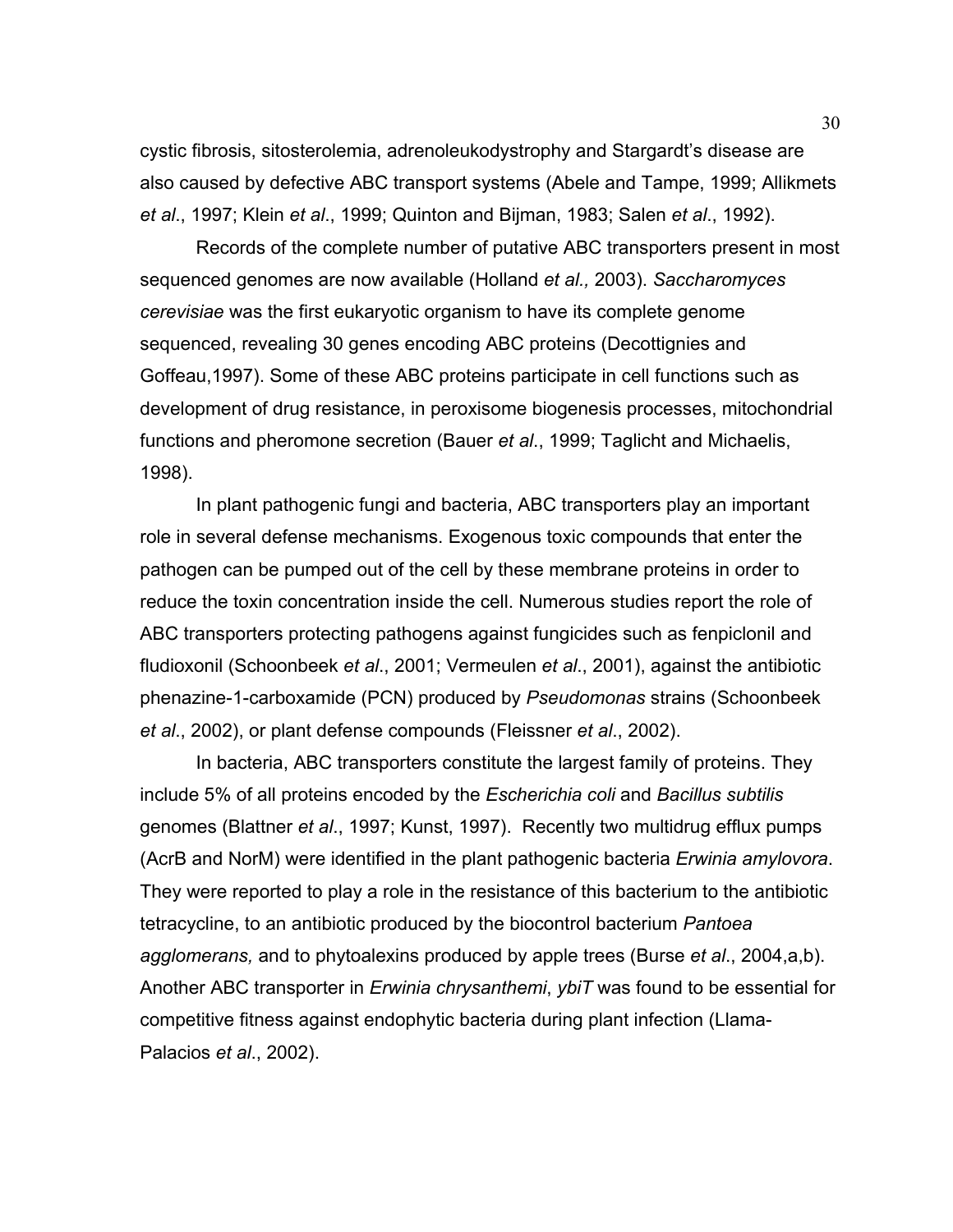cystic fibrosis, sitosterolemia, adrenoleukodystrophy and Stargardt's disease are also caused by defective ABC transport systems (Abele and Tampe, 1999; Allikmets *et al*., 1997; Klein *et al*., 1999; Quinton and Bijman, 1983; Salen *et al*., 1992).

Records of the complete number of putative ABC transporters present in most sequenced genomes are now available (Holland *et al.,* 2003). *Saccharomyces cerevisiae* was the first eukaryotic organism to have its complete genome sequenced, revealing 30 genes encoding ABC proteins (Decottignies and Goffeau,1997). Some of these ABC proteins participate in cell functions such as development of drug resistance, in peroxisome biogenesis processes, mitochondrial functions and pheromone secretion (Bauer *et al*., 1999; Taglicht and Michaelis, 1998).

In plant pathogenic fungi and bacteria, ABC transporters play an important role in several defense mechanisms. Exogenous toxic compounds that enter the pathogen can be pumped out of the cell by these membrane proteins in order to reduce the toxin concentration inside the cell. Numerous studies report the role of ABC transporters protecting pathogens against fungicides such as fenpiclonil and fludioxonil (Schoonbeek *et al*., 2001; Vermeulen *et al*., 2001), against the antibiotic phenazine-1-carboxamide (PCN) produced by *Pseudomonas* strains (Schoonbeek *et al*., 2002), or plant defense compounds (Fleissner *et al*., 2002).

In bacteria, ABC transporters constitute the largest family of proteins. They include 5% of all proteins encoded by the *Escherichia coli* and *Bacillus subtilis* genomes (Blattner *et al*., 1997; Kunst, 1997). Recently two multidrug efflux pumps (AcrB and NorM) were identified in the plant pathogenic bacteria *Erwinia amylovora*. They were reported to play a role in the resistance of this bacterium to the antibiotic tetracycline, to an antibiotic produced by the biocontrol bacterium *Pantoea agglomerans,* and to phytoalexins produced by apple trees (Burse *et al*., 2004,a,b). Another ABC transporter in *Erwinia chrysanthemi*, *ybiT* was found to be essential for competitive fitness against endophytic bacteria during plant infection (Llama-Palacios *et al*., 2002).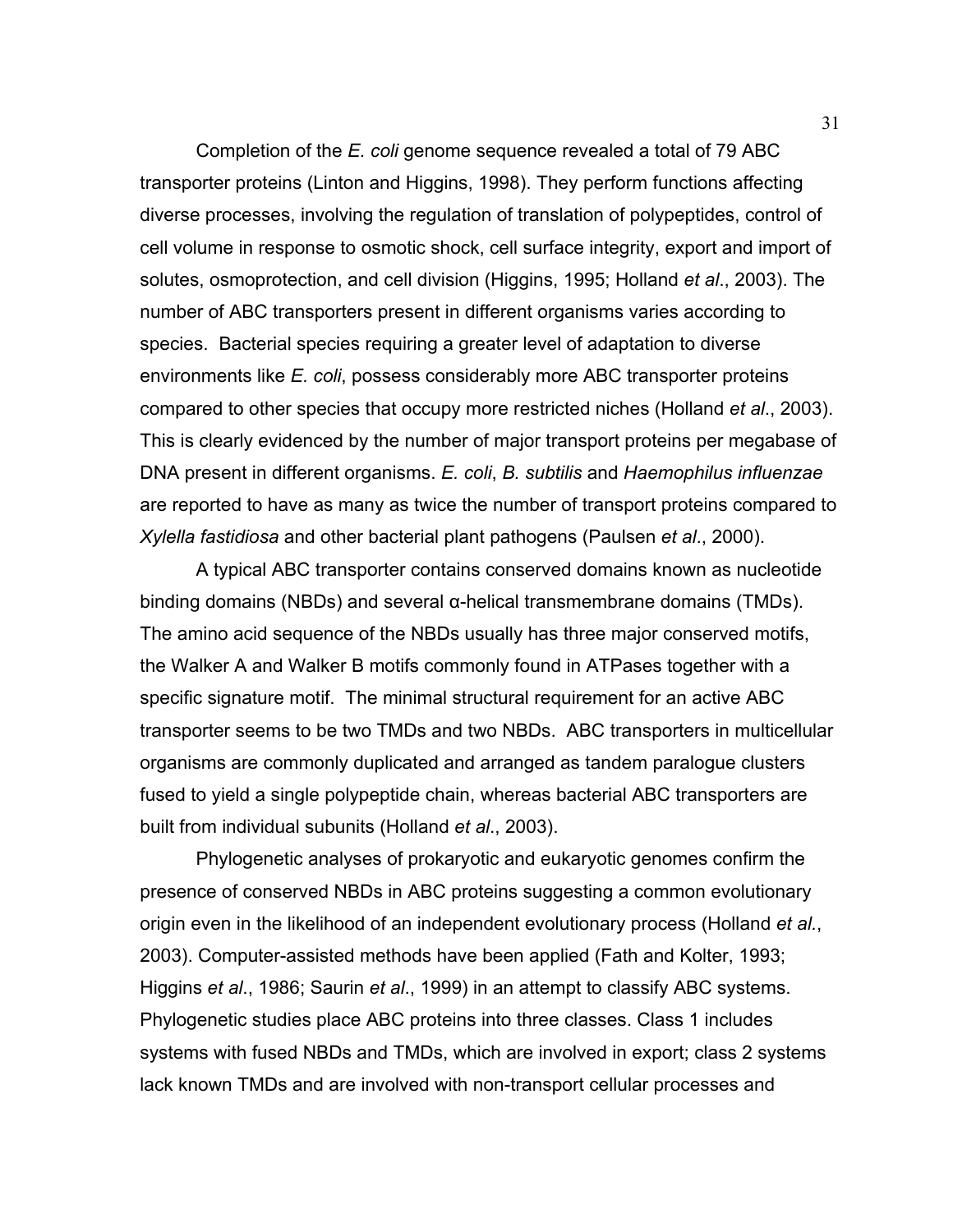Completion of the *E. coli* genome sequence revealed a total of 79 ABC transporter proteins (Linton and Higgins, 1998). They perform functions affecting diverse processes, involving the regulation of translation of polypeptides, control of cell volume in response to osmotic shock, cell surface integrity, export and import of solutes, osmoprotection, and cell division (Higgins, 1995; Holland *et al*., 2003). The number of ABC transporters present in different organisms varies according to species. Bacterial species requiring a greater level of adaptation to diverse environments like *E. coli*, possess considerably more ABC transporter proteins compared to other species that occupy more restricted niches (Holland *et al*., 2003). This is clearly evidenced by the number of major transport proteins per megabase of DNA present in different organisms. *E. coli*, *B. subtilis* and *Haemophilus influenzae* are reported to have as many as twice the number of transport proteins compared to *Xylella fastidiosa* and other bacterial plant pathogens (Paulsen *et al*., 2000).

A typical ABC transporter contains conserved domains known as nucleotide binding domains (NBDs) and several α-helical transmembrane domains (TMDs). The amino acid sequence of the NBDs usually has three major conserved motifs, the Walker A and Walker B motifs commonly found in ATPases together with a specific signature motif. The minimal structural requirement for an active ABC transporter seems to be two TMDs and two NBDs. ABC transporters in multicellular organisms are commonly duplicated and arranged as tandem paralogue clusters fused to yield a single polypeptide chain, whereas bacterial ABC transporters are built from individual subunits (Holland *et al*., 2003).

Phylogenetic analyses of prokaryotic and eukaryotic genomes confirm the presence of conserved NBDs in ABC proteins suggesting a common evolutionary origin even in the likelihood of an independent evolutionary process (Holland *et al.*, 2003). Computer-assisted methods have been applied (Fath and Kolter, 1993; Higgins *et al*., 1986; Saurin *et al*., 1999) in an attempt to classify ABC systems. Phylogenetic studies place ABC proteins into three classes. Class 1 includes systems with fused NBDs and TMDs, which are involved in export; class 2 systems lack known TMDs and are involved with non-transport cellular processes and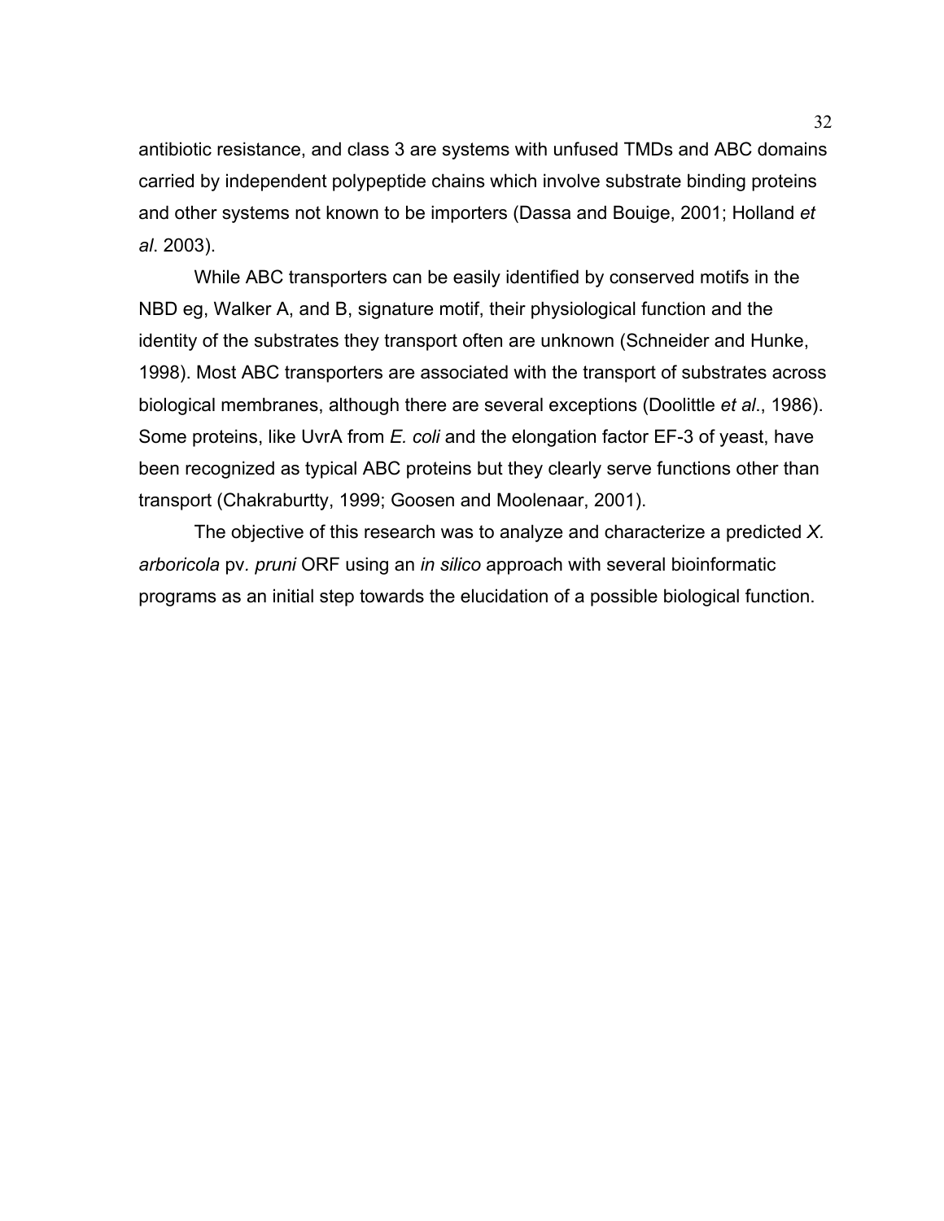antibiotic resistance, and class 3 are systems with unfused TMDs and ABC domains carried by independent polypeptide chains which involve substrate binding proteins and other systems not known to be importers (Dassa and Bouige, 2001; Holland *et al*. 2003).

While ABC transporters can be easily identified by conserved motifs in the NBD eg, Walker A, and B, signature motif, their physiological function and the identity of the substrates they transport often are unknown (Schneider and Hunke, 1998). Most ABC transporters are associated with the transport of substrates across biological membranes, although there are several exceptions (Doolittle *et al*., 1986). Some proteins, like UvrA from *E. coli* and the elongation factor EF-3 of yeast, have been recognized as typical ABC proteins but they clearly serve functions other than transport (Chakraburtty, 1999; Goosen and Moolenaar, 2001).

The objective of this research was to analyze and characterize a predicted *X. arboricola* pv. *pruni* ORF using an *in silico* approach with several bioinformatic programs as an initial step towards the elucidation of a possible biological function.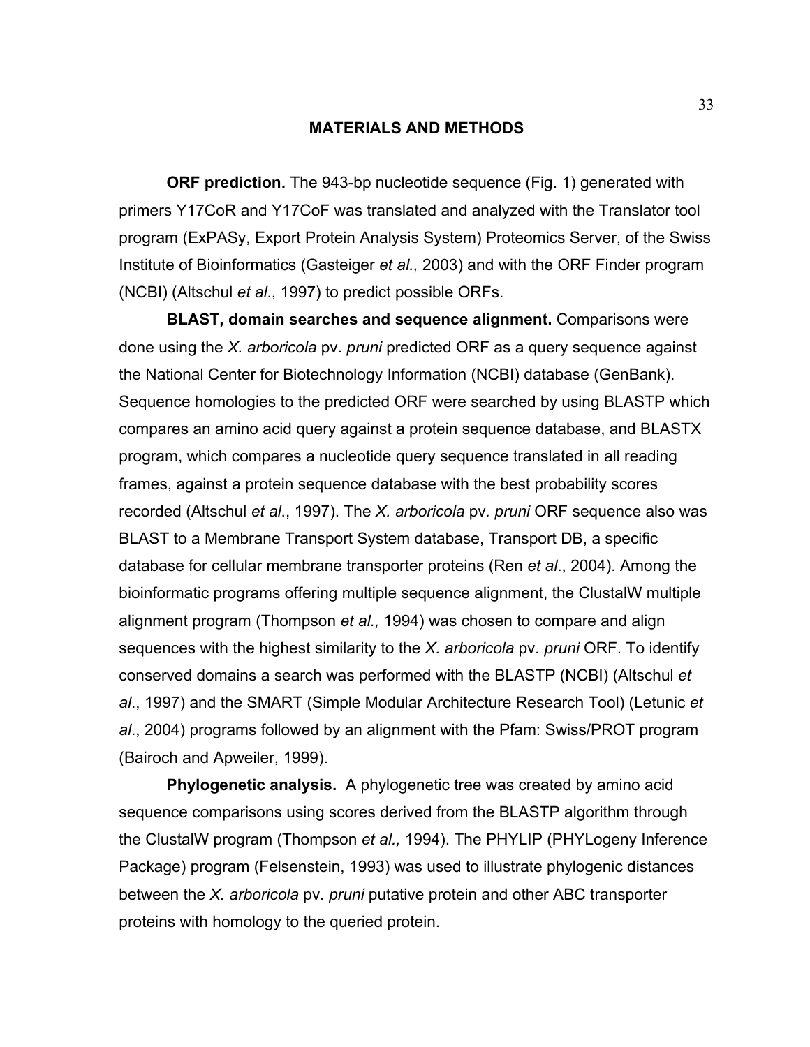## MATERIALS AND METHODS

**ORF prediction.** The 943-bp nucleotide sequence (Fig. 1) generated with primers Y17CoR and Y17CoF was translated and analyzed with the Translator tool program (ExPASy, Export Protein Analysis System) Proteomics Server, of the Swiss Institute of Bioinformatics (Gasteiger *et al.,* 2003) and with the ORF Finder program (NCBI) (Altschul *et al*., 1997) to predict possible ORFs.

**BLAST, domain searches and sequence alignment.** Comparisons were done using the *X. arboricola* pv. *pruni* predicted ORF as a query sequence against the National Center for Biotechnology Information (NCBI) database (GenBank). Sequence homologies to the predicted ORF were searched by using BLASTP which compares an amino acid query against a protein sequence database, and BLASTX program, which compares a nucleotide query sequence translated in all reading frames, against a protein sequence database with the best probability scores recorded (Altschul *et al*., 1997). The *X. arboricola* pv. *pruni* ORF sequence also was BLAST to a Membrane Transport System database, Transport DB, a specific database for cellular membrane transporter proteins (Ren *et al*., 2004). Among the bioinformatic programs offering multiple sequence alignment, the ClustalW multiple alignment program (Thompson *et al.,* 1994) was chosen to compare and align sequences with the highest similarity to the *X. arboricola* pv. *pruni* ORF. To identify conserved domains a search was performed with the BLASTP (NCBI) (Altschul *et al*., 1997) and the SMART (Simple Modular Architecture Research Tool) (Letunic *et al*., 2004) programs followed by an alignment with the Pfam: Swiss/PROT program (Bairoch and Apweiler, 1999).

**Phylogenetic analysis.** A phylogenetic tree was created by amino acid sequence comparisons using scores derived from the BLASTP algorithm through the ClustalW program (Thompson *et al.,* 1994). The PHYLIP (PHYLogeny Inference Package) program (Felsenstein, 1993) was used to illustrate phylogenic distances between the *X. arboricola* pv. *pruni* putative protein and other ABC transporter proteins with homology to the queried protein.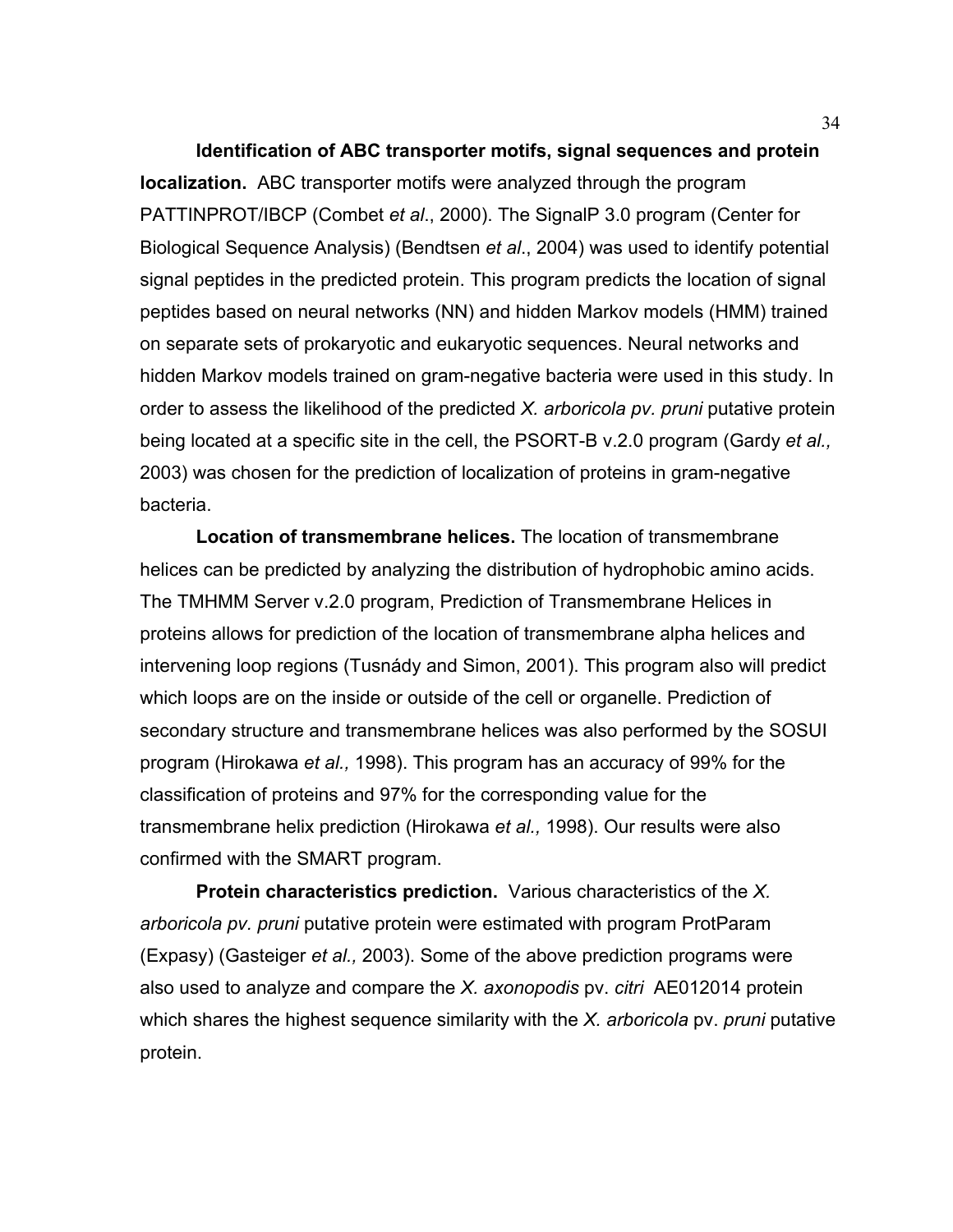**Identification of ABC transporter motifs, signal sequences and protein localization.** ABC transporter motifs were analyzed through the program PATTINPROT/IBCP (Combet *et al*., 2000). The SignalP 3.0 program (Center for Biological Sequence Analysis) (Bendtsen *et al*., 2004) was used to identify potential signal peptides in the predicted protein. This program predicts the location of signal peptides based on neural networks (NN) and hidden Markov models (HMM) trained on separate sets of prokaryotic and eukaryotic sequences. Neural networks and hidden Markov models trained on gram-negative bacteria were used in this study. In order to assess the likelihood of the predicted *X. arboricola pv. pruni* putative protein being located at a specific site in the cell, the PSORT-B v.2.0 program (Gardy *et al.,* 2003) was chosen for the prediction of localization of proteins in gram-negative bacteria.

**Location of transmembrane helices.** The location of transmembrane helices can be predicted by analyzing the distribution of hydrophobic amino acids. The TMHMM Server v.2.0 program, Prediction of Transmembrane Helices in proteins allows for prediction of the location of transmembrane alpha helices and intervening loop regions (Tusnády and Simon, 2001). This program also will predict which loops are on the inside or outside of the cell or organelle. Prediction of secondary structure and transmembrane helices was also performed by the SOSUI program (Hirokawa *et al.,* 1998). This program has an accuracy of 99% for the classification of proteins and 97% for the corresponding value for the transmembrane helix prediction (Hirokawa *et al.,* 1998). Our results were also confirmed with the SMART program.

**Protein characteristics prediction.** Various characteristics of the *X. arboricola pv. pruni* putative protein were estimated with program ProtParam (Expasy) (Gasteiger *et al.,* 2003). Some of the above prediction programs were also used to analyze and compare the *X. axonopodis* pv. *citri* AE012014 protein which shares the highest sequence similarity with the *X. arboricola* pv. *pruni* putative protein.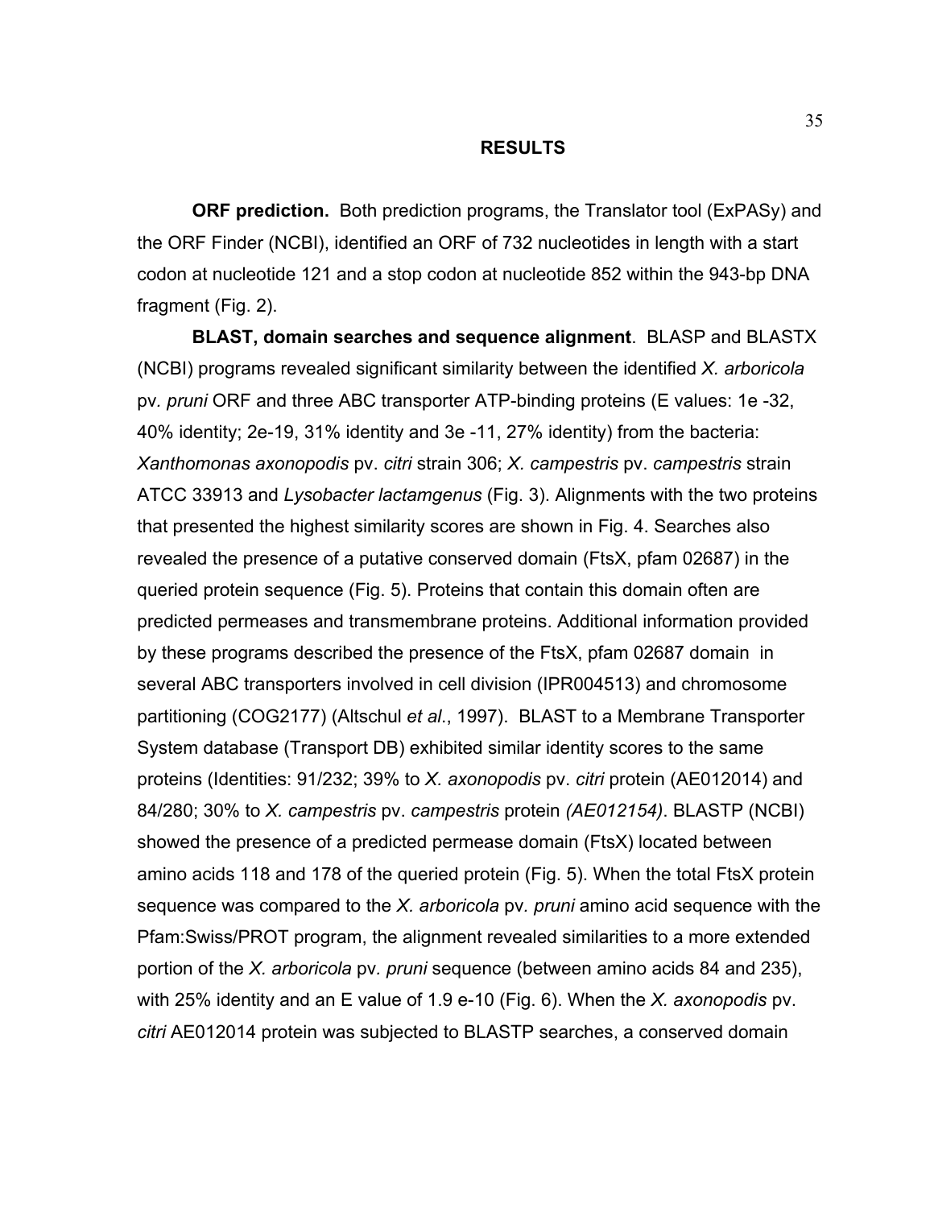# RESULTS

**ORF prediction.** Both prediction programs, the Translator tool (ExPASy) and the ORF Finder (NCBI), identified an ORF of 732 nucleotides in length with a start codon at nucleotide 121 and a stop codon at nucleotide 852 within the 943-bp DNA fragment (Fig. 2).

**BLAST, domain searches and sequence alignment**. BLASP and BLASTX (NCBI) programs revealed significant similarity between the identified *X. arboricola* pv. *pruni* ORF and three ABC transporter ATP-binding proteins (E values: 1e -32, 40% identity; 2e-19, 31% identity and 3e -11, 27% identity) from the bacteria: *Xanthomonas axonopodis* pv. *citri* strain 306; *X. campestris* pv. *campestris* strain ATCC 33913 and *Lysobacter lactamgenus* (Fig. 3). Alignments with the two proteins that presented the highest similarity scores are shown in Fig. 4. Searches also revealed the presence of a putative conserved domain (FtsX, pfam 02687) in the queried protein sequence (Fig. 5). Proteins that contain this domain often are predicted permeases and transmembrane proteins. Additional information provided by these programs described the presence of the FtsX, pfam 02687 domain in several ABC transporters involved in cell division (IPR004513) and chromosome partitioning (COG2177) (Altschul *et al*., 1997). BLAST to a Membrane Transporter System database (Transport DB) exhibited similar identity scores to the same proteins (Identities: 91/232; 39% to *X. axonopodis* pv. *citri* protein (AE012014) and 84/280; 30% to *X. campestris* pv. *campestris* protein *(AE012154)*. BLASTP (NCBI) showed the presence of a predicted permease domain (FtsX) located between amino acids 118 and 178 of the queried protein (Fig. 5). When the total FtsX protein sequence was compared to the *X. arboricola* pv. *pruni* amino acid sequence with the Pfam:Swiss/PROT program, the alignment revealed similarities to a more extended portion of the *X. arboricola* pv. *pruni* sequence (between amino acids 84 and 235), with 25% identity and an E value of 1.9 e-10 (Fig. 6). When the *X. axonopodis* pv. *citri* AE012014 protein was subjected to BLASTP searches, a conserved domain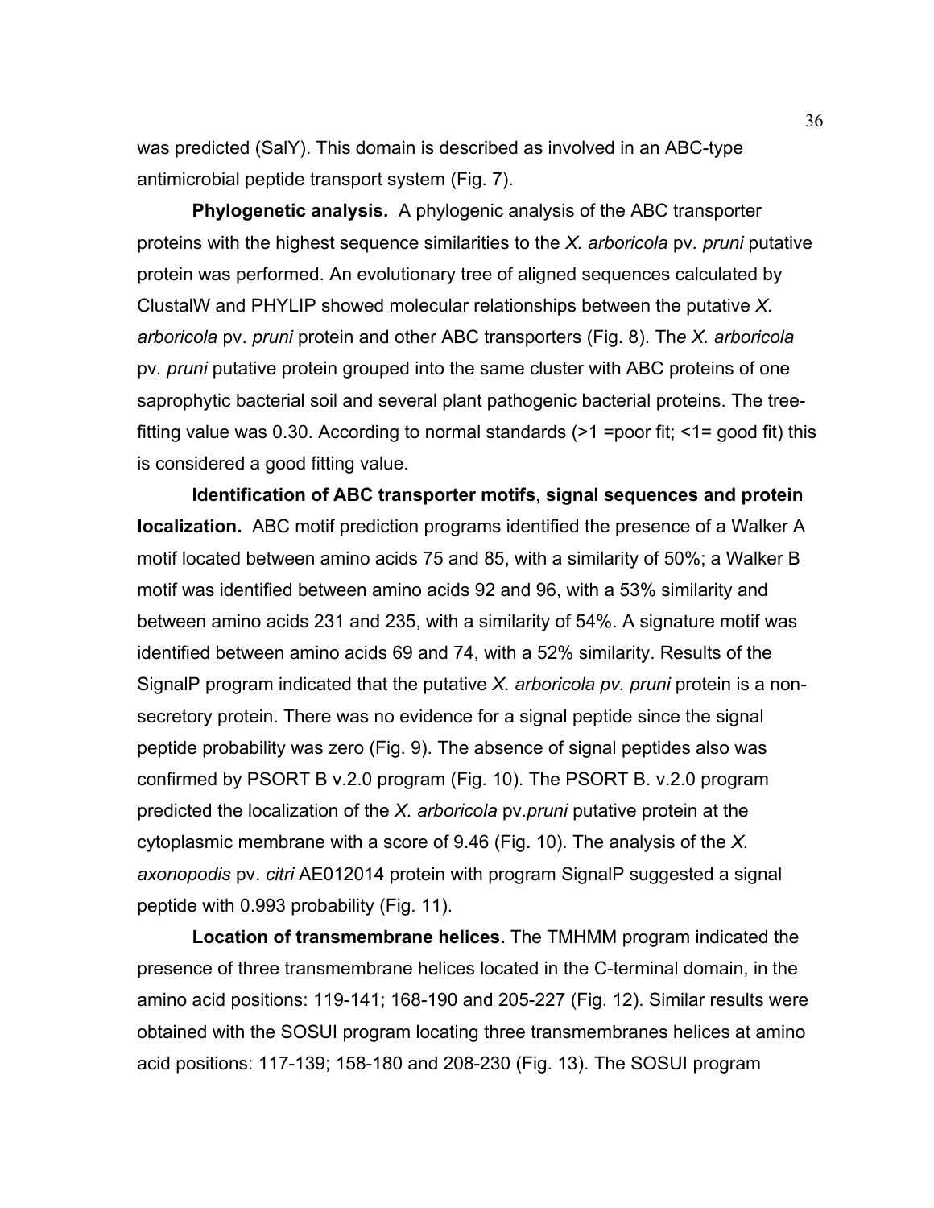was predicted (SalY). This domain is described as involved in an ABC-type antimicrobial peptide transport system (Fig. 7).

**Phylogenetic analysis.** A phylogenic analysis of the ABC transporter proteins with the highest sequence similarities to the *X. arboricola* pv*. pruni* putative protein was performed. An evolutionary tree of aligned sequences calculated by ClustalW and PHYLIP showed molecular relationships between the putative *X. arboricola* pv. *pruni* protein and other ABC transporters (Fig. 8). Th*e X. arboricola* pv*. pruni* putative protein grouped into the same cluster with ABC proteins of one saprophytic bacterial soil and several plant pathogenic bacterial proteins. The tree-fitting value was 0.30. According to normal standards (>1 =poor fit; <1= good fit) this is considered a good fitting value.

**Identification of ABC transporter motifs, signal sequences and protein localization.** ABC motif prediction programs identified the presence of a Walker A motif located between amino acids 75 and 85, with a similarity of 50%; a Walker B motif was identified between amino acids 92 and 96, with a 53% similarity and between amino acids 231 and 235, with a similarity of 54%. A signature motif was identified between amino acids 69 and 74, with a 52% similarity. Results of the SignalP program indicated that the putative *X. arboricola pv. pruni* protein is a non-secretory protein. There was no evidence for a signal peptide since the signal peptide probability was zero (Fig. 9). The absence of signal peptides also was confirmed by PSORT B v.2.0 program (Fig. 10). The PSORT B. v.2.0 program predicted the localization of the *X. arboricola* pv.*pruni* putative protein at the cytoplasmic membrane with a score of 9.46 (Fig. 10). The analysis of the *X. axonopodis* pv. *citri* AE012014 protein with program SignalP suggested a signal peptide with 0.993 probability (Fig. 11).

**Location of transmembrane helices.** The TMHMM program indicated the presence of three transmembrane helices located in the C-terminal domain, in the amino acid positions: 119-141; 168-190 and 205-227 (Fig. 12). Similar results were obtained with the SOSUI program locating three transmembranes helices at amino acid positions: 117-139; 158-180 and 208-230 (Fig. 13). The SOSUI program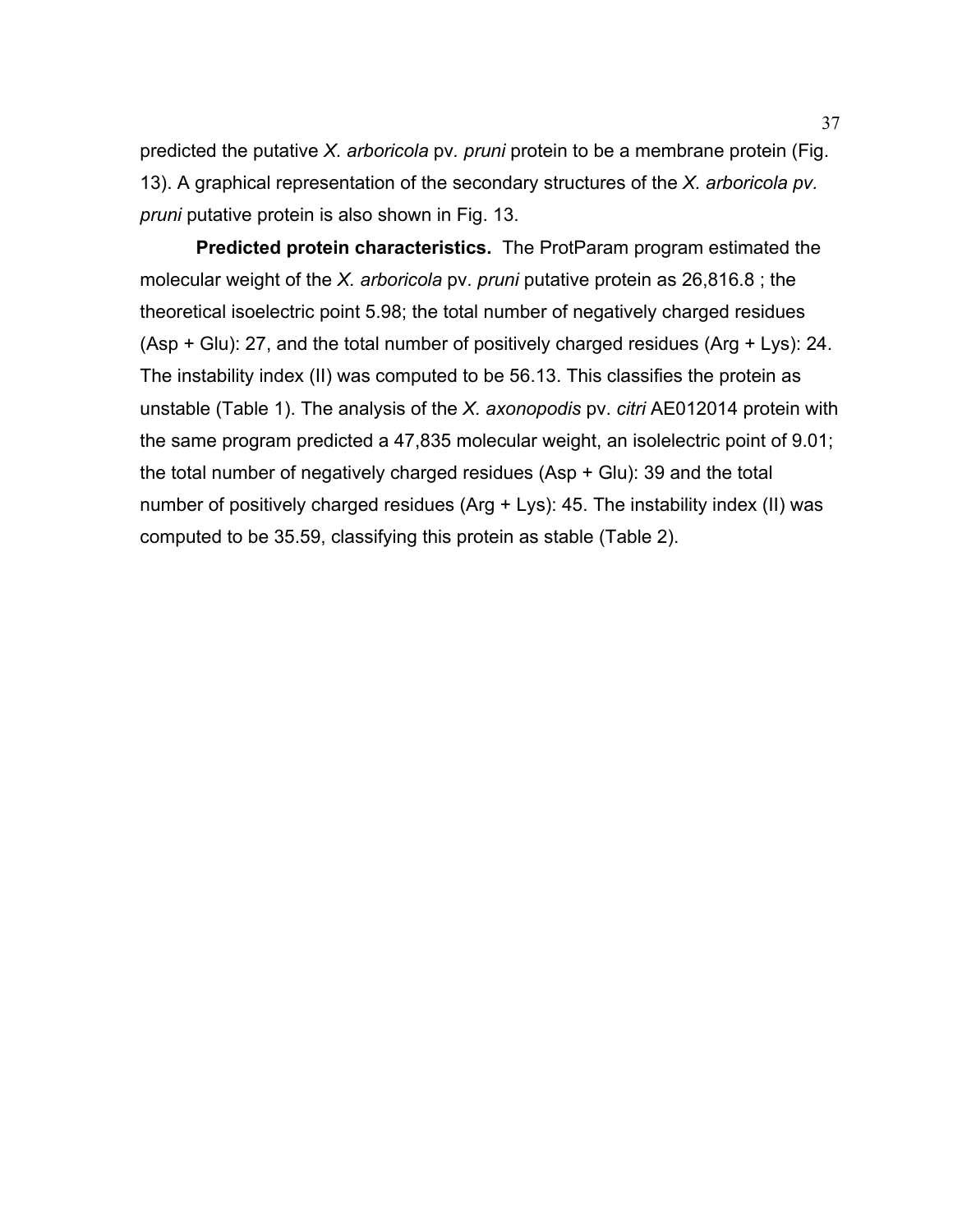predicted the putative *X. arboricola* pv. *pruni* protein to be a membrane protein (Fig. 13). A graphical representation of the secondary structures of the *X. arboricola pv. pruni* putative protein is also shown in Fig. 13.

**Predicted protein characteristics.** The ProtParam program estimated the molecular weight of the *X. arboricola* pv. *pruni* putative protein as 26,816.8 ; the theoretical isoelectric point 5.98; the total number of negatively charged residues (Asp + Glu): 27, and the total number of positively charged residues (Arg + Lys): 24. The instability index (II) was computed to be 56.13. This classifies the protein as unstable (Table 1). The analysis of the *X. axonopodis* pv. *citri* AE012014 protein with the same program predicted a 47,835 molecular weight, an isolelectric point of 9.01; the total number of negatively charged residues (Asp + Glu): 39 and the total number of positively charged residues (Arg + Lys): 45. The instability index (II) was computed to be 35.59, classifying this protein as stable (Table 2).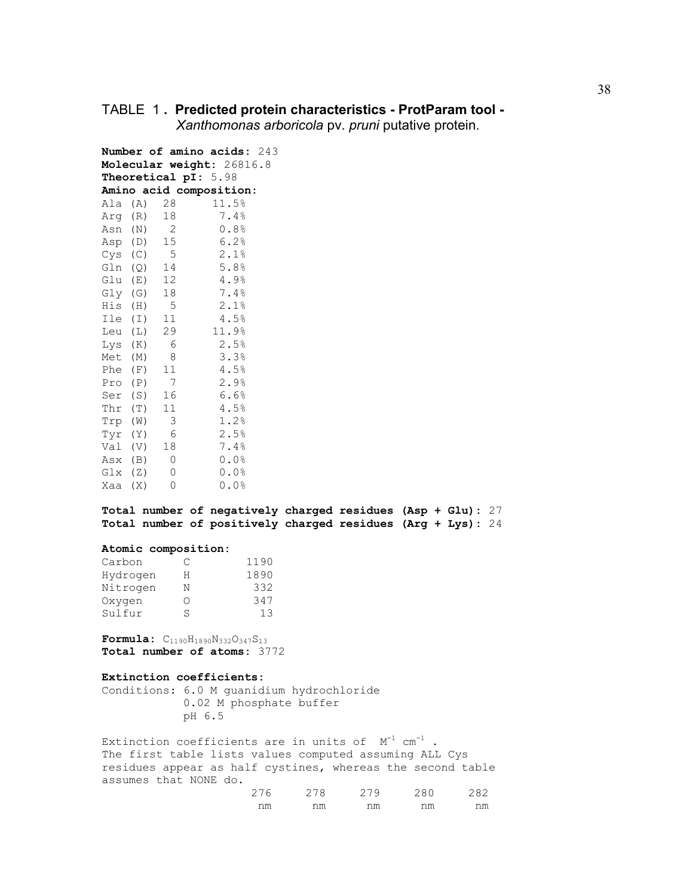## TABLE 1. **Predicted protein characteristics - ProtParam tool -** *Xanthomonas arboricola* pv. *pruni* putative protein.

**Number of amino acids:** 243
**Molecular weight:** 26816.8
**Theoretical pI:** 5.98
**Amino acid composition:**

| Amino acid | Number | % |
|---|---|---|
| Ala (A) | 28 | 11.5% |
| Arg (R) | 18 | 7.4% |
| Asn (N) | 2 | 0.8% |
| Asp (D) | 15 | 6.2% |
| Cys (C) | 5 | 2.1% |
| Gln (Q) | 14 | 5.8% |
| Glu (E) | 12 | 4.9% |
| Gly (G) | 18 | 7.4% |
| His (H) | 5 | 2.1% |
| Ile (I) | 11 | 4.5% |
| Leu (L) | 29 | 11.9% |
| Lys (K) | 6 | 2.5% |
| Met (M) | 8 | 3.3% |
| Phe (F) | 11 | 4.5% |
| Pro (P) | 7 | 2.9% |
| Ser (S) | 16 | 6.6% |
| Thr (T) | 11 | 4.5% |
| Trp (W) | 3 | 1.2% |
| Tyr (Y) | 6 | 2.5% |
| Val (V) | 18 | 7.4% |
| Asx (B) | 0 | 0.0% |
| Glx (Z) | 0 | 0.0% |
| Xaa (X) | 0 | 0.0% |

**Total number of negatively charged residues (Asp + Glu):** 27
**Total number of positively charged residues (Arg + Lys):** 24

**Atomic composition:**

| Element | Symbol | Number |
|---|---|---|
| Carbon | C | 1190 |
| Hydrogen | H | 1890 |
| Nitrogen | N | 332 |
| Oxygen | O | 347 |
| Sulfur | S | 13 |

**Formula:** $C_{1190}H_{1890}N_{332}O_{347}S_{13}$
**Total number of atoms:** 3772

**Extinction coefficients:**

Conditions: 6.0 M guanidium hydrochloride
0.02 M phosphate buffer
pH 6.5

Extinction coefficients are in units of $M^{-1}$ $cm^{-1}$ .
The first table lists values computed assuming ALL Cys residues appear as half cystines, whereas the second table assumes that NONE do.

| 276 nm | 278 nm | 279 nm | 280 nm | 282 nm |
|---|---|---|---|---|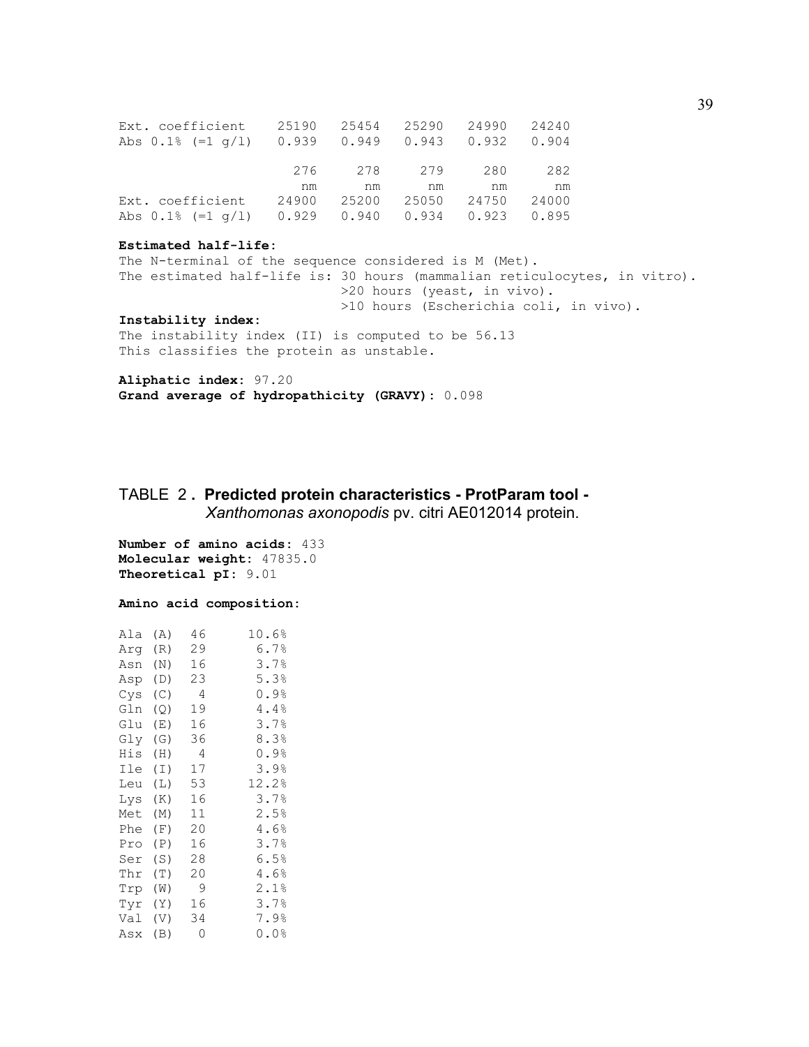| | | | | | |
|---|---|---|---|---|---|
| Ext. coefficient | 25190 | 25454 | 25290 | 24990 | 24240 |
| Abs 0.1% (=1 g/l) | 0.939 | 0.949 | 0.943 | 0.932 | 0.904 |

| | 276 nm | 278 nm | 279 nm | 280 nm | 282 nm |
|---|---|---|---|---|---|
| Ext. coefficient | 24900 | 25200 | 25050 | 24750 | 24000 |
| Abs 0.1% (=1 g/l) | 0.929 | 0.940 | 0.934 | 0.923 | 0.895 |

**Estimated half-life:**

The N-terminal of the sequence considered is M (Met).

The estimated half-life is: 30 hours (mammalian reticulocytes, in vitro).
>20 hours (yeast, in vivo).
>10 hours (Escherichia coli, in vivo).

**Instability index:**

The instability index (II) is computed to be 56.13
This classifies the protein as unstable.

**Aliphatic index:** 97.20

**Grand average of hydropathicity (GRAVY):** 0.098

## TABLE 2. Predicted protein characteristics - ProtParam tool - *Xanthomonas axonopodis* pv. citri AE012014 protein.

**Number of amino acids:** 433

**Molecular weight:** 47835.0

**Theoretical pI:** 9.01

**Amino acid composition:**

| Amino acid | Count | % |
|---|---|---|
| Ala (A) | 46 | 10.6% |
| Arg (R) | 29 | 6.7% |
| Asn (N) | 16 | 3.7% |
| Asp (D) | 23 | 5.3% |
| Cys (C) | 4 | 0.9% |
| Gln (Q) | 19 | 4.4% |
| Glu (E) | 16 | 3.7% |
| Gly (G) | 36 | 8.3% |
| His (H) | 4 | 0.9% |
| Ile (I) | 17 | 3.9% |
| Leu (L) | 53 | 12.2% |
| Lys (K) | 16 | 3.7% |
| Met (M) | 11 | 2.5% |
| Phe (F) | 20 | 4.6% |
| Pro (P) | 16 | 3.7% |
| Ser (S) | 28 | 6.5% |
| Thr (T) | 20 | 4.6% |
| Trp (W) | 9 | 2.1% |
| Tyr (Y) | 16 | 3.7% |
| Val (V) | 34 | 7.9% |
| Asx (B) | 0 | 0.0% |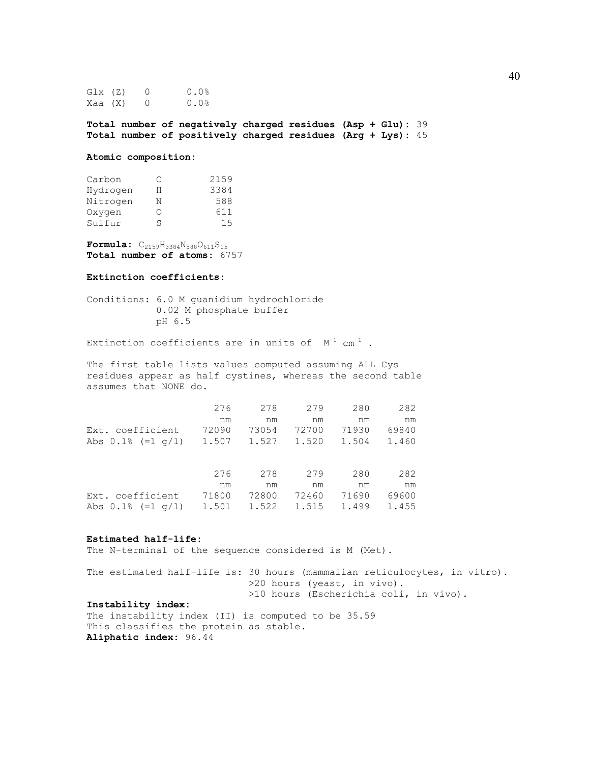| | | |
|---|---|---|
| Glx (Z) | 0 | 0.0% |
| Xaa (X) | 0 | 0.0% |

**Total number of negatively charged residues (Asp + Glu):** 39
**Total number of positively charged residues (Arg + Lys):** 45

**Atomic composition:**

| | | |
|---|---|---|
| Carbon | C | 2159 |
| Hydrogen | H | 3384 |
| Nitrogen | N | 588 |
| Oxygen | O | 611 |
| Sulfur | S | 15 |

**Formula:** $C_{2159}H_{3384}N_{588}O_{611}S_{15}$
**Total number of atoms:** 6757

**Extinction coefficients:**

Conditions: 6.0 M guanidium hydrochloride
0.02 M phosphate buffer
pH 6.5

Extinction coefficients are in units of $M^{-1}$ $cm^{-1}$ .

The first table lists values computed assuming ALL Cys residues appear as half cystines, whereas the second table assumes that NONE do.

| | 276 nm | 278 nm | 279 nm | 280 nm | 282 nm |
|---|---|---|---|---|---|
| Ext. coefficient | 72090 | 73054 | 72700 | 71930 | 69840 |
| Abs 0.1% (=1 g/l) | 1.507 | 1.527 | 1.520 | 1.504 | 1.460 |

| | 276 nm | 278 nm | 279 nm | 280 nm | 282 nm |
|---|---|---|---|---|---|
| Ext. coefficient | 71800 | 72800 | 72460 | 71690 | 69600 |
| Abs 0.1% (=1 g/l) | 1.501 | 1.522 | 1.515 | 1.499 | 1.455 |

**Estimated half-life:**
The N-terminal of the sequence considered is M (Met).

The estimated half-life is: 30 hours (mammalian reticulocytes, in vitro).
>20 hours (yeast, in vivo).
>10 hours (Escherichia coli, in vivo).

**Instability index:**
The instability index (II) is computed to be 35.59
This classifies the protein as stable.
**Aliphatic index:** 96.44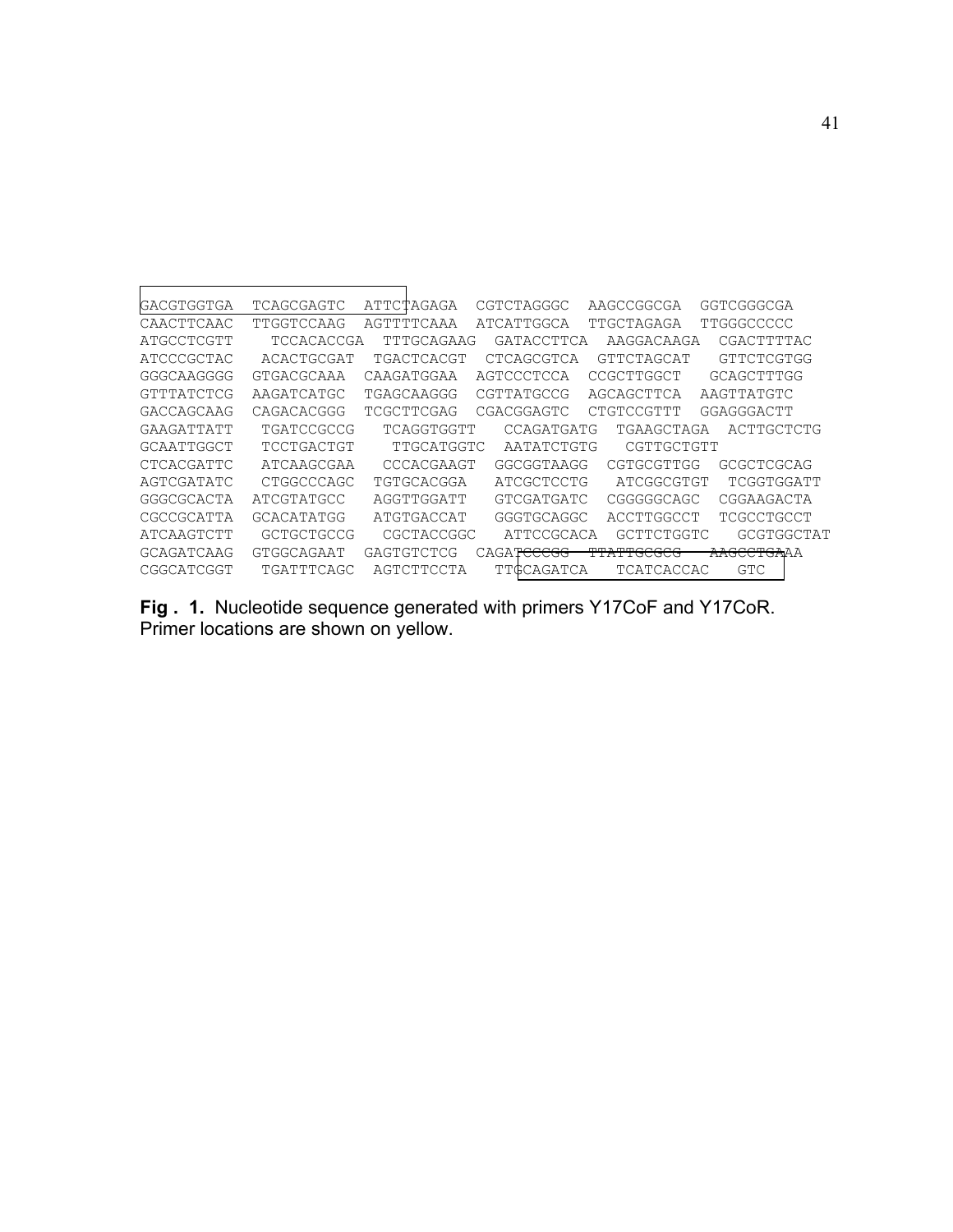```
GACGTGGTGA  TCAGCGAGTC  ATTCTAGAGA  CGTCTAGGGC  AAGCCGGCGA  GGTCGGGCGA
CAACTTCAAC  TTGGTCCAAG  AGTTTTCAAA  ATCATTGGCA  TTGCTAGAGA  TTGGGCCCCC
ATGCCTCGTT  TCCACACCGA  TTTGCAGAAG  GATACCTTCA  AAGGACAAGA  CGACTTTTAC
ATCCCGCTAC  ACACTGCGAT  TGACTCACGT  CTCAGCGTCA  GTTCTAGCAT  GTTCTCGTGG
GGGCAAGGGG  GTGACGCAAA  CAAGATGGAA  AGTCCCTCCA  CCGCTTGGCT  GCAGCTTTGG
GTTTATCTCG  AAGATCATGC  TGAGCAAGGG  CGTTATGCCG  AGCAGCTTCA  AAGTTATGTC
GACCAGCAAG  CAGACACGGG  TCGCTTCGAG  CGACGGAGTC  CTGTCCGTTT  GGAGGGACTT
GAAGATTATT  TGATCCGCCG  TCAGGTGGTT  CCAGATGATG  TGAAGCTAGA  ACTTGCTCTG
GCAATTGGCT  TCCTGACTGT  TTGCATGGTC  AATATCTGTG  CGTTGCTGTT
CTCACGATTC  ATCAAGCGAA  CCCACGAAGT  GGCGGTAAGG  CGTGCGTTGG  GCGCTCGCAG
AGTCGATATC  CTGGCCCAGC  TGTGCACGGA  ATCGCTCCTG  ATCGGCGTGT  TCGGTGGATT
GGGCGCACTA  ATCGTATGCC  AGGTTGGATT  GTCGATGATC  CGGGGGCAGC  CGGAAGACTA
CGCCGCATTA  GCACATATGG  ATGTGACCAT  GGGTGCAGGC  ACCTTGGCCT  TCGCCTGCCT
ATCAAGTCTT  GCTGCTGCCG  CGCTACCGGC  ATTCCGCACA  GCTTCTGGTC  GCGTGGCTAT
GCAGATCAAG  GTGGCAGAAT  GAGTGTCTCG  CAGATCCCGG  TTATTGCGCG  AAGCCTGAAA
CGGCATCGGT  TGATTTCAGC  AGTCTTCCTA  TTGCAGATCA  TCATCACCAC  GTC
```

**Fig . 1.** Nucleotide sequence generated with primers Y17CoF and Y17CoR. Primer locations are shown on yellow.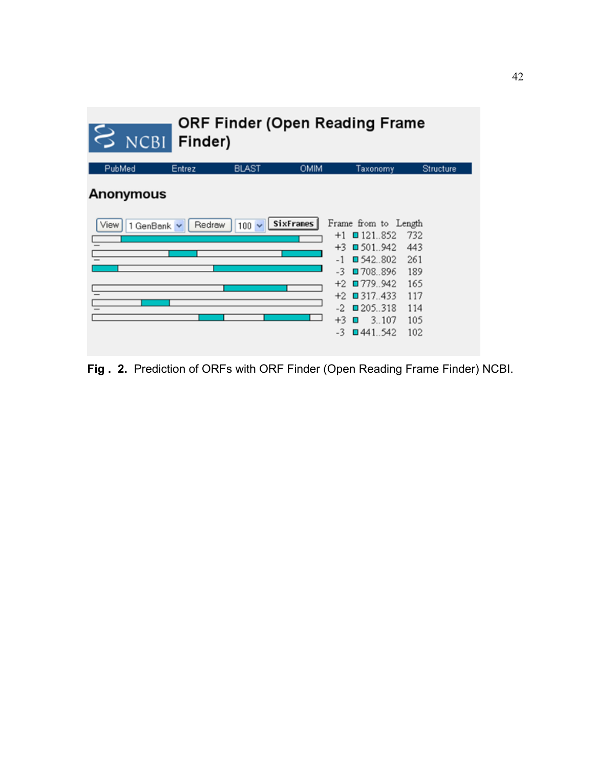# ORF Finder (Open Reading Frame Finder)

PubMed | Entrez | BLAST | OMIM | Taxonomy | Structure

## Anonymous

View | 1 GenBank | Redraw | 100 | SixFrames

| Frame | from | to | Length |
|---|---|---|---|
| +1 | 121 | 852 | 732 |
| +3 | 501 | 942 | 443 |
| -1 | 542 | 802 | 261 |
| -3 | 708 | 896 | 189 |
| +2 | 779 | 942 | 165 |
| +2 | 317 | 433 | 117 |
| -2 | 205 | 318 | 114 |
| +3 | 3 | 107 | 105 |
| -3 | 441 | 542 | 102 |

**Fig . 2.** Prediction of ORFs with ORF Finder (Open Reading Frame Finder) NCBI.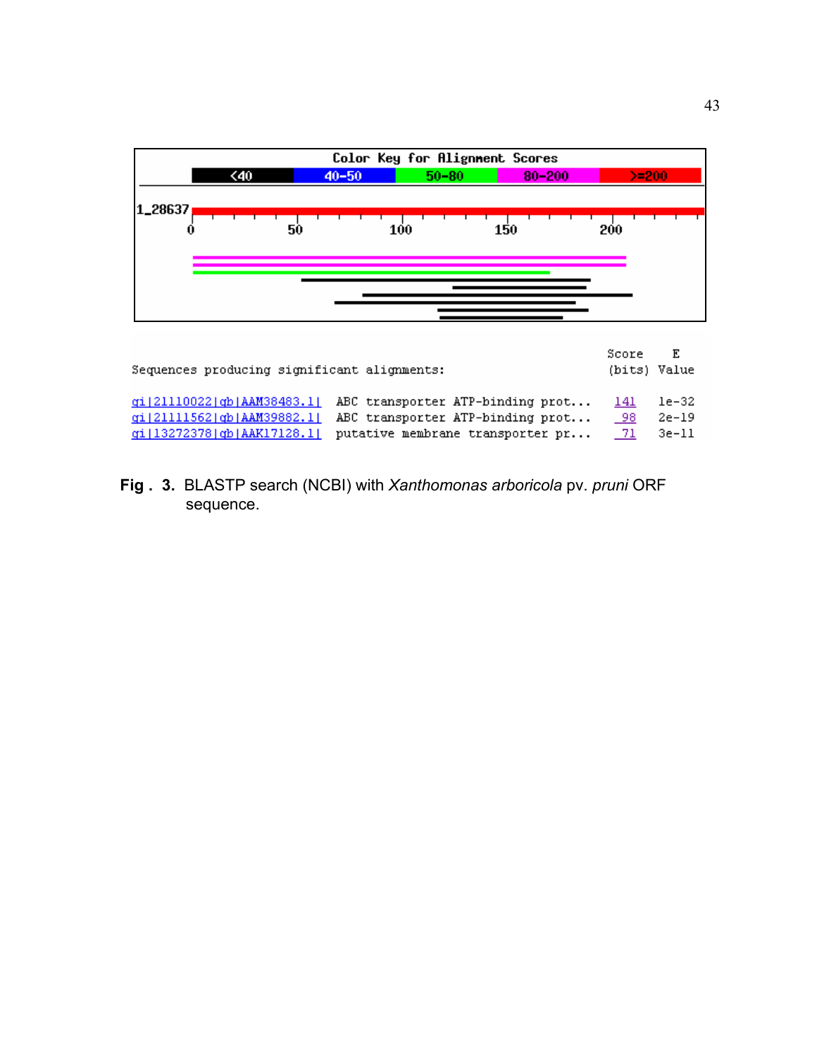Color Key for Alignment Scores

| <40 | 40-50 | 50-80 | 80-200 | >=200 |
|---|---|---|---|---|

1_28637

0 50 100 150 200

```
Sequences producing significant alignments:                   Score    E
                                                              (bits) Value

gi|21110022|gb|AAM38483.1|  ABC transporter ATP-binding prot...  141   1e-32
gi|21111562|gb|AAM39882.1|  ABC transporter ATP-binding prot...   98   2e-19
gi|13272378|gb|AAK17128.1|  putative membrane transporter pr...   71   3e-11
```

**Fig . 3.** BLASTP search (NCBI) with *Xanthomonas arboricola* pv. *pruni* ORF sequence.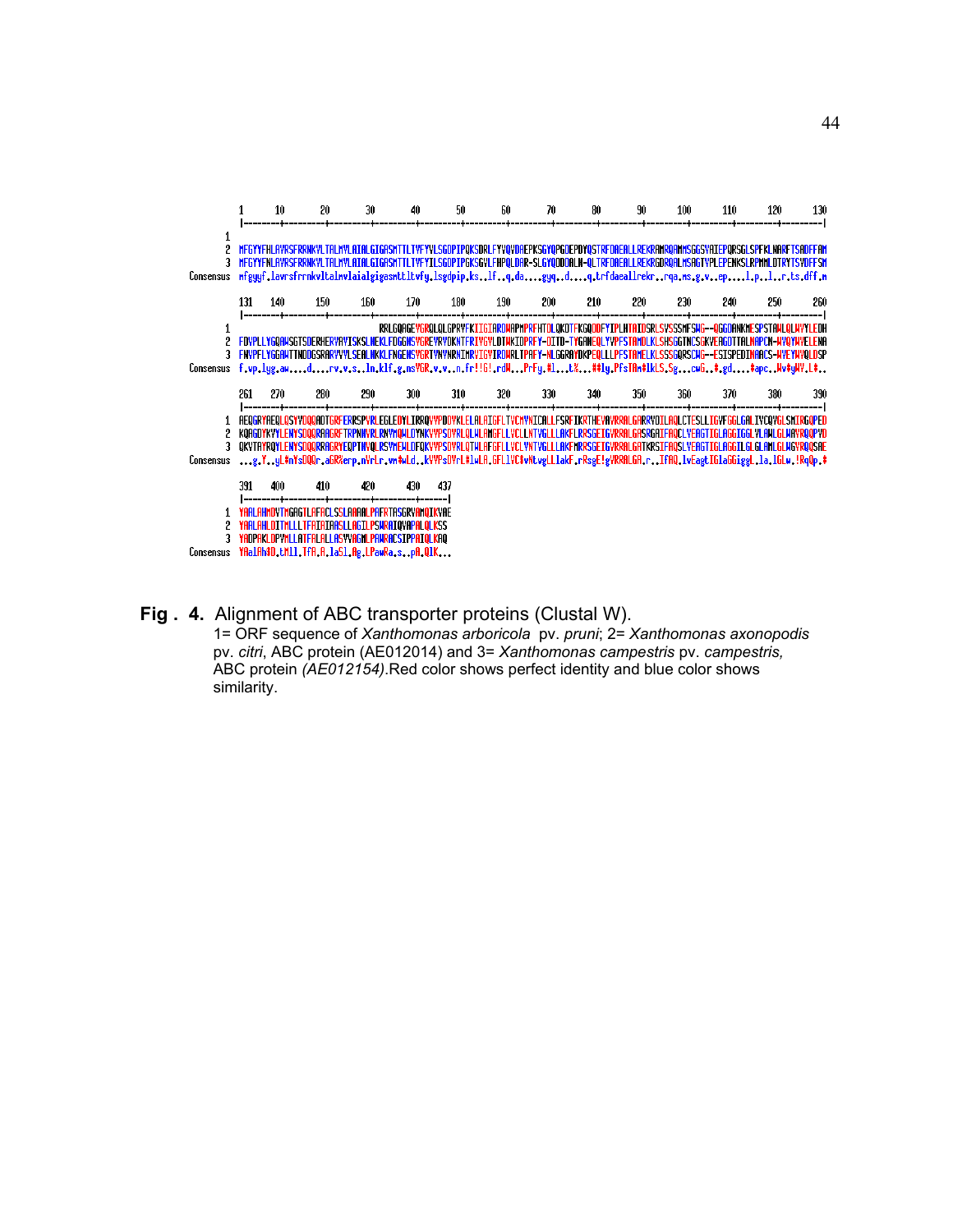```
      1       10        20        30        40        50        60        70        80        90        100       110       120       130
      |--------+---------+---------+---------+---------+---------+---------+---------+---------+---------+---------+---------+---------|
1
2     MFGYYFHLAVRSFRRNKYLTALMVLAIALGIGASMTTLTVFYVLSGDPIPQKSDRLFYVQVDAEPKSGYQPGDEPDYQSTRFDAEALLREKRAMRQAMMSGGSVAIEPQRSGLSPFKLNARFTSADFFAM
3     MFGYYFNLAVRSFRRNKYLTALMVLAIALGIGASMTTLTVFYILSGDPIPGKSGVLFHPQLDAR-SLGYQDDDALN-QLTRFDAEALLREKRGDRQALMSAGTVPLEPENKSLRPMMLDTRYTSVDFFSM
Consensus mfgyyf.lavrsfrrnkvltalmvlaialgigasmttltvfy.lsgdpip.ks..lf..q.da....gyq..d....q.trfdaeallrekr..rqa.ms.g.v..ep....l.p..l..r.ts.dff.m

      131  140       150       160       170       180       190       200       210       220       230       240       250       260
      |--------+---------+---------+---------+---------+---------+---------+---------+---------+---------+---------+---------+---------|
1                              RRLGQAGEYGRQLQLGPRYFKIIGIARDWAPMPRFHTDLQKDTFKGQQDFYIPLHTAIDSRLSVSSSMFSWG--QGGDANKMESPSTAWLQLWVYLEDH
2     FDVPLLYGGQWSGTSDERHERYAVISKSLNEKLFDGGNSVGREVRVDKNTFRIVGVLDTWKIDPRFY-DITD-TYGANEQLYVPFSTAMDLKLSHSGGTNCSGKVEAGDTTALNAPCN-WVQYWVELENA
3     FNVPFLYGGAWTTNDDGSRARVVVLSEALNKKLFNGENSVGRTVNVNRNIMRVIGVIRDWRLTPAFY-NLGGRAYDKPEQLLLPFSTAMELKLSSSGQRSCWG--ESISPEDINAACS-WVEYWVQLDSP
Consensus f.vp.lyg.aw....d....rv.v.s..ln.klf.g.ns%GR.v.v..n.fr!!G!.rdW...PrFy.#l...t%...##ly.PfsTAm#lkLS.Sg...cwG..#.gd....#apc..Wv#yWV.L#..

      261  270       280       290       300       310       320       330       340       350       360       370       380       390
      |--------+---------+---------+---------+---------+---------+---------+---------+---------+---------+---------+---------+---------|
1     AEQGRYAEQLQSYYDQQADTGRFERRSPVRLEGLEDYLIRRQVYPDDYKLELALAIGFLTVCMVNICALLFSRFIKRTHEVAVRRALGARRYDILAQLCTESLLIGVFGGLGALIVCQVGLSMIRGQPED
2     KQAGDYKVYLENYSDQQRAAGRFTRPNNVRLRNYMQWLDYNKVVPSDVRLQLWLAMGFLLVCLLNTVGLLLAKFLRRSGEIGVRRALGASRGAIFAQCLVEAGTIGLAGGIGGLVLAWLGLWAVRQPVD
3     QKVTAYRQYLENYSDQQRRAGRYEQPTNVQLRSYMEWLDFQKVVPSDVRLQTWLAFGFLLVCLVNTVGLLLAKFMRRSGEIGVRRALGATKRSIFAQSLVEAGTIGLAGGILGLGLAMLGLWGVRQQSAE
Consensus ...g.Y..yL#nYsDQQr.aGR%erp.nVrLr.vn#wLd..kVVPsDVrL#lwLA.GFLlVC#vNtvgLLlakF.rRsgE!gVRRALGA.r..IfAQ.lvEagtIGlaGGiggL.la.lGLw.!Rq#p.#

      391  400       410       420       430   437
      |--------+---------+---------+---------+-----|
1     YAALAHMDVTMGAGTLAFACLSSLAAAALPAFRTASGRVAMQIKVAE
2     YAALAHLDITMLLLTFAIAIAASLLAGILPSWRAIQVAPALQLKSS
3     YADPAKLDPVMLLATFALALLASVVAGMLPAWRACSIPPAIQLKAQ
Consensus YAalAh#D.tMll.TfA.A.laSl.Ag.LPawRa.s..pA.QlK...
```

**Fig . 4.** Alignment of ABC transporter proteins (Clustal W).
1= ORF sequence of *Xanthomonas arboricola* pv. *pruni*; 2= *Xanthomonas axonopodis* pv. *citri*, ABC protein (AE012014) and 3= *Xanthomonas campestris* pv. *campestris,* ABC protein *(AE012154)*.Red color shows perfect identity and blue color shows similarity.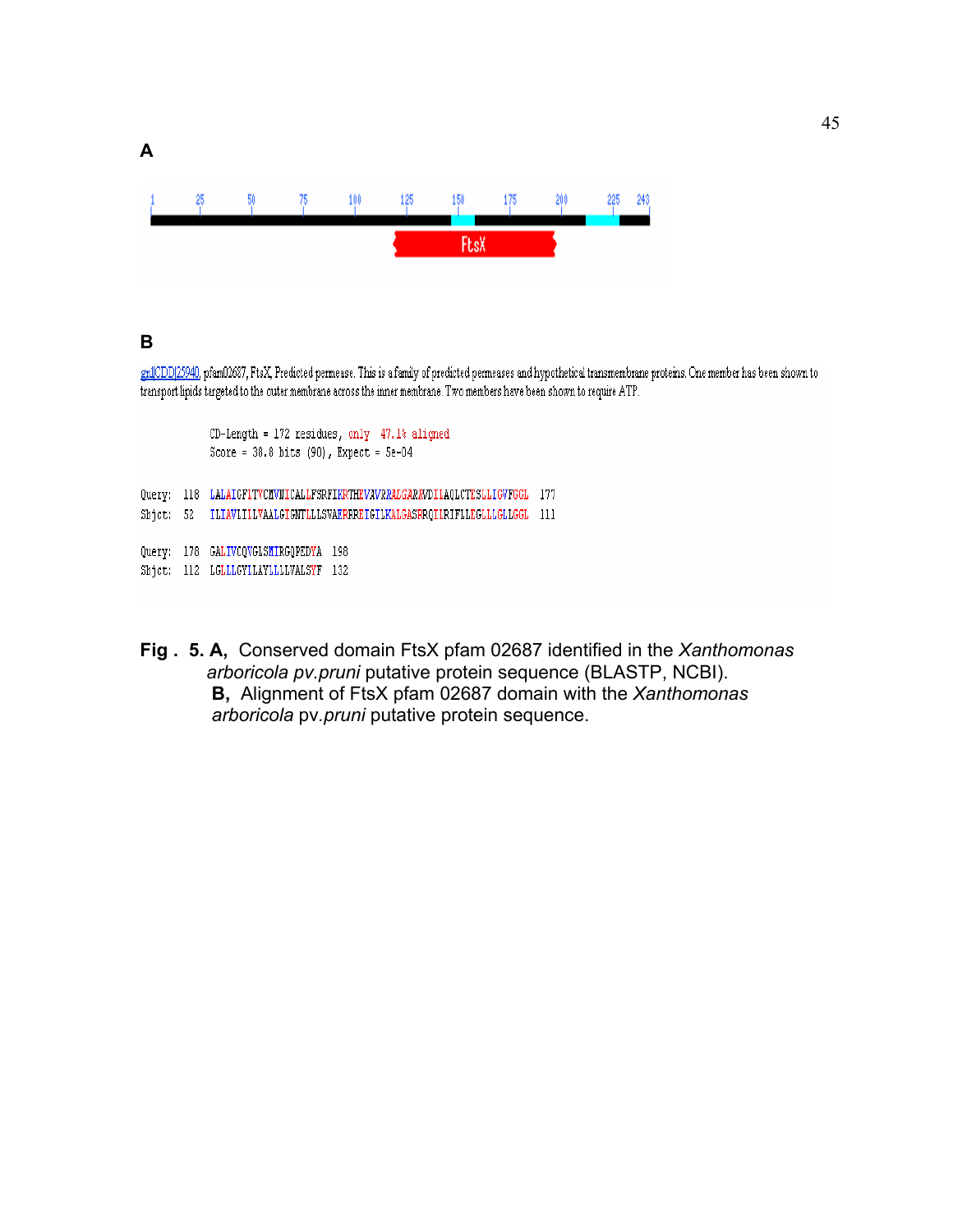**A**

1 25 50 75 100 125 150 175 200 225 243

FtsX

**B**

gnl|CDD|25940, pfam02687, FtsX, Predicted permease. This is a family of predicted permeases and hypothetical transmembrane proteins. One member has been shown to transport lipids targeted to the outer membrane across the inner membrane. Two members have been shown to require ATP.

```
          CD-Length = 172 residues, only  47.1% aligned
          Score = 38.8 bits (90), Expect = 5e-04

Query:  118  LALAIGFLTVCMVNICALLFSRFIKRTHEVAVRRALGARKVDIIAQLCTESLLIGVFGGL  177
Sbjct:  52   ILIAVIILVAALGIGNTLLLSVAERRREIGILKALGASRRQIIRIFLLEGLLLGLLGGL  111

Query:  178  GALIVCQVGLSMIRGQPEDYA  198
Sbjct:  112  LGLLLGYLLAYLLLLVALSYF  132
```

**Fig . 5. A,** Conserved domain FtsX pfam 02687 identified in the *Xanthomonas arboricola pv.pruni* putative protein sequence (BLASTP, NCBI).
**B,** Alignment of FtsX pfam 02687 domain with the *Xanthomonas arboricola* pv.*pruni* putative protein sequence.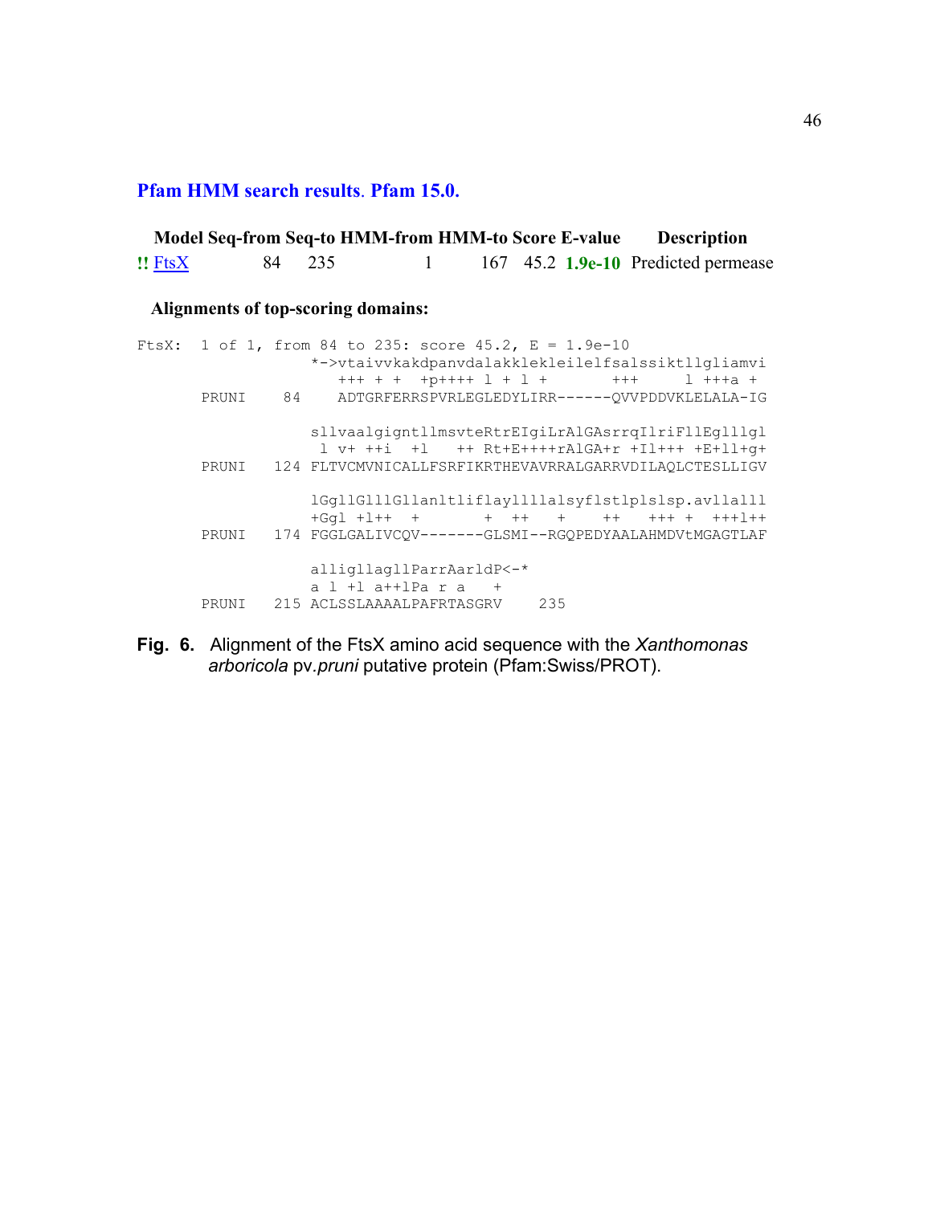## Pfam HMM search results. Pfam 15.0.

| | Model | Seq-from | Seq-to | HMM-from | HMM-to | Score | E-value | Description |
|---|---|---|---|---|---|---|---|---|
| !! | FtsX | 84 | 235 | 1 | 167 | 45.2 | **1.9e-10** | Predicted permease |

**Alignments of top-scoring domains:**

```
FtsX:  1 of 1, from 84 to 235: score 45.2, E = 1.9e-10
                  *->vtaivvkakdpanvdalakklekleilelfsalssiktllgliamvi
                        +++ + +  +p++++ l + l +       +++      l +++a +
      PRUNI    84    ADTGRFERRSPVRLEGLEDYLIRR------QVVPDDVKLELALA-IG

                  sllvaalgigntllmsvteRtrEIgiLrAlGAsrrqIlriFllEglllgl
                   l v+ ++i  +l   ++ Rt+E++++rAlGA+r +Il+++ +E+ll+g+
      PRUNI   124 FLTVCMVNICALLFSRFIKRTHEVAVRRALGARRVDILAQLCTESLLIGV

                  lGgllGlllGllanltliflaylllalsyflstlplslsp.avllalll
                  +Ggl +l++  +        +  ++    +     ++    +++ +   +++l++
      PRUNI   174 FGGLGALIVCQV-------GLSMI--RGQPEDYAALAHMDVtMGAGTLAF

                  alligllagllParrAarldP<-*
                  a l +l a++lPa r a    +
      PRUNI   215 ACLSSLAAAALPAFRTASGRV    235
```

**Fig. 6.** Alignment of the FtsX amino acid sequence with the *Xanthomonas arboricola* pv.*pruni* putative protein (Pfam:Swiss/PROT).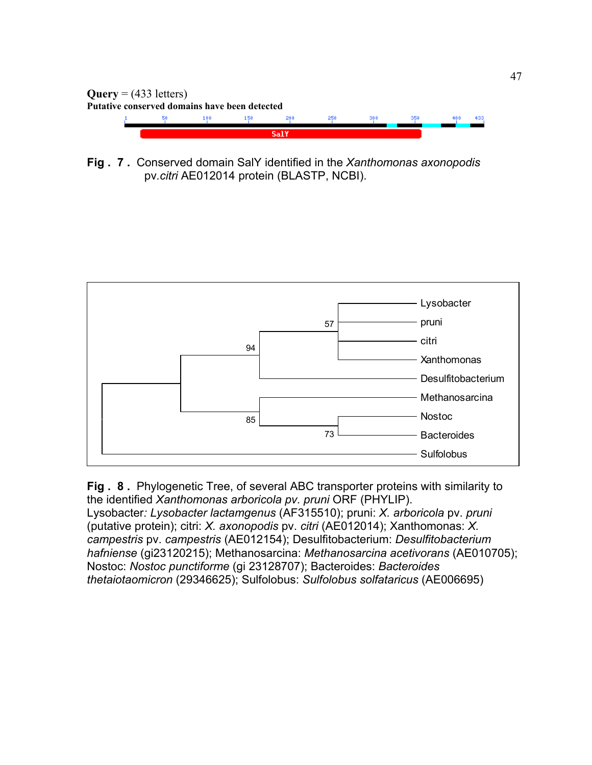**Query** = (433 letters)
**Putative conserved domains have been detected**

1 50 100 150 200 250 300 350 400 433

SalY

**Fig . 7 .** Conserved domain SalY identified in the *Xanthomonas axonopodis* pv.*citri* AE012014 protein (BLASTP, NCBI).

Lysobacter
pruni
citri
Xanthomonas
Desulfitobacterium
Methanosarcina
Nostoc
Bacteroides
Sulfolobus

57
94
85
73

**Fig . 8 .** Phylogenetic Tree, of several ABC transporter proteins with similarity to the identified *Xanthomonas arboricola pv. pruni* ORF (PHYLIP).
Lysobacter*: Lysobacter lactamgenus* (AF315510); pruni: *X. arboricola* pv. *pruni* (putative protein); citri: *X. axonopodis* pv. *citri* (AE012014); Xanthomonas: *X. campestris* pv. *campestris* (AE012154); Desulfitobacterium: *Desulfitobacterium hafniense* (gi23120215); Methanosarcina: *Methanosarcina acetivorans* (AE010705); Nostoc: *Nostoc punctiforme* (gi 23128707); Bacteroides: *Bacteroides thetaiotaomicron* (29346625); Sulfolobus: *Sulfolobus solfataricus* (AE006695)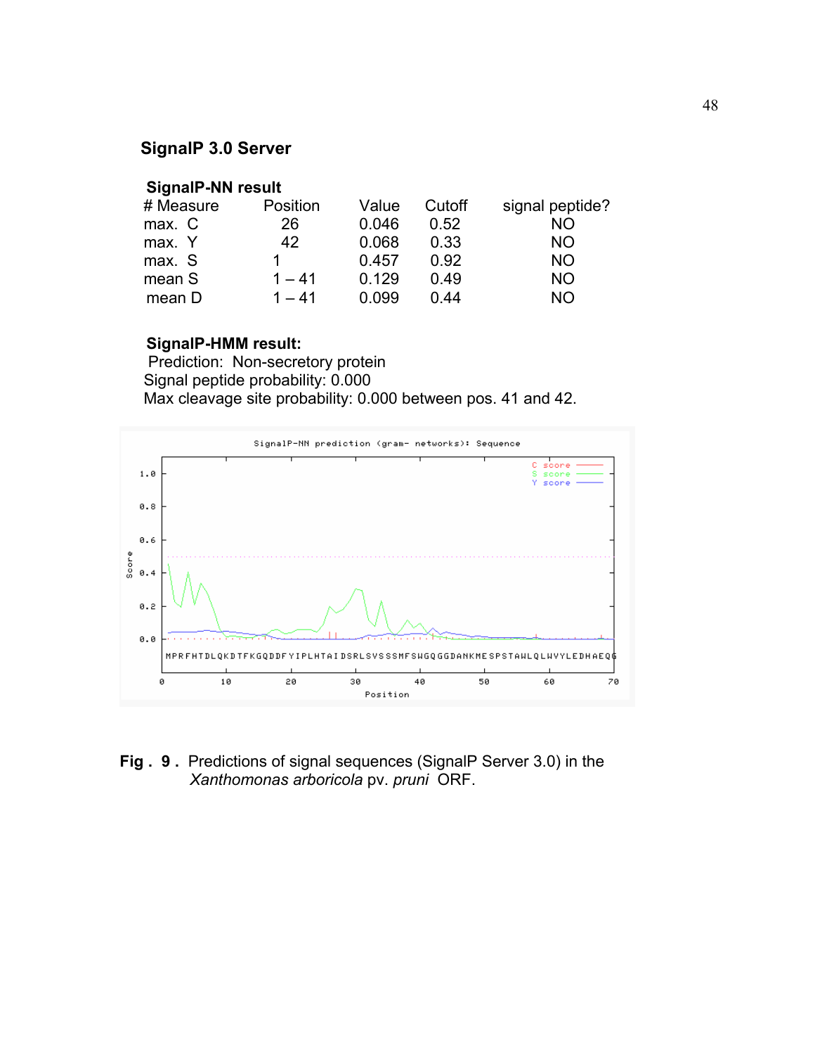## SignalP 3.0 Server

### SignalP-NN result

| # Measure | Position | Value | Cutoff | signal peptide? |
|---|---|---|---|---|
| max. C | 26 | 0.046 | 0.52 | NO |
| max. Y | 42 | 0.068 | 0.33 | NO |
| max. S | 1 | 0.457 | 0.92 | NO |
| mean S | 1 – 41 | 0.129 | 0.49 | NO |
| mean D | 1 – 41 | 0.099 | 0.44 | NO |

### SignalP-HMM result:

Prediction: Non-secretory protein
Signal peptide probability: 0.000
Max cleavage site probability: 0.000 between pos. 41 and 42.

**Fig . 9 .** Predictions of signal sequences (SignalP Server 3.0) in the *Xanthomonas arboricola* pv. *pruni* ORF.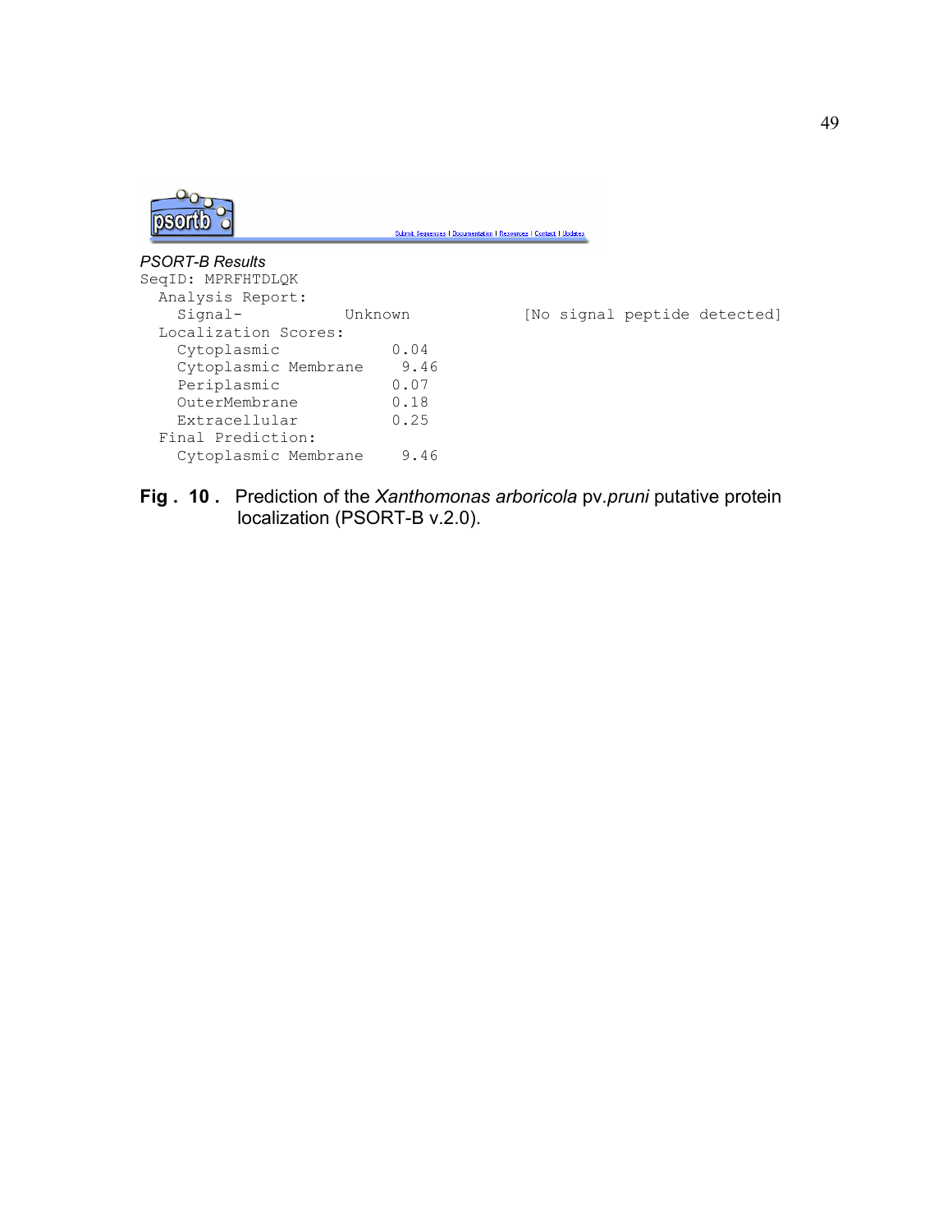psortb

Submit Sequences | Documentation | Resources | Contact | Updates

*PSORT-B Results*

```
SeqID: MPRFHTDLQK
  Analysis Report:
    Signal-          Unknown           [No signal peptide detected]
  Localization Scores:
    Cytoplasmic           0.04
    Cytoplasmic Membrane   9.46
    Periplasmic           0.07
    OuterMembrane         0.18
    Extracellular         0.25
  Final Prediction:
    Cytoplasmic Membrane   9.46
```

**Fig . 10 .** Prediction of the *Xanthomonas arboricola* pv.*pruni* putative protein localization (PSORT-B v.2.0).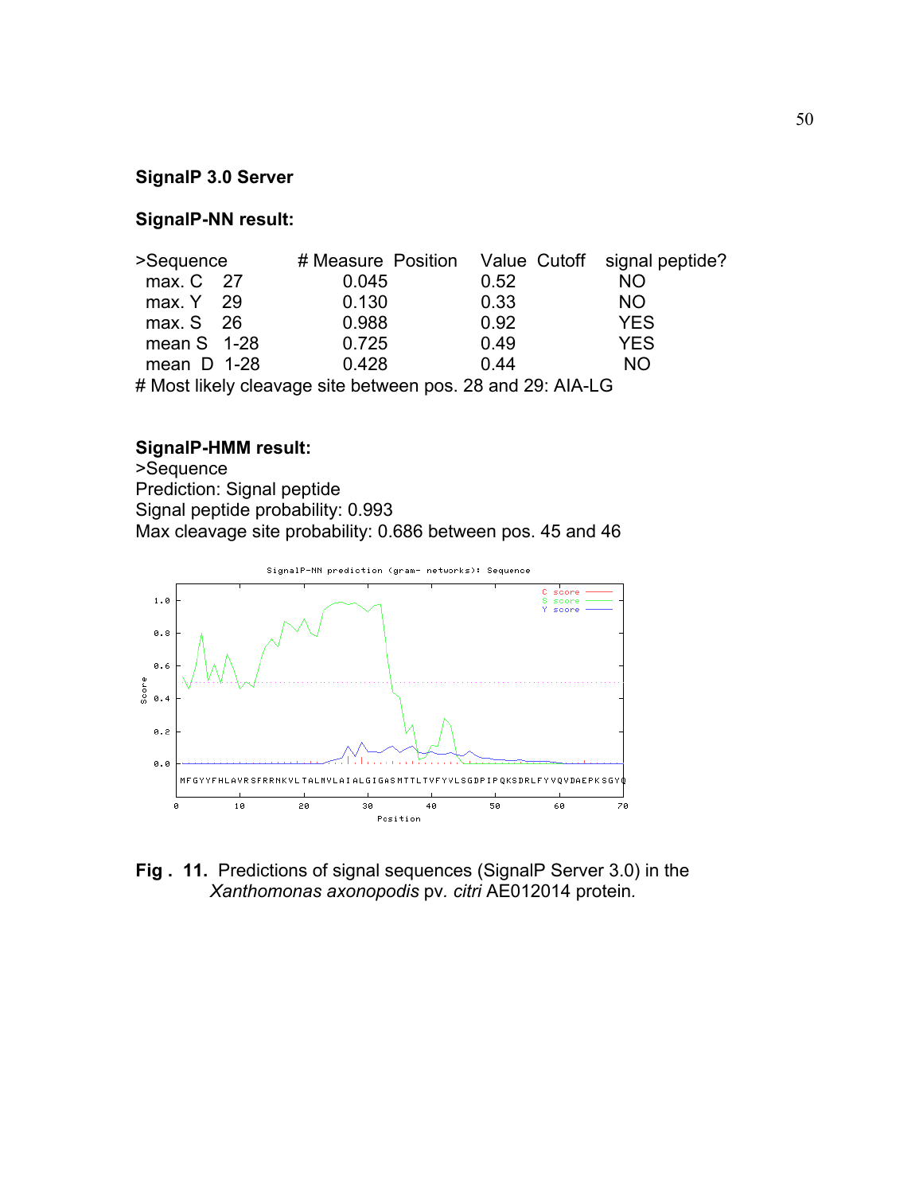**SignalP 3.0 Server**

**SignalP-NN result:**

| >Sequence | # Measure | Position | Value | Cutoff | signal peptide? |
|---|---|---|---|---|---|
| | max. C | 27 | 0.045 | 0.52 | NO |
| | max. Y | 29 | 0.130 | 0.33 | NO |
| | max. S | 26 | 0.988 | 0.92 | YES |
| | mean S | 1-28 | 0.725 | 0.49 | YES |
| | mean D | 1-28 | 0.428 | 0.44 | NO |

# Most likely cleavage site between pos. 28 and 29: AIA-LG

**SignalP-HMM result:**

>Sequence
Prediction: Signal peptide
Signal peptide probability: 0.993
Max cleavage site probability: 0.686 between pos. 45 and 46

SignalP-NN prediction (gram- networks): Sequence

MFGYYFHLAVRSFRRNKVLTALMVLAIALGIGASMTTLTVFYVLSGDPIPQKSDRLFYVQVDAEPKSGYQ

**Fig . 11.** Predictions of signal sequences (SignalP Server 3.0) in the *Xanthomonas axonopodis* pv. *citri* AE012014 protein.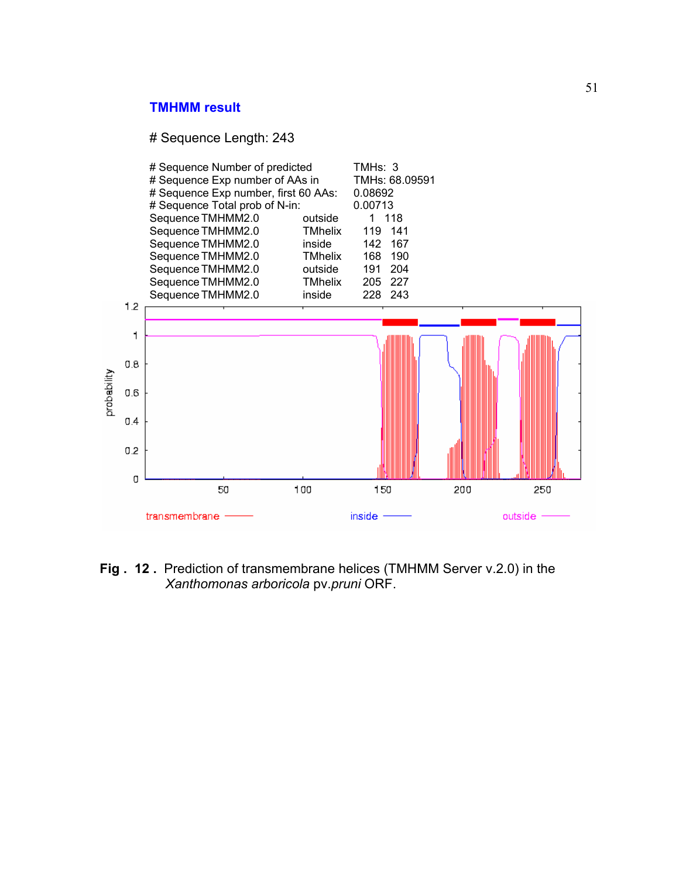**TMHMM result**

# Sequence Length: 243

| | | | |
|---|---|---|---|
| # Sequence Number of predicted | | TMHs: 3 | |
| # Sequence Exp number of AAs in | | TMHs: 68.09591 | |
| # Sequence Exp number, first 60 AAs: | | 0.08692 | |
| # Sequence Total prob of N-in: | | 0.00713 | |
| Sequence TMHMM2.0 | outside | 1 | 118 |
| Sequence TMHMM2.0 | TMhelix | 119 | 141 |
| Sequence TMHMM2.0 | inside | 142 | 167 |
| Sequence TMHMM2.0 | TMhelix | 168 | 190 |
| Sequence TMHMM2.0 | outside | 191 | 204 |
| Sequence TMHMM2.0 | TMhelix | 205 | 227 |
| Sequence TMHMM2.0 | inside | 228 | 243 |

**Fig . 12 .** Prediction of transmembrane helices (TMHMM Server v.2.0) in the *Xanthomonas arboricola* pv.*pruni* ORF.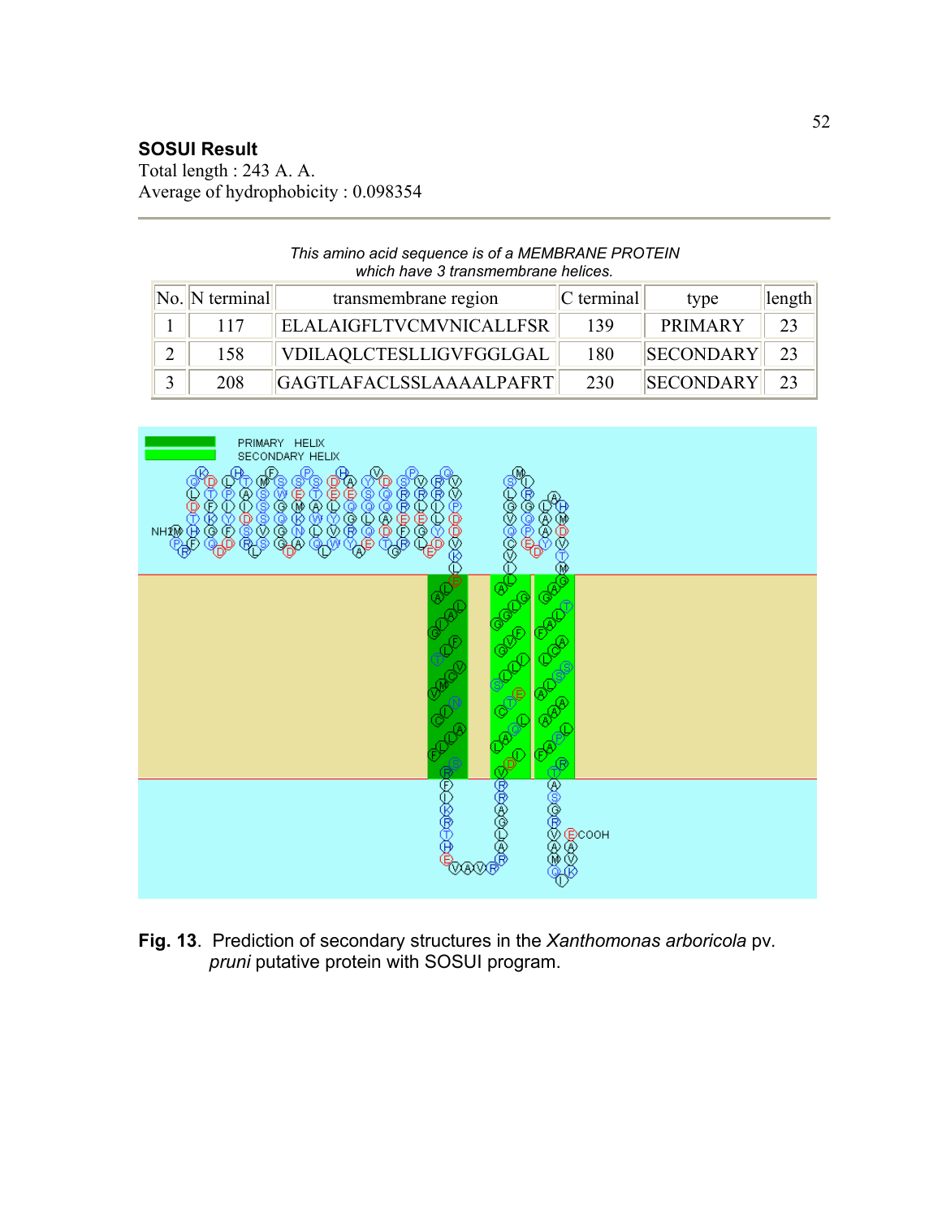**SOSUI Result**

Total length : 243 A. A.

Average of hydrophobicity : 0.098354

---

*This amino acid sequence is of a MEMBRANE PROTEIN which have 3 transmembrane helices.*

| No. | N terminal | transmembrane region | C terminal | type | length |
|---|---|---|---|---|---|
| 1 | 117 | ELALAIGFLTVCMVNICALLFSR | 139 | PRIMARY | 23 |
| 2 | 158 | VDILAQLCTESLLIGVFGGLGAL | 180 | SECONDARY | 23 |
| 3 | 208 | GAGTLAFACLSSLAAAALPAFRT | 230 | SECONDARY | 23 |

**Fig. 13**. Prediction of secondary structures in the *Xanthomonas arboricola* pv. *pruni* putative protein with SOSUI program.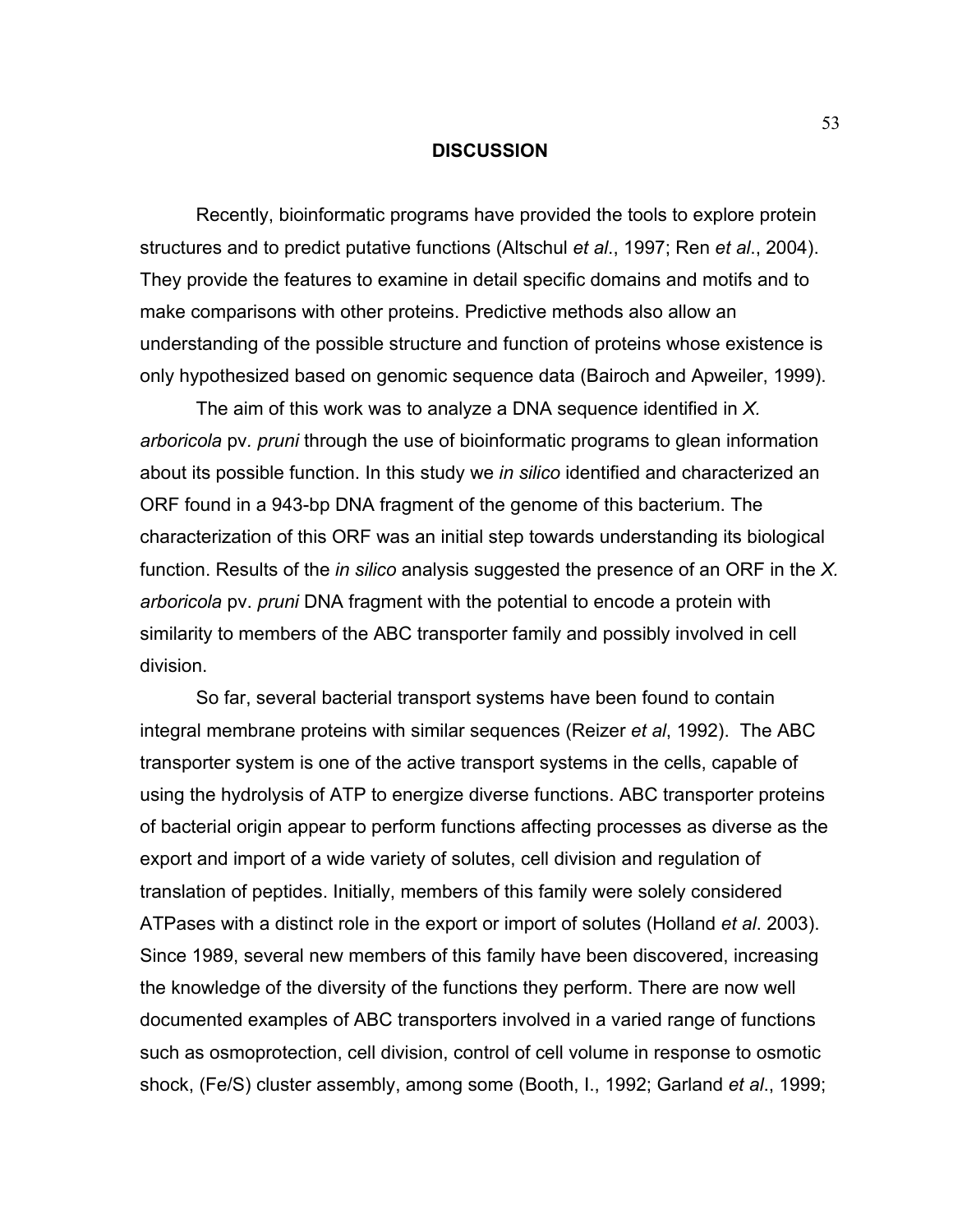# DISCUSSION

Recently, bioinformatic programs have provided the tools to explore protein structures and to predict putative functions (Altschul *et al*., 1997; Ren *et al*., 2004). They provide the features to examine in detail specific domains and motifs and to make comparisons with other proteins. Predictive methods also allow an understanding of the possible structure and function of proteins whose existence is only hypothesized based on genomic sequence data (Bairoch and Apweiler, 1999).

The aim of this work was to analyze a DNA sequence identified in *X. arboricola* pv. *pruni* through the use of bioinformatic programs to glean information about its possible function. In this study we *in silico* identified and characterized an ORF found in a 943-bp DNA fragment of the genome of this bacterium. The characterization of this ORF was an initial step towards understanding its biological function. Results of the *in silico* analysis suggested the presence of an ORF in the *X. arboricola* pv. *pruni* DNA fragment with the potential to encode a protein with similarity to members of the ABC transporter family and possibly involved in cell division.

So far, several bacterial transport systems have been found to contain integral membrane proteins with similar sequences (Reizer *et al*, 1992). The ABC transporter system is one of the active transport systems in the cells, capable of using the hydrolysis of ATP to energize diverse functions. ABC transporter proteins of bacterial origin appear to perform functions affecting processes as diverse as the export and import of a wide variety of solutes, cell division and regulation of translation of peptides. Initially, members of this family were solely considered ATPases with a distinct role in the export or import of solutes (Holland *et al*. 2003). Since 1989, several new members of this family have been discovered, increasing the knowledge of the diversity of the functions they perform. There are now well documented examples of ABC transporters involved in a varied range of functions such as osmoprotection, cell division, control of cell volume in response to osmotic shock, (Fe/S) cluster assembly, among some (Booth, I., 1992; Garland *et al*., 1999;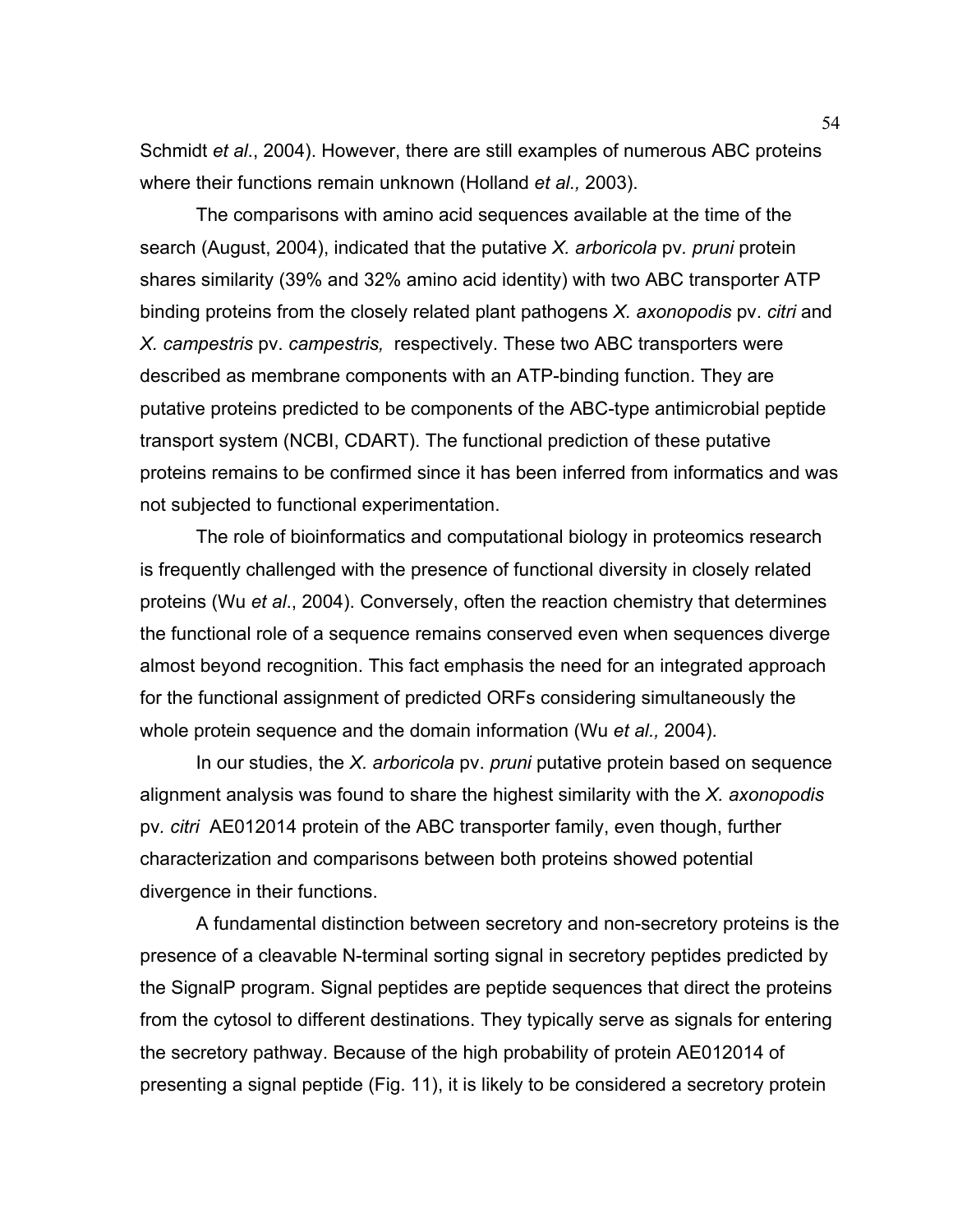Schmidt *et al*., 2004). However, there are still examples of numerous ABC proteins where their functions remain unknown (Holland *et al.,* 2003).

The comparisons with amino acid sequences available at the time of the search (August, 2004), indicated that the putative *X. arboricola* pv*. pruni* protein shares similarity (39% and 32% amino acid identity) with two ABC transporter ATP binding proteins from the closely related plant pathogens *X. axonopodis* pv*. citri* and *X. campestris* pv. *campestris,* respectively. These two ABC transporters were described as membrane components with an ATP-binding function. They are putative proteins predicted to be components of the ABC-type antimicrobial peptide transport system (NCBI, CDART). The functional prediction of these putative proteins remains to be confirmed since it has been inferred from informatics and was not subjected to functional experimentation.

The role of bioinformatics and computational biology in proteomics research is frequently challenged with the presence of functional diversity in closely related proteins (Wu *et al*., 2004). Conversely, often the reaction chemistry that determines the functional role of a sequence remains conserved even when sequences diverge almost beyond recognition. This fact emphasis the need for an integrated approach for the functional assignment of predicted ORFs considering simultaneously the whole protein sequence and the domain information (Wu *et al.,* 2004).

In our studies, the *X. arboricola* pv. *pruni* putative protein based on sequence alignment analysis was found to share the highest similarity with the *X. axonopodis* pv*. citri* AE012014 protein of the ABC transporter family, even though, further characterization and comparisons between both proteins showed potential divergence in their functions.

A fundamental distinction between secretory and non-secretory proteins is the presence of a cleavable N-terminal sorting signal in secretory peptides predicted by the SignalP program. Signal peptides are peptide sequences that direct the proteins from the cytosol to different destinations. They typically serve as signals for entering the secretory pathway. Because of the high probability of protein AE012014 of presenting a signal peptide (Fig. 11), it is likely to be considered a secretory protein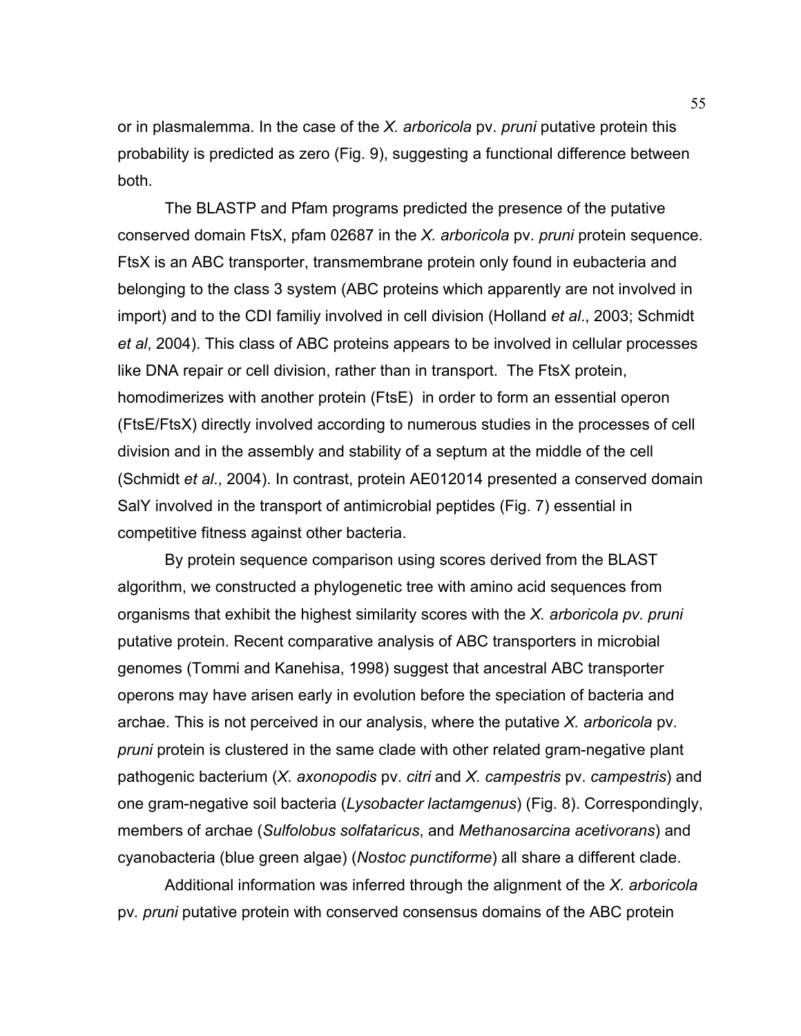or in plasmalemma. In the case of the *X. arboricola* pv. *pruni* putative protein this probability is predicted as zero (Fig. 9), suggesting a functional difference between both.

The BLASTP and Pfam programs predicted the presence of the putative conserved domain FtsX, pfam 02687 in the *X. arboricola* pv. *pruni* protein sequence. FtsX is an ABC transporter, transmembrane protein only found in eubacteria and belonging to the class 3 system (ABC proteins which apparently are not involved in import) and to the CDI familiy involved in cell division (Holland *et al*., 2003; Schmidt *et al*, 2004). This class of ABC proteins appears to be involved in cellular processes like DNA repair or cell division, rather than in transport. The FtsX protein, homodimerizes with another protein (FtsE) in order to form an essential operon (FtsE/FtsX) directly involved according to numerous studies in the processes of cell division and in the assembly and stability of a septum at the middle of the cell (Schmidt *et al*., 2004). In contrast, protein AE012014 presented a conserved domain SalY involved in the transport of antimicrobial peptides (Fig. 7) essential in competitive fitness against other bacteria.

By protein sequence comparison using scores derived from the BLAST algorithm, we constructed a phylogenetic tree with amino acid sequences from organisms that exhibit the highest similarity scores with the *X. arboricola pv. pruni* putative protein. Recent comparative analysis of ABC transporters in microbial genomes (Tommi and Kanehisa, 1998) suggest that ancestral ABC transporter operons may have arisen early in evolution before the speciation of bacteria and archae. This is not perceived in our analysis, where the putative *X. arboricola* pv*. pruni* protein is clustered in the same clade with other related gram-negative plant pathogenic bacterium (*X. axonopodis* pv. *citri* and *X. campestris* pv. *campestris*) and one gram-negative soil bacteria (*Lysobacter lactamgenus*) (Fig. 8). Correspondingly, members of archae (*Sulfolobus solfataricus*, and *Methanosarcina acetivorans*) and cyanobacteria (blue green algae) (*Nostoc punctiforme*) all share a different clade.

Additional information was inferred through the alignment of the *X. arboricola* pv*. pruni* putative protein with conserved consensus domains of the ABC protein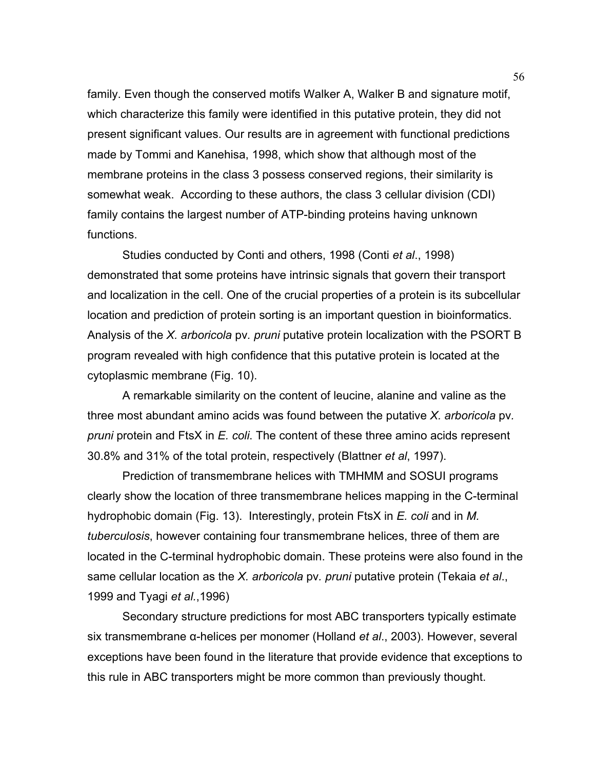family. Even though the conserved motifs Walker A, Walker B and signature motif, which characterize this family were identified in this putative protein, they did not present significant values. Our results are in agreement with functional predictions made by Tommi and Kanehisa, 1998, which show that although most of the membrane proteins in the class 3 possess conserved regions, their similarity is somewhat weak. According to these authors, the class 3 cellular division (CDI) family contains the largest number of ATP-binding proteins having unknown functions.

Studies conducted by Conti and others, 1998 (Conti *et al*., 1998) demonstrated that some proteins have intrinsic signals that govern their transport and localization in the cell. One of the crucial properties of a protein is its subcellular location and prediction of protein sorting is an important question in bioinformatics. Analysis of the *X. arboricola* pv. *pruni* putative protein localization with the PSORT B program revealed with high confidence that this putative protein is located at the cytoplasmic membrane (Fig. 10).

A remarkable similarity on the content of leucine, alanine and valine as the three most abundant amino acids was found between the putative *X. arboricola* pv. *pruni* protein and FtsX in *E. coli*. The content of these three amino acids represent 30.8% and 31% of the total protein, respectively (Blattner *et al*, 1997).

Prediction of transmembrane helices with TMHMM and SOSUI programs clearly show the location of three transmembrane helices mapping in the C-terminal hydrophobic domain (Fig. 13). Interestingly, protein FtsX in *E. coli* and in *M. tuberculosis*, however containing four transmembrane helices, three of them are located in the C-terminal hydrophobic domain. These proteins were also found in the same cellular location as the *X. arboricola* pv. *pruni* putative protein (Tekaia *et al*., 1999 and Tyagi *et al.*,1996)

Secondary structure predictions for most ABC transporters typically estimate six transmembrane α-helices per monomer (Holland *et al*., 2003). However, several exceptions have been found in the literature that provide evidence that exceptions to this rule in ABC transporters might be more common than previously thought.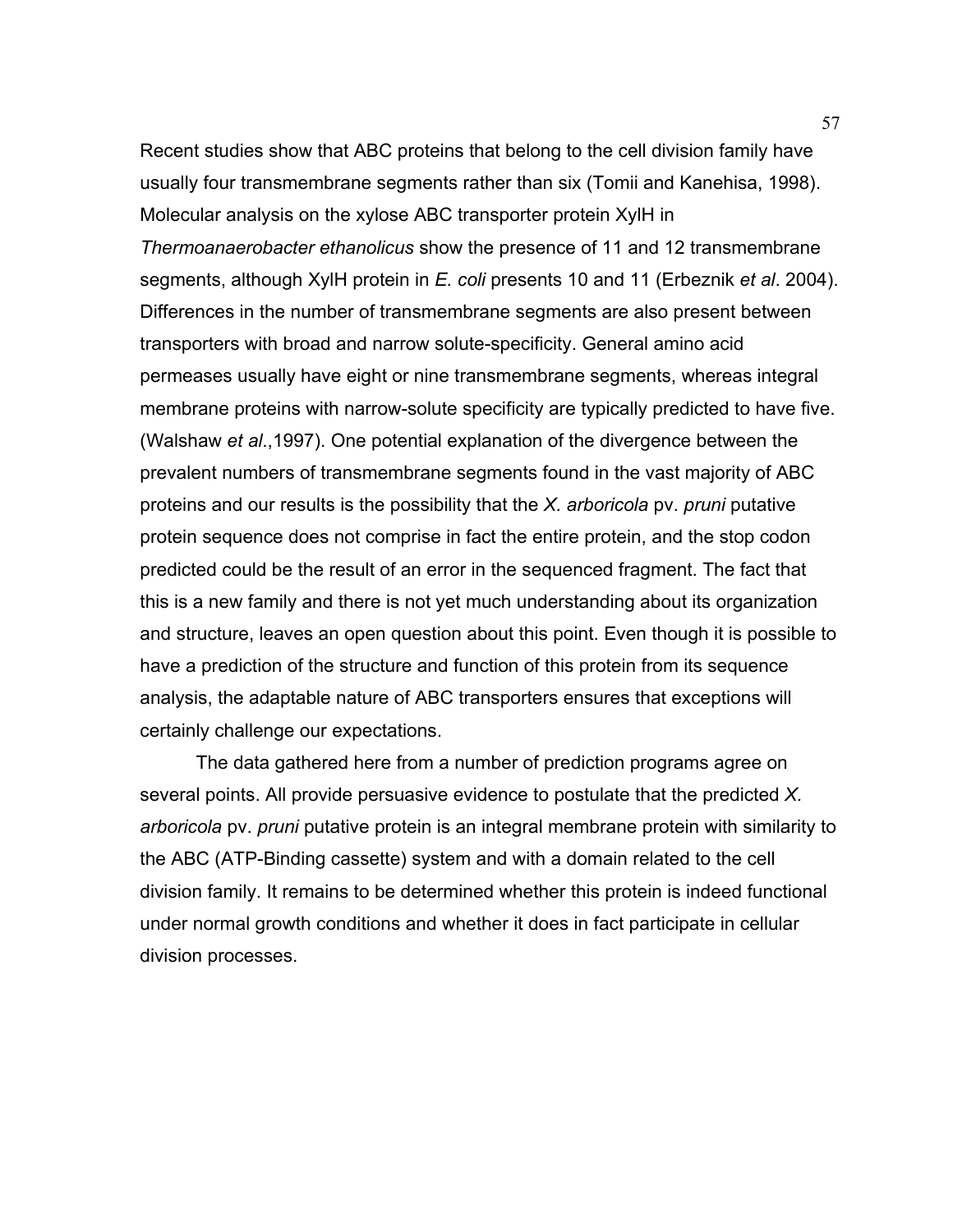Recent studies show that ABC proteins that belong to the cell division family have usually four transmembrane segments rather than six (Tomii and Kanehisa, 1998). Molecular analysis on the xylose ABC transporter protein XylH in *Thermoanaerobacter ethanolicus* show the presence of 11 and 12 transmembrane segments, although XylH protein in *E. coli* presents 10 and 11 (Erbeznik *et al*. 2004). Differences in the number of transmembrane segments are also present between transporters with broad and narrow solute-specificity. General amino acid permeases usually have eight or nine transmembrane segments, whereas integral membrane proteins with narrow-solute specificity are typically predicted to have five. (Walshaw *et al*.,1997). One potential explanation of the divergence between the prevalent numbers of transmembrane segments found in the vast majority of ABC proteins and our results is the possibility that the *X. arboricola* pv. *pruni* putative protein sequence does not comprise in fact the entire protein, and the stop codon predicted could be the result of an error in the sequenced fragment. The fact that this is a new family and there is not yet much understanding about its organization and structure, leaves an open question about this point. Even though it is possible to have a prediction of the structure and function of this protein from its sequence analysis, the adaptable nature of ABC transporters ensures that exceptions will certainly challenge our expectations.

The data gathered here from a number of prediction programs agree on several points. All provide persuasive evidence to postulate that the predicted *X. arboricola* pv. *pruni* putative protein is an integral membrane protein with similarity to the ABC (ATP-Binding cassette) system and with a domain related to the cell division family. It remains to be determined whether this protein is indeed functional under normal growth conditions and whether it does in fact participate in cellular division processes.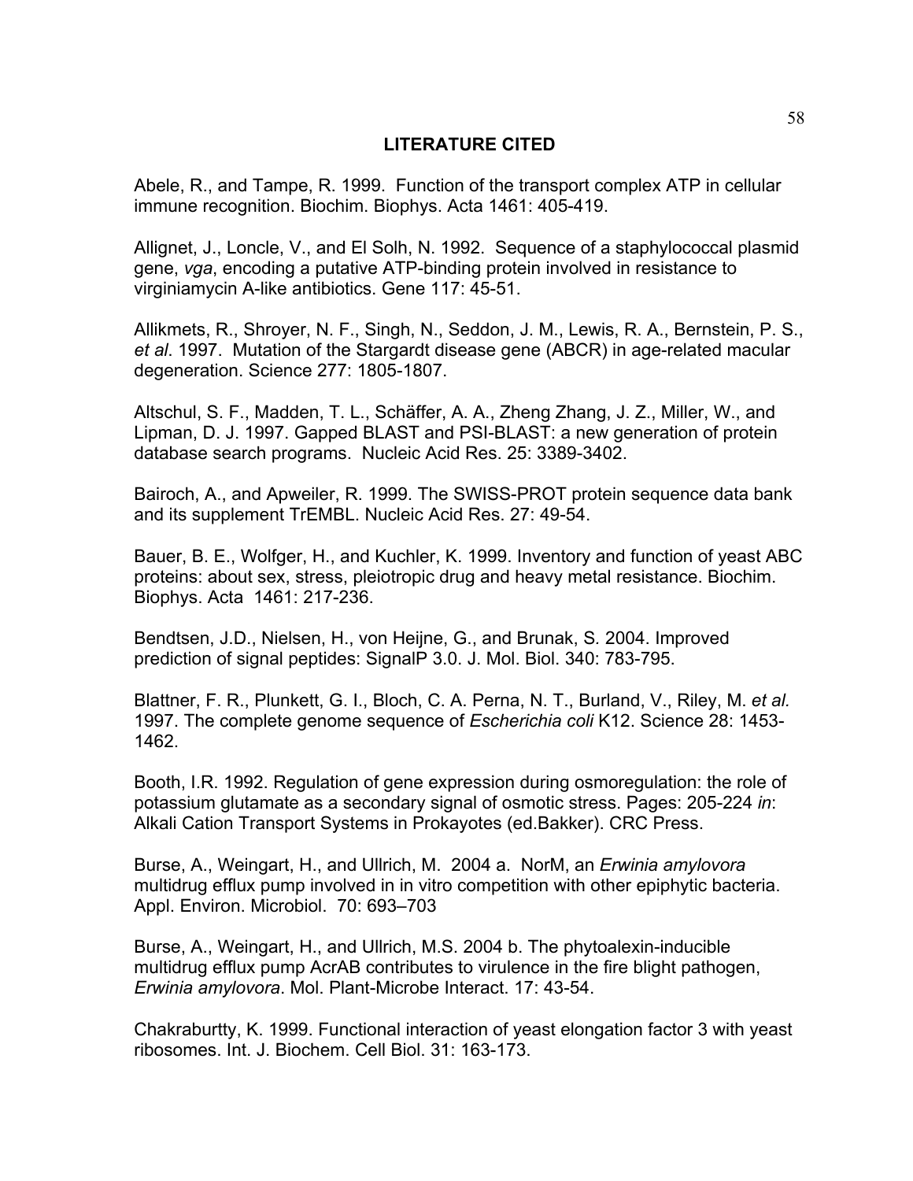## LITERATURE CITED

Abele, R., and Tampe, R. 1999. Function of the transport complex ATP in cellular immune recognition. Biochim. Biophys. Acta 1461: 405-419.

Allignet, J., Loncle, V., and El Solh, N. 1992. Sequence of a staphylococcal plasmid gene, *vga*, encoding a putative ATP-binding protein involved in resistance to virginiamycin A-like antibiotics. Gene 117: 45-51.

Allikmets, R., Shroyer, N. F., Singh, N., Seddon, J. M., Lewis, R. A., Bernstein, P. S., *et al*. 1997. Mutation of the Stargardt disease gene (ABCR) in age-related macular degeneration. Science 277: 1805-1807.

Altschul, S. F., Madden, T. L., Schäffer, A. A., Zheng Zhang, J. Z., Miller, W., and Lipman, D. J. 1997. Gapped BLAST and PSI-BLAST: a new generation of protein database search programs. Nucleic Acid Res. 25: 3389-3402.

Bairoch, A., and Apweiler, R. 1999. The SWISS-PROT protein sequence data bank and its supplement TrEMBL. Nucleic Acid Res. 27: 49-54.

Bauer, B. E., Wolfger, H., and Kuchler, K. 1999. Inventory and function of yeast ABC proteins: about sex, stress, pleiotropic drug and heavy metal resistance. Biochim. Biophys. Acta 1461: 217-236.

Bendtsen, J.D., Nielsen, H., von Heijne, G., and Brunak, S. 2004. Improved prediction of signal peptides: SignalP 3.0. J. Mol. Biol. 340: 783-795.

Blattner, F. R., Plunkett, G. I., Bloch, C. A. Perna, N. T., Burland, V., Riley, M. *et al.* 1997. The complete genome sequence of *Escherichia coli* K12. Science 28: 1453-1462.

Booth, I.R. 1992. Regulation of gene expression during osmoregulation: the role of potassium glutamate as a secondary signal of osmotic stress. Pages: 205-224 *in*: Alkali Cation Transport Systems in Prokayotes (ed.Bakker). CRC Press.

Burse, A., Weingart, H., and Ullrich, M. 2004 a. NorM, an *Erwinia amylovora* multidrug efflux pump involved in in vitro competition with other epiphytic bacteria. Appl. Environ. Microbiol. 70: 693–703

Burse, A., Weingart, H., and Ullrich, M.S. 2004 b. The phytoalexin-inducible multidrug efflux pump AcrAB contributes to virulence in the fire blight pathogen, *Erwinia amylovora*. Mol. Plant-Microbe Interact. 17: 43-54.

Chakraburtty, K. 1999. Functional interaction of yeast elongation factor 3 with yeast ribosomes. Int. J. Biochem. Cell Biol. 31: 163-173.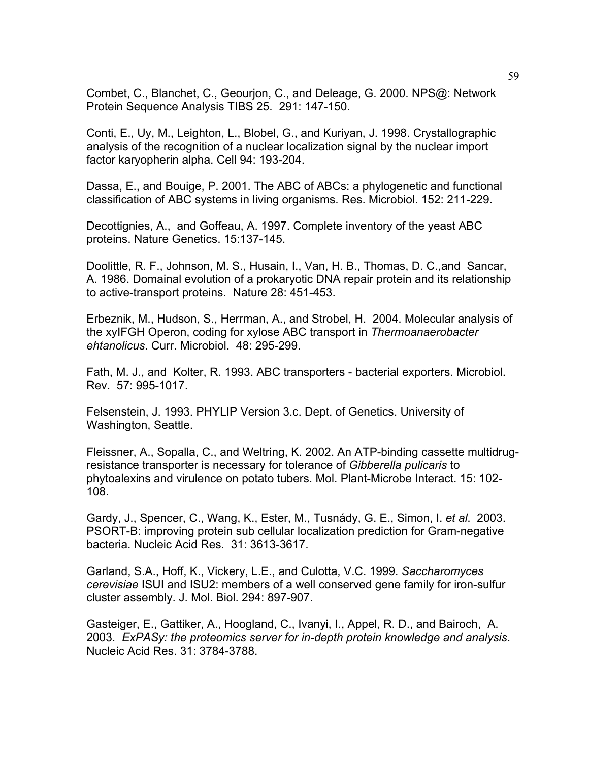Combet, C., Blanchet, C., Geourjon, C., and Deleage, G. 2000. NPS@: Network Protein Sequence Analysis TIBS 25. 291: 147-150.

Conti, E., Uy, M., Leighton, L., Blobel, G., and Kuriyan, J. 1998. Crystallographic analysis of the recognition of a nuclear localization signal by the nuclear import factor karyopherin alpha. Cell 94: 193-204.

Dassa, E., and Bouige, P. 2001. The ABC of ABCs: a phylogenetic and functional classification of ABC systems in living organisms. Res. Microbiol. 152: 211-229.

Decottignies, A., and Goffeau, A. 1997. Complete inventory of the yeast ABC proteins. Nature Genetics. 15:137-145.

Doolittle, R. F., Johnson, M. S., Husain, I., Van, H. B., Thomas, D. C.,and Sancar, A. 1986. Domainal evolution of a prokaryotic DNA repair protein and its relationship to active-transport proteins. Nature 28: 451-453.

Erbeznik, M., Hudson, S., Herrman, A., and Strobel, H. 2004. Molecular analysis of the xylFGH Operon, coding for xylose ABC transport in *Thermoanaerobacter ehtanolicus*. Curr. Microbiol. 48: 295-299.

Fath, M. J., and Kolter, R. 1993. ABC transporters - bacterial exporters. Microbiol. Rev. 57: 995-1017.

Felsenstein, J. 1993. PHYLIP Version 3.c. Dept. of Genetics. University of Washington, Seattle.

Fleissner, A., Sopalla, C., and Weltring, K. 2002. An ATP-binding cassette multidrug-resistance transporter is necessary for tolerance of *Gibberella pulicaris* to phytoalexins and virulence on potato tubers. Mol. Plant-Microbe Interact. 15: 102-108.

Gardy, J., Spencer, C., Wang, K., Ester, M., Tusnády, G. E., Simon, I. *et al*. 2003. PSORT-B: improving protein sub cellular localization prediction for Gram-negative bacteria. Nucleic Acid Res. 31: 3613-3617.

Garland, S.A., Hoff, K., Vickery, L.E., and Culotta, V.C. 1999. *Saccharomyces cerevisiae* ISUI and ISU2: members of a well conserved gene family for iron-sulfur cluster assembly. J. Mol. Biol. 294: 897-907.

Gasteiger, E., Gattiker, A., Hoogland, C., Ivanyi, I., Appel, R. D., and Bairoch, A. 2003. *ExPASy: the proteomics server for in-depth protein knowledge and analysis*. Nucleic Acid Res. 31: 3784-3788.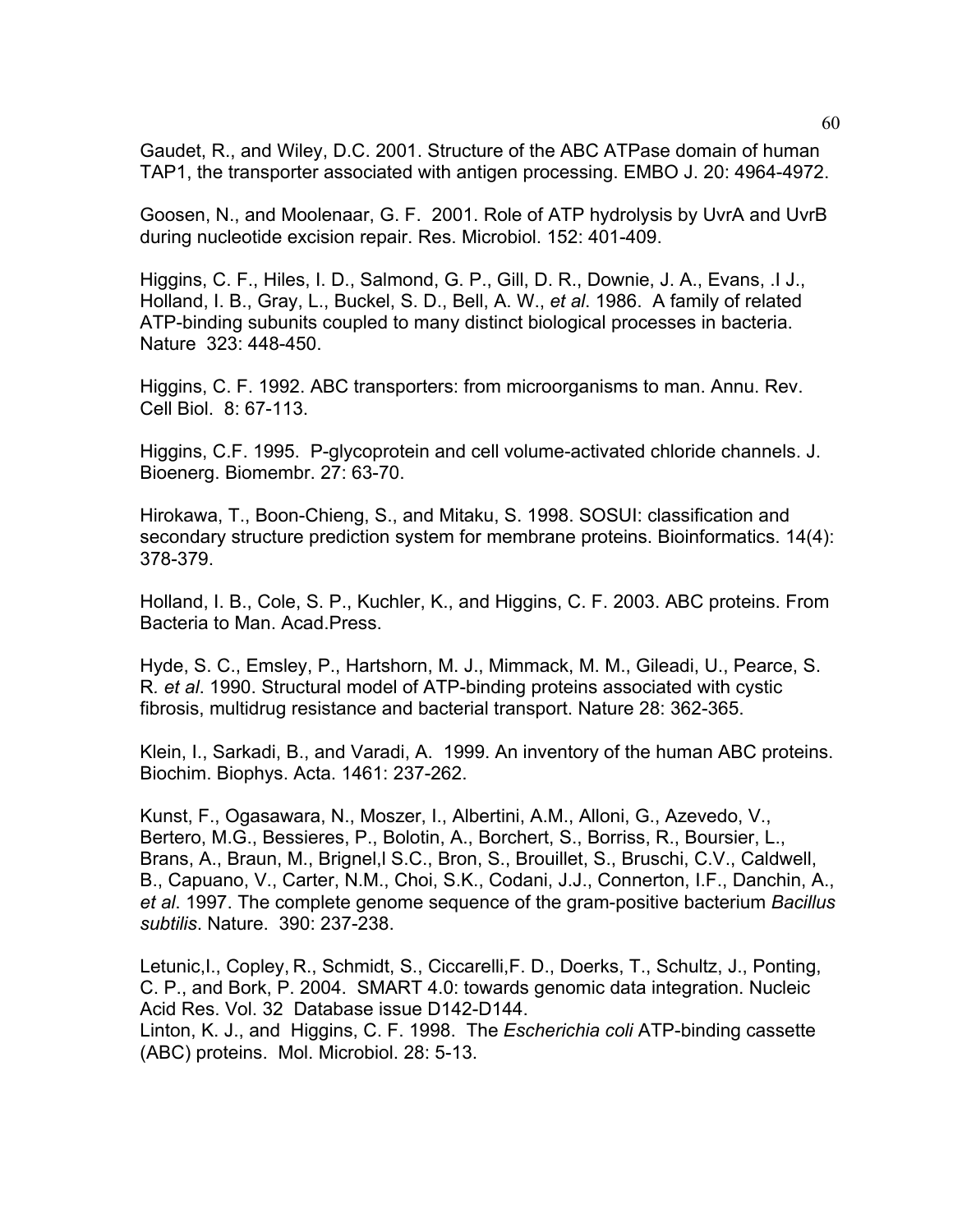Gaudet, R., and Wiley, D.C. 2001. Structure of the ABC ATPase domain of human TAP1, the transporter associated with antigen processing. EMBO J. 20: 4964-4972.

Goosen, N., and Moolenaar, G. F. 2001. Role of ATP hydrolysis by UvrA and UvrB during nucleotide excision repair. Res. Microbiol. 152: 401-409.

Higgins, C. F., Hiles, I. D., Salmond, G. P., Gill, D. R., Downie, J. A., Evans, .I J., Holland, I. B., Gray, L., Buckel, S. D., Bell, A. W., *et al*. 1986. A family of related ATP-binding subunits coupled to many distinct biological processes in bacteria. Nature 323: 448-450.

Higgins, C. F. 1992. ABC transporters: from microorganisms to man. Annu. Rev. Cell Biol. 8: 67-113.

Higgins, C.F. 1995. P-glycoprotein and cell volume-activated chloride channels. J. Bioenerg. Biomembr. 27: 63-70.

Hirokawa, T., Boon-Chieng, S., and Mitaku, S. 1998. SOSUI: classification and secondary structure prediction system for membrane proteins. Bioinformatics. 14(4): 378-379.

Holland, I. B., Cole, S. P., Kuchler, K., and Higgins, C. F. 2003. ABC proteins. From Bacteria to Man. Acad.Press.

Hyde, S. C., Emsley, P., Hartshorn, M. J., Mimmack, M. M., Gileadi, U., Pearce, S. R. *et al*. 1990. Structural model of ATP-binding proteins associated with cystic fibrosis, multidrug resistance and bacterial transport. Nature 28: 362-365.

Klein, I., Sarkadi, B., and Varadi, A. 1999. An inventory of the human ABC proteins. Biochim. Biophys. Acta. 1461: 237-262.

Kunst, F., Ogasawara, N., Moszer, I., Albertini, A.M., Alloni, G., Azevedo, V., Bertero, M.G., Bessieres, P., Bolotin, A., Borchert, S., Borriss, R., Boursier, L., Brans, A., Braun, M., Brignel,l S.C., Bron, S., Brouillet, S., Bruschi, C.V., Caldwell, B., Capuano, V., Carter, N.M., Choi, S.K., Codani, J.J., Connerton, I.F., Danchin, A., *et al*. 1997. The complete genome sequence of the gram-positive bacterium *Bacillus subtilis*. Nature. 390: 237-238.

Letunic,I., Copley, R., Schmidt, S., Ciccarelli,F. D., Doerks, T., Schultz, J., Ponting, C. P., and Bork, P. 2004. SMART 4.0: towards genomic data integration. Nucleic Acid Res. Vol. 32 Database issue D142-D144.

Linton, K. J., and Higgins, C. F. 1998. The *Escherichia coli* ATP-binding cassette (ABC) proteins. Mol. Microbiol. 28: 5-13.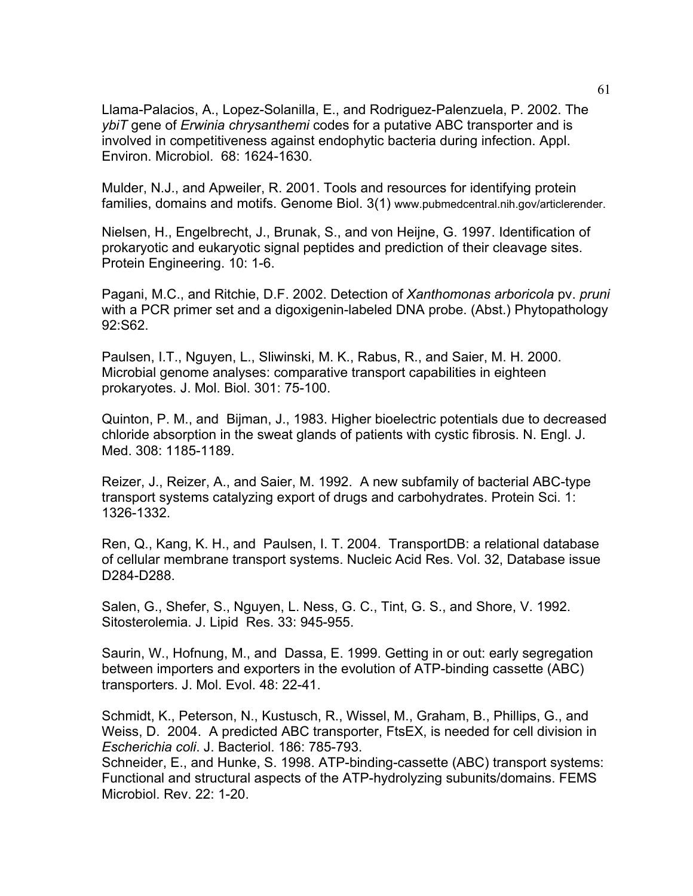Llama-Palacios, A., Lopez-Solanilla, E., and Rodriguez-Palenzuela, P. 2002. The *ybiT* gene of *Erwinia chrysanthemi* codes for a putative ABC transporter and is involved in competitiveness against endophytic bacteria during infection. Appl. Environ. Microbiol. 68: 1624-1630.

Mulder, N.J., and Apweiler, R. 2001. Tools and resources for identifying protein families, domains and motifs. Genome Biol. 3(1) www.pubmedcentral.nih.gov/articlerender.

Nielsen, H., Engelbrecht, J., Brunak, S., and von Heijne, G. 1997. Identification of prokaryotic and eukaryotic signal peptides and prediction of their cleavage sites. Protein Engineering. 10: 1-6.

Pagani, M.C., and Ritchie, D.F. 2002. Detection of *Xanthomonas arboricola* pv. *pruni* with a PCR primer set and a digoxigenin-labeled DNA probe. (Abst.) Phytopathology 92:S62.

Paulsen, I.T., Nguyen, L., Sliwinski, M. K., Rabus, R., and Saier, M. H. 2000. Microbial genome analyses: comparative transport capabilities in eighteen prokaryotes. J. Mol. Biol. 301: 75-100.

Quinton, P. M., and Bijman, J., 1983. Higher bioelectric potentials due to decreased chloride absorption in the sweat glands of patients with cystic fibrosis. N. Engl. J. Med. 308: 1185-1189.

Reizer, J., Reizer, A., and Saier, M. 1992. A new subfamily of bacterial ABC-type transport systems catalyzing export of drugs and carbohydrates. Protein Sci. 1: 1326-1332.

Ren, Q., Kang, K. H., and Paulsen, I. T. 2004. TransportDB: a relational database of cellular membrane transport systems. Nucleic Acid Res. Vol. 32, Database issue D284-D288.

Salen, G., Shefer, S., Nguyen, L. Ness, G. C., Tint, G. S., and Shore, V. 1992. Sitosterolemia. J. Lipid Res. 33: 945-955.

Saurin, W., Hofnung, M., and Dassa, E. 1999. Getting in or out: early segregation between importers and exporters in the evolution of ATP-binding cassette (ABC) transporters. J. Mol. Evol. 48: 22-41.

Schmidt, K., Peterson, N., Kustusch, R., Wissel, M., Graham, B., Phillips, G., and Weiss, D. 2004. A predicted ABC transporter, FtsEX, is needed for cell division in *Escherichia coli*. J. Bacteriol. 186: 785-793.

Schneider, E., and Hunke, S. 1998. ATP-binding-cassette (ABC) transport systems: Functional and structural aspects of the ATP-hydrolyzing subunits/domains. FEMS Microbiol. Rev. 22: 1-20.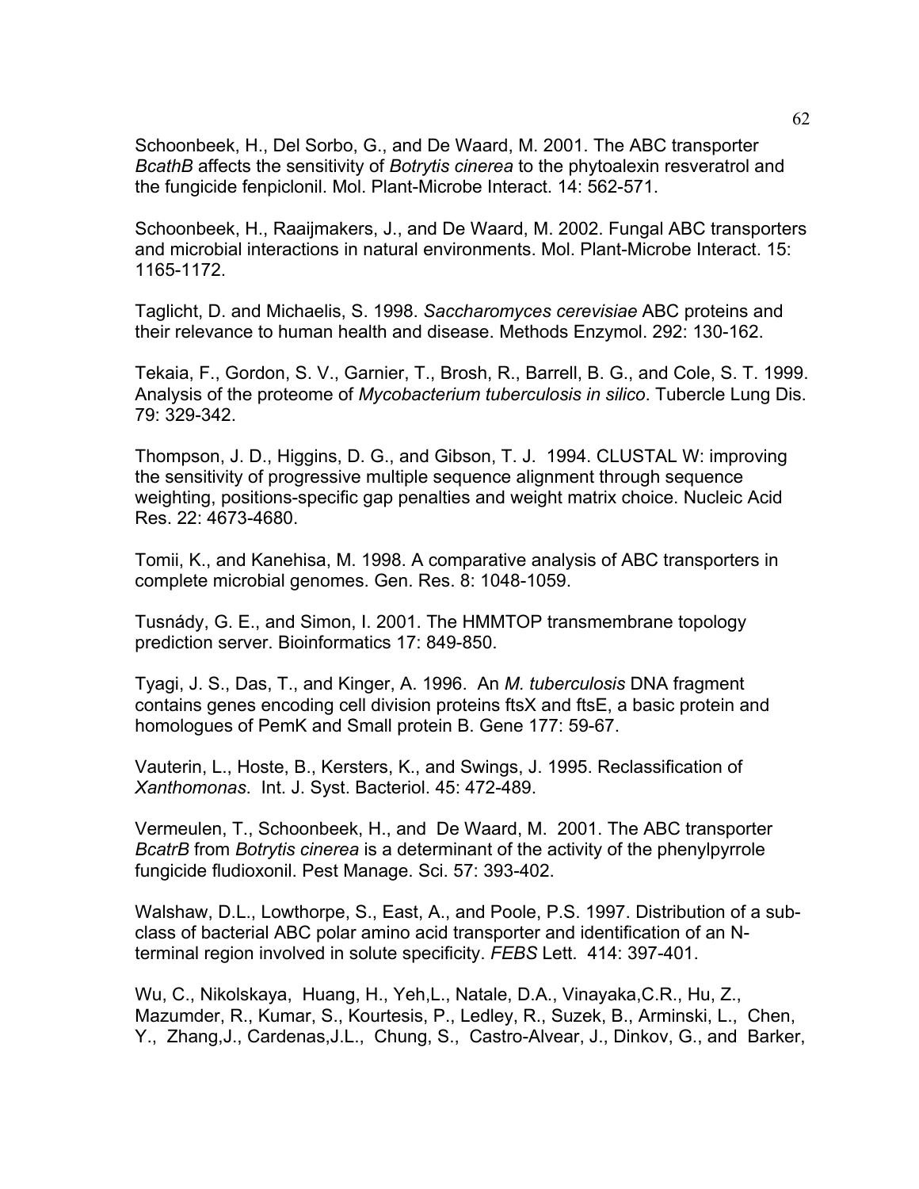Schoonbeek, H., Del Sorbo, G., and De Waard, M. 2001. The ABC transporter *BcathB* affects the sensitivity of *Botrytis cinerea* to the phytoalexin resveratrol and the fungicide fenpiclonil. Mol. Plant-Microbe Interact. 14: 562-571.

Schoonbeek, H., Raaijmakers, J., and De Waard, M. 2002. Fungal ABC transporters and microbial interactions in natural environments. Mol. Plant-Microbe Interact. 15: 1165-1172.

Taglicht, D. and Michaelis, S. 1998. *Saccharomyces cerevisiae* ABC proteins and their relevance to human health and disease. Methods Enzymol. 292: 130-162.

Tekaia, F., Gordon, S. V., Garnier, T., Brosh, R., Barrell, B. G., and Cole, S. T. 1999. Analysis of the proteome of *Mycobacterium tuberculosis in silico*. Tubercle Lung Dis. 79: 329-342.

Thompson, J. D., Higgins, D. G., and Gibson, T. J. 1994. CLUSTAL W: improving the sensitivity of progressive multiple sequence alignment through sequence weighting, positions-specific gap penalties and weight matrix choice. Nucleic Acid Res. 22: 4673-4680.

Tomii, K., and Kanehisa, M. 1998. A comparative analysis of ABC transporters in complete microbial genomes. Gen. Res. 8: 1048-1059.

Tusnády, G. E., and Simon, I. 2001. The HMMTOP transmembrane topology prediction server. Bioinformatics 17: 849-850.

Tyagi, J. S., Das, T., and Kinger, A. 1996. An *M. tuberculosis* DNA fragment contains genes encoding cell division proteins ftsX and ftsE, a basic protein and homologues of PemK and Small protein B. Gene 177: 59-67.

Vauterin, L., Hoste, B., Kersters, K., and Swings, J. 1995. Reclassification of *Xanthomonas*. Int. J. Syst. Bacteriol. 45: 472-489.

Vermeulen, T., Schoonbeek, H., and De Waard, M. 2001. The ABC transporter *BcatrB* from *Botrytis cinerea* is a determinant of the activity of the phenylpyrrole fungicide fludioxonil. Pest Manage. Sci. 57: 393-402.

Walshaw, D.L., Lowthorpe, S., East, A., and Poole, P.S. 1997. Distribution of a sub-class of bacterial ABC polar amino acid transporter and identification of an N-terminal region involved in solute specificity. *FEBS* Lett. 414: 397-401.

Wu, C., Nikolskaya, Huang, H., Yeh,L., Natale, D.A., Vinayaka,C.R., Hu, Z., Mazumder, R., Kumar, S., Kourtesis, P., Ledley, R., Suzek, B., Arminski, L., Chen, Y., Zhang,J., Cardenas,J.L., Chung, S., Castro-Alvear, J., Dinkov, G., and Barker,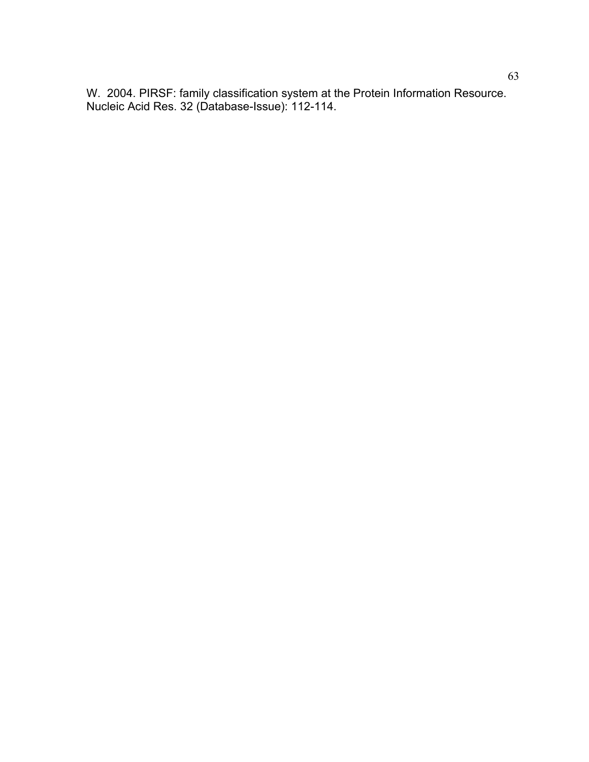W.  2004. PIRSF: family classification system at the Protein Information Resource. Nucleic Acid Res. 32 (Database-Issue): 112-114.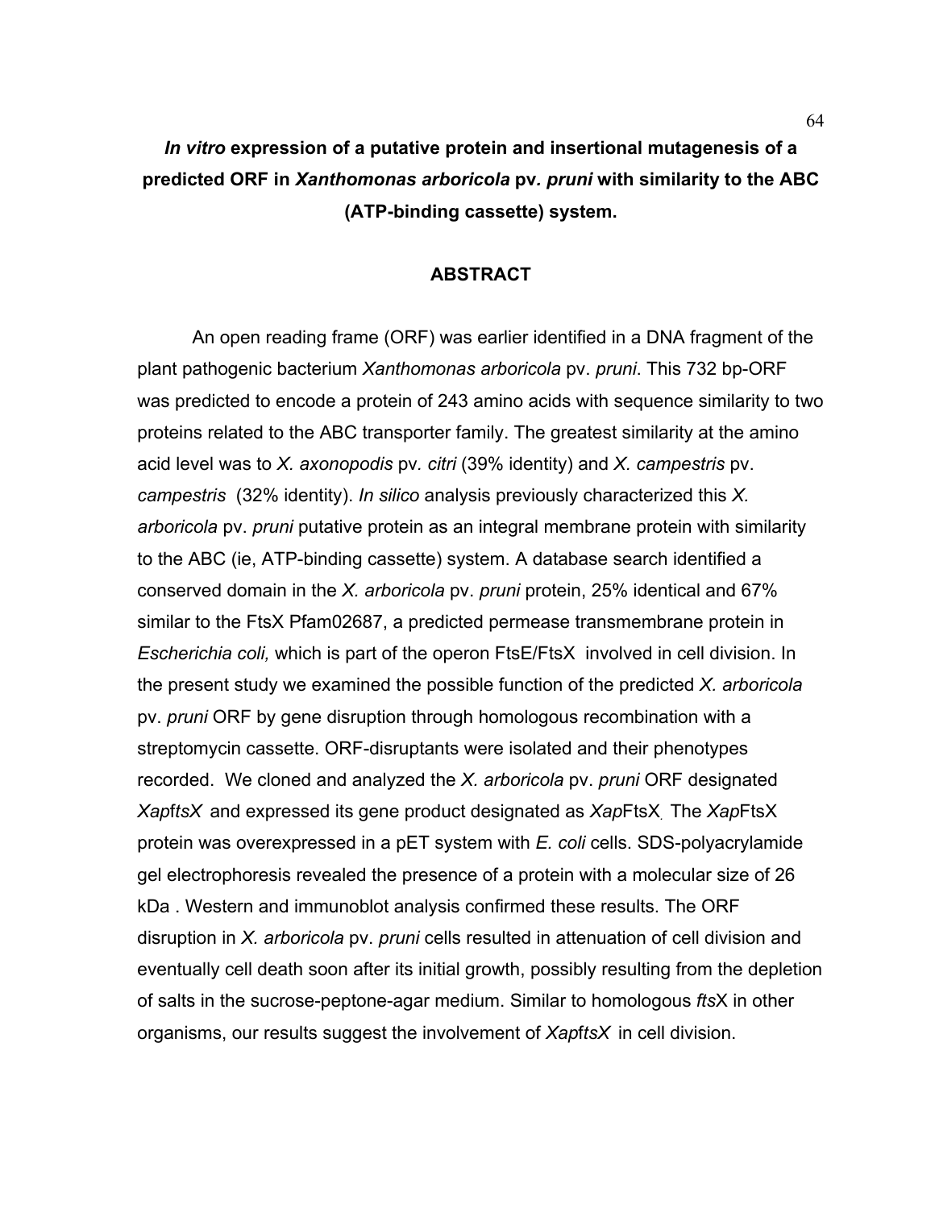# *In vitro* expression of a putative protein and insertional mutagenesis of a predicted ORF in *Xanthomonas arboricola* pv. *pruni* with similarity to the ABC (ATP-binding cassette) system.

## ABSTRACT

An open reading frame (ORF) was earlier identified in a DNA fragment of the plant pathogenic bacterium *Xanthomonas arboricola* pv. *pruni*. This 732 bp-ORF was predicted to encode a protein of 243 amino acids with sequence similarity to two proteins related to the ABC transporter family. The greatest similarity at the amino acid level was to *X. axonopodis* pv. *citri* (39% identity) and *X. campestris* pv. *campestris* (32% identity). *In silico* analysis previously characterized this *X. arboricola* pv. *pruni* putative protein as an integral membrane protein with similarity to the ABC (ie, ATP-binding cassette) system. A database search identified a conserved domain in the *X. arboricola* pv. *pruni* protein, 25% identical and 67% similar to the FtsX Pfam02687, a predicted permease transmembrane protein in *Escherichia coli,* which is part of the operon FtsE/FtsX involved in cell division. In the present study we examined the possible function of the predicted *X. arboricola* pv. *pruni* ORF by gene disruption through homologous recombination with a streptomycin cassette. ORF-disruptants were isolated and their phenotypes recorded. We cloned and analyzed the *X. arboricola* pv. *pruni* ORF designated *XapftsX* and expressed its gene product designated as *Xap*FtsX. The *Xap*FtsX protein was overexpressed in a pET system with *E. coli* cells. SDS-polyacrylamide gel electrophoresis revealed the presence of a protein with a molecular size of 26 kDa . Western and immunoblot analysis confirmed these results. The ORF disruption in *X. arboricola* pv. *pruni* cells resulted in attenuation of cell division and eventually cell death soon after its initial growth, possibly resulting from the depletion of salts in the sucrose-peptone-agar medium. Similar to homologous *fts*X in other organisms, our results suggest the involvement of *XapftsX* in cell division.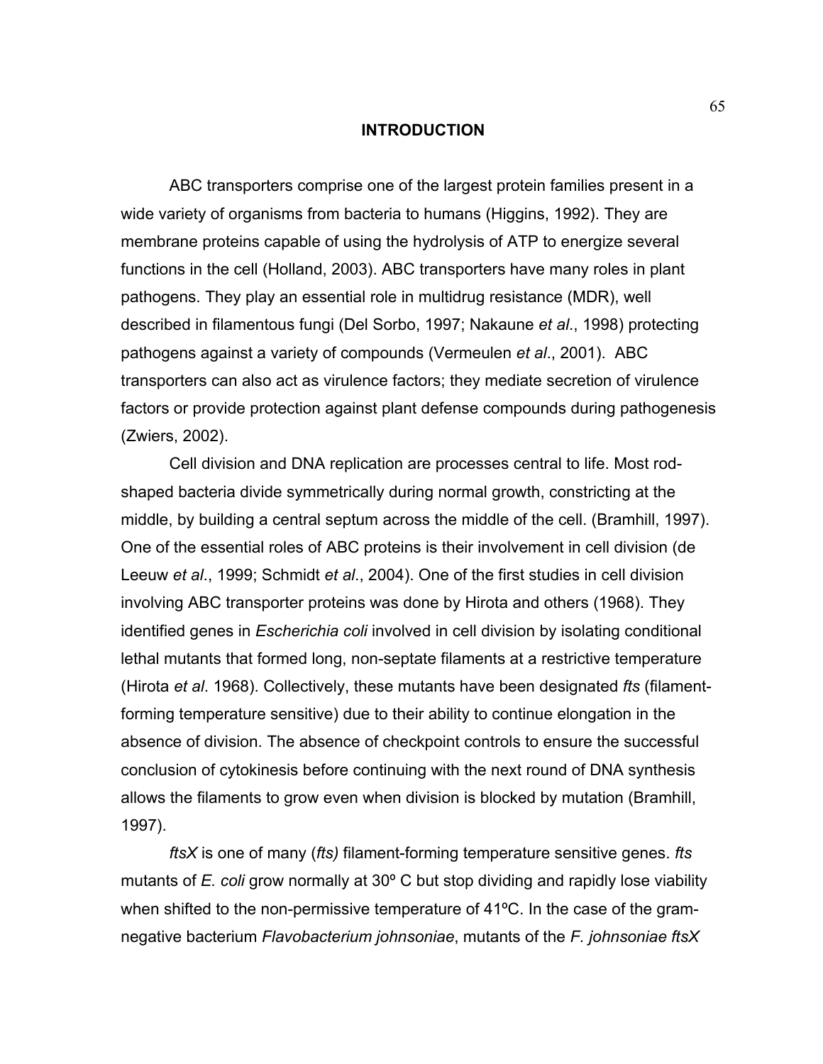## INTRODUCTION

ABC transporters comprise one of the largest protein families present in a wide variety of organisms from bacteria to humans (Higgins, 1992). They are membrane proteins capable of using the hydrolysis of ATP to energize several functions in the cell (Holland, 2003). ABC transporters have many roles in plant pathogens. They play an essential role in multidrug resistance (MDR), well described in filamentous fungi (Del Sorbo, 1997; Nakaune *et al*., 1998) protecting pathogens against a variety of compounds (Vermeulen *et al*., 2001). ABC transporters can also act as virulence factors; they mediate secretion of virulence factors or provide protection against plant defense compounds during pathogenesis (Zwiers, 2002).

Cell division and DNA replication are processes central to life. Most rod-shaped bacteria divide symmetrically during normal growth, constricting at the middle, by building a central septum across the middle of the cell. (Bramhill, 1997). One of the essential roles of ABC proteins is their involvement in cell division (de Leeuw *et al*., 1999; Schmidt *et al*., 2004). One of the first studies in cell division involving ABC transporter proteins was done by Hirota and others (1968). They identified genes in *Escherichia coli* involved in cell division by isolating conditional lethal mutants that formed long, non-septate filaments at a restrictive temperature (Hirota *et al*. 1968). Collectively, these mutants have been designated *fts* (filament-forming temperature sensitive) due to their ability to continue elongation in the absence of division. The absence of checkpoint controls to ensure the successful conclusion of cytokinesis before continuing with the next round of DNA synthesis allows the filaments to grow even when division is blocked by mutation (Bramhill, 1997).

*ftsX* is one of many (*fts)* filament-forming temperature sensitive genes. *fts* mutants of *E. coli* grow normally at 30º C but stop dividing and rapidly lose viability when shifted to the non-permissive temperature of 41ºC. In the case of the gram-negative bacterium *Flavobacterium johnsoniae*, mutants of the *F. johnsoniae ftsX*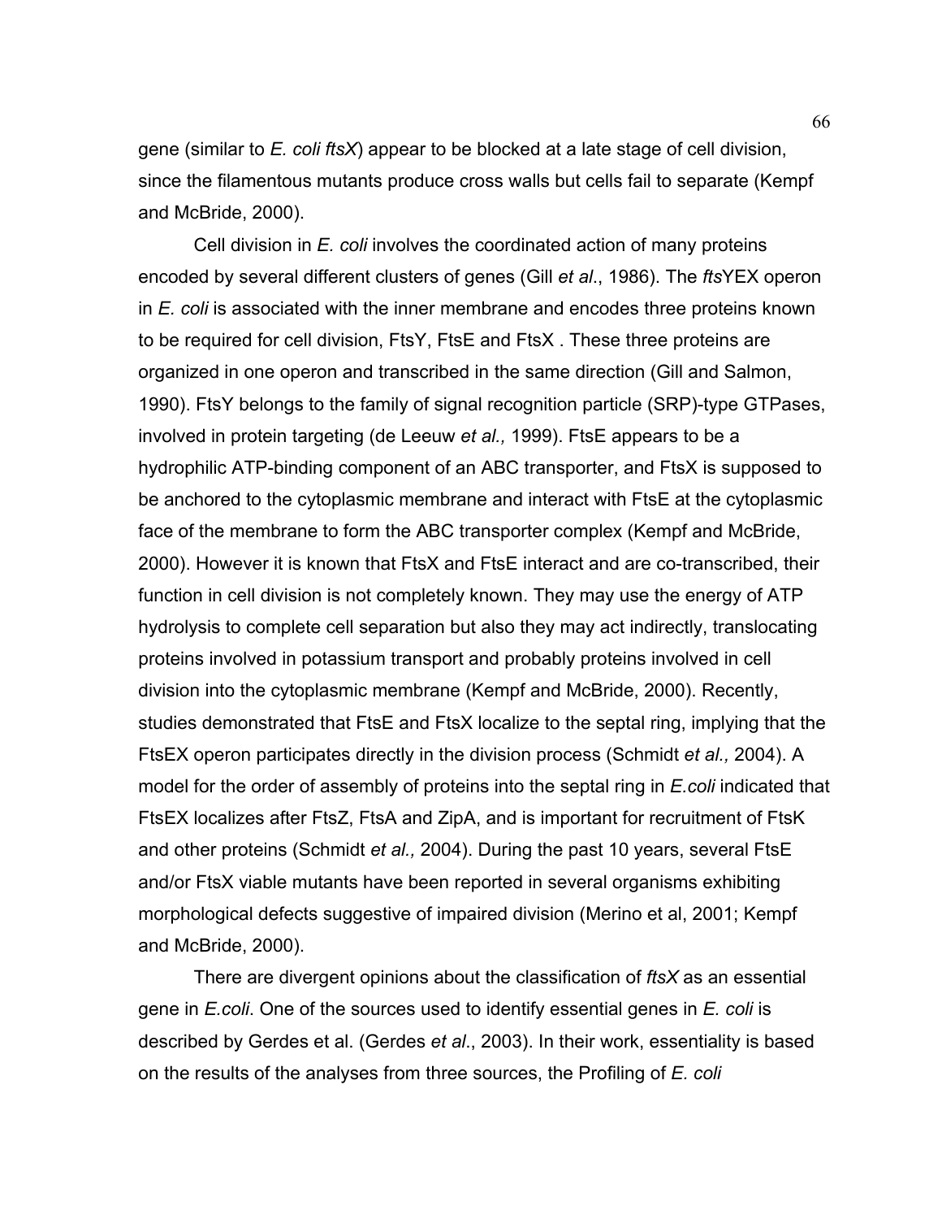gene (similar to *E. coli ftsX*) appear to be blocked at a late stage of cell division, since the filamentous mutants produce cross walls but cells fail to separate (Kempf and McBride, 2000).

Cell division in *E. coli* involves the coordinated action of many proteins encoded by several different clusters of genes (Gill *et al*., 1986). The *fts*YEX operon in *E. coli* is associated with the inner membrane and encodes three proteins known to be required for cell division, FtsY, FtsE and FtsX . These three proteins are organized in one operon and transcribed in the same direction (Gill and Salmon, 1990). FtsY belongs to the family of signal recognition particle (SRP)-type GTPases, involved in protein targeting (de Leeuw *et al.,* 1999). FtsE appears to be a hydrophilic ATP-binding component of an ABC transporter, and FtsX is supposed to be anchored to the cytoplasmic membrane and interact with FtsE at the cytoplasmic face of the membrane to form the ABC transporter complex (Kempf and McBride, 2000). However it is known that FtsX and FtsE interact and are co-transcribed, their function in cell division is not completely known. They may use the energy of ATP hydrolysis to complete cell separation but also they may act indirectly, translocating proteins involved in potassium transport and probably proteins involved in cell division into the cytoplasmic membrane (Kempf and McBride, 2000). Recently, studies demonstrated that FtsE and FtsX localize to the septal ring, implying that the FtsEX operon participates directly in the division process (Schmidt *et al.,* 2004). A model for the order of assembly of proteins into the septal ring in *E.coli* indicated that FtsEX localizes after FtsZ, FtsA and ZipA, and is important for recruitment of FtsK and other proteins (Schmidt *et al.,* 2004). During the past 10 years, several FtsE and/or FtsX viable mutants have been reported in several organisms exhibiting morphological defects suggestive of impaired division (Merino et al, 2001; Kempf and McBride, 2000).

There are divergent opinions about the classification of *ftsX* as an essential gene in *E.coli*. One of the sources used to identify essential genes in *E. coli* is described by Gerdes et al. (Gerdes *et al*., 2003). In their work, essentiality is based on the results of the analyses from three sources, the Profiling of *E. coli*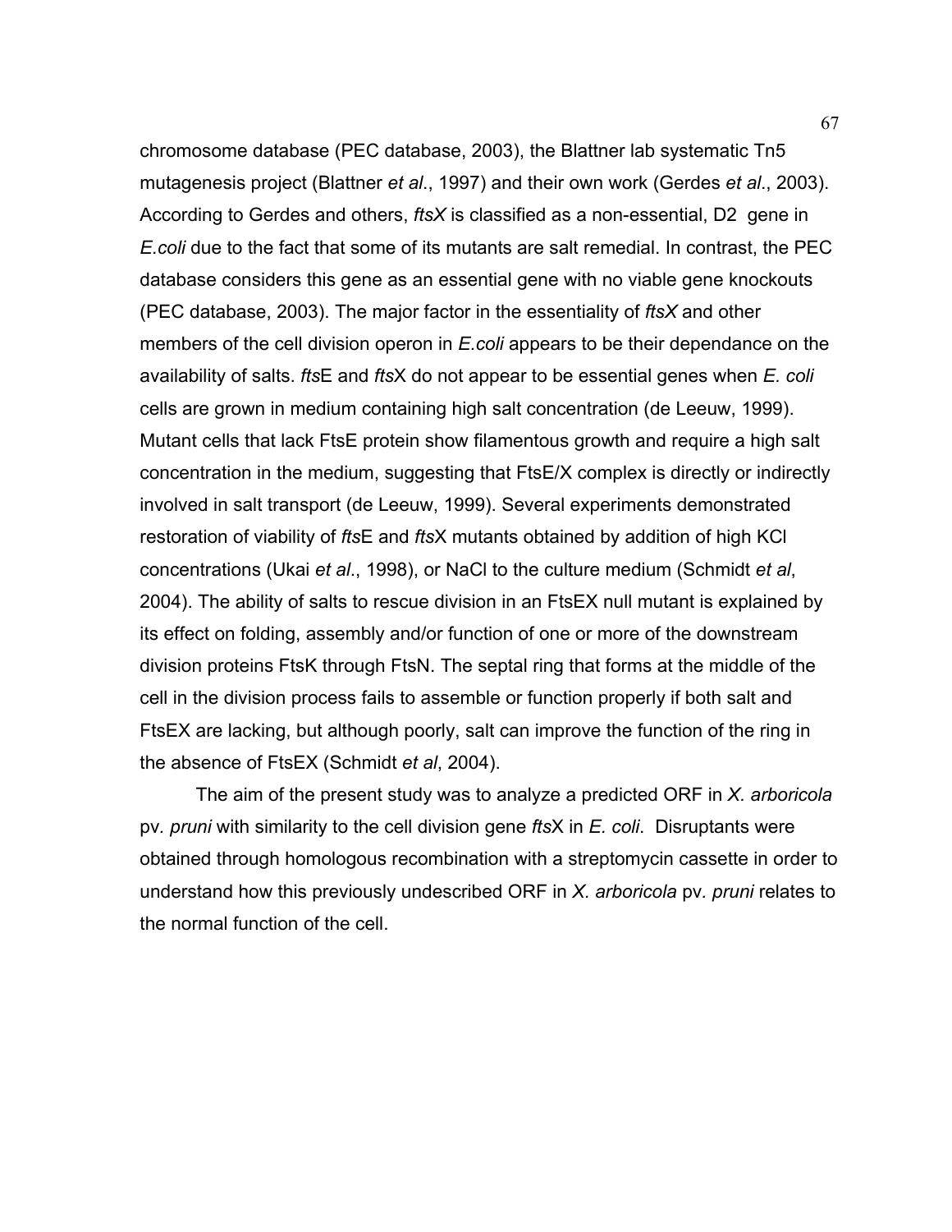chromosome database (PEC database, 2003), the Blattner lab systematic Tn5 mutagenesis project (Blattner *et al*., 1997) and their own work (Gerdes *et al*., 2003). According to Gerdes and others, *ftsX* is classified as a non-essential, D2 gene in *E.coli* due to the fact that some of its mutants are salt remedial. In contrast, the PEC database considers this gene as an essential gene with no viable gene knockouts (PEC database, 2003). The major factor in the essentiality of *ftsX* and other members of the cell division operon in *E.coli* appears to be their dependance on the availability of salts. *fts*E and *fts*X do not appear to be essential genes when *E. coli* cells are grown in medium containing high salt concentration (de Leeuw, 1999). Mutant cells that lack FtsE protein show filamentous growth and require a high salt concentration in the medium, suggesting that FtsE/X complex is directly or indirectly involved in salt transport (de Leeuw, 1999). Several experiments demonstrated restoration of viability of *fts*E and *fts*X mutants obtained by addition of high KCl concentrations (Ukai *et al*., 1998), or NaCl to the culture medium (Schmidt *et al*, 2004). The ability of salts to rescue division in an FtsEX null mutant is explained by its effect on folding, assembly and/or function of one or more of the downstream division proteins FtsK through FtsN. The septal ring that forms at the middle of the cell in the division process fails to assemble or function properly if both salt and FtsEX are lacking, but although poorly, salt can improve the function of the ring in the absence of FtsEX (Schmidt *et al*, 2004).

The aim of the present study was to analyze a predicted ORF in *X. arboricola* pv*. pruni* with similarity to the cell division gene *fts*X in *E. coli*. Disruptants were obtained through homologous recombination with a streptomycin cassette in order to understand how this previously undescribed ORF in *X. arboricola* pv*. pruni* relates to the normal function of the cell.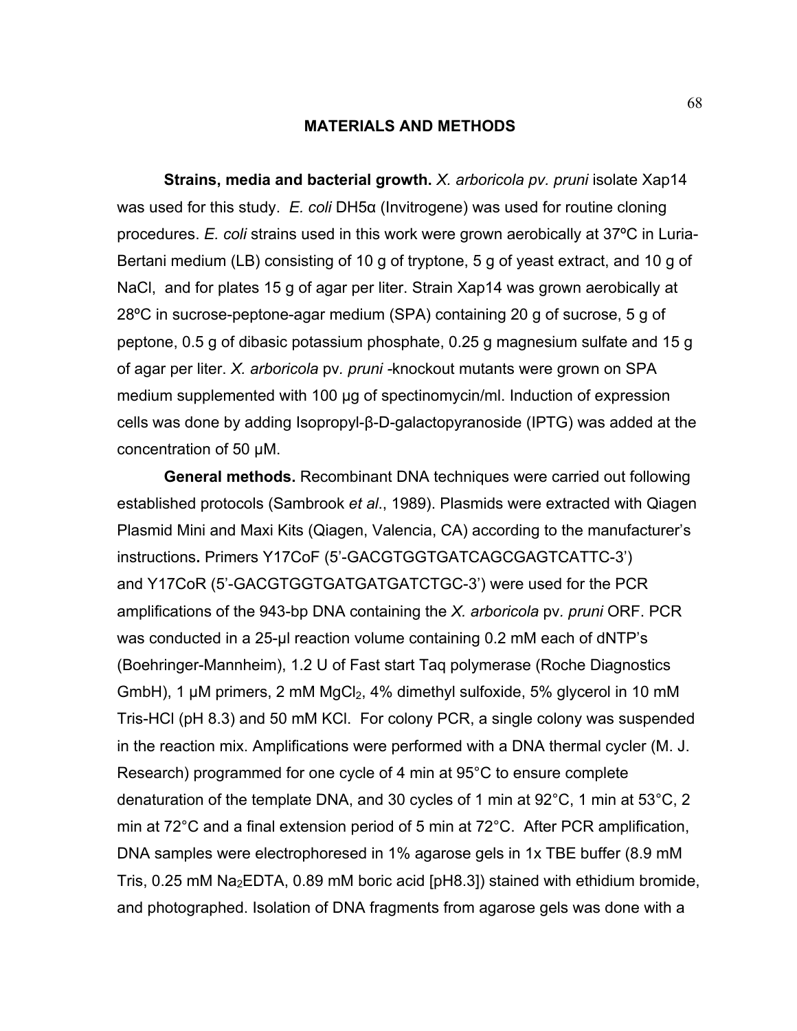## MATERIALS AND METHODS

**Strains, media and bacterial growth.** *X. arboricola pv. pruni* isolate Xap14 was used for this study. *E. coli* DH5α (Invitrogene) was used for routine cloning procedures. *E. coli* strains used in this work were grown aerobically at 37ºC in Luria-Bertani medium (LB) consisting of 10 g of tryptone, 5 g of yeast extract, and 10 g of NaCl, and for plates 15 g of agar per liter. Strain Xap14 was grown aerobically at 28ºC in sucrose-peptone-agar medium (SPA) containing 20 g of sucrose, 5 g of peptone, 0.5 g of dibasic potassium phosphate, 0.25 g magnesium sulfate and 15 g of agar per liter. *X. arboricola* pv. *pruni* -knockout mutants were grown on SPA medium supplemented with 100 µg of spectinomycin/ml. Induction of expression cells was done by adding Isopropyl-β-D-galactopyranoside (IPTG) was added at the concentration of 50 µM.

**General methods.** Recombinant DNA techniques were carried out following established protocols (Sambrook *et al*., 1989). Plasmids were extracted with Qiagen Plasmid Mini and Maxi Kits (Qiagen, Valencia, CA) according to the manufacturer's instructions**.** Primers Y17CoF (5'-GACGTGGTGATCAGCGAGTCATTC-3') and Y17CoR (5'-GACGTGGTGATGATGATCTGC-3') were used for the PCR amplifications of the 943-bp DNA containing the *X. arboricola* pv. *pruni* ORF. PCR was conducted in a 25-µl reaction volume containing 0.2 mM each of dNTP's (Boehringer-Mannheim), 1.2 U of Fast start Taq polymerase (Roche Diagnostics GmbH), 1 µM primers, 2 mM $MgCl_2$, 4% dimethyl sulfoxide, 5% glycerol in 10 mM Tris-HCl (pH 8.3) and 50 mM KCl. For colony PCR, a single colony was suspended in the reaction mix. Amplifications were performed with a DNA thermal cycler (M. J. Research) programmed for one cycle of 4 min at 95°C to ensure complete denaturation of the template DNA, and 30 cycles of 1 min at 92°C, 1 min at 53°C, 2 min at 72°C and a final extension period of 5 min at 72°C. After PCR amplification, DNA samples were electrophoresed in 1% agarose gels in 1x TBE buffer (8.9 mM Tris, 0.25 mM $Na_2$EDTA, 0.89 mM boric acid [pH8.3]) stained with ethidium bromide, and photographed. Isolation of DNA fragments from agarose gels was done with a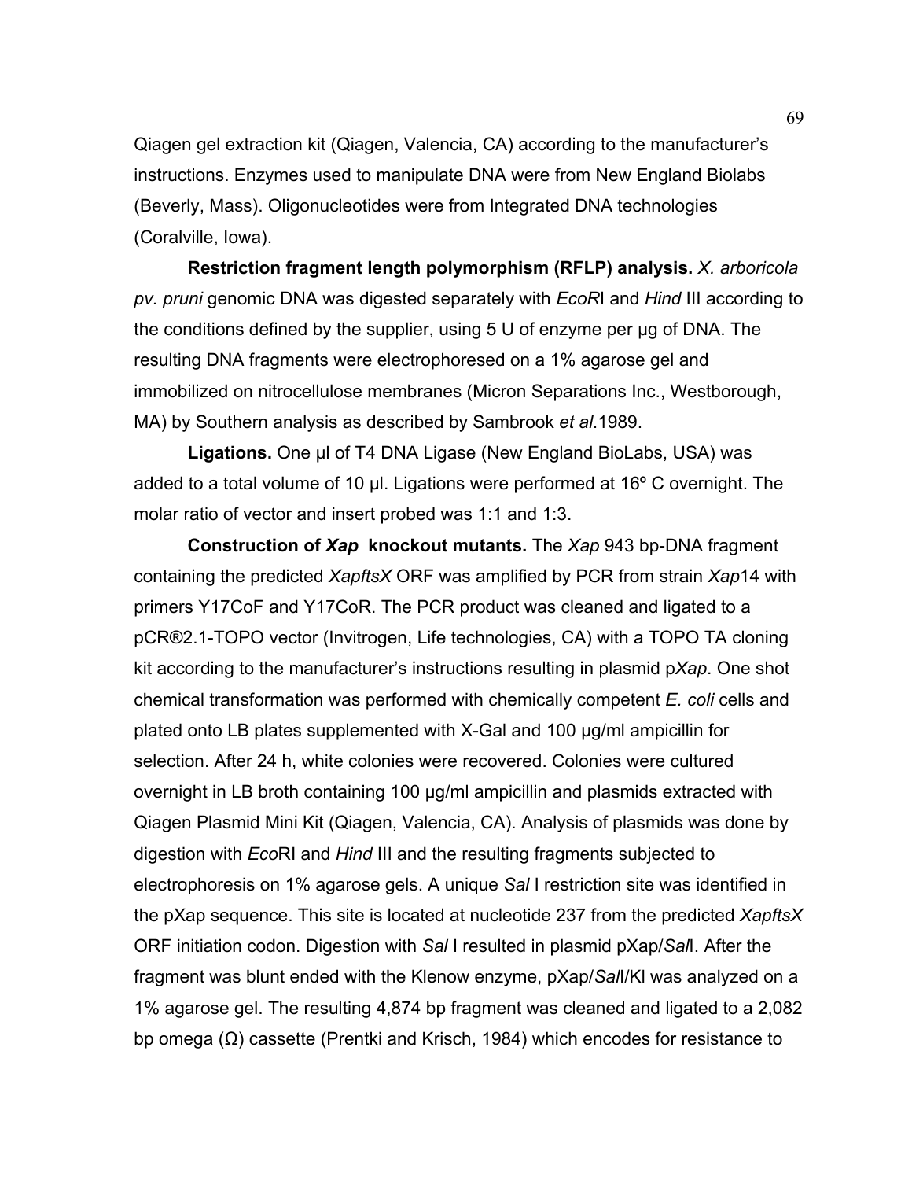Qiagen gel extraction kit (Qiagen, Valencia, CA) according to the manufacturer's instructions. Enzymes used to manipulate DNA were from New England Biolabs (Beverly, Mass). Oligonucleotides were from Integrated DNA technologies (Coralville, Iowa).

**Restriction fragment length polymorphism (RFLP) analysis.** *X. arboricola pv. pruni* genomic DNA was digested separately with *EcoR*I and *Hind* III according to the conditions defined by the supplier, using 5 U of enzyme per µg of DNA. The resulting DNA fragments were electrophoresed on a 1% agarose gel and immobilized on nitrocellulose membranes (Micron Separations Inc., Westborough, MA) by Southern analysis as described by Sambrook *et al.*1989.

**Ligations.** One µl of T4 DNA Ligase (New England BioLabs, USA) was added to a total volume of 10 µl. Ligations were performed at 16º C overnight. The molar ratio of vector and insert probed was 1:1 and 1:3.

**Construction of *Xap* knockout mutants.** The *Xap* 943 bp-DNA fragment containing the predicted *XapftsX* ORF was amplified by PCR from strain *Xap*14 with primers Y17CoF and Y17CoR. The PCR product was cleaned and ligated to a pCR®2.1-TOPO vector (Invitrogen, Life technologies, CA) with a TOPO TA cloning kit according to the manufacturer's instructions resulting in plasmid p*Xap*. One shot chemical transformation was performed with chemically competent *E. coli* cells and plated onto LB plates supplemented with X-Gal and 100 µg/ml ampicillin for selection. After 24 h, white colonies were recovered. Colonies were cultured overnight in LB broth containing 100 µg/ml ampicillin and plasmids extracted with Qiagen Plasmid Mini Kit (Qiagen, Valencia, CA). Analysis of plasmids was done by digestion with *Eco*RI and *Hind* III and the resulting fragments subjected to electrophoresis on 1% agarose gels. A unique *Sal* I restriction site was identified in the pXap sequence. This site is located at nucleotide 237 from the predicted *XapftsX* ORF initiation codon. Digestion with *Sal* I resulted in plasmid pXap/*Sal*I. After the fragment was blunt ended with the Klenow enzyme, pXap/*Sal*I/Kl was analyzed on a 1% agarose gel. The resulting 4,874 bp fragment was cleaned and ligated to a 2,082 bp omega (Ω) cassette (Prentki and Krisch, 1984) which encodes for resistance to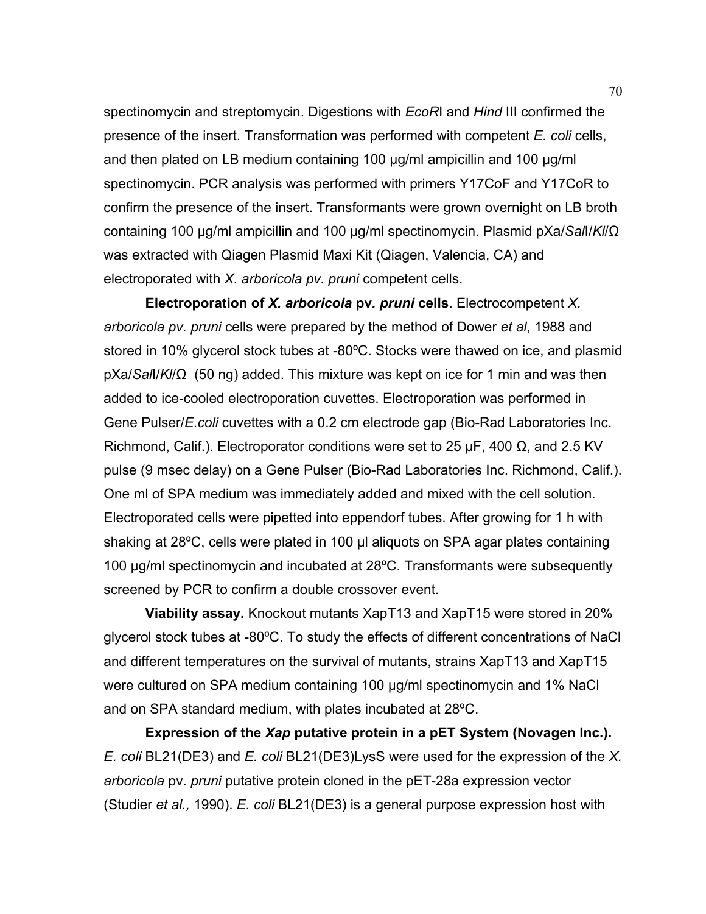spectinomycin and streptomycin. Digestions with *EcoR*I and *Hind* III confirmed the presence of the insert. Transformation was performed with competent *E. coli* cells, and then plated on LB medium containing 100 µg/ml ampicillin and 100 µg/ml spectinomycin. PCR analysis was performed with primers Y17CoF and Y17CoR to confirm the presence of the insert. Transformants were grown overnight on LB broth containing 100 µg/ml ampicillin and 100 µg/ml spectinomycin. Plasmid pXa/*Sal*I/*Kl*/Ω was extracted with Qiagen Plasmid Maxi Kit (Qiagen, Valencia, CA) and electroporated with *X. arboricola pv. pruni* competent cells.

**Electroporation of *X. arboricola* pv. *pruni* cells**. Electrocompetent *X. arboricola pv. pruni* cells were prepared by the method of Dower *et al*, 1988 and stored in 10% glycerol stock tubes at -80ºC. Stocks were thawed on ice, and plasmid pXa/*Sal*I/*Kl*/Ω (50 ng) added. This mixture was kept on ice for 1 min and was then added to ice-cooled electroporation cuvettes. Electroporation was performed in Gene Pulser/*E.coli* cuvettes with a 0.2 cm electrode gap (Bio-Rad Laboratories Inc. Richmond, Calif.). Electroporator conditions were set to 25 µF, 400 Ω, and 2.5 KV pulse (9 msec delay) on a Gene Pulser (Bio-Rad Laboratories Inc. Richmond, Calif.). One ml of SPA medium was immediately added and mixed with the cell solution. Electroporated cells were pipetted into eppendorf tubes. After growing for 1 h with shaking at 28ºC, cells were plated in 100 µl aliquots on SPA agar plates containing 100 µg/ml spectinomycin and incubated at 28ºC. Transformants were subsequently screened by PCR to confirm a double crossover event.

**Viability assay.** Knockout mutants XapT13 and XapT15 were stored in 20% glycerol stock tubes at -80ºC. To study the effects of different concentrations of NaCl and different temperatures on the survival of mutants, strains XapT13 and XapT15 were cultured on SPA medium containing 100 µg/ml spectinomycin and 1% NaCl and on SPA standard medium, with plates incubated at 28ºC.

**Expression of the *Xap* putative protein in a pET System (Novagen Inc.).** *E. coli* BL21(DE3) and *E. coli* BL21(DE3)LysS were used for the expression of the *X. arboricola* pv. *pruni* putative protein cloned in the pET-28a expression vector (Studier *et al.,* 1990). *E. coli* BL21(DE3) is a general purpose expression host with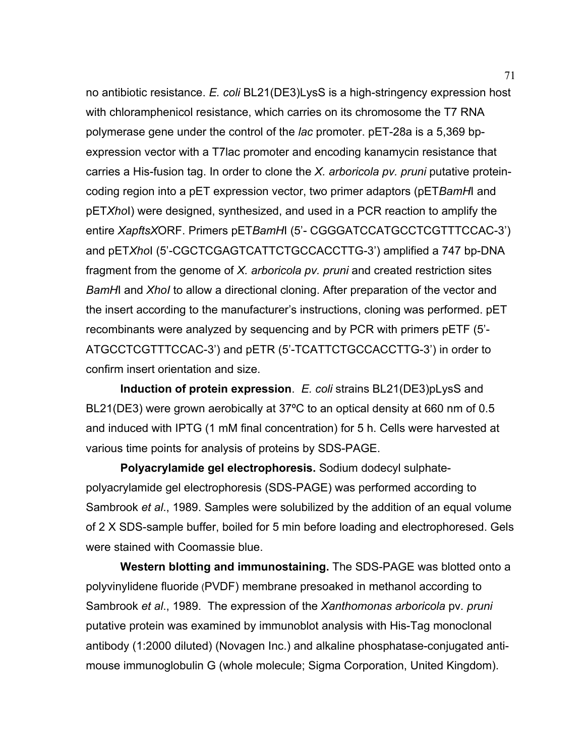no antibiotic resistance. *E. coli* BL21(DE3)LysS is a high-stringency expression host with chloramphenicol resistance, which carries on its chromosome the T7 RNA polymerase gene under the control of the *lac* promoter. pET-28a is a 5,369 bp-expression vector with a T7lac promoter and encoding kanamycin resistance that carries a His-fusion tag. In order to clone the *X. arboricola pv. pruni* putative protein-coding region into a pET expression vector, two primer adaptors (pET*BamH*I and pET*Xho*I) were designed, synthesized, and used in a PCR reaction to amplify the entire *XapftsX*ORF. Primers pET*BamH*I (5'- CGGGATCCATGCCTCGTTTCCAC-3') and pET*Xho*I (5'-CGCTCGAGTCATTCTGCCACCTTG-3') amplified a 747 bp-DNA fragment from the genome of *X. arboricola pv. pruni* and created restriction sites *BamH*I and *XhoI* to allow a directional cloning. After preparation of the vector and the insert according to the manufacturer's instructions, cloning was performed. pET recombinants were analyzed by sequencing and by PCR with primers pETF (5'-ATGCCTCGTTTCCAC-3') and pETR (5'-TCATTCTGCCACCTTG-3') in order to confirm insert orientation and size.

**Induction of protein expression**. *E. coli* strains BL21(DE3)pLysS and BL21(DE3) were grown aerobically at 37ºC to an optical density at 660 nm of 0.5 and induced with IPTG (1 mM final concentration) for 5 h. Cells were harvested at various time points for analysis of proteins by SDS-PAGE.

**Polyacrylamide gel electrophoresis.** Sodium dodecyl sulphate-polyacrylamide gel electrophoresis (SDS-PAGE) was performed according to Sambrook *et al*., 1989. Samples were solubilized by the addition of an equal volume of 2 X SDS-sample buffer, boiled for 5 min before loading and electrophoresed. Gels were stained with Coomassie blue.

**Western blotting and immunostaining.** The SDS-PAGE was blotted onto a polyvinylidene fluoride (PVDF) membrane presoaked in methanol according to Sambrook *et al*., 1989. The expression of the *Xanthomonas arboricola* pv. *pruni* putative protein was examined by immunoblot analysis with His-Tag monoclonal antibody (1:2000 diluted) (Novagen Inc.) and alkaline phosphatase-conjugated anti-mouse immunoglobulin G (whole molecule; Sigma Corporation, United Kingdom).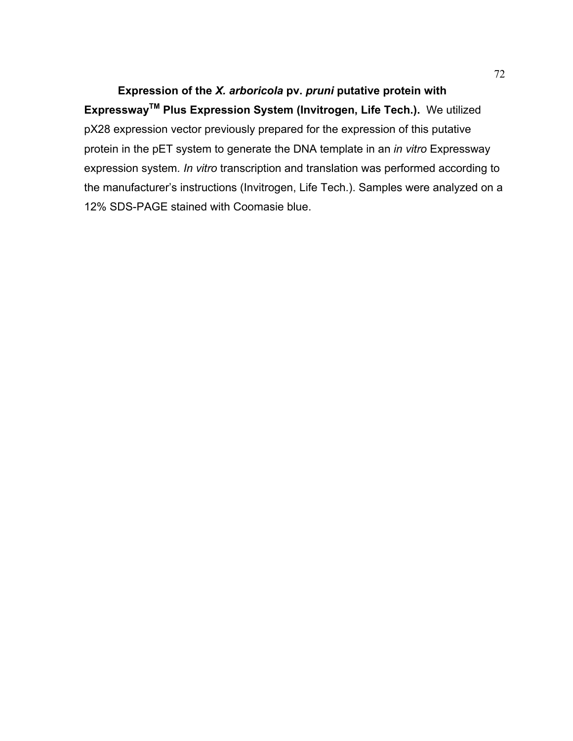**Expression of the *X. arboricola* pv. *pruni* putative protein with Expressway$^{TM}$ Plus Expression System (Invitrogen, Life Tech.).** We utilized pX28 expression vector previously prepared for the expression of this putative protein in the pET system to generate the DNA template in an *in vitro* Expressway expression system. *In vitro* transcription and translation was performed according to the manufacturer's instructions (Invitrogen, Life Tech.). Samples were analyzed on a 12% SDS-PAGE stained with Coomasie blue.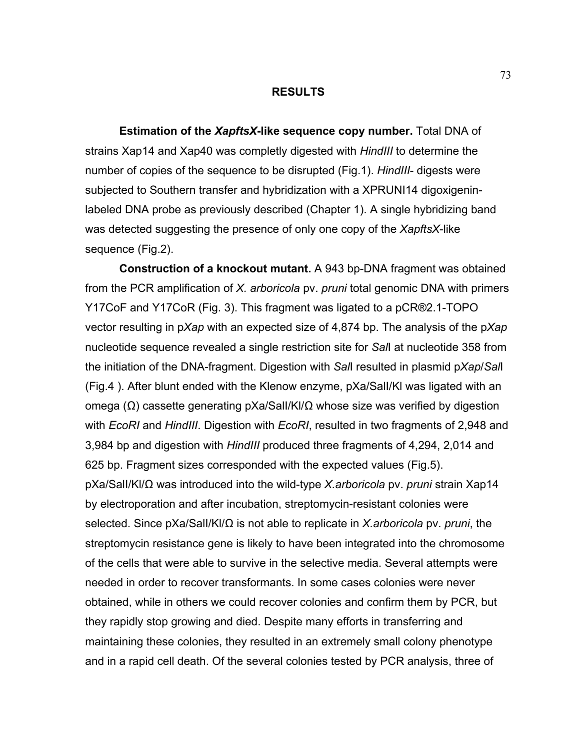## RESULTS

**Estimation of the *XapftsX*-like sequence copy number.** Total DNA of strains Xap14 and Xap40 was completly digested with *HindIII* to determine the number of copies of the sequence to be disrupted (Fig.1). *HindIII*- digests were subjected to Southern transfer and hybridization with a XPRUNI14 digoxigenin-labeled DNA probe as previously described (Chapter 1). A single hybridizing band was detected suggesting the presence of only one copy of the *XapftsX*-like sequence (Fig.2).

**Construction of a knockout mutant.** A 943 bp-DNA fragment was obtained from the PCR amplification of *X. arboricola* pv. *pruni* total genomic DNA with primers Y17CoF and Y17CoR (Fig. 3). This fragment was ligated to a pCR®2.1-TOPO vector resulting in p*Xap* with an expected size of 4,874 bp. The analysis of the p*Xap* nucleotide sequence revealed a single restriction site for *Sal*I at nucleotide 358 from the initiation of the DNA-fragment. Digestion with *Sal*I resulted in plasmid p*Xap*/*Sal*I (Fig.4 ). After blunt ended with the Klenow enzyme, pXa/SalI/Kl was ligated with an omega (Ω) cassette generating pXa/SalI/Kl/Ω whose size was verified by digestion with *EcoRI* and *HindIII*. Digestion with *EcoRI*, resulted in two fragments of 2,948 and 3,984 bp and digestion with *HindIII* produced three fragments of 4,294, 2,014 and 625 bp. Fragment sizes corresponded with the expected values (Fig.5). pXa/SalI/Kl/Ω was introduced into the wild-type *X.arboricola* pv. *pruni* strain Xap14 by electroporation and after incubation, streptomycin-resistant colonies were selected. Since pXa/SalI/Kl/Ω is not able to replicate in *X.arboricola* pv. *pruni*, the streptomycin resistance gene is likely to have been integrated into the chromosome of the cells that were able to survive in the selective media. Several attempts were needed in order to recover transformants. In some cases colonies were never obtained, while in others we could recover colonies and confirm them by PCR, but they rapidly stop growing and died. Despite many efforts in transferring and maintaining these colonies, they resulted in an extremely small colony phenotype and in a rapid cell death. Of the several colonies tested by PCR analysis, three of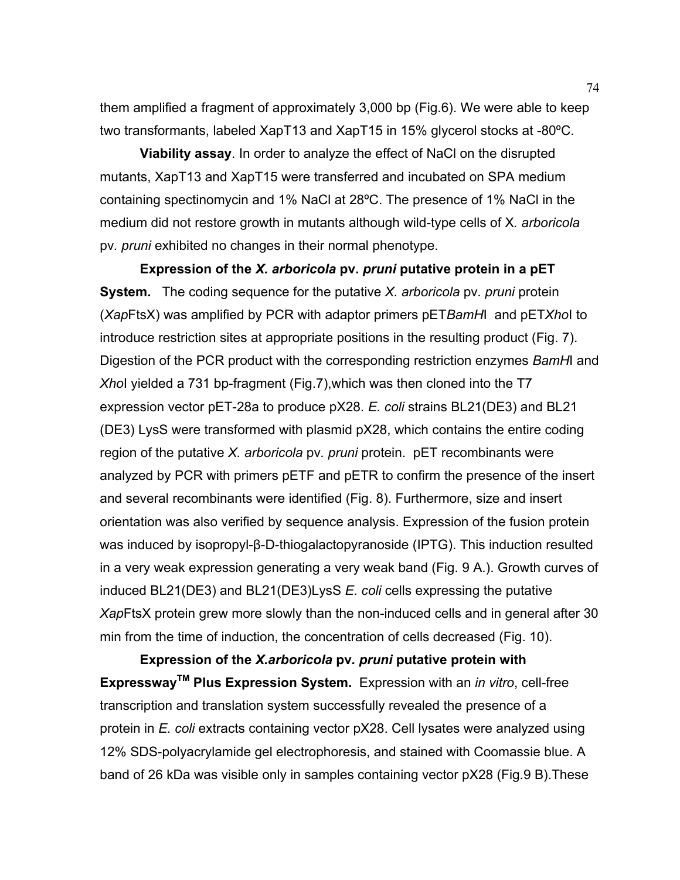them amplified a fragment of approximately 3,000 bp (Fig.6). We were able to keep two transformants, labeled XapT13 and XapT15 in 15% glycerol stocks at -80ºC.

**Viability assay**. In order to analyze the effect of NaCl on the disrupted mutants, XapT13 and XapT15 were transferred and incubated on SPA medium containing spectinomycin and 1% NaCl at 28ºC. The presence of 1% NaCl in the medium did not restore growth in mutants although wild-type cells of X*. arboricola* pv*. pruni* exhibited no changes in their normal phenotype.

**Expression of the *X. arboricola* pv. *pruni* putative protein in a pET System.** The coding sequence for the putative *X. arboricola* pv*. pruni* protein (*Xap*FtsX) was amplified by PCR with adaptor primers pET*BamH*I and pET*Xho*I to introduce restriction sites at appropriate positions in the resulting product (Fig. 7). Digestion of the PCR product with the corresponding restriction enzymes *BamH*I and *Xho*I yielded a 731 bp-fragment (Fig.7),which was then cloned into the T7 expression vector pET-28a to produce pX28. *E. coli* strains BL21(DE3) and BL21 (DE3) LysS were transformed with plasmid pX28, which contains the entire coding region of the putative *X. arboricola* pv*. pruni* protein. pET recombinants were analyzed by PCR with primers pETF and pETR to confirm the presence of the insert and several recombinants were identified (Fig. 8). Furthermore, size and insert orientation was also verified by sequence analysis. Expression of the fusion protein was induced by isopropyl-β-D-thiogalactopyranoside (IPTG). This induction resulted in a very weak expression generating a very weak band (Fig. 9 A.). Growth curves of induced BL21(DE3) and BL21(DE3)LysS *E. coli* cells expressing the putative *Xap*FtsX protein grew more slowly than the non-induced cells and in general after 30 min from the time of induction, the concentration of cells decreased (Fig. 10).

**Expression of the *X.arboricola* pv*. pruni* putative protein with Expressway$^{TM}$ Plus Expression System.** Expression with an *in vitro*, cell-free transcription and translation system successfully revealed the presence of a protein in *E. coli* extracts containing vector pX28. Cell lysates were analyzed using 12% SDS-polyacrylamide gel electrophoresis, and stained with Coomassie blue. A band of 26 kDa was visible only in samples containing vector pX28 (Fig.9 B).These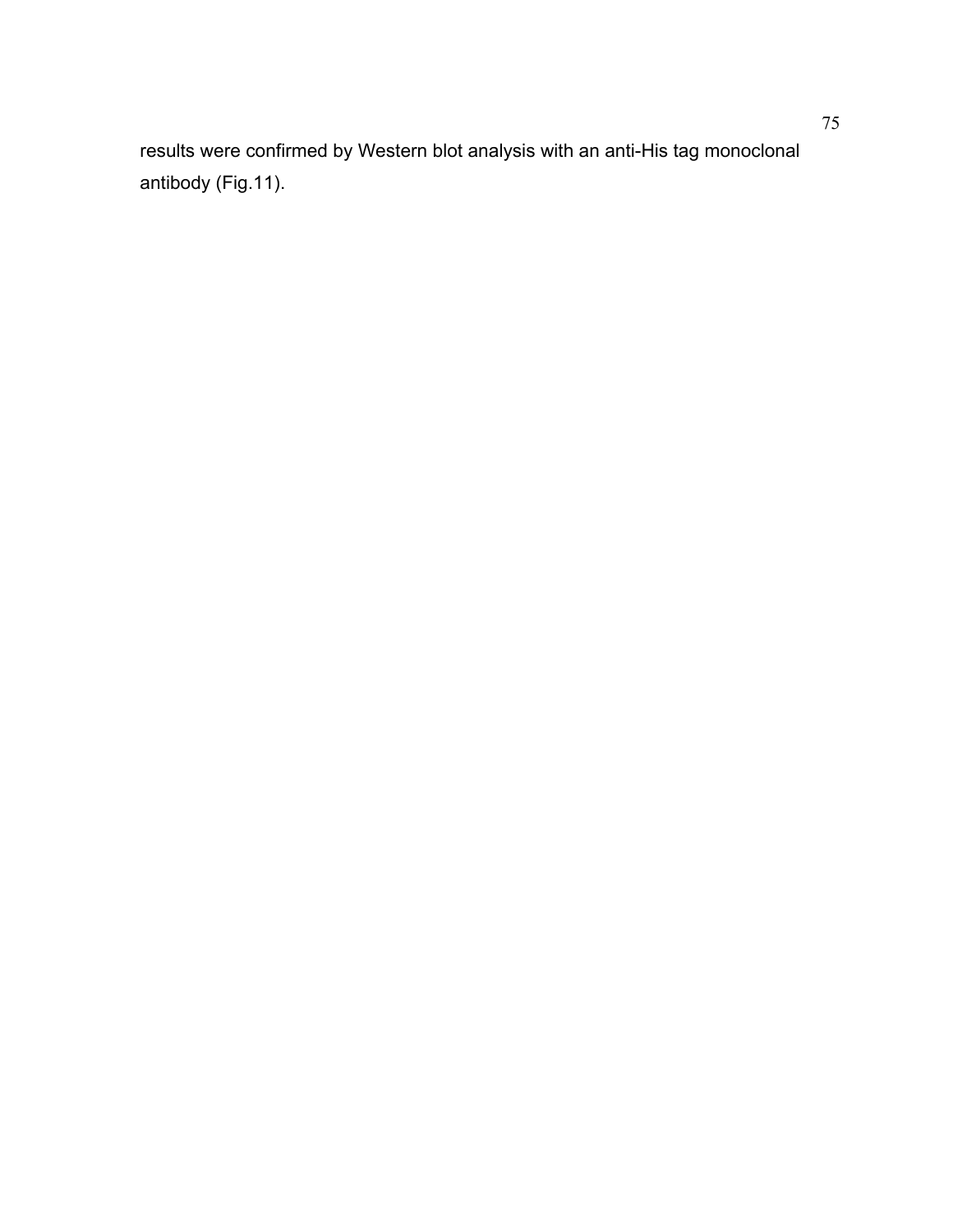results were confirmed by Western blot analysis with an anti-His tag monoclonal antibody (Fig.11).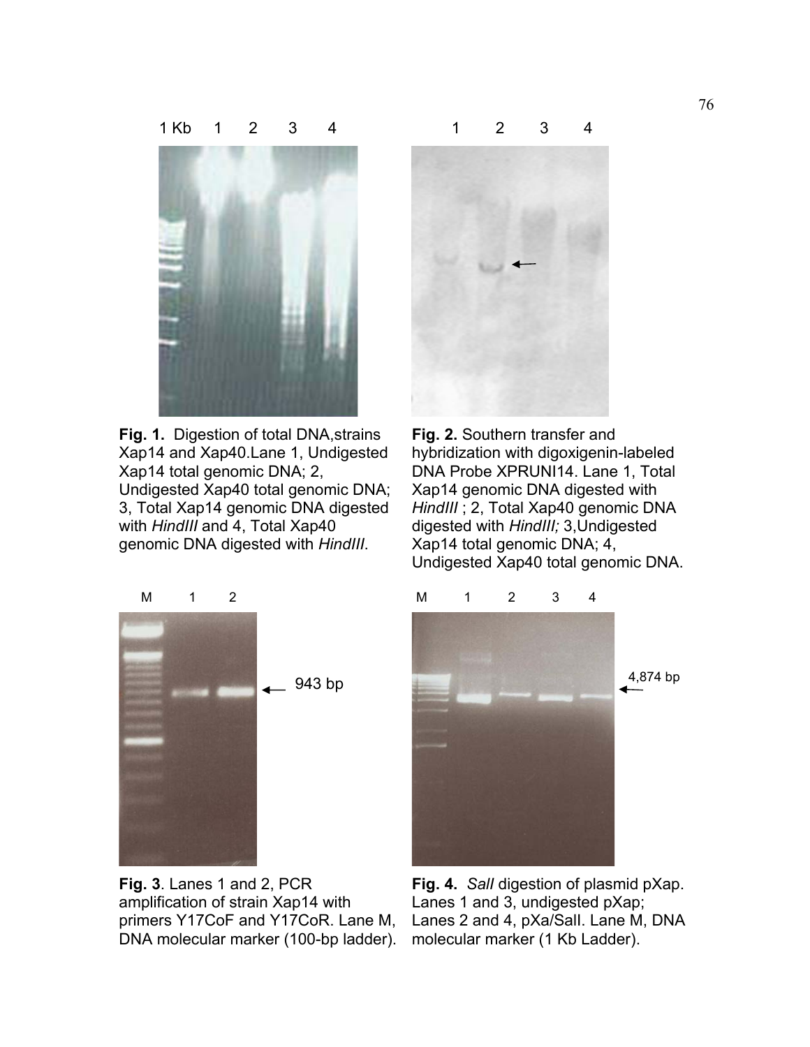**Fig. 1.** Digestion of total DNA,strains Xap14 and Xap40.Lane 1, Undigested Xap14 total genomic DNA; 2, Undigested Xap40 total genomic DNA; 3, Total Xap14 genomic DNA digested with *HindIII* and 4, Total Xap40 genomic DNA digested with *HindIII*.

**Fig. 2.** Southern transfer and hybridization with digoxigenin-labeled DNA Probe XPRUNI14. Lane 1, Total Xap14 genomic DNA digested with *HindIII* ; 2, Total Xap40 genomic DNA digested with *HindIII;* 3,Undigested Xap14 total genomic DNA; 4, Undigested Xap40 total genomic DNA.

**Fig. 3**. Lanes 1 and 2, PCR amplification of strain Xap14 with primers Y17CoF and Y17CoR. Lane M, DNA molecular marker (100-bp ladder).

**Fig. 4.** *SalI* digestion of plasmid pXap. Lanes 1 and 3, undigested pXap; Lanes 2 and 4, pXa/SalI. Lane M, DNA molecular marker (1 Kb Ladder).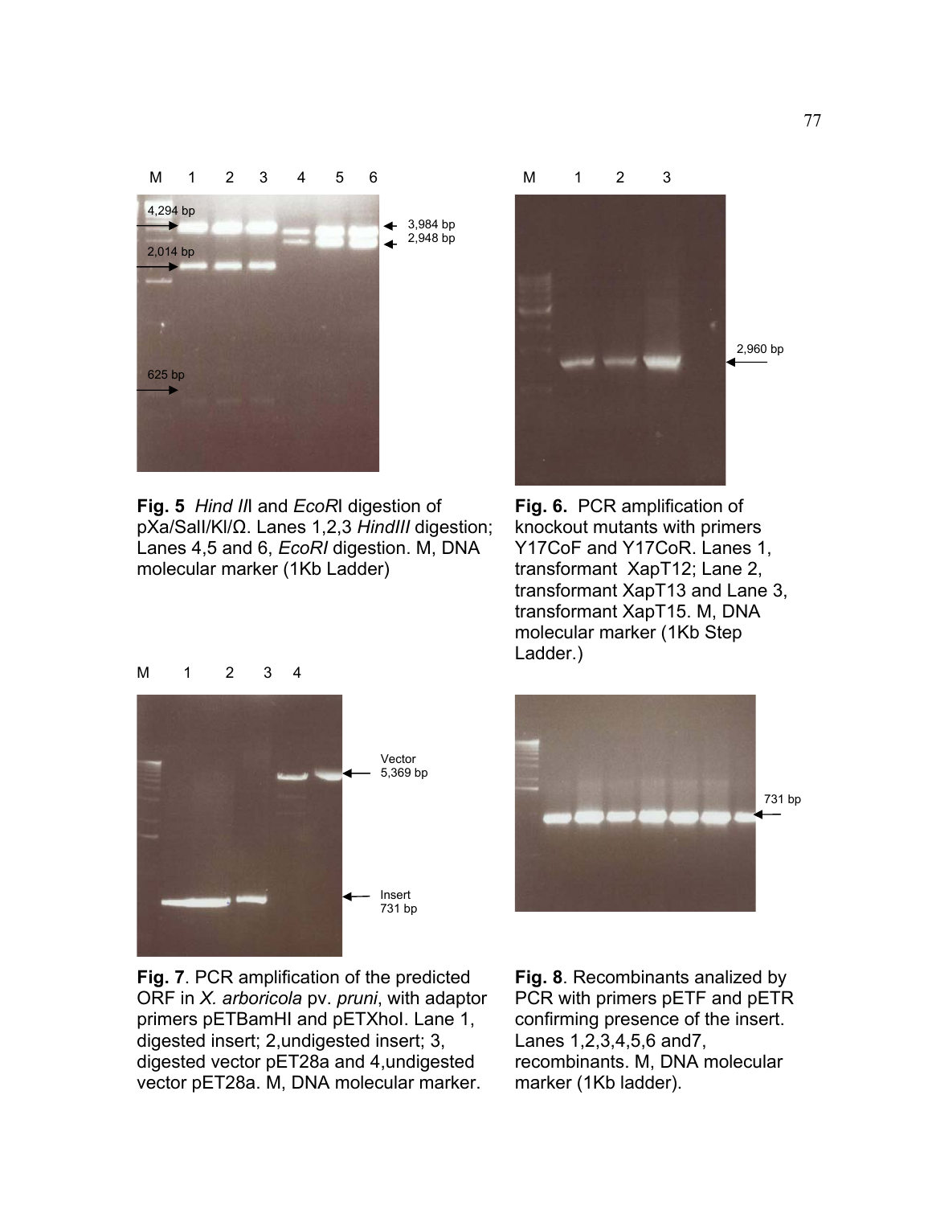**Fig. 5** *Hind II*I and *EcoR*I digestion of pXa/SalI/Kl/Ω. Lanes 1,2,3 *HindIII* digestion; Lanes 4,5 and 6, *EcoRI* digestion. M, DNA molecular marker (1Kb Ladder)

**Fig. 6.** PCR amplification of knockout mutants with primers Y17CoF and Y17CoR. Lanes 1, transformant XapT12; Lane 2, transformant XapT13 and Lane 3, transformant XapT15. M, DNA molecular marker (1Kb Step Ladder.)

**Fig. 7**. PCR amplification of the predicted ORF in *X. arboricola* pv. *pruni*, with adaptor primers pETBamHI and pETXhoI. Lane 1, digested insert; 2,undigested insert; 3, digested vector pET28a and 4,undigested vector pET28a. M, DNA molecular marker.

**Fig. 8**. Recombinants analized by PCR with primers pETF and pETR confirming presence of the insert. Lanes 1,2,3,4,5,6 and7, recombinants. M, DNA molecular marker (1Kb ladder).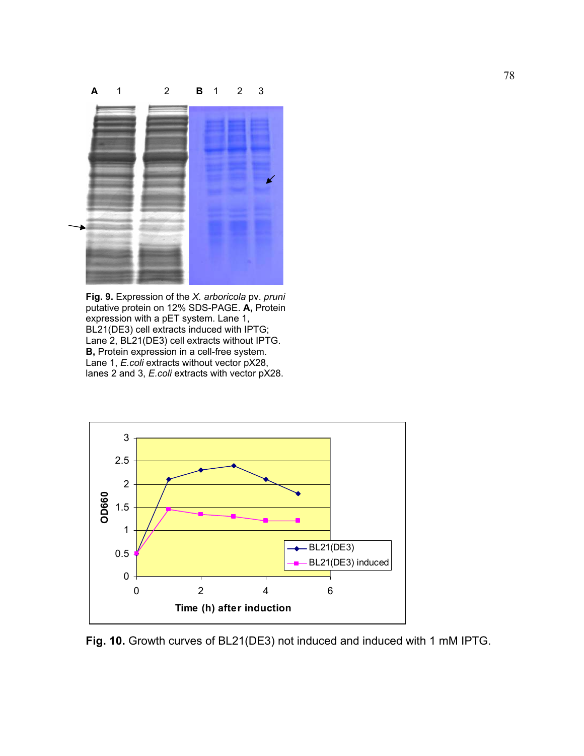**Fig. 9.** Expression of the *X. arboricola* pv. *pruni* putative protein on 12% SDS-PAGE. **A,** Protein expression with a pET system. Lane 1, BL21(DE3) cell extracts induced with IPTG; Lane 2, BL21(DE3) cell extracts without IPTG. **B,** Protein expression in a cell-free system. Lane 1, *E.coli* extracts without vector pX28, lanes 2 and 3, *E.coli* extracts with vector pX28.

**Fig. 10.** Growth curves of BL21(DE3) not induced and induced with 1 mM IPTG.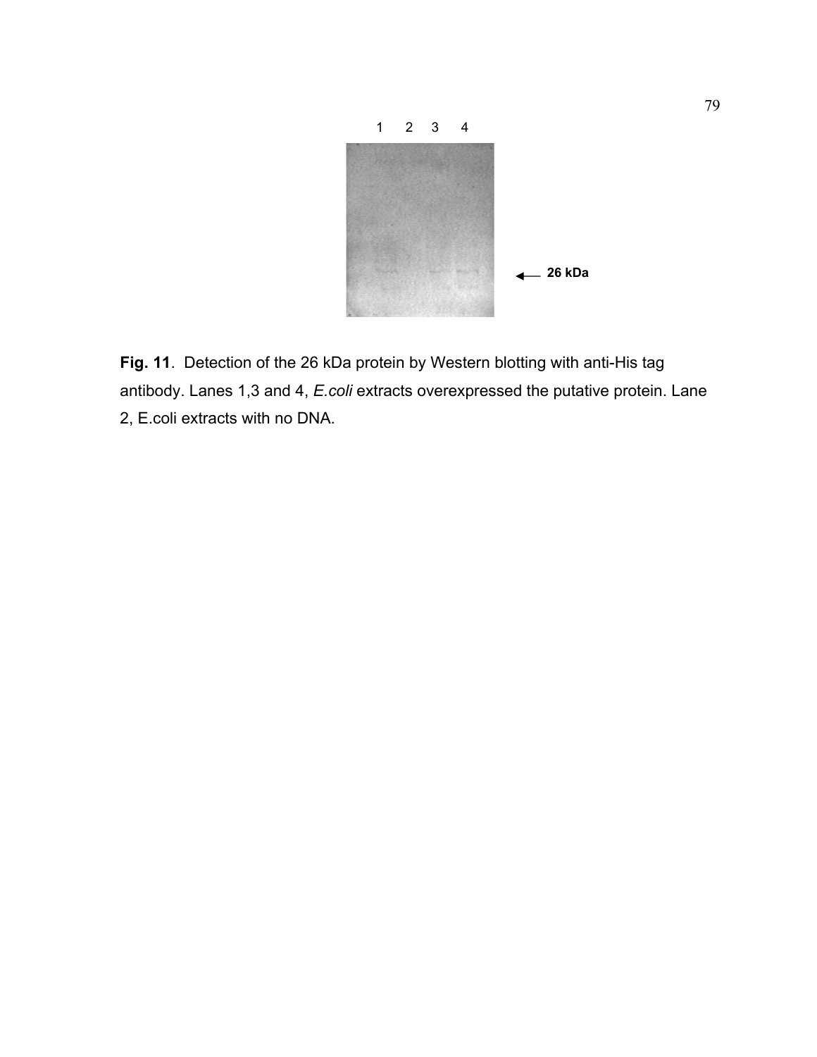**Fig. 11**. Detection of the 26 kDa protein by Western blotting with anti-His tag antibody. Lanes 1,3 and 4, *E.coli* extracts overexpressed the putative protein. Lane 2, E.coli extracts with no DNA.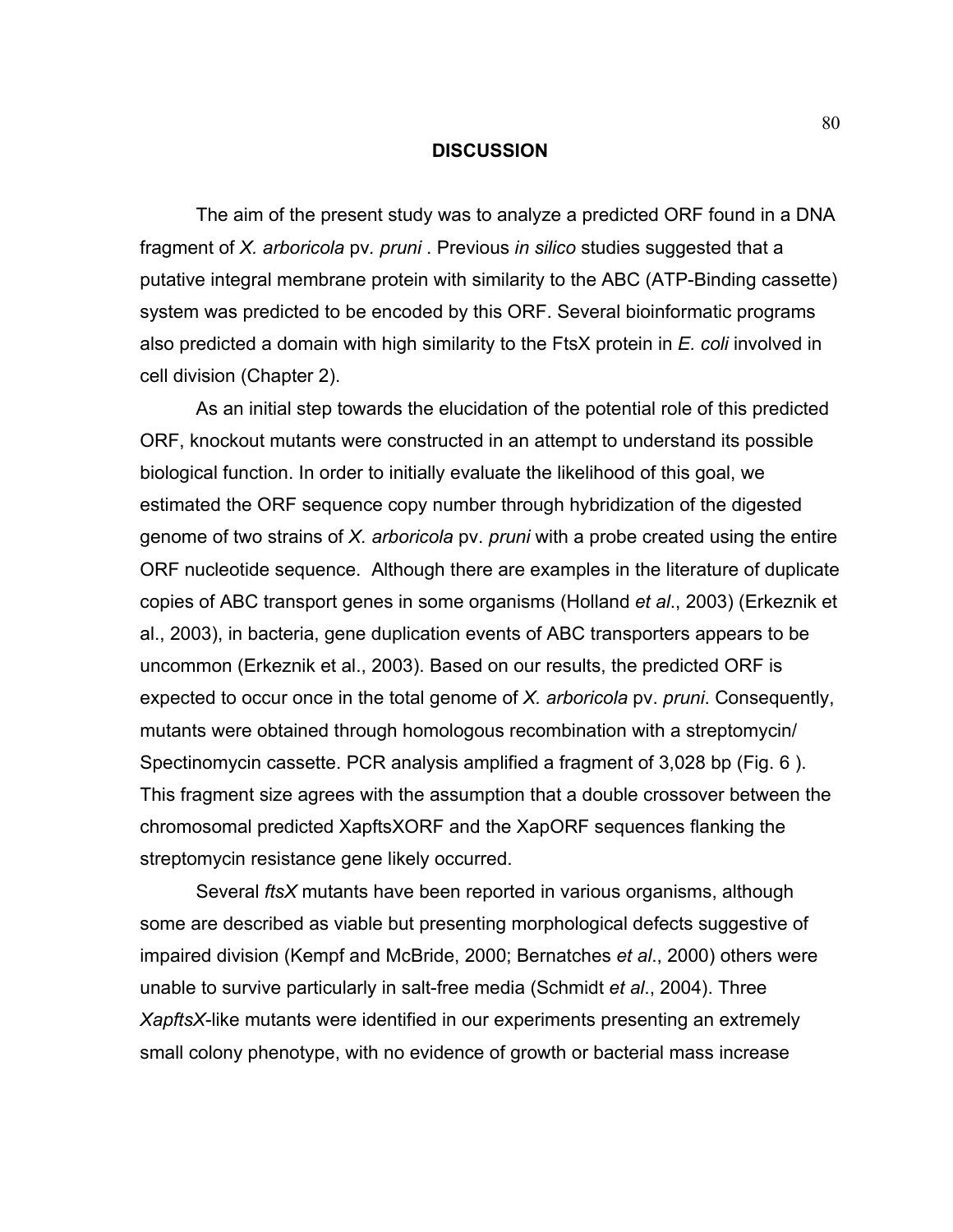## DISCUSSION

The aim of the present study was to analyze a predicted ORF found in a DNA fragment of *X. arboricola* pv. *pruni* . Previous *in silico* studies suggested that a putative integral membrane protein with similarity to the ABC (ATP-Binding cassette) system was predicted to be encoded by this ORF. Several bioinformatic programs also predicted a domain with high similarity to the FtsX protein in *E. coli* involved in cell division (Chapter 2).

As an initial step towards the elucidation of the potential role of this predicted ORF, knockout mutants were constructed in an attempt to understand its possible biological function. In order to initially evaluate the likelihood of this goal, we estimated the ORF sequence copy number through hybridization of the digested genome of two strains of *X. arboricola* pv. *pruni* with a probe created using the entire ORF nucleotide sequence. Although there are examples in the literature of duplicate copies of ABC transport genes in some organisms (Holland *et al*., 2003) (Erkeznik et al., 2003), in bacteria, gene duplication events of ABC transporters appears to be uncommon (Erkeznik et al., 2003). Based on our results, the predicted ORF is expected to occur once in the total genome of *X. arboricola* pv. *pruni*. Consequently, mutants were obtained through homologous recombination with a streptomycin/ Spectinomycin cassette. PCR analysis amplified a fragment of 3,028 bp (Fig. 6 ). This fragment size agrees with the assumption that a double crossover between the chromosomal predicted XapftsXORF and the XapORF sequences flanking the streptomycin resistance gene likely occurred.

Several *ftsX* mutants have been reported in various organisms, although some are described as viable but presenting morphological defects suggestive of impaired division (Kempf and McBride, 2000; Bernatches *et al*., 2000) others were unable to survive particularly in salt-free media (Schmidt *et al*., 2004). Three *XapftsX*-like mutants were identified in our experiments presenting an extremely small colony phenotype, with no evidence of growth or bacterial mass increase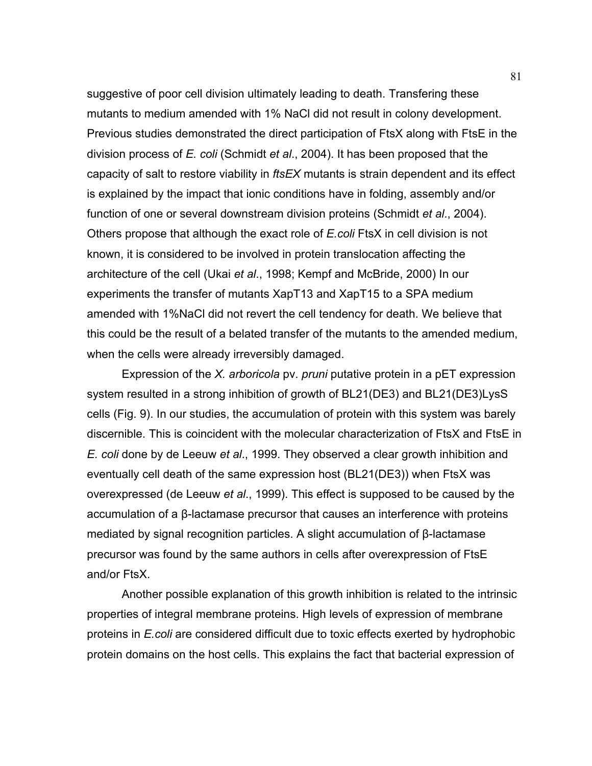suggestive of poor cell division ultimately leading to death. Transfering these mutants to medium amended with 1% NaCl did not result in colony development. Previous studies demonstrated the direct participation of FtsX along with FtsE in the division process of *E. coli* (Schmidt *et al*., 2004). It has been proposed that the capacity of salt to restore viability in *ftsEX* mutants is strain dependent and its effect is explained by the impact that ionic conditions have in folding, assembly and/or function of one or several downstream division proteins (Schmidt *et al*., 2004). Others propose that although the exact role of *E.coli* FtsX in cell division is not known, it is considered to be involved in protein translocation affecting the architecture of the cell (Ukai *et al*., 1998; Kempf and McBride, 2000) In our experiments the transfer of mutants XapT13 and XapT15 to a SPA medium amended with 1%NaCl did not revert the cell tendency for death. We believe that this could be the result of a belated transfer of the mutants to the amended medium, when the cells were already irreversibly damaged.

Expression of the *X. arboricola* pv. *pruni* putative protein in a pET expression system resulted in a strong inhibition of growth of BL21(DE3) and BL21(DE3)LysS cells (Fig. 9). In our studies, the accumulation of protein with this system was barely discernible. This is coincident with the molecular characterization of FtsX and FtsE in *E. coli* done by de Leeuw *et al*., 1999. They observed a clear growth inhibition and eventually cell death of the same expression host (BL21(DE3)) when FtsX was overexpressed (de Leeuw *et al*., 1999). This effect is supposed to be caused by the accumulation of a β-lactamase precursor that causes an interference with proteins mediated by signal recognition particles. A slight accumulation of β-lactamase precursor was found by the same authors in cells after overexpression of FtsE and/or FtsX.

Another possible explanation of this growth inhibition is related to the intrinsic properties of integral membrane proteins. High levels of expression of membrane proteins in *E.coli* are considered difficult due to toxic effects exerted by hydrophobic protein domains on the host cells. This explains the fact that bacterial expression of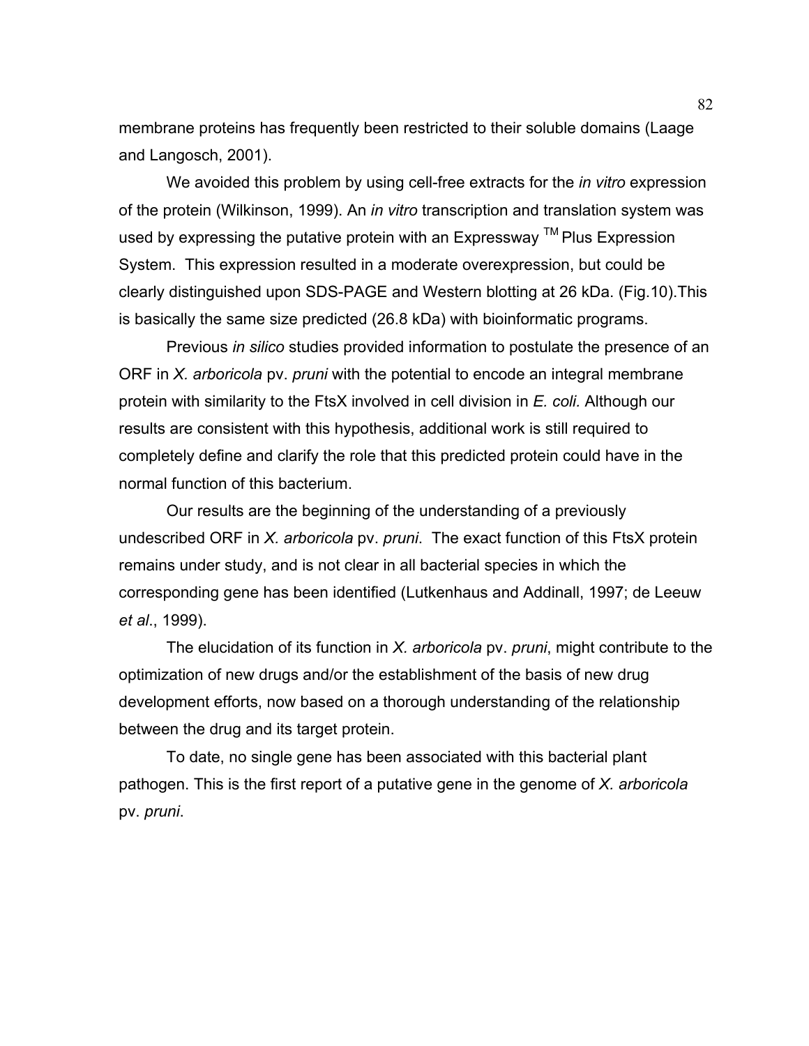membrane proteins has frequently been restricted to their soluble domains (Laage and Langosch, 2001).

We avoided this problem by using cell-free extracts for the *in vitro* expression of the protein (Wilkinson, 1999). An *in vitro* transcription and translation system was used by expressing the putative protein with an Expressway ™ Plus Expression System. This expression resulted in a moderate overexpression, but could be clearly distinguished upon SDS-PAGE and Western blotting at 26 kDa. (Fig.10).This is basically the same size predicted (26.8 kDa) with bioinformatic programs.

Previous *in silico* studies provided information to postulate the presence of an ORF in *X. arboricola* pv. *pruni* with the potential to encode an integral membrane protein with similarity to the FtsX involved in cell division in *E. coli.* Although our results are consistent with this hypothesis, additional work is still required to completely define and clarify the role that this predicted protein could have in the normal function of this bacterium.

Our results are the beginning of the understanding of a previously undescribed ORF in *X. arboricola* pv. *pruni*. The exact function of this FtsX protein remains under study, and is not clear in all bacterial species in which the corresponding gene has been identified (Lutkenhaus and Addinall, 1997; de Leeuw *et al*., 1999).

The elucidation of its function in *X. arboricola* pv. *pruni*, might contribute to the optimization of new drugs and/or the establishment of the basis of new drug development efforts, now based on a thorough understanding of the relationship between the drug and its target protein.

To date, no single gene has been associated with this bacterial plant pathogen. This is the first report of a putative gene in the genome of *X. arboricola* pv. *pruni*.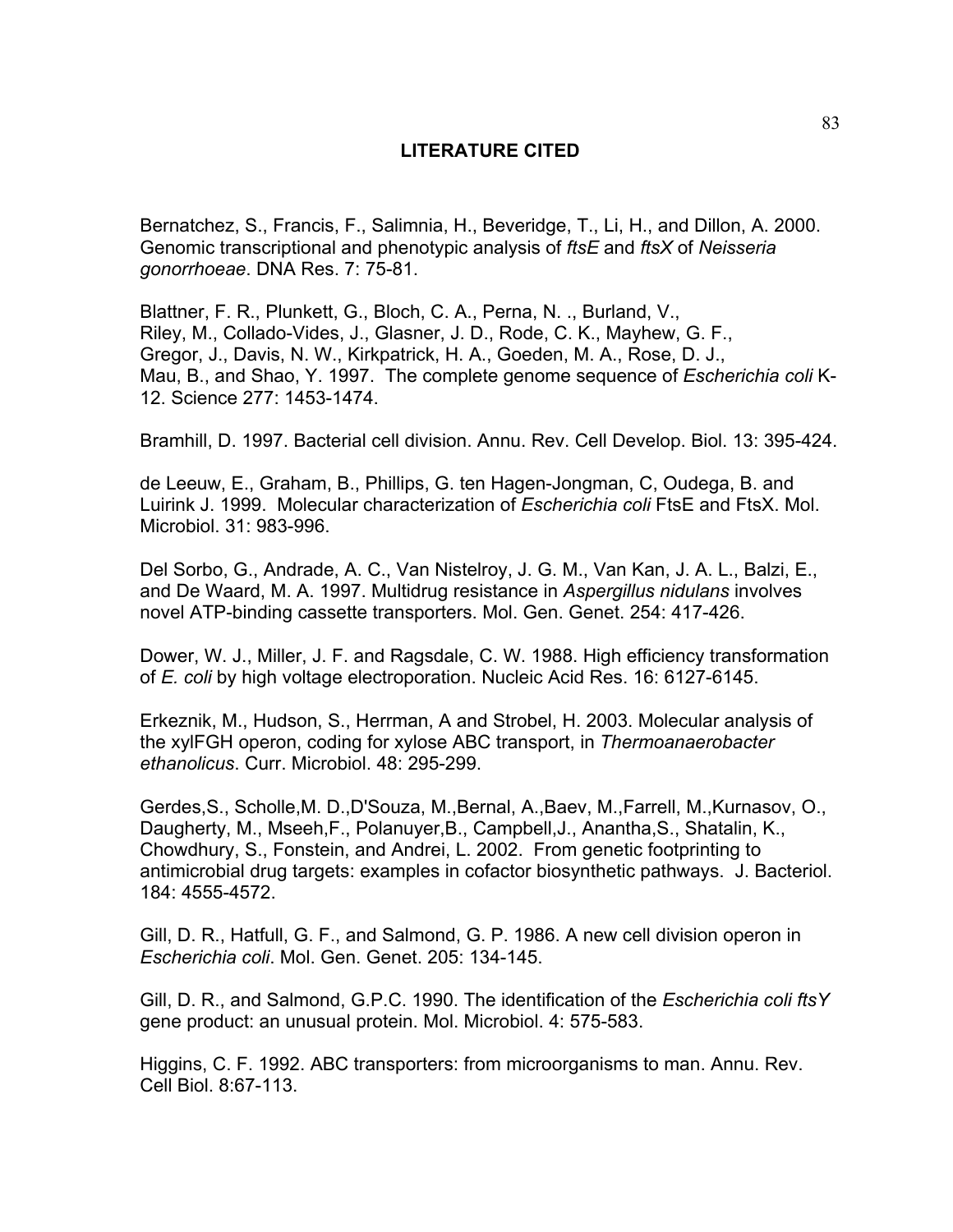# LITERATURE CITED

Bernatchez, S., Francis, F., Salimnia, H., Beveridge, T., Li, H., and Dillon, A. 2000. Genomic transcriptional and phenotypic analysis of *ftsE* and *ftsX* of *Neisseria gonorrhoeae*. DNA Res. 7: 75-81.

Blattner, F. R., Plunkett, G., Bloch, C. A., Perna, N. ., Burland, V., Riley, M., Collado-Vides, J., Glasner, J. D., Rode, C. K., Mayhew, G. F., Gregor, J., Davis, N. W., Kirkpatrick, H. A., Goeden, M. A., Rose, D. J., Mau, B., and Shao, Y. 1997. The complete genome sequence of *Escherichia coli* K-12. Science 277: 1453-1474.

Bramhill, D. 1997. Bacterial cell division. Annu. Rev. Cell Develop. Biol. 13: 395-424.

de Leeuw, E., Graham, B., Phillips, G. ten Hagen-Jongman, C, Oudega, B. and Luirink J. 1999. Molecular characterization of *Escherichia coli* FtsE and FtsX. Mol. Microbiol. 31: 983-996.

Del Sorbo, G., Andrade, A. C., Van Nistelroy, J. G. M., Van Kan, J. A. L., Balzi, E., and De Waard, M. A. 1997. Multidrug resistance in *Aspergillus nidulans* involves novel ATP-binding cassette transporters. Mol. Gen. Genet. 254: 417-426.

Dower, W. J., Miller, J. F. and Ragsdale, C. W. 1988. High efficiency transformation of *E. coli* by high voltage electroporation. Nucleic Acid Res. 16: 6127-6145.

Erkeznik, M., Hudson, S., Herrman, A and Strobel, H. 2003. Molecular analysis of the xylFGH operon, coding for xylose ABC transport, in *Thermoanaerobacter ethanolicus*. Curr. Microbiol. 48: 295-299.

Gerdes,S., Scholle,M. D.,D'Souza, M.,Bernal, A.,Baev, M.,Farrell, M.,Kurnasov, O., Daugherty, M., Mseeh,F., Polanuyer,B., Campbell,J., Anantha,S., Shatalin, K., Chowdhury, S., Fonstein, and Andrei, L. 2002. From genetic footprinting to antimicrobial drug targets: examples in cofactor biosynthetic pathways. J. Bacteriol. 184: 4555-4572.

Gill, D. R., Hatfull, G. F., and Salmond, G. P. 1986. A new cell division operon in *Escherichia coli*. Mol. Gen. Genet. 205: 134-145.

Gill, D. R., and Salmond, G.P.C. 1990. The identification of the *Escherichia coli ftsY* gene product: an unusual protein. Mol. Microbiol. 4: 575-583.

Higgins, C. F. 1992. ABC transporters: from microorganisms to man. Annu. Rev. Cell Biol. 8:67-113.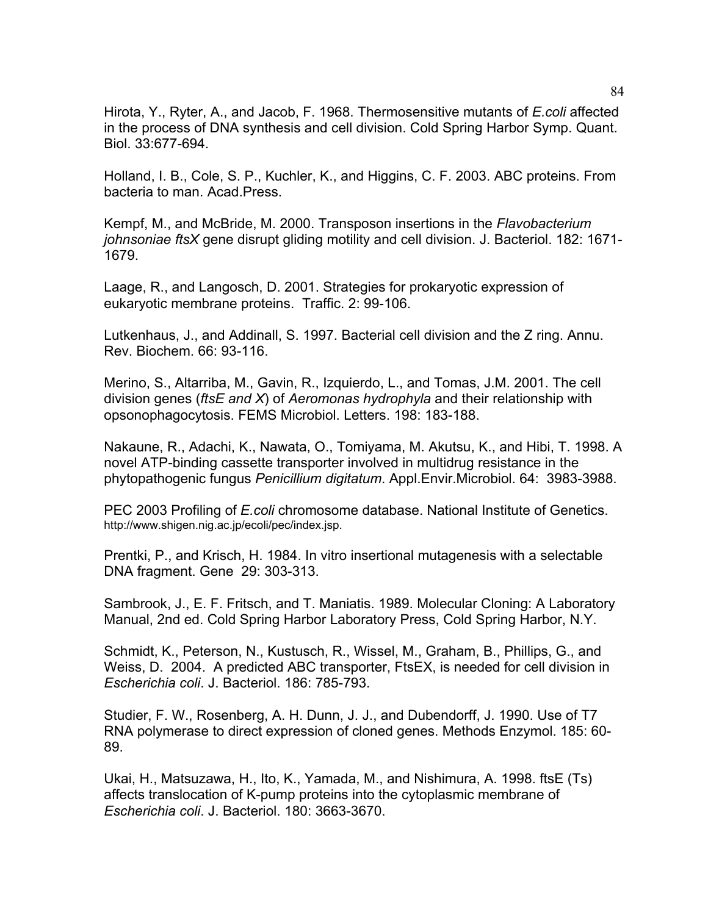Hirota, Y., Ryter, A., and Jacob, F. 1968. Thermosensitive mutants of *E.coli* affected in the process of DNA synthesis and cell division. Cold Spring Harbor Symp. Quant. Biol. 33:677-694.

Holland, I. B., Cole, S. P., Kuchler, K., and Higgins, C. F. 2003. ABC proteins. From bacteria to man. Acad.Press.

Kempf, M., and McBride, M. 2000. Transposon insertions in the *Flavobacterium johnsoniae ftsX* gene disrupt gliding motility and cell division. J. Bacteriol. 182: 1671-1679.

Laage, R., and Langosch, D. 2001. Strategies for prokaryotic expression of eukaryotic membrane proteins. Traffic. 2: 99-106.

Lutkenhaus, J., and Addinall, S. 1997. Bacterial cell division and the Z ring. Annu. Rev. Biochem. 66: 93-116.

Merino, S., Altarriba, M., Gavin, R., Izquierdo, L., and Tomas, J.M. 2001. The cell division genes (*ftsE and X*) of *Aeromonas hydrophyla* and their relationship with opsonophagocytosis. FEMS Microbiol. Letters. 198: 183-188.

Nakaune, R., Adachi, K., Nawata, O., Tomiyama, M. Akutsu, K., and Hibi, T. 1998. A novel ATP-binding cassette transporter involved in multidrug resistance in the phytopathogenic fungus *Penicillium digitatum*. Appl.Envir.Microbiol. 64: 3983-3988.

PEC 2003 Profiling of *E.coli* chromosome database. National Institute of Genetics. http://www.shigen.nig.ac.jp/ecoli/pec/index.jsp.

Prentki, P., and Krisch, H. 1984. In vitro insertional mutagenesis with a selectable DNA fragment. Gene 29: 303-313.

Sambrook, J., E. F. Fritsch, and T. Maniatis. 1989. Molecular Cloning: A Laboratory Manual, 2nd ed. Cold Spring Harbor Laboratory Press, Cold Spring Harbor, N.Y.

Schmidt, K., Peterson, N., Kustusch, R., Wissel, M., Graham, B., Phillips, G., and Weiss, D. 2004. A predicted ABC transporter, FtsEX, is needed for cell division in *Escherichia coli*. J. Bacteriol. 186: 785-793.

Studier, F. W., Rosenberg, A. H. Dunn, J. J., and Dubendorff, J. 1990. Use of T7 RNA polymerase to direct expression of cloned genes. Methods Enzymol. 185: 60-89.

Ukai, H., Matsuzawa, H., Ito, K., Yamada, M., and Nishimura, A. 1998. ftsE (Ts) affects translocation of K-pump proteins into the cytoplasmic membrane of *Escherichia coli*. J. Bacteriol. 180: 3663-3670.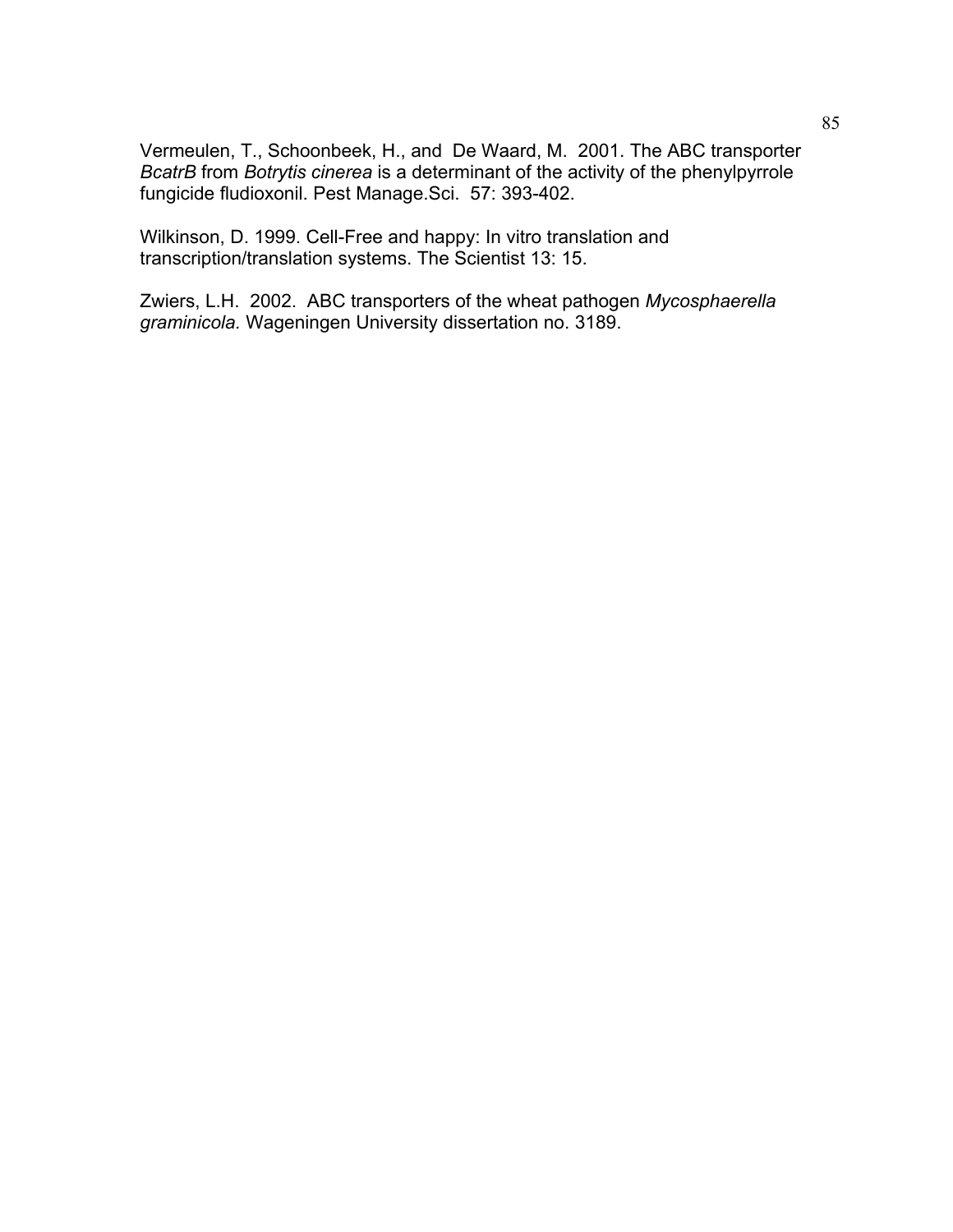Vermeulen, T., Schoonbeek, H., and De Waard, M. 2001. The ABC transporter *BcatrB* from *Botrytis cinerea* is a determinant of the activity of the phenylpyrrole fungicide fludioxonil. Pest Manage.Sci. 57: 393-402.

Wilkinson, D. 1999. Cell-Free and happy: In vitro translation and transcription/translation systems. The Scientist 13: 15.

Zwiers, L.H. 2002. ABC transporters of the wheat pathogen *Mycosphaerella graminicola.* Wageningen University dissertation no. 3189.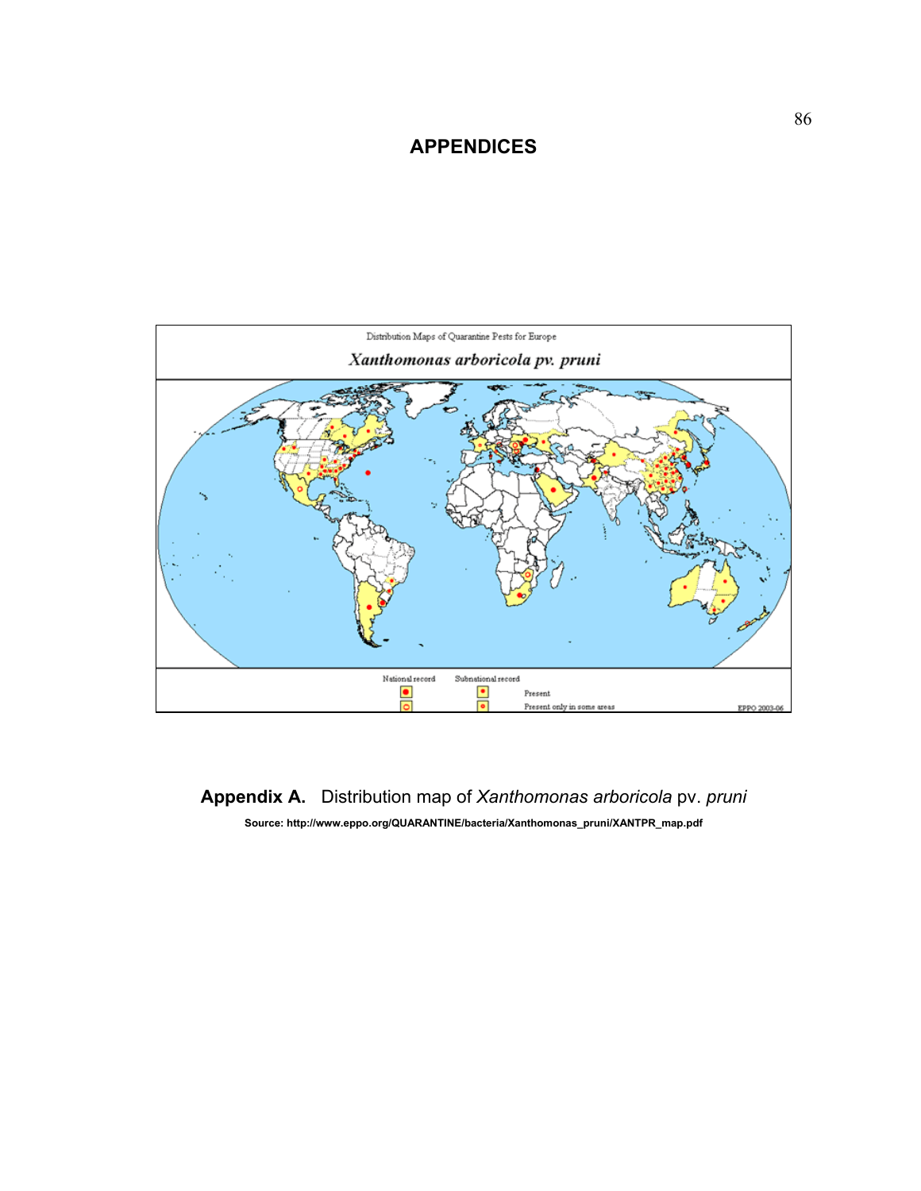# APPENDICES

Distribution Maps of Quarantine Pests for Europe

*Xanthomonas arboricola pv. pruni*

National record

Subnational record

Present

Present only in some areas

EPPO 2003-06

**Appendix A.** Distribution map of *Xanthomonas arboricola* pv. *pruni*

**Source: http://www.eppo.org/QUARANTINE/bacteria/Xanthomonas_pruni/XANTPR_map.pdf**